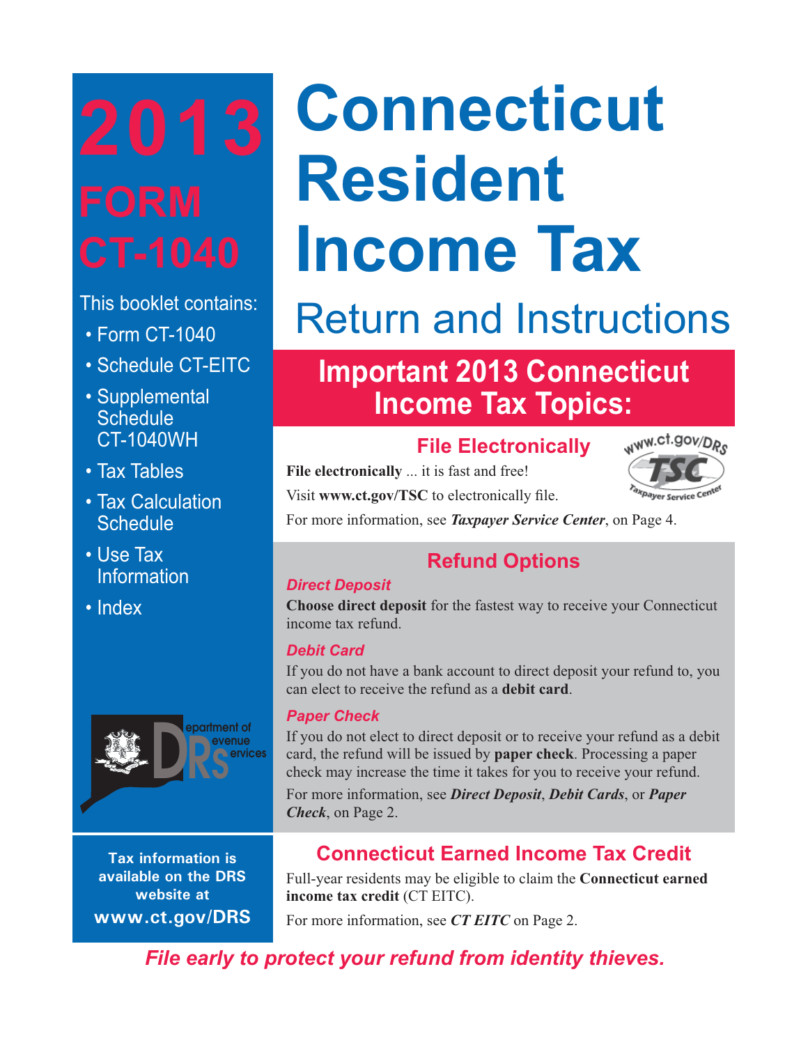# 2013 FORM CT-1040

This booklet contains:

- Form CT-1040
- Schedule CT-EITC
- Supplemental Schedule CT-1040WH
- Tax Tables
- Tax Calculation Schedule
- Use Tax Information
- Index

# Connecticut Resident Income Tax

## Return and Instructions

## Important 2013 Connecticut Income Tax Topics:

### File Electronically

**File electronically** ... it is fast and free!

Visit **www.ct.gov/TSC** to electronically file.

For more information, see ***Taxpayer Service Center***, on Page 4.

### Refund Options

***Direct Deposit***

**Choose direct deposit** for the fastest way to receive your Connecticut income tax refund.

***Debit Card***

If you do not have a bank account to direct deposit your refund to, you can elect to receive the refund as a **debit card**.

***Paper Check***

If you do not elect to direct deposit or to receive your refund as a debit card, the refund will be issued by **paper check**. Processing a paper check may increase the time it takes for you to receive your refund.

For more information, see ***Direct Deposit***, ***Debit Cards***, or ***Paper Check***, on Page 2.

Department of Revenue Services

Tax information is available on the DRS website at **www.ct.gov/DRS**

### Connecticut Earned Income Tax Credit

Full-year residents may be eligible to claim the **Connecticut earned income tax credit** (CT EITC).

For more information, see ***CT EITC*** on Page 2.

***File early to protect your refund from identity thieves.***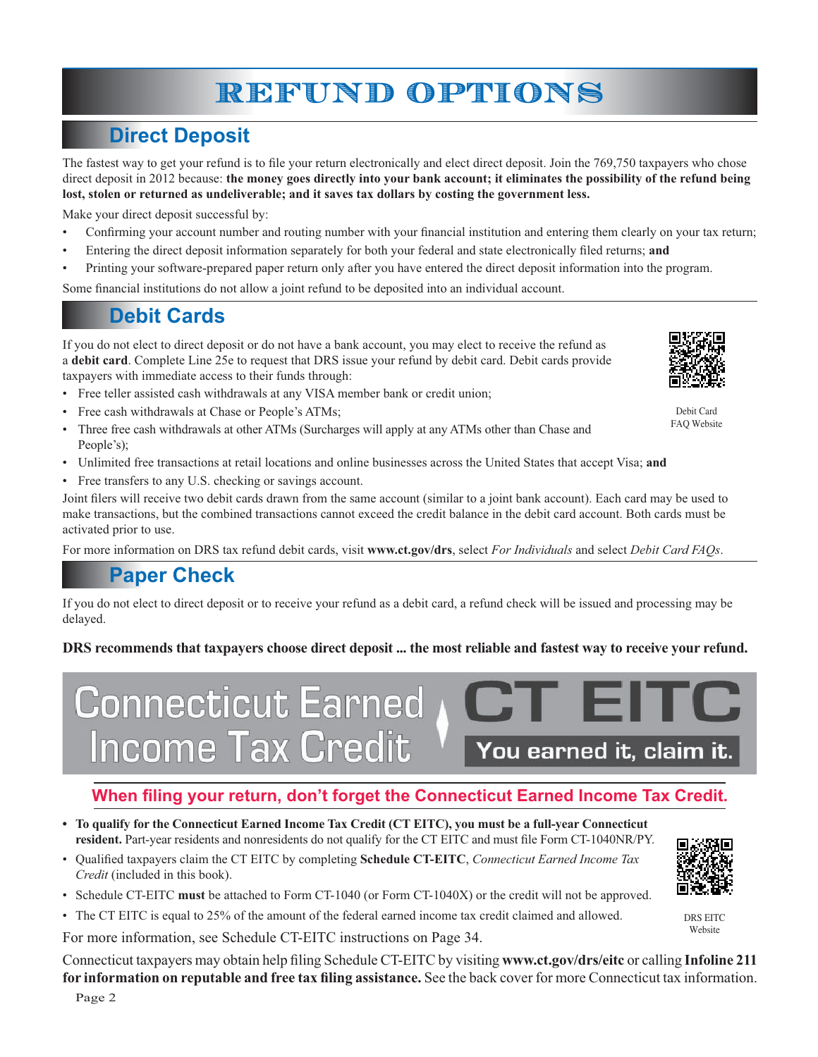# REFUND OPTIONS

## Direct Deposit

The fastest way to get your refund is to file your return electronically and elect direct deposit. Join the 769,750 taxpayers who chose direct deposit in 2012 because: **the money goes directly into your bank account; it eliminates the possibility of the refund being lost, stolen or returned as undeliverable; and it saves tax dollars by costing the government less.**

Make your direct deposit successful by:

- Confirming your account number and routing number with your financial institution and entering them clearly on your tax return;
- Entering the direct deposit information separately for both your federal and state electronically filed returns; **and**
- Printing your software-prepared paper return only after you have entered the direct deposit information into the program.

Some financial institutions do not allow a joint refund to be deposited into an individual account.

## Debit Cards

If you do not elect to direct deposit or do not have a bank account, you may elect to receive the refund as a **debit card**. Complete Line 25e to request that DRS issue your refund by debit card. Debit cards provide taxpayers with immediate access to their funds through:

- Free teller assisted cash withdrawals at any VISA member bank or credit union;
- Free cash withdrawals at Chase or People's ATMs;
- Three free cash withdrawals at other ATMs (Surcharges will apply at any ATMs other than Chase and People's);
- Unlimited free transactions at retail locations and online businesses across the United States that accept Visa; **and**
- Free transfers to any U.S. checking or savings account.

Debit Card FAQ Website

Joint filers will receive two debit cards drawn from the same account (similar to a joint bank account). Each card may be used to make transactions, but the combined transactions cannot exceed the credit balance in the debit card account. Both cards must be activated prior to use.

For more information on DRS tax refund debit cards, visit **www.ct.gov/drs**, select *For Individuals* and select *Debit Card FAQs*.

## Paper Check

If you do not elect to direct deposit or to receive your refund as a debit card, a refund check will be issued and processing may be delayed.

**DRS recommends that taxpayers choose direct deposit ... the most reliable and fastest way to receive your refund.**

# Connecticut Earned Income Tax Credit — CT EITC

**You earned it, claim it.**

### When filing your return, don't forget the Connecticut Earned Income Tax Credit.

- **To qualify for the Connecticut Earned Income Tax Credit (CT EITC), you must be a full-year Connecticut resident.** Part-year residents and nonresidents do not qualify for the CT EITC and must file Form CT-1040NR/PY.
- Qualified taxpayers claim the CT EITC by completing **Schedule CT-EITC**, *Connecticut Earned Income Tax Credit* (included in this book).
- Schedule CT-EITC **must** be attached to Form CT-1040 (or Form CT-1040X) or the credit will not be approved.
- The CT EITC is equal to 25% of the amount of the federal earned income tax credit claimed and allowed.

DRS EITC Website

For more information, see Schedule CT-EITC instructions on Page 34.

Connecticut taxpayers may obtain help filing Schedule CT-EITC by visiting **www.ct.gov/drs/eitc** or calling **Infoline 211 for information on reputable and free tax filing assistance.** See the back cover for more Connecticut tax information.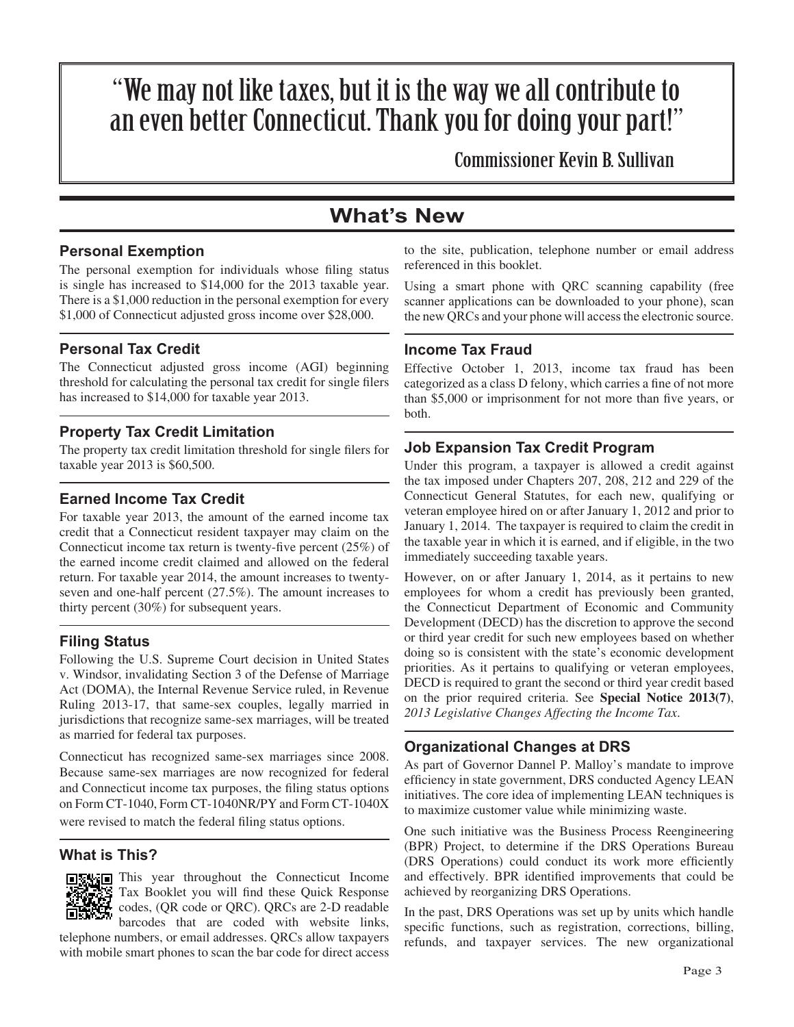> "We may not like taxes, but it is the way we all contribute to an even better Connecticut. Thank you for doing your part!"
>
> Commissioner Kevin B. Sullivan

# What's New

### Personal Exemption

The personal exemption for individuals whose filing status is single has increased to $14,000 for the 2013 taxable year. There is a $1,000 reduction in the personal exemption for every $1,000 of Connecticut adjusted gross income over $28,000.

### Personal Tax Credit

The Connecticut adjusted gross income (AGI) beginning threshold for calculating the personal tax credit for single filers has increased to $14,000 for taxable year 2013.

### Property Tax Credit Limitation

The property tax credit limitation threshold for single filers for taxable year 2013 is $60,500.

### Earned Income Tax Credit

For taxable year 2013, the amount of the earned income tax credit that a Connecticut resident taxpayer may claim on the Connecticut income tax return is twenty-five percent (25%) of the earned income credit claimed and allowed on the federal return. For taxable year 2014, the amount increases to twenty-seven and one-half percent (27.5%). The amount increases to thirty percent (30%) for subsequent years.

### Filing Status

Following the U.S. Supreme Court decision in United States v. Windsor, invalidating Section 3 of the Defense of Marriage Act (DOMA), the Internal Revenue Service ruled, in Revenue Ruling 2013-17, that same-sex couples, legally married in jurisdictions that recognize same-sex marriages, will be treated as married for federal tax purposes.

Connecticut has recognized same-sex marriages since 2008. Because same-sex marriages are now recognized for federal and Connecticut income tax purposes, the filing status options on Form CT-1040, Form CT-1040NR/PY and Form CT-1040X were revised to match the federal filing status options.

### What is This?

This year throughout the Connecticut Income Tax Booklet you will find these Quick Response codes, (QR code or QRC). QRCs are 2-D readable barcodes that are coded with website links, telephone numbers, or email addresses. QRCs allow taxpayers with mobile smart phones to scan the bar code for direct access to the site, publication, telephone number or email address referenced in this booklet.

Using a smart phone with QRC scanning capability (free scanner applications can be downloaded to your phone), scan the new QRCs and your phone will access the electronic source.

### Income Tax Fraud

Effective October 1, 2013, income tax fraud has been categorized as a class D felony, which carries a fine of not more than $5,000 or imprisonment for not more than five years, or both.

### Job Expansion Tax Credit Program

Under this program, a taxpayer is allowed a credit against the tax imposed under Chapters 207, 208, 212 and 229 of the Connecticut General Statutes, for each new, qualifying or veteran employee hired on or after January 1, 2012 and prior to January 1, 2014. The taxpayer is required to claim the credit in the taxable year in which it is earned, and if eligible, in the two immediately succeeding taxable years.

However, on or after January 1, 2014, as it pertains to new employees for whom a credit has previously been granted, the Connecticut Department of Economic and Community Development (DECD) has the discretion to approve the second or third year credit for such new employees based on whether doing so is consistent with the state's economic development priorities. As it pertains to qualifying or veteran employees, DECD is required to grant the second or third year credit based on the prior required criteria. See **Special Notice 2013(7)**, *2013 Legislative Changes Affecting the Income Tax.*

### Organizational Changes at DRS

As part of Governor Dannel P. Malloy's mandate to improve efficiency in state government, DRS conducted Agency LEAN initiatives. The core idea of implementing LEAN techniques is to maximize customer value while minimizing waste.

One such initiative was the Business Process Reengineering (BPR) Project, to determine if the DRS Operations Bureau (DRS Operations) could conduct its work more efficiently and effectively. BPR identified improvements that could be achieved by reorganizing DRS Operations.

In the past, DRS Operations was set up by units which handle specific functions, such as registration, corrections, billing, refunds, and taxpayer services. The new organizational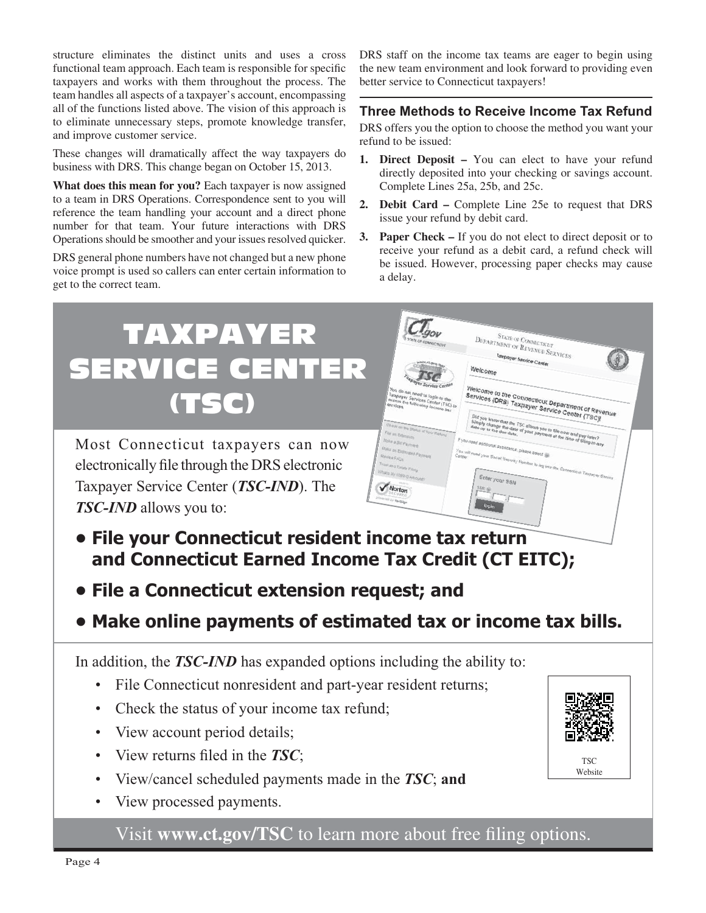structure eliminates the distinct units and uses a cross functional team approach. Each team is responsible for specific taxpayers and works with them throughout the process. The team handles all aspects of a taxpayer's account, encompassing all of the functions listed above. The vision of this approach is to eliminate unnecessary steps, promote knowledge transfer, and improve customer service.

These changes will dramatically affect the way taxpayers do business with DRS. This change began on October 15, 2013.

**What does this mean for you?** Each taxpayer is now assigned to a team in DRS Operations. Correspondence sent to you will reference the team handling your account and a direct phone number for that team. Your future interactions with DRS Operations should be smoother and your issues resolved quicker.

DRS general phone numbers have not changed but a new phone voice prompt is used so callers can enter certain information to get to the correct team.

DRS staff on the income tax teams are eager to begin using the new team environment and look forward to providing even better service to Connecticut taxpayers!

### Three Methods to Receive Income Tax Refund

DRS offers you the option to choose the method you want your refund to be issued:

1. **Direct Deposit –** You can elect to have your refund directly deposited into your checking or savings account. Complete Lines 25a, 25b, and 25c.
2. **Debit Card –** Complete Line 25e to request that DRS issue your refund by debit card.
3. **Paper Check –** If you do not elect to direct deposit or to receive your refund as a debit card, a refund check will be issued. However, processing paper checks may cause a delay.

## TAXPAYER SERVICE CENTER (TSC)

Most Connecticut taxpayers can now electronically file through the DRS electronic Taxpayer Service Center (***TSC-IND***). The ***TSC-IND*** allows you to:

- **File your Connecticut resident income tax return and Connecticut Earned Income Tax Credit (CT EITC);**
- **File a Connecticut extension request; and**
- **Make online payments of estimated tax or income tax bills.**

In addition, the ***TSC-IND*** has expanded options including the ability to:

- File Connecticut nonresident and part-year resident returns;
- Check the status of your income tax refund;
- View account period details;
- View returns filed in the ***TSC***;
- View/cancel scheduled payments made in the ***TSC***; **and**
- View processed payments.

TSC Website

Visit **www.ct.gov/TSC** to learn more about free filing options.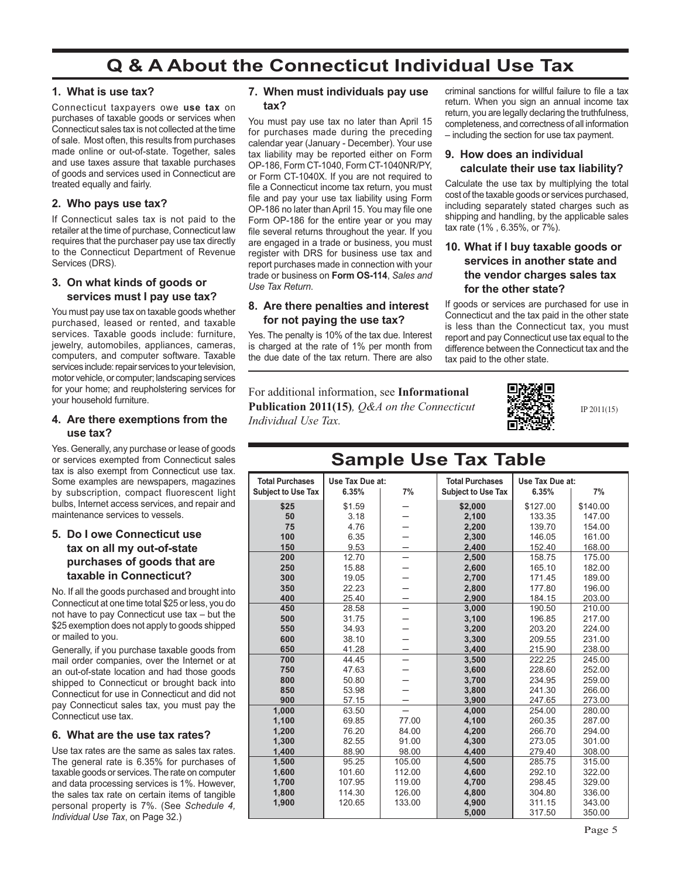# Q & A About the Connecticut Individual Use Tax

### 1. What is use tax?

Connecticut taxpayers owe **use tax** on purchases of taxable goods or services when Connecticut sales tax is not collected at the time of sale. Most often, this results from purchases made online or out-of-state. Together, sales and use taxes assure that taxable purchases of goods and services used in Connecticut are treated equally and fairly.

### 2. Who pays use tax?

If Connecticut sales tax is not paid to the retailer at the time of purchase, Connecticut law requires that the purchaser pay use tax directly to the Connecticut Department of Revenue Services (DRS).

### 3. On what kinds of goods or services must I pay use tax?

You must pay use tax on taxable goods whether purchased, leased or rented, and taxable services. Taxable goods include: furniture, jewelry, automobiles, appliances, cameras, computers, and computer software. Taxable services include: repair services to your television, motor vehicle, or computer; landscaping services for your home; and reupholstering services for your household furniture.

### 4. Are there exemptions from the use tax?

Yes. Generally, any purchase or lease of goods or services exempted from Connecticut sales tax is also exempt from Connecticut use tax. Some examples are newspapers, magazines by subscription, compact fluorescent light bulbs, Internet access services, and repair and maintenance services to vessels.

### 5. Do I owe Connecticut use tax on all my out-of-state purchases of goods that are taxable in Connecticut?

No. If all the goods purchased and brought into Connecticut at one time total $25 or less, you do not have to pay Connecticut use tax – but the $25 exemption does not apply to goods shipped or mailed to you.

Generally, if you purchase taxable goods from mail order companies, over the Internet or at an out-of-state location and had those goods shipped to Connecticut or brought back into Connecticut for use in Connecticut and did not pay Connecticut sales tax, you must pay the Connecticut use tax.

### 6. What are the use tax rates?

Use tax rates are the same as sales tax rates. The general rate is 6.35% for purchases of taxable goods or services. The rate on computer and data processing services is 1%. However, the sales tax rate on certain items of tangible personal property is 7%. (See *Schedule 4, Individual Use Tax*, on Page 32.)

### 7. When must individuals pay use tax?

You must pay use tax no later than April 15 for purchases made during the preceding calendar year (January - December). Your use tax liability may be reported either on Form OP-186, Form CT-1040, Form CT-1040NR/PY, or Form CT-1040X. If you are not required to file a Connecticut income tax return, you must file and pay your use tax liability using Form OP-186 no later than April 15. You may file one Form OP-186 for the entire year or you may file several returns throughout the year. If you are engaged in a trade or business, you must register with DRS for business use tax and report purchases made in connection with your trade or business on **Form OS-114**, *Sales and Use Tax Return*.

### 8. Are there penalties and interest for not paying the use tax?

Yes. The penalty is 10% of the tax due. Interest is charged at the rate of 1% per month from the due date of the tax return. There are also criminal sanctions for willful failure to file a tax return. When you sign an annual income tax return, you are legally declaring the truthfulness, completeness, and correctness of all information – including the section for use tax payment.

### 9. How does an individual calculate their use tax liability?

Calculate the use tax by multiplying the total cost of the taxable goods or services purchased, including separately stated charges such as shipping and handling, by the applicable sales tax rate (1% , 6.35%, or 7%).

### 10. What if I buy taxable goods or services in another state and the vendor charges sales tax for the other state?

If goods or services are purchased for use in Connecticut and the tax paid in the other state is less than the Connecticut tax, you must report and pay Connecticut use tax equal to the difference between the Connecticut tax and the tax paid to the other state.

For additional information, see **Informational Publication 2011(15)**, *Q&A on the Connecticut Individual Use Tax.*

IP 2011(15)

## Sample Use Tax Table

| Total Purchases Subject to Use Tax | Use Tax Due at: 6.35% | 7% | Total Purchases Subject to Use Tax | Use Tax Due at: 6.35% | 7% |
|---|---|---|---|---|---|
| $25 | $1.59 | — | $2,000 | $127.00 | $140.00 |
| 50 | 3.18 | — | 2,100 | 133.35 | 147.00 |
| 75 | 4.76 | — | 2,200 | 139.70 | 154.00 |
| 100 | 6.35 | — | 2,300 | 146.05 | 161.00 |
| 150 | 9.53 | — | 2,400 | 152.40 | 168.00 |
| 200 | 12.70 | — | 2,500 | 158.75 | 175.00 |
| 250 | 15.88 | — | 2,600 | 165.10 | 182.00 |
| 300 | 19.05 | — | 2,700 | 171.45 | 189.00 |
| 350 | 22.23 | — | 2,800 | 177.80 | 196.00 |
| 400 | 25.40 | — | 2,900 | 184.15 | 203.00 |
| 450 | 28.58 | — | 3,000 | 190.50 | 210.00 |
| 500 | 31.75 | — | 3,100 | 196.85 | 217.00 |
| 550 | 34.93 | — | 3,200 | 203.20 | 224.00 |
| 600 | 38.10 | — | 3,300 | 209.55 | 231.00 |
| 650 | 41.28 | — | 3,400 | 215.90 | 238.00 |
| 700 | 44.45 | — | 3,500 | 222.25 | 245.00 |
| 750 | 47.63 | — | 3,600 | 228.60 | 252.00 |
| 800 | 50.80 | — | 3,700 | 234.95 | 259.00 |
| 850 | 53.98 | — | 3,800 | 241.30 | 266.00 |
| 900 | 57.15 | — | 3,900 | 247.65 | 273.00 |
| 1,000 | 63.50 | — | 4,000 | 254.00 | 280.00 |
| 1,100 | 69.85 | 77.00 | 4,100 | 260.35 | 287.00 |
| 1,200 | 76.20 | 84.00 | 4,200 | 266.70 | 294.00 |
| 1,300 | 82.55 | 91.00 | 4,300 | 273.05 | 301.00 |
| 1,400 | 88.90 | 98.00 | 4,400 | 279.40 | 308.00 |
| 1,500 | 95.25 | 105.00 | 4,500 | 285.75 | 315.00 |
| 1,600 | 101.60 | 112.00 | 4,600 | 292.10 | 322.00 |
| 1,700 | 107.95 | 119.00 | 4,700 | 298.45 | 329.00 |
| 1,800 | 114.30 | 126.00 | 4,800 | 304.80 | 336.00 |
| 1,900 | 120.65 | 133.00 | 4,900 | 311.15 | 343.00 |
| | | | 5,000 | 317.50 | 350.00 |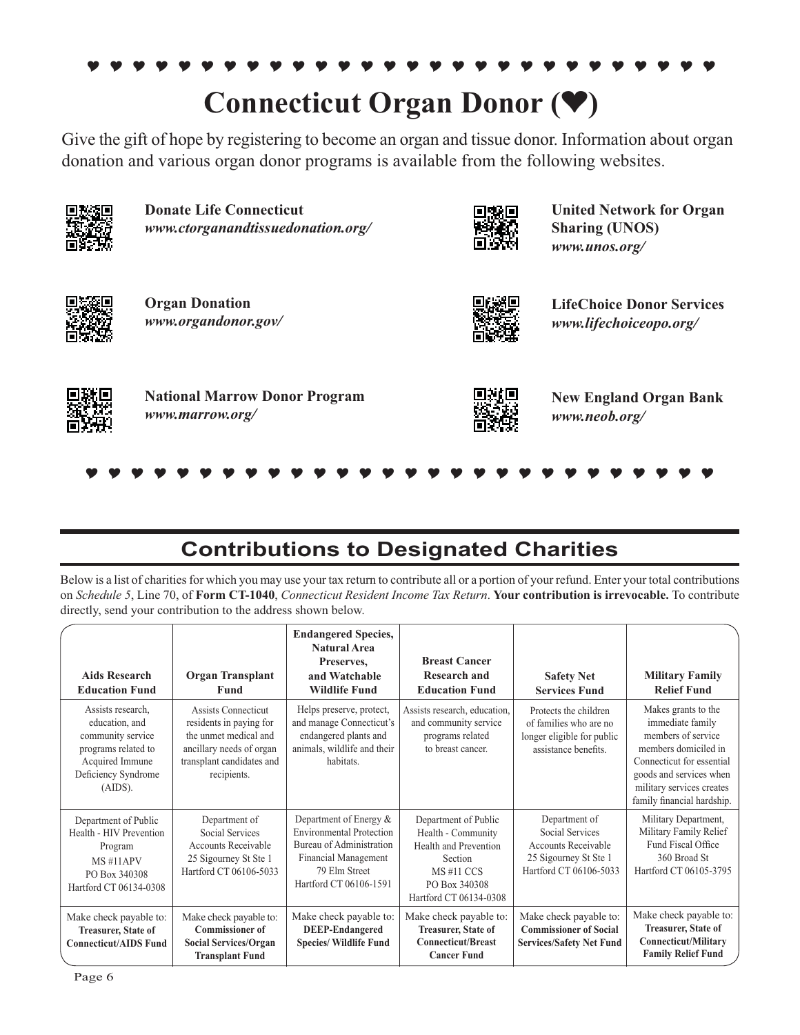# Connecticut Organ Donor (♥)

Give the gift of hope by registering to become an organ and tissue donor. Information about organ donation and various organ donor programs is available from the following websites.

**Donate Life Connecticut**
***www.ctorganandtissuedonation.org/***

**United Network for Organ Sharing (UNOS)**
***www.unos.org/***

**Organ Donation**
***www.organdonor.gov/***

**LifeChoice Donor Services**
***www.lifechoiceopo.org/***

**National Marrow Donor Program**
***www.marrow.org/***

**New England Organ Bank**
***www.neob.org/***

## Contributions to Designated Charities

Below is a list of charities for which you may use your tax return to contribute all or a portion of your refund. Enter your total contributions on *Schedule 5*, Line 70, of **Form CT-1040**, *Connecticut Resident Income Tax Return*. **Your contribution is irrevocable.** To contribute directly, send your contribution to the address shown below.

| Aids Research Education Fund | Organ Transplant Fund | Endangered Species, Natural Area Preserves, and Watchable Wildlife Fund | Breast Cancer Research and Education Fund | Safety Net Services Fund | Military Family Relief Fund |
|---|---|---|---|---|---|
| Assists research, education, and community service programs related to Acquired Immune Deficiency Syndrome (AIDS). | Assists Connecticut residents in paying for the unmet medical and ancillary needs of organ transplant candidates and recipients. | Helps preserve, protect, and manage Connecticut's endangered plants and animals, wildlife and their habitats. | Assists research, education, and community service programs related to breast cancer. | Protects the children of families who are no longer eligible for public assistance benefits. | Makes grants to the immediate family members of service members domiciled in Connecticut for essential goods and services when military services creates family financial hardship. |
| Department of Public Health - HIV Prevention Program MS #11APV PO Box 340308 Hartford CT 06134-0308 | Department of Social Services Accounts Receivable 25 Sigourney St Ste 1 Hartford CT 06106-5033 | Department of Energy & Environmental Protection Bureau of Administration Financial Management 79 Elm Street Hartford CT 06106-1591 | Department of Public Health - Community Health and Prevention Section MS #11 CCS PO Box 340308 Hartford CT 06134-0308 | Department of Social Services Accounts Receivable 25 Sigourney St Ste 1 Hartford CT 06106-5033 | Military Department, Military Family Relief Fund Fiscal Office 360 Broad St Hartford CT 06105-3795 |
| Make check payable to: **Treasurer, State of Connecticut/AIDS Fund** | Make check payable to: **Commissioner of Social Services/Organ Transplant Fund** | Make check payable to: **DEEP-Endangered Species/ Wildlife Fund** | Make check payable to: **Treasurer, State of Connecticut/Breast Cancer Fund** | Make check payable to: **Commissioner of Social Services/Safety Net Fund** | Make check payable to: **Treasurer, State of Connecticut/Military Family Relief Fund** |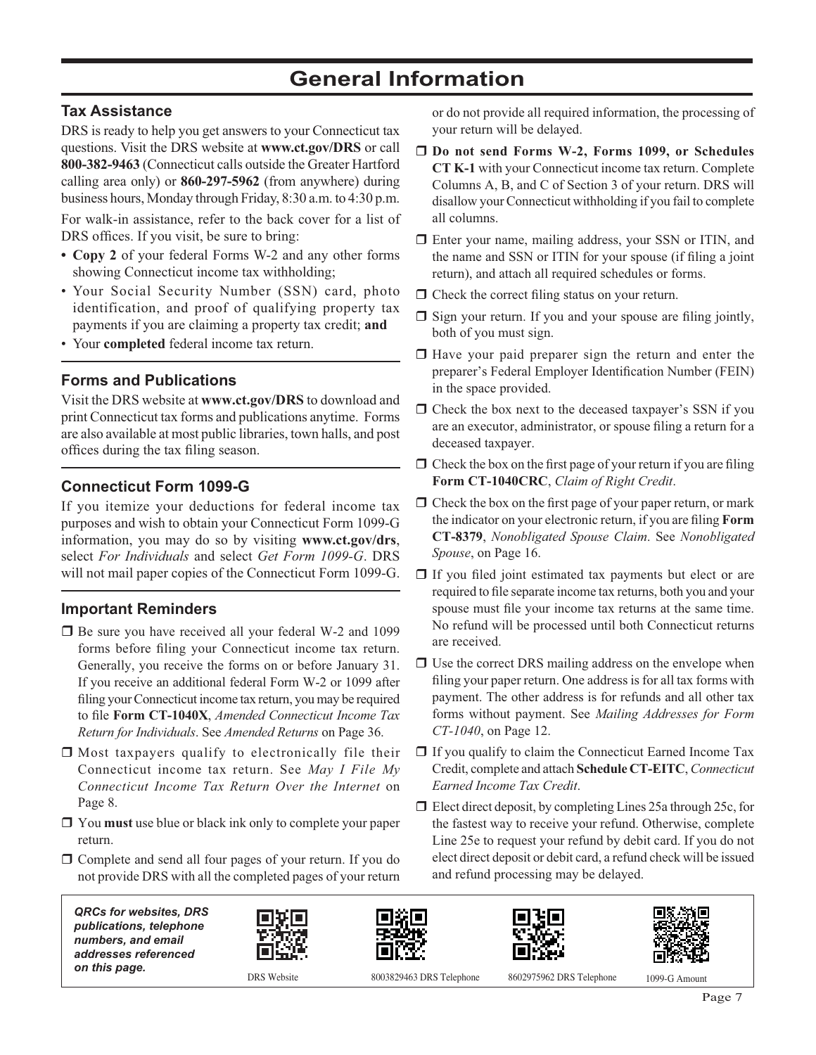# General Information

## Tax Assistance

DRS is ready to help you get answers to your Connecticut tax questions. Visit the DRS website at **www.ct.gov/DRS** or call **800-382-9463** (Connecticut calls outside the Greater Hartford calling area only) or **860-297-5962** (from anywhere) during business hours, Monday through Friday, 8:30 a.m. to 4:30 p.m.

For walk-in assistance, refer to the back cover for a list of DRS offices. If you visit, be sure to bring:

- **Copy 2** of your federal Forms W-2 and any other forms showing Connecticut income tax withholding;
- Your Social Security Number (SSN) card, photo identification, and proof of qualifying property tax payments if you are claiming a property tax credit; **and**
- Your **completed** federal income tax return.

## Forms and Publications

Visit the DRS website at **www.ct.gov/DRS** to download and print Connecticut tax forms and publications anytime. Forms are also available at most public libraries, town halls, and post offices during the tax filing season.

## Connecticut Form 1099-G

If you itemize your deductions for federal income tax purposes and wish to obtain your Connecticut Form 1099-G information, you may do so by visiting **www.ct.gov/drs**, select *For Individuals* and select *Get Form 1099-G*. DRS will not mail paper copies of the Connecticut Form 1099-G.

## Important Reminders

- ❒ Be sure you have received all your federal W-2 and 1099 forms before filing your Connecticut income tax return. Generally, you receive the forms on or before January 31. If you receive an additional federal Form W-2 or 1099 after filing your Connecticut income tax return, you may be required to file **Form CT-1040X**, *Amended Connecticut Income Tax Return for Individuals*. See *Amended Returns* on Page 36.
- ❒ Most taxpayers qualify to electronically file their Connecticut income tax return. See *May I File My Connecticut Income Tax Return Over the Internet* on Page 8.
- ❒ You **must** use blue or black ink only to complete your paper return.
- ❒ Complete and send all four pages of your return. If you do not provide DRS with all the completed pages of your return or do not provide all required information, the processing of your return will be delayed.
- ❒ **Do not send Forms W-2, Forms 1099, or Schedules CT K-1** with your Connecticut income tax return. Complete Columns A, B, and C of Section 3 of your return. DRS will disallow your Connecticut withholding if you fail to complete all columns.
- ❒ Enter your name, mailing address, your SSN or ITIN, and the name and SSN or ITIN for your spouse (if filing a joint return), and attach all required schedules or forms.
- ❒ Check the correct filing status on your return.
- ❒ Sign your return. If you and your spouse are filing jointly, both of you must sign.
- ❒ Have your paid preparer sign the return and enter the preparer's Federal Employer Identification Number (FEIN) in the space provided.
- ❒ Check the box next to the deceased taxpayer's SSN if you are an executor, administrator, or spouse filing a return for a deceased taxpayer.
- ❒ Check the box on the first page of your return if you are filing **Form CT-1040CRC**, *Claim of Right Credit*.
- ❒ Check the box on the first page of your paper return, or mark the indicator on your electronic return, if you are filing **Form CT-8379**, *Nonobligated Spouse Claim*. See *Nonobligated Spouse*, on Page 16.
- ❒ If you filed joint estimated tax payments but elect or are required to file separate income tax returns, both you and your spouse must file your income tax returns at the same time. No refund will be processed until both Connecticut returns are received.
- ❒ Use the correct DRS mailing address on the envelope when filing your paper return. One address is for all tax forms with payment. The other address is for refunds and all other tax forms without payment. See *Mailing Addresses for Form CT-1040*, on Page 12.
- ❒ If you qualify to claim the Connecticut Earned Income Tax Credit, complete and attach **Schedule CT-EITC**, *Connecticut Earned Income Tax Credit*.
- ❒ Elect direct deposit, by completing Lines 25a through 25c, for the fastest way to receive your refund. Otherwise, complete Line 25e to request your refund by debit card. If you do not elect direct deposit or debit card, a refund check will be issued and refund processing may be delayed.

***QRCs for websites, DRS publications, telephone numbers, and email addresses referenced on this page.***

DRS Website | 8003829463 DRS Telephone | 8602975962 DRS Telephone | 1099-G Amount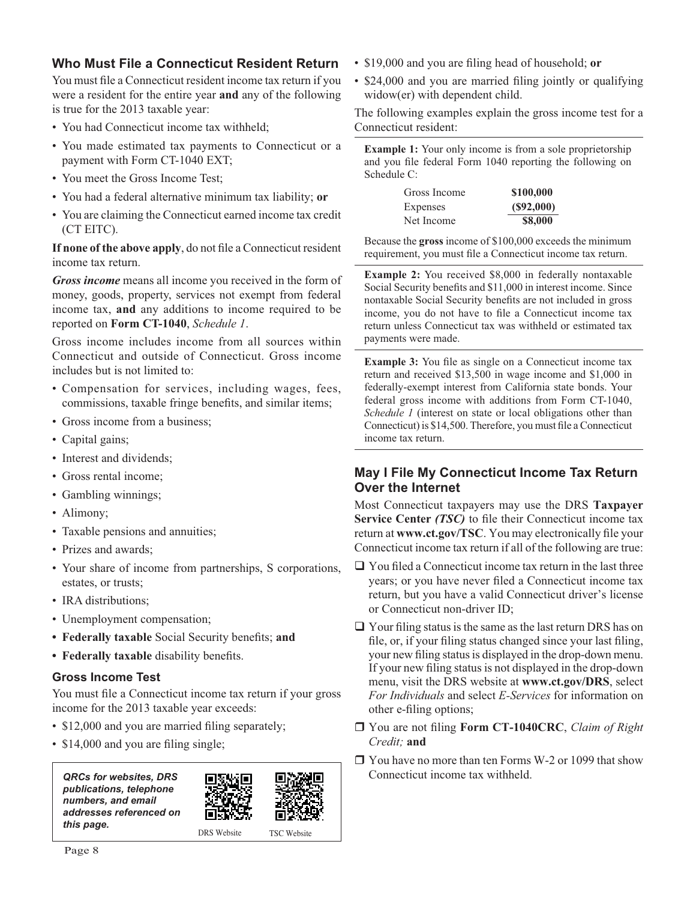## Who Must File a Connecticut Resident Return

You must file a Connecticut resident income tax return if you were a resident for the entire year **and** any of the following is true for the 2013 taxable year:

- You had Connecticut income tax withheld;
- You made estimated tax payments to Connecticut or a payment with Form CT-1040 EXT;
- You meet the Gross Income Test;
- You had a federal alternative minimum tax liability; **or**
- You are claiming the Connecticut earned income tax credit (CT EITC).

**If none of the above apply**, do not file a Connecticut resident income tax return.

***Gross income*** means all income you received in the form of money, goods, property, services not exempt from federal income tax, **and** any additions to income required to be reported on **Form CT-1040**, *Schedule 1*.

Gross income includes income from all sources within Connecticut and outside of Connecticut. Gross income includes but is not limited to:

- Compensation for services, including wages, fees, commissions, taxable fringe benefits, and similar items;
- Gross income from a business;
- Capital gains;
- Interest and dividends;
- Gross rental income;
- Gambling winnings;
- Alimony;
- Taxable pensions and annuities;
- Prizes and awards;
- Your share of income from partnerships, S corporations, estates, or trusts;
- IRA distributions;
- Unemployment compensation;
- **Federally taxable** Social Security benefits; **and**
- **Federally taxable** disability benefits.

### Gross Income Test

You must file a Connecticut income tax return if your gross income for the 2013 taxable year exceeds:

- $12,000 and you are married filing separately;
- $14,000 and you are filing single;
- $19,000 and you are filing head of household; **or**
- $24,000 and you are married filing jointly or qualifying widow(er) with dependent child.

*QRCs for websites, DRS publications, telephone numbers, and email addresses referenced on this page.*

DRS Website TSC Website

The following examples explain the gross income test for a Connecticut resident:

**Example 1:** Your only income is from a sole proprietorship and you file federal Form 1040 reporting the following on Schedule C:

| | |
|---|---|
| Gross Income | **$100,000** |
| Expenses | **($92,000)** |
| Net Income | **$8,000** |

Because the **gross** income of $100,000 exceeds the minimum requirement, you must file a Connecticut income tax return.

**Example 2:** You received $8,000 in federally nontaxable Social Security benefits and $11,000 in interest income. Since nontaxable Social Security benefits are not included in gross income, you do not have to file a Connecticut income tax return unless Connecticut tax was withheld or estimated tax payments were made.

**Example 3:** You file as single on a Connecticut income tax return and received $13,500 in wage income and $1,000 in federally-exempt interest from California state bonds. Your federal gross income with additions from Form CT-1040, *Schedule 1* (interest on state or local obligations other than Connecticut) is $14,500. Therefore, you must file a Connecticut income tax return.

## May I File My Connecticut Income Tax Return Over the Internet

Most Connecticut taxpayers may use the DRS **Taxpayer Service Center *(TSC)*** to file their Connecticut income tax return at **www.ct.gov/TSC**. You may electronically file your Connecticut income tax return if all of the following are true:

- ❑ You filed a Connecticut income tax return in the last three years; or you have never filed a Connecticut income tax return, but you have a valid Connecticut driver's license or Connecticut non-driver ID;
- ❑ Your filing status is the same as the last return DRS has on file, or, if your filing status changed since your last filing, your new filing status is displayed in the drop-down menu. If your new filing status is not displayed in the drop-down menu, visit the DRS website at **www.ct.gov/DRS**, select *For Individuals* and select *E-Services* for information on other e-filing options;
- ❑ You are not filing **Form CT-1040CRC**, *Claim of Right Credit;* **and**
- ❑ You have no more than ten Forms W-2 or 1099 that show Connecticut income tax withheld.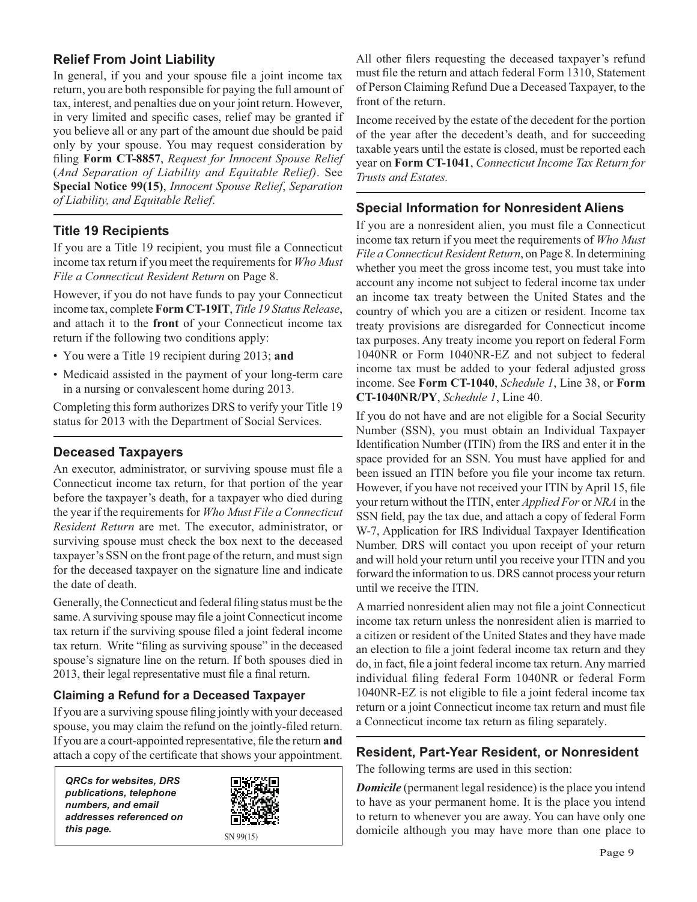## Relief From Joint Liability

In general, if you and your spouse file a joint income tax return, you are both responsible for paying the full amount of tax, interest, and penalties due on your joint return. However, in very limited and specific cases, relief may be granted if you believe all or any part of the amount due should be paid only by your spouse. You may request consideration by filing **Form CT-8857**, *Request for Innocent Spouse Relief* (*And Separation of Liability and Equitable Relief)*. See **Special Notice 99(15)**, *Innocent Spouse Relief*, *Separation of Liability, and Equitable Relief*.

## Title 19 Recipients

If you are a Title 19 recipient, you must file a Connecticut income tax return if you meet the requirements for *Who Must File a Connecticut Resident Return* on Page 8.

However, if you do not have funds to pay your Connecticut income tax, complete **Form CT-19IT**, *Title 19 Status Release*, and attach it to the **front** of your Connecticut income tax return if the following two conditions apply:

- You were a Title 19 recipient during 2013; **and**
- Medicaid assisted in the payment of your long-term care in a nursing or convalescent home during 2013.

Completing this form authorizes DRS to verify your Title 19 status for 2013 with the Department of Social Services.

## Deceased Taxpayers

An executor, administrator, or surviving spouse must file a Connecticut income tax return, for that portion of the year before the taxpayer's death, for a taxpayer who died during the year if the requirements for *Who Must File a Connecticut Resident Return* are met. The executor, administrator, or surviving spouse must check the box next to the deceased taxpayer's SSN on the front page of the return, and must sign for the deceased taxpayer on the signature line and indicate the date of death.

Generally, the Connecticut and federal filing status must be the same. A surviving spouse may file a joint Connecticut income tax return if the surviving spouse filed a joint federal income tax return. Write "filing as surviving spouse" in the deceased spouse's signature line on the return. If both spouses died in 2013, their legal representative must file a final return.

### Claiming a Refund for a Deceased Taxpayer

If you are a surviving spouse filing jointly with your deceased spouse, you may claim the refund on the jointly-filed return. If you are a court-appointed representative, file the return **and** attach a copy of the certificate that shows your appointment.

***QRCs for websites, DRS publications, telephone numbers, and email addresses referenced on this page.***

SN 99(15)

All other filers requesting the deceased taxpayer's refund must file the return and attach federal Form 1310, Statement of Person Claiming Refund Due a Deceased Taxpayer, to the front of the return.

Income received by the estate of the decedent for the portion of the year after the decedent's death, and for succeeding taxable years until the estate is closed, must be reported each year on **Form CT-1041**, *Connecticut Income Tax Return for Trusts and Estates.*

## Special Information for Nonresident Aliens

If you are a nonresident alien, you must file a Connecticut income tax return if you meet the requirements of *Who Must File a Connecticut Resident Return*, on Page 8. In determining whether you meet the gross income test, you must take into account any income not subject to federal income tax under an income tax treaty between the United States and the country of which you are a citizen or resident. Income tax treaty provisions are disregarded for Connecticut income tax purposes. Any treaty income you report on federal Form 1040NR or Form 1040NR-EZ and not subject to federal income tax must be added to your federal adjusted gross income. See **Form CT-1040**, *Schedule 1*, Line 38, or **Form CT-1040NR/PY**, *Schedule 1*, Line 40.

If you do not have and are not eligible for a Social Security Number (SSN), you must obtain an Individual Taxpayer Identification Number (ITIN) from the IRS and enter it in the space provided for an SSN. You must have applied for and been issued an ITIN before you file your income tax return. However, if you have not received your ITIN by April 15, file your return without the ITIN, enter *Applied For* or *NRA* in the SSN field, pay the tax due, and attach a copy of federal Form W-7, Application for IRS Individual Taxpayer Identification Number. DRS will contact you upon receipt of your return and will hold your return until you receive your ITIN and you forward the information to us. DRS cannot process your return until we receive the ITIN.

A married nonresident alien may not file a joint Connecticut income tax return unless the nonresident alien is married to a citizen or resident of the United States and they have made an election to file a joint federal income tax return and they do, in fact, file a joint federal income tax return. Any married individual filing federal Form 1040NR or federal Form 1040NR-EZ is not eligible to file a joint federal income tax return or a joint Connecticut income tax return and must file a Connecticut income tax return as filing separately.

## Resident, Part-Year Resident, or Nonresident

The following terms are used in this section:

***Domicile*** (permanent legal residence) is the place you intend to have as your permanent home. It is the place you intend to return to whenever you are away. You can have only one domicile although you may have more than one place to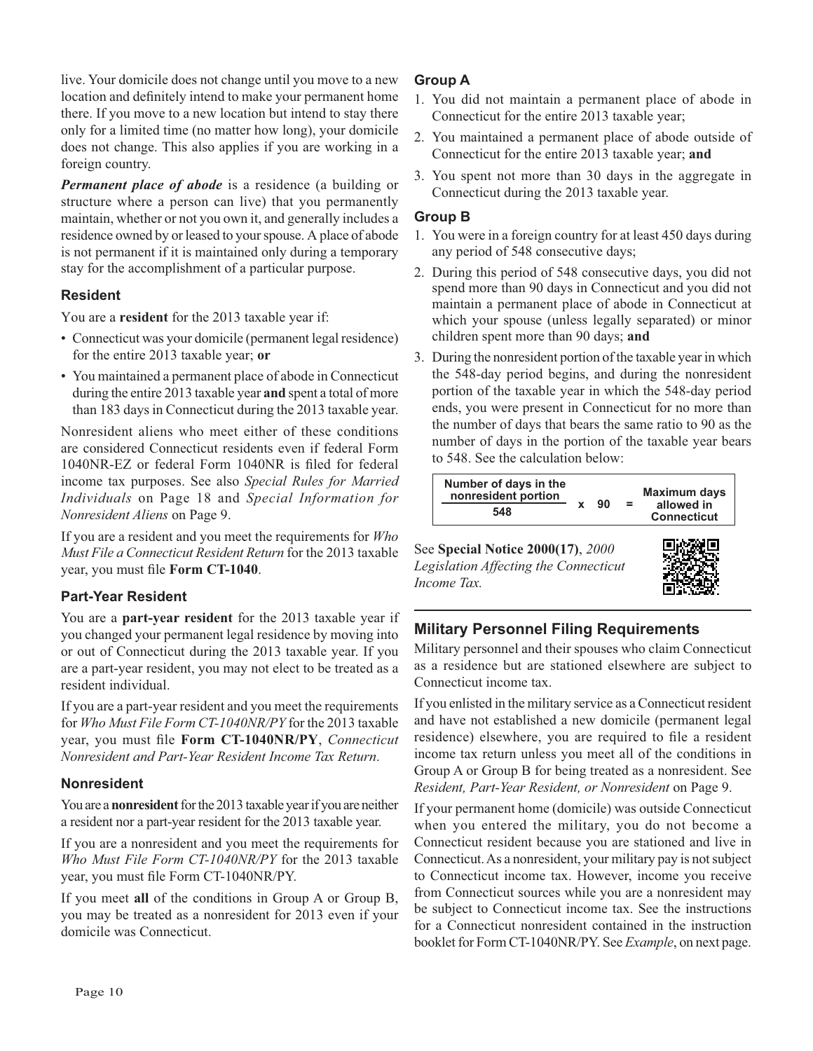live. Your domicile does not change until you move to a new location and definitely intend to make your permanent home there. If you move to a new location but intend to stay there only for a limited time (no matter how long), your domicile does not change. This also applies if you are working in a foreign country.

***Permanent place of abode*** is a residence (a building or structure where a person can live) that you permanently maintain, whether or not you own it, and generally includes a residence owned by or leased to your spouse. A place of abode is not permanent if it is maintained only during a temporary stay for the accomplishment of a particular purpose.

### Resident

You are a **resident** for the 2013 taxable year if:

- Connecticut was your domicile (permanent legal residence) for the entire 2013 taxable year; **or**
- You maintained a permanent place of abode in Connecticut during the entire 2013 taxable year **and** spent a total of more than 183 days in Connecticut during the 2013 taxable year.

Nonresident aliens who meet either of these conditions are considered Connecticut residents even if federal Form 1040NR-EZ or federal Form 1040NR is filed for federal income tax purposes. See also *Special Rules for Married Individuals* on Page 18 and *Special Information for Nonresident Aliens* on Page 9.

If you are a resident and you meet the requirements for *Who Must File a Connecticut Resident Return* for the 2013 taxable year, you must file **Form CT-1040**.

### Part-Year Resident

You are a **part-year resident** for the 2013 taxable year if you changed your permanent legal residence by moving into or out of Connecticut during the 2013 taxable year. If you are a part-year resident, you may not elect to be treated as a resident individual.

If you are a part-year resident and you meet the requirements for *Who Must File Form CT-1040NR/PY* for the 2013 taxable year, you must file **Form CT-1040NR/PY**, *Connecticut Nonresident and Part-Year Resident Income Tax Return*.

### Nonresident

You are a **nonresident** for the 2013 taxable year if you are neither a resident nor a part-year resident for the 2013 taxable year.

If you are a nonresident and you meet the requirements for *Who Must File Form CT-1040NR/PY* for the 2013 taxable year, you must file Form CT-1040NR/PY.

If you meet **all** of the conditions in Group A or Group B, you may be treated as a nonresident for 2013 even if your domicile was Connecticut.

### Group A

1. You did not maintain a permanent place of abode in Connecticut for the entire 2013 taxable year;
2. You maintained a permanent place of abode outside of Connecticut for the entire 2013 taxable year; **and**
3. You spent not more than 30 days in the aggregate in Connecticut during the 2013 taxable year.

### Group B

1. You were in a foreign country for at least 450 days during any period of 548 consecutive days;
2. During this period of 548 consecutive days, you did not spend more than 90 days in Connecticut and you did not maintain a permanent place of abode in Connecticut at which your spouse (unless legally separated) or minor children spent more than 90 days; **and**
3. During the nonresident portion of the taxable year in which the 548-day period begins, and during the nonresident portion of the taxable year in which the 548-day period ends, you were present in Connecticut for no more than the number of days that bears the same ratio to 90 as the number of days in the portion of the taxable year bears to 548. See the calculation below:

$$\frac{\text{Number of days in the nonresident portion}}{548} \times 90 = \text{Maximum days allowed in Connecticut}$$

See **Special Notice 2000(17)**, *2000 Legislation Affecting the Connecticut Income Tax.*

## Military Personnel Filing Requirements

Military personnel and their spouses who claim Connecticut as a residence but are stationed elsewhere are subject to Connecticut income tax.

If you enlisted in the military service as a Connecticut resident and have not established a new domicile (permanent legal residence) elsewhere, you are required to file a resident income tax return unless you meet all of the conditions in Group A or Group B for being treated as a nonresident. See *Resident, Part-Year Resident, or Nonresident* on Page 9.

If your permanent home (domicile) was outside Connecticut when you entered the military, you do not become a Connecticut resident because you are stationed and live in Connecticut. As a nonresident, your military pay is not subject to Connecticut income tax. However, income you receive from Connecticut sources while you are a nonresident may be subject to Connecticut income tax. See the instructions for a Connecticut nonresident contained in the instruction booklet for Form CT-1040NR/PY. See *Example*, on next page.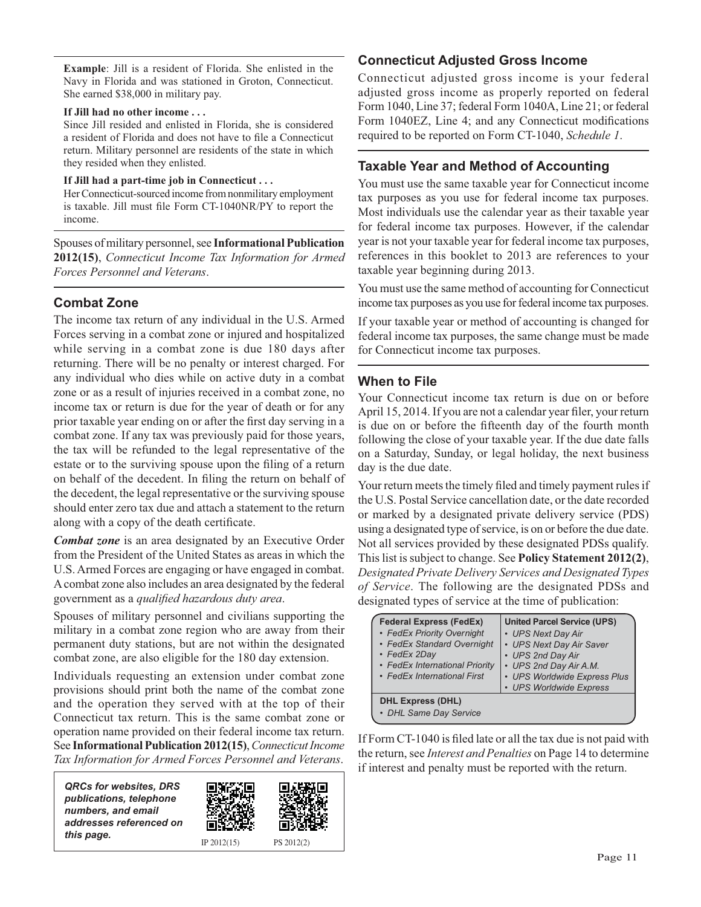**Example**: Jill is a resident of Florida. She enlisted in the Navy in Florida and was stationed in Groton, Connecticut. She earned $38,000 in military pay.

**If Jill had no other income . . .**

Since Jill resided and enlisted in Florida, she is considered a resident of Florida and does not have to file a Connecticut return. Military personnel are residents of the state in which they resided when they enlisted.

**If Jill had a part-time job in Connecticut . . .**

Her Connecticut-sourced income from nonmilitary employment is taxable. Jill must file Form CT-1040NR/PY to report the income.

Spouses of military personnel, see **Informational Publication 2012(15)**, *Connecticut Income Tax Information for Armed Forces Personnel and Veterans*.

## Combat Zone

The income tax return of any individual in the U.S. Armed Forces serving in a combat zone or injured and hospitalized while serving in a combat zone is due 180 days after returning. There will be no penalty or interest charged. For any individual who dies while on active duty in a combat zone or as a result of injuries received in a combat zone, no income tax or return is due for the year of death or for any prior taxable year ending on or after the first day serving in a combat zone. If any tax was previously paid for those years, the tax will be refunded to the legal representative of the estate or to the surviving spouse upon the filing of a return on behalf of the decedent. In filing the return on behalf of the decedent, the legal representative or the surviving spouse should enter zero tax due and attach a statement to the return along with a copy of the death certificate.

***Combat zone*** is an area designated by an Executive Order from the President of the United States as areas in which the U.S. Armed Forces are engaging or have engaged in combat. A combat zone also includes an area designated by the federal government as a *qualified hazardous duty area*.

Spouses of military personnel and civilians supporting the military in a combat zone region who are away from their permanent duty stations, but are not within the designated combat zone, are also eligible for the 180 day extension.

Individuals requesting an extension under combat zone provisions should print both the name of the combat zone and the operation they served with at the top of their Connecticut tax return. This is the same combat zone or operation name provided on their federal income tax return. See **Informational Publication 2012(15)**, *Connecticut Income Tax Information for Armed Forces Personnel and Veterans*.

***QRCs for websites, DRS publications, telephone numbers, and email addresses referenced on this page.***

IP 2012(15) PS 2012(2)

## Connecticut Adjusted Gross Income

Connecticut adjusted gross income is your federal adjusted gross income as properly reported on federal Form 1040, Line 37; federal Form 1040A, Line 21; or federal Form 1040EZ, Line 4; and any Connecticut modifications required to be reported on Form CT-1040, *Schedule 1*.

## Taxable Year and Method of Accounting

You must use the same taxable year for Connecticut income tax purposes as you use for federal income tax purposes. Most individuals use the calendar year as their taxable year for federal income tax purposes. However, if the calendar year is not your taxable year for federal income tax purposes, references in this booklet to 2013 are references to your taxable year beginning during 2013.

You must use the same method of accounting for Connecticut income tax purposes as you use for federal income tax purposes.

If your taxable year or method of accounting is changed for federal income tax purposes, the same change must be made for Connecticut income tax purposes.

## When to File

Your Connecticut income tax return is due on or before April 15, 2014. If you are not a calendar year filer, your return is due on or before the fifteenth day of the fourth month following the close of your taxable year. If the due date falls on a Saturday, Sunday, or legal holiday, the next business day is the due date.

Your return meets the timely filed and timely payment rules if the U.S. Postal Service cancellation date, or the date recorded or marked by a designated private delivery service (PDS) using a designated type of service, is on or before the due date. Not all services provided by these designated PDSs qualify. This list is subject to change. See **Policy Statement 2012(2)**, *Designated Private Delivery Services and Designated Types of Service*. The following are the designated PDSs and designated types of service at the time of publication:

| Federal Express (FedEx) | United Parcel Service (UPS) |
|---|---|
| • *FedEx Priority Overnight*<br>• *FedEx Standard Overnight*<br>• *FedEx 2Day*<br>• *FedEx International Priority*<br>• *FedEx International First* | • *UPS Next Day Air*<br>• *UPS Next Day Air Saver*<br>• *UPS 2nd Day Air*<br>• *UPS 2nd Day Air A.M.*<br>• *UPS Worldwide Express Plus*<br>• *UPS Worldwide Express* |
| **DHL Express (DHL)**<br>• *DHL Same Day Service* | |

If Form CT-1040 is filed late or all the tax due is not paid with the return, see *Interest and Penalties* on Page 14 to determine if interest and penalty must be reported with the return.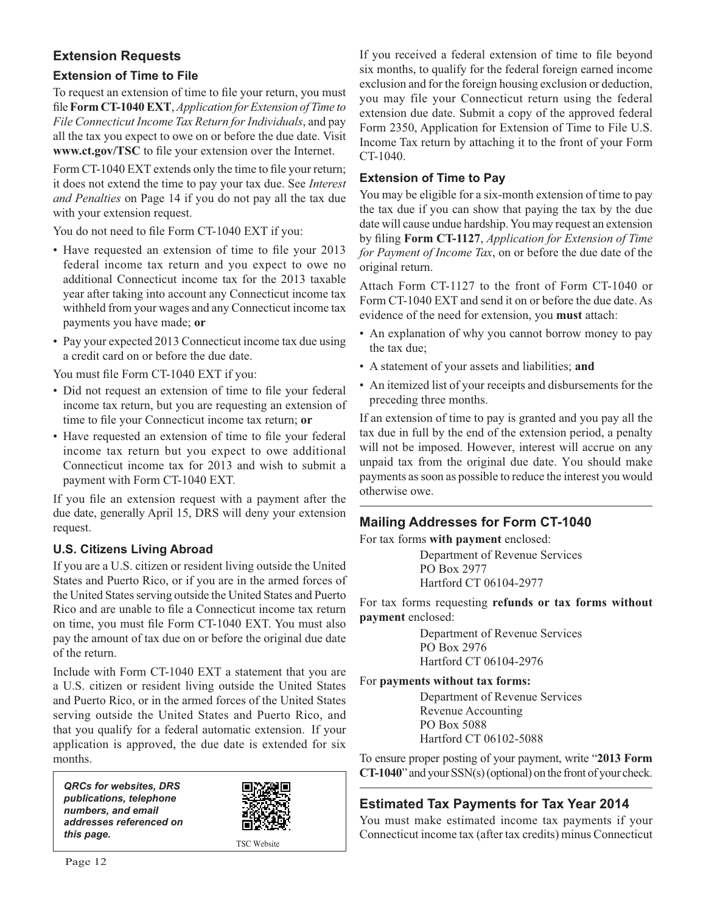## Extension Requests

### Extension of Time to File

To request an extension of time to file your return, you must file **Form CT-1040 EXT**, *Application for Extension of Time to File Connecticut Income Tax Return for Individuals*, and pay all the tax you expect to owe on or before the due date. Visit **www.ct.gov/TSC** to file your extension over the Internet.

Form CT-1040 EXT extends only the time to file your return; it does not extend the time to pay your tax due. See *Interest and Penalties* on Page 14 if you do not pay all the tax due with your extension request.

You do not need to file Form CT-1040 EXT if you:

- Have requested an extension of time to file your 2013 federal income tax return and you expect to owe no additional Connecticut income tax for the 2013 taxable year after taking into account any Connecticut income tax withheld from your wages and any Connecticut income tax payments you have made; **or**
- Pay your expected 2013 Connecticut income tax due using a credit card on or before the due date.

You must file Form CT-1040 EXT if you:

- Did not request an extension of time to file your federal income tax return, but you are requesting an extension of time to file your Connecticut income tax return; **or**
- Have requested an extension of time to file your federal income tax return but you expect to owe additional Connecticut income tax for 2013 and wish to submit a payment with Form CT-1040 EXT.

If you file an extension request with a payment after the due date, generally April 15, DRS will deny your extension request.

### U.S. Citizens Living Abroad

If you are a U.S. citizen or resident living outside the United States and Puerto Rico, or if you are in the armed forces of the United States serving outside the United States and Puerto Rico and are unable to file a Connecticut income tax return on time, you must file Form CT-1040 EXT. You must also pay the amount of tax due on or before the original due date of the return.

Include with Form CT-1040 EXT a statement that you are a U.S. citizen or resident living outside the United States and Puerto Rico, or in the armed forces of the United States serving outside the United States and Puerto Rico, and that you qualify for a federal automatic extension. If your application is approved, the due date is extended for six months.

***QRCs for websites, DRS publications, telephone numbers, and email addresses referenced on this page.***

TSC Website

If you received a federal extension of time to file beyond six months, to qualify for the federal foreign earned income exclusion and for the foreign housing exclusion or deduction, you may file your Connecticut return using the federal extension due date. Submit a copy of the approved federal Form 2350, Application for Extension of Time to File U.S. Income Tax return by attaching it to the front of your Form CT-1040.

### Extension of Time to Pay

You may be eligible for a six-month extension of time to pay the tax due if you can show that paying the tax by the due date will cause undue hardship. You may request an extension by filing **Form CT-1127**, *Application for Extension of Time for Payment of Income Tax*, on or before the due date of the original return.

Attach Form CT-1127 to the front of Form CT-1040 or Form CT-1040 EXT and send it on or before the due date. As evidence of the need for extension, you **must** attach:

- An explanation of why you cannot borrow money to pay the tax due;
- A statement of your assets and liabilities; **and**
- An itemized list of your receipts and disbursements for the preceding three months.

If an extension of time to pay is granted and you pay all the tax due in full by the end of the extension period, a penalty will not be imposed. However, interest will accrue on any unpaid tax from the original due date. You should make payments as soon as possible to reduce the interest you would otherwise owe.

## Mailing Addresses for Form CT-1040

For tax forms **with payment** enclosed:

Department of Revenue Services
PO Box 2977
Hartford CT 06104-2977

For tax forms requesting **refunds or tax forms without payment** enclosed:

Department of Revenue Services
PO Box 2976
Hartford CT 06104-2976

For **payments without tax forms:**

Department of Revenue Services
Revenue Accounting
PO Box 5088
Hartford CT 06102-5088

To ensure proper posting of your payment, write "**2013 Form CT-1040**" and your SSN(s) (optional) on the front of your check.

## Estimated Tax Payments for Tax Year 2014

You must make estimated income tax payments if your Connecticut income tax (after tax credits) minus Connecticut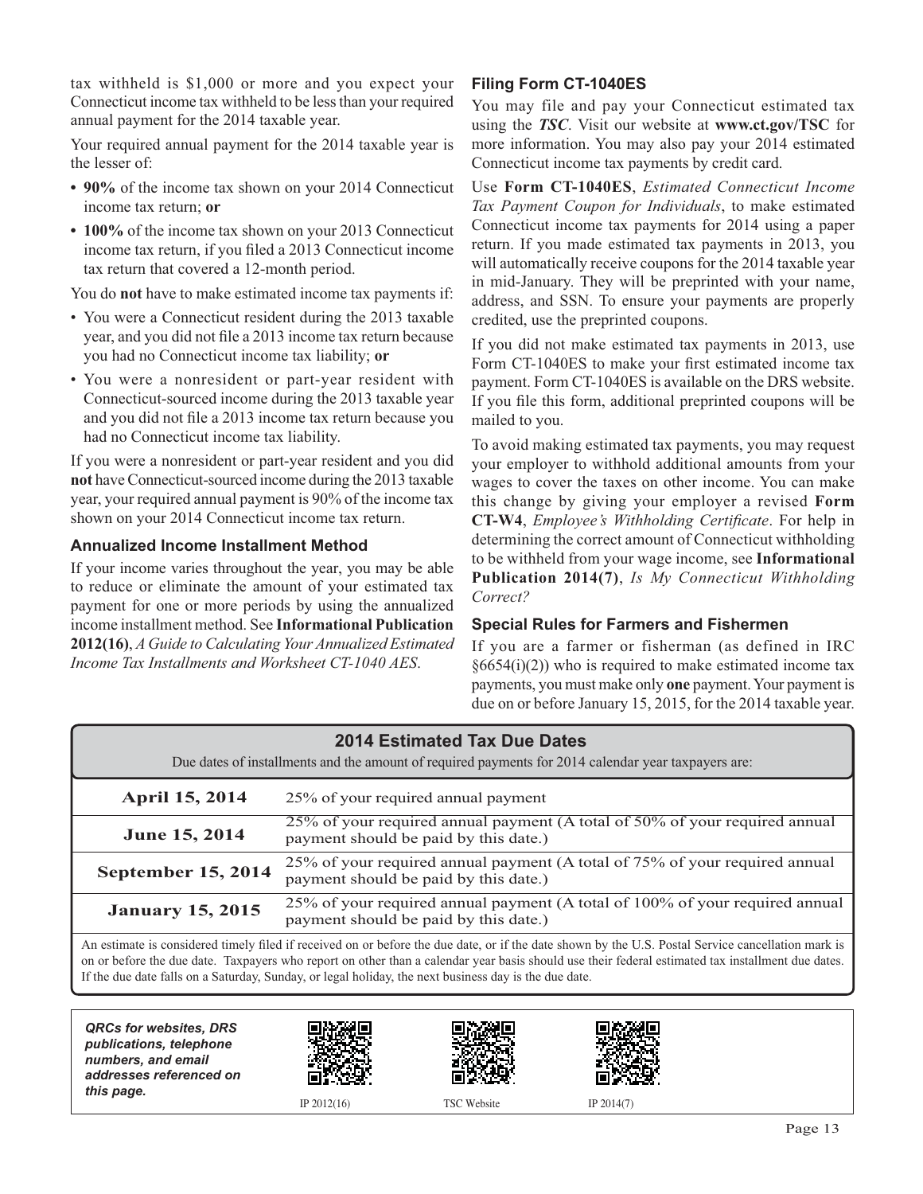tax withheld is $1,000 or more and you expect your Connecticut income tax withheld to be less than your required annual payment for the 2014 taxable year.

Your required annual payment for the 2014 taxable year is the lesser of:

- **90%** of the income tax shown on your 2014 Connecticut income tax return; **or**
- **100%** of the income tax shown on your 2013 Connecticut income tax return, if you filed a 2013 Connecticut income tax return that covered a 12-month period.

You do **not** have to make estimated income tax payments if:

- You were a Connecticut resident during the 2013 taxable year, and you did not file a 2013 income tax return because you had no Connecticut income tax liability; **or**
- You were a nonresident or part-year resident with Connecticut-sourced income during the 2013 taxable year and you did not file a 2013 income tax return because you had no Connecticut income tax liability.

If you were a nonresident or part-year resident and you did **not** have Connecticut-sourced income during the 2013 taxable year, your required annual payment is 90% of the income tax shown on your 2014 Connecticut income tax return.

### Annualized Income Installment Method

If your income varies throughout the year, you may be able to reduce or eliminate the amount of your estimated tax payment for one or more periods by using the annualized income installment method. See **Informational Publication 2012(16)**, *A Guide to Calculating Your Annualized Estimated Income Tax Installments and Worksheet CT-1040 AES*.

### Filing Form CT-1040ES

You may file and pay your Connecticut estimated tax using the ***TSC***. Visit our website at **www.ct.gov/TSC** for more information. You may also pay your 2014 estimated Connecticut income tax payments by credit card.

Use **Form CT-1040ES**, *Estimated Connecticut Income Tax Payment Coupon for Individuals*, to make estimated Connecticut income tax payments for 2014 using a paper return. If you made estimated tax payments in 2013, you will automatically receive coupons for the 2014 taxable year in mid-January. They will be preprinted with your name, address, and SSN. To ensure your payments are properly credited, use the preprinted coupons.

If you did not make estimated tax payments in 2013, use Form CT-1040ES to make your first estimated income tax payment. Form CT-1040ES is available on the DRS website. If you file this form, additional preprinted coupons will be mailed to you.

To avoid making estimated tax payments, you may request your employer to withhold additional amounts from your wages to cover the taxes on other income. You can make this change by giving your employer a revised **Form CT-W4**, *Employee's Withholding Certificate*. For help in determining the correct amount of Connecticut withholding to be withheld from your wage income, see **Informational Publication 2014(7)**, *Is My Connecticut Withholding Correct?*

### Special Rules for Farmers and Fishermen

If you are a farmer or fisherman (as defined in IRC §6654(i)(2)) who is required to make estimated income tax payments, you must make only **one** payment. Your payment is due on or before January 15, 2015, for the 2014 taxable year.

### 2014 Estimated Tax Due Dates

Due dates of installments and the amount of required payments for 2014 calendar year taxpayers are:

| Due Date | Payment |
|---|---|
| **April 15, 2014** | 25% of your required annual payment |
| **June 15, 2014** | 25% of your required annual payment (A total of 50% of your required annual payment should be paid by this date.) |
| **September 15, 2014** | 25% of your required annual payment (A total of 75% of your required annual payment should be paid by this date.) |
| **January 15, 2015** | 25% of your required annual payment (A total of 100% of your required annual payment should be paid by this date.) |

An estimate is considered timely filed if received on or before the due date, or if the date shown by the U.S. Postal Service cancellation mark is on or before the due date. Taxpayers who report on other than a calendar year basis should use their federal estimated tax installment due dates. If the due date falls on a Saturday, Sunday, or legal holiday, the next business day is the due date.

***QRCs for websites, DRS publications, telephone numbers, and email addresses referenced on this page.***

IP 2012(16) | TSC Website | IP 2014(7)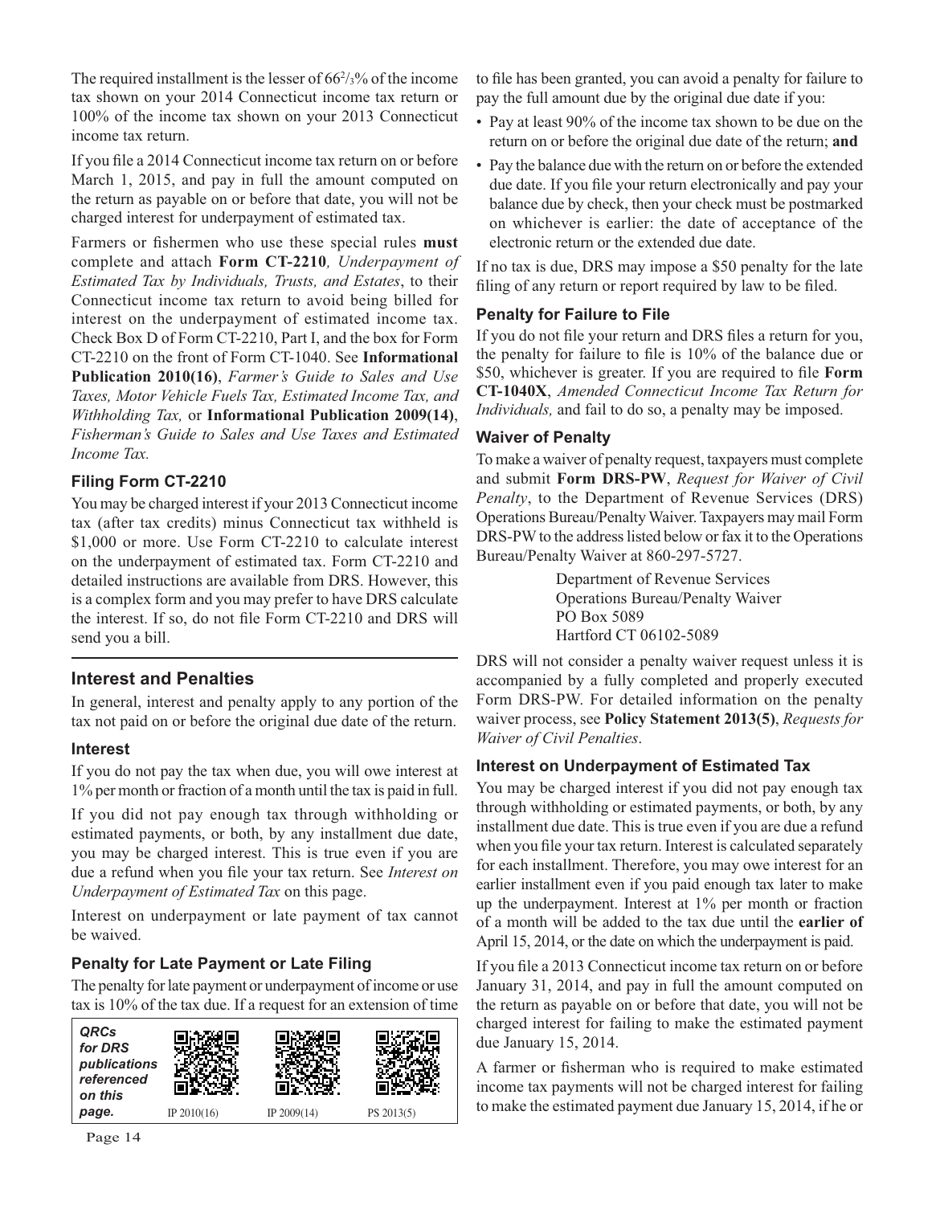The required installment is the lesser of $66^{2}/_{3}$% of the income tax shown on your 2014 Connecticut income tax return or 100% of the income tax shown on your 2013 Connecticut income tax return.

If you file a 2014 Connecticut income tax return on or before March 1, 2015, and pay in full the amount computed on the return as payable on or before that date, you will not be charged interest for underpayment of estimated tax.

Farmers or fishermen who use these special rules **must** complete and attach **Form CT-2210**, *Underpayment of Estimated Tax by Individuals, Trusts, and Estates*, to their Connecticut income tax return to avoid being billed for interest on the underpayment of estimated income tax. Check Box D of Form CT-2210, Part I, and the box for Form CT-2210 on the front of Form CT-1040. See **Informational Publication 2010(16)**, *Farmer's Guide to Sales and Use Taxes, Motor Vehicle Fuels Tax, Estimated Income Tax, and Withholding Tax,* or **Informational Publication 2009(14)**, *Fisherman's Guide to Sales and Use Taxes and Estimated Income Tax.*

### Filing Form CT-2210

You may be charged interest if your 2013 Connecticut income tax (after tax credits) minus Connecticut tax withheld is \$1,000 or more. Use Form CT-2210 to calculate interest on the underpayment of estimated tax. Form CT-2210 and detailed instructions are available from DRS. However, this is a complex form and you may prefer to have DRS calculate the interest. If so, do not file Form CT-2210 and DRS will send you a bill.

## Interest and Penalties

In general, interest and penalty apply to any portion of the tax not paid on or before the original due date of the return.

### Interest

If you do not pay the tax when due, you will owe interest at 1% per month or fraction of a month until the tax is paid in full.

If you did not pay enough tax through withholding or estimated payments, or both, by any installment due date, you may be charged interest. This is true even if you are due a refund when you file your tax return. See *Interest on Underpayment of Estimated Tax* on this page.

Interest on underpayment or late payment of tax cannot be waived.

### Penalty for Late Payment or Late Filing

The penalty for late payment or underpayment of income or use tax is 10% of the tax due. If a request for an extension of time to file has been granted, you can avoid a penalty for failure to pay the full amount due by the original due date if you:

- Pay at least 90% of the income tax shown to be due on the return on or before the original due date of the return; **and**
- Pay the balance due with the return on or before the extended due date. If you file your return electronically and pay your balance due by check, then your check must be postmarked on whichever is earlier: the date of acceptance of the electronic return or the extended due date.

If no tax is due, DRS may impose a \$50 penalty for the late filing of any return or report required by law to be filed.

### Penalty for Failure to File

If you do not file your return and DRS files a return for you, the penalty for failure to file is 10% of the balance due or \$50, whichever is greater. If you are required to file **Form CT-1040X**, *Amended Connecticut Income Tax Return for Individuals,* and fail to do so, a penalty may be imposed.

### Waiver of Penalty

To make a waiver of penalty request, taxpayers must complete and submit **Form DRS-PW**, *Request for Waiver of Civil Penalty*, to the Department of Revenue Services (DRS) Operations Bureau/Penalty Waiver. Taxpayers may mail Form DRS-PW to the address listed below or fax it to the Operations Bureau/Penalty Waiver at 860-297-5727.

Department of Revenue Services
Operations Bureau/Penalty Waiver
PO Box 5089
Hartford CT 06102-5089

DRS will not consider a penalty waiver request unless it is accompanied by a fully completed and properly executed Form DRS-PW. For detailed information on the penalty waiver process, see **Policy Statement 2013(5)**, *Requests for Waiver of Civil Penalties*.

### Interest on Underpayment of Estimated Tax

You may be charged interest if you did not pay enough tax through withholding or estimated payments, or both, by any installment due date. This is true even if you are due a refund when you file your tax return. Interest is calculated separately for each installment. Therefore, you may owe interest for an earlier installment even if you paid enough tax later to make up the underpayment. Interest at 1% per month or fraction of a month will be added to the tax due until the **earlier of** April 15, 2014, or the date on which the underpayment is paid.

If you file a 2013 Connecticut income tax return on or before January 31, 2014, and pay in full the amount computed on the return as payable on or before that date, you will not be charged interest for failing to make the estimated payment due January 15, 2014.

A farmer or fisherman who is required to make estimated income tax payments will not be charged interest for failing to make the estimated payment due January 15, 2014, if he or

***QRCs for DRS publications referenced on this page.*** IP 2010(16) IP 2009(14) PS 2013(5)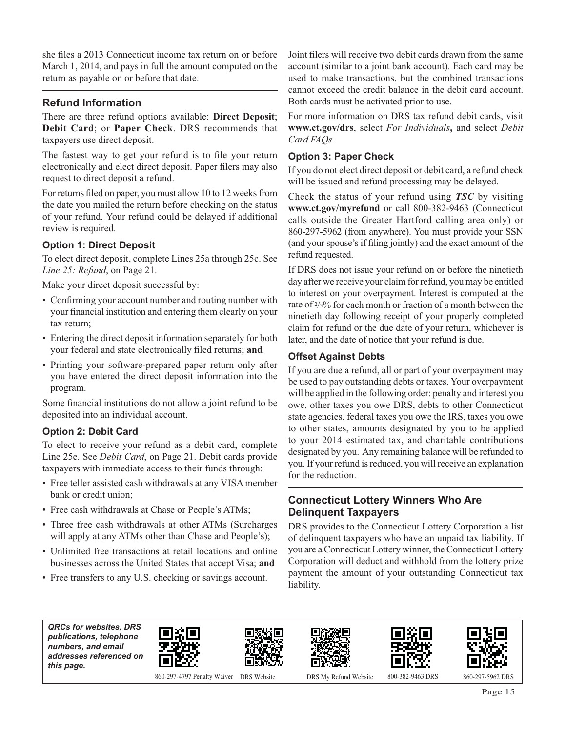she files a 2013 Connecticut income tax return on or before March 1, 2014, and pays in full the amount computed on the return as payable on or before that date.

## Refund Information

There are three refund options available: **Direct Deposit**; **Debit Card**; or **Paper Check**. DRS recommends that taxpayers use direct deposit.

The fastest way to get your refund is to file your return electronically and elect direct deposit. Paper filers may also request to direct deposit a refund.

For returns filed on paper, you must allow 10 to 12 weeks from the date you mailed the return before checking on the status of your refund. Your refund could be delayed if additional review is required.

### Option 1: Direct Deposit

To elect direct deposit, complete Lines 25a through 25c. See *Line 25: Refund*, on Page 21.

Make your direct deposit successful by:

- Confirming your account number and routing number with your financial institution and entering them clearly on your tax return;
- Entering the direct deposit information separately for both your federal and state electronically filed returns; **and**
- Printing your software-prepared paper return only after you have entered the direct deposit information into the program.

Some financial institutions do not allow a joint refund to be deposited into an individual account.

### Option 2: Debit Card

To elect to receive your refund as a debit card, complete Line 25e. See *Debit Card*, on Page 21. Debit cards provide taxpayers with immediate access to their funds through:

- Free teller assisted cash withdrawals at any VISA member bank or credit union;
- Free cash withdrawals at Chase or People's ATMs;
- Three free cash withdrawals at other ATMs (Surcharges will apply at any ATMs other than Chase and People's);
- Unlimited free transactions at retail locations and online businesses across the United States that accept Visa; **and**
- Free transfers to any U.S. checking or savings account.

Joint filers will receive two debit cards drawn from the same account (similar to a joint bank account). Each card may be used to make transactions, but the combined transactions cannot exceed the credit balance in the debit card account. Both cards must be activated prior to use.

For more information on DRS tax refund debit cards, visit **www.ct.gov/drs**, select *For Individuals*, and select *Debit Card FAQs.*

### Option 3: Paper Check

If you do not elect direct deposit or debit card, a refund check will be issued and refund processing may be delayed.

Check the status of your refund using ***TSC*** by visiting **www.ct.gov/myrefund** or call 800-382-9463 (Connecticut calls outside the Greater Hartford calling area only) or 860-297-5962 (from anywhere). You must provide your SSN (and your spouse's if filing jointly) and the exact amount of the refund requested.

If DRS does not issue your refund on or before the ninetieth day after we receive your claim for refund, you may be entitled to interest on your overpayment. Interest is computed at the rate of 2/3% for each month or fraction of a month between the ninetieth day following receipt of your properly completed claim for refund or the due date of your return, whichever is later, and the date of notice that your refund is due.

### Offset Against Debts

If you are due a refund, all or part of your overpayment may be used to pay outstanding debts or taxes. Your overpayment will be applied in the following order: penalty and interest you owe, other taxes you owe DRS, debts to other Connecticut state agencies, federal taxes you owe the IRS, taxes you owe to other states, amounts designated by you to be applied to your 2014 estimated tax, and charitable contributions designated by you. Any remaining balance will be refunded to you. If your refund is reduced, you will receive an explanation for the reduction.

## Connecticut Lottery Winners Who Are Delinquent Taxpayers

DRS provides to the Connecticut Lottery Corporation a list of delinquent taxpayers who have an unpaid tax liability. If you are a Connecticut Lottery winner, the Connecticut Lottery Corporation will deduct and withhold from the lottery prize payment the amount of your outstanding Connecticut tax liability.

***QRCs for websites, DRS publications, telephone numbers, and email addresses referenced on this page.***

860-297-4797 Penalty Waiver | DRS Website | DRS My Refund Website | 800-382-9463 DRS | 860-297-5962 DRS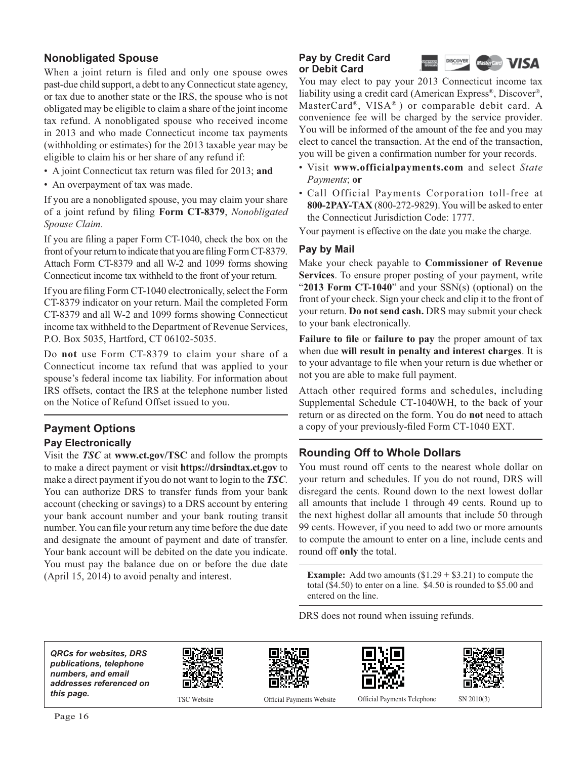## Nonobligated Spouse

When a joint return is filed and only one spouse owes past-due child support, a debt to any Connecticut state agency, or tax due to another state or the IRS, the spouse who is not obligated may be eligible to claim a share of the joint income tax refund. A nonobligated spouse who received income in 2013 and who made Connecticut income tax payments (withholding or estimates) for the 2013 taxable year may be eligible to claim his or her share of any refund if:

- A joint Connecticut tax return was filed for 2013; **and**
- An overpayment of tax was made.

If you are a nonobligated spouse, you may claim your share of a joint refund by filing **Form CT-8379**, *Nonobligated Spouse Claim*.

If you are filing a paper Form CT-1040, check the box on the front of your return to indicate that you are filing Form CT-8379. Attach Form CT-8379 and all W-2 and 1099 forms showing Connecticut income tax withheld to the front of your return.

If you are filing Form CT-1040 electronically, select the Form CT-8379 indicator on your return. Mail the completed Form CT-8379 and all W-2 and 1099 forms showing Connecticut income tax withheld to the Department of Revenue Services, P.O. Box 5035, Hartford, CT 06102-5035.

Do **not** use Form CT-8379 to claim your share of a Connecticut income tax refund that was applied to your spouse's federal income tax liability. For information about IRS offsets, contact the IRS at the telephone number listed on the Notice of Refund Offset issued to you.

## Payment Options

### Pay Electronically

Visit the ***TSC*** at **www.ct.gov/TSC** and follow the prompts to make a direct payment or visit **https://drsindtax.ct.gov** to make a direct payment if you do not want to login to the ***TSC***. You can authorize DRS to transfer funds from your bank account (checking or savings) to a DRS account by entering your bank account number and your bank routing transit number. You can file your return any time before the due date and designate the amount of payment and date of transfer. Your bank account will be debited on the date you indicate. You must pay the balance due on or before the due date (April 15, 2014) to avoid penalty and interest.

### Pay by Credit Card or Debit Card

You may elect to pay your 2013 Connecticut income tax liability using a credit card (American Express®, Discover®, MasterCard®, VISA®) or comparable debit card. A convenience fee will be charged by the service provider. You will be informed of the amount of the fee and you may elect to cancel the transaction. At the end of the transaction, you will be given a confirmation number for your records.

- Visit **www.officialpayments.com** and select *State Payments*; **or**
- Call Official Payments Corporation toll-free at **800-2PAY-TAX** (800-272-9829). You will be asked to enter the Connecticut Jurisdiction Code: 1777.

Your payment is effective on the date you make the charge.

### Pay by Mail

Make your check payable to **Commissioner of Revenue Services**. To ensure proper posting of your payment, write "**2013 Form CT-1040**" and your SSN(s) (optional) on the front of your check. Sign your check and clip it to the front of your return. **Do not send cash.** DRS may submit your check to your bank electronically.

**Failure to file** or **failure to pay** the proper amount of tax when due **will result in penalty and interest charges**. It is to your advantage to file when your return is due whether or not you are able to make full payment.

Attach other required forms and schedules, including Supplemental Schedule CT-1040WH, to the back of your return or as directed on the form. You do **not** need to attach a copy of your previously-filed Form CT-1040 EXT.

## Rounding Off to Whole Dollars

You must round off cents to the nearest whole dollar on your return and schedules. If you do not round, DRS will disregard the cents. Round down to the next lowest dollar all amounts that include 1 through 49 cents. Round up to the next highest dollar all amounts that include 50 through 99 cents. However, if you need to add two or more amounts to compute the amount to enter on a line, include cents and round off **only** the total.

**Example:** Add two amounts ($1.29 + $3.21) to compute the total ($4.50) to enter on a line. $4.50 is rounded to $5.00 and entered on the line.

DRS does not round when issuing refunds.

***QRCs for websites, DRS publications, telephone numbers, and email addresses referenced on this page.***

TSC Website | Official Payments Website | Official Payments Telephone | SN 2010(3)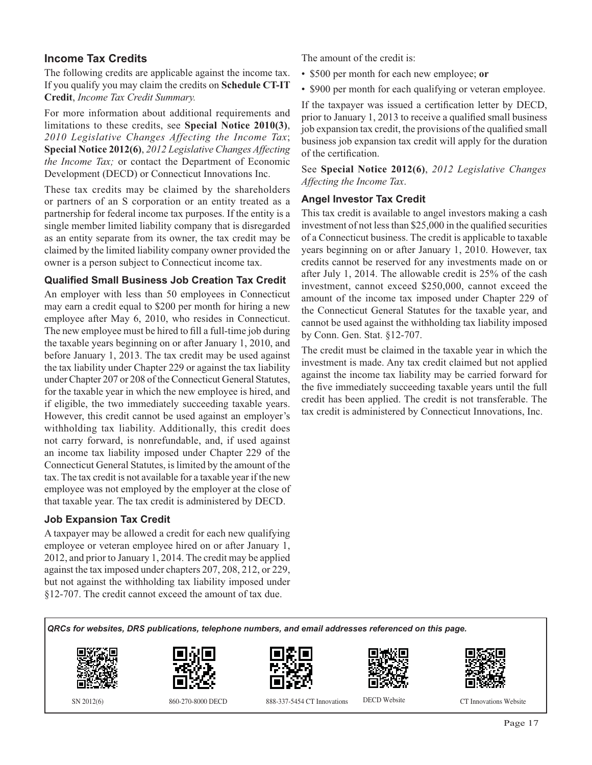## Income Tax Credits

The following credits are applicable against the income tax. If you qualify you may claim the credits on **Schedule CT-IT Credit**, *Income Tax Credit Summary.*

For more information about additional requirements and limitations to these credits, see **Special Notice 2010(3)**, *2010 Legislative Changes Affecting the Income Tax*; **Special Notice 2012(6)**, *2012 Legislative Changes Affecting the Income Tax;* or contact the Department of Economic Development (DECD) or Connecticut Innovations Inc.

These tax credits may be claimed by the shareholders or partners of an S corporation or an entity treated as a partnership for federal income tax purposes. If the entity is a single member limited liability company that is disregarded as an entity separate from its owner, the tax credit may be claimed by the limited liability company owner provided the owner is a person subject to Connecticut income tax.

### Qualified Small Business Job Creation Tax Credit

An employer with less than 50 employees in Connecticut may earn a credit equal to $200 per month for hiring a new employee after May 6, 2010, who resides in Connecticut. The new employee must be hired to fill a full-time job during the taxable years beginning on or after January 1, 2010, and before January 1, 2013. The tax credit may be used against the tax liability under Chapter 229 or against the tax liability under Chapter 207 or 208 of the Connecticut General Statutes, for the taxable year in which the new employee is hired, and if eligible, the two immediately succeeding taxable years. However, this credit cannot be used against an employer's withholding tax liability. Additionally, this credit does not carry forward, is nonrefundable, and, if used against an income tax liability imposed under Chapter 229 of the Connecticut General Statutes, is limited by the amount of the tax. The tax credit is not available for a taxable year if the new employee was not employed by the employer at the close of that taxable year. The tax credit is administered by DECD.

### Job Expansion Tax Credit

A taxpayer may be allowed a credit for each new qualifying employee or veteran employee hired on or after January 1, 2012, and prior to January 1, 2014. The credit may be applied against the tax imposed under chapters 207, 208, 212, or 229, but not against the withholding tax liability imposed under §12-707. The credit cannot exceed the amount of tax due.

The amount of the credit is:

- $500 per month for each new employee; **or**
- $900 per month for each qualifying or veteran employee.

If the taxpayer was issued a certification letter by DECD, prior to January 1, 2013 to receive a qualified small business job expansion tax credit, the provisions of the qualified small business job expansion tax credit will apply for the duration of the certification.

See **Special Notice 2012(6)**, *2012 Legislative Changes Affecting the Income Tax*.

### Angel Investor Tax Credit

This tax credit is available to angel investors making a cash investment of not less than $25,000 in the qualified securities of a Connecticut business. The credit is applicable to taxable years beginning on or after January 1, 2010. However, tax credits cannot be reserved for any investments made on or after July 1, 2014. The allowable credit is 25% of the cash investment, cannot exceed $250,000, cannot exceed the amount of the income tax imposed under Chapter 229 of the Connecticut General Statutes for the taxable year, and cannot be used against the withholding tax liability imposed by Conn. Gen. Stat. §12-707.

The credit must be claimed in the taxable year in which the investment is made. Any tax credit claimed but not applied against the income tax liability may be carried forward for the five immediately succeeding taxable years until the full credit has been applied. The credit is not transferable. The tax credit is administered by Connecticut Innovations, Inc.

*QRCs for websites, DRS publications, telephone numbers, and email addresses referenced on this page.*

SN 2012(6) | 860-270-8000 DECD | 888-337-5454 CT Innovations | DECD Website | CT Innovations Website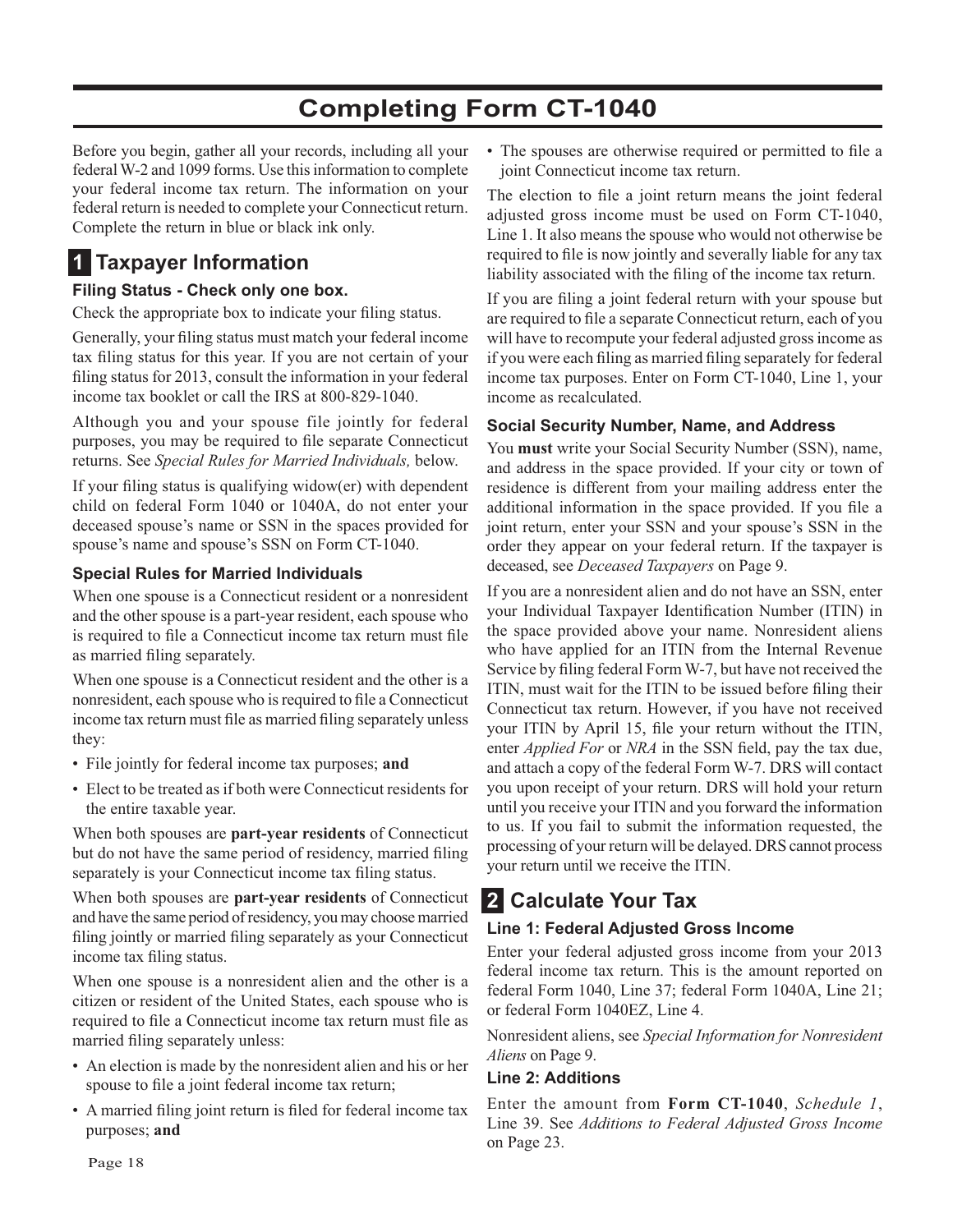# Completing Form CT-1040

Before you begin, gather all your records, including all your federal W-2 and 1099 forms. Use this information to complete your federal income tax return. The information on your federal return is needed to complete your Connecticut return. Complete the return in blue or black ink only.

## 1 Taxpayer Information

### Filing Status - Check only one box.

Check the appropriate box to indicate your filing status.

Generally, your filing status must match your federal income tax filing status for this year. If you are not certain of your filing status for 2013, consult the information in your federal income tax booklet or call the IRS at 800-829-1040.

Although you and your spouse file jointly for federal purposes, you may be required to file separate Connecticut returns. See *Special Rules for Married Individuals,* below.

If your filing status is qualifying widow(er) with dependent child on federal Form 1040 or 1040A, do not enter your deceased spouse's name or SSN in the spaces provided for spouse's name and spouse's SSN on Form CT-1040.

### Special Rules for Married Individuals

When one spouse is a Connecticut resident or a nonresident and the other spouse is a part-year resident, each spouse who is required to file a Connecticut income tax return must file as married filing separately.

When one spouse is a Connecticut resident and the other is a nonresident, each spouse who is required to file a Connecticut income tax return must file as married filing separately unless they:

- File jointly for federal income tax purposes; **and**
- Elect to be treated as if both were Connecticut residents for the entire taxable year.

When both spouses are **part-year residents** of Connecticut but do not have the same period of residency, married filing separately is your Connecticut income tax filing status.

When both spouses are **part-year residents** of Connecticut and have the same period of residency, you may choose married filing jointly or married filing separately as your Connecticut income tax filing status.

When one spouse is a nonresident alien and the other is a citizen or resident of the United States, each spouse who is required to file a Connecticut income tax return must file as married filing separately unless:

- An election is made by the nonresident alien and his or her spouse to file a joint federal income tax return;
- A married filing joint return is filed for federal income tax purposes; **and**
- The spouses are otherwise required or permitted to file a joint Connecticut income tax return.

The election to file a joint return means the joint federal adjusted gross income must be used on Form CT-1040, Line 1. It also means the spouse who would not otherwise be required to file is now jointly and severally liable for any tax liability associated with the filing of the income tax return.

If you are filing a joint federal return with your spouse but are required to file a separate Connecticut return, each of you will have to recompute your federal adjusted gross income as if you were each filing as married filing separately for federal income tax purposes. Enter on Form CT-1040, Line 1, your income as recalculated.

### Social Security Number, Name, and Address

You **must** write your Social Security Number (SSN), name, and address in the space provided. If your city or town of residence is different from your mailing address enter the additional information in the space provided. If you file a joint return, enter your SSN and your spouse's SSN in the order they appear on your federal return. If the taxpayer is deceased, see *Deceased Taxpayers* on Page 9.

If you are a nonresident alien and do not have an SSN, enter your Individual Taxpayer Identification Number (ITIN) in the space provided above your name. Nonresident aliens who have applied for an ITIN from the Internal Revenue Service by filing federal Form W-7, but have not received the ITIN, must wait for the ITIN to be issued before filing their Connecticut tax return. However, if you have not received your ITIN by April 15, file your return without the ITIN, enter *Applied For* or *NRA* in the SSN field, pay the tax due, and attach a copy of the federal Form W-7. DRS will contact you upon receipt of your return. DRS will hold your return until you receive your ITIN and you forward the information to us. If you fail to submit the information requested, the processing of your return will be delayed. DRS cannot process your return until we receive the ITIN.

## 2 Calculate Your Tax

### Line 1: Federal Adjusted Gross Income

Enter your federal adjusted gross income from your 2013 federal income tax return. This is the amount reported on federal Form 1040, Line 37; federal Form 1040A, Line 21; or federal Form 1040EZ, Line 4.

Nonresident aliens, see *Special Information for Nonresident Aliens* on Page 9.

### Line 2: Additions

Enter the amount from **Form CT-1040**, *Schedule 1*, Line 39. See *Additions to Federal Adjusted Gross Income* on Page 23.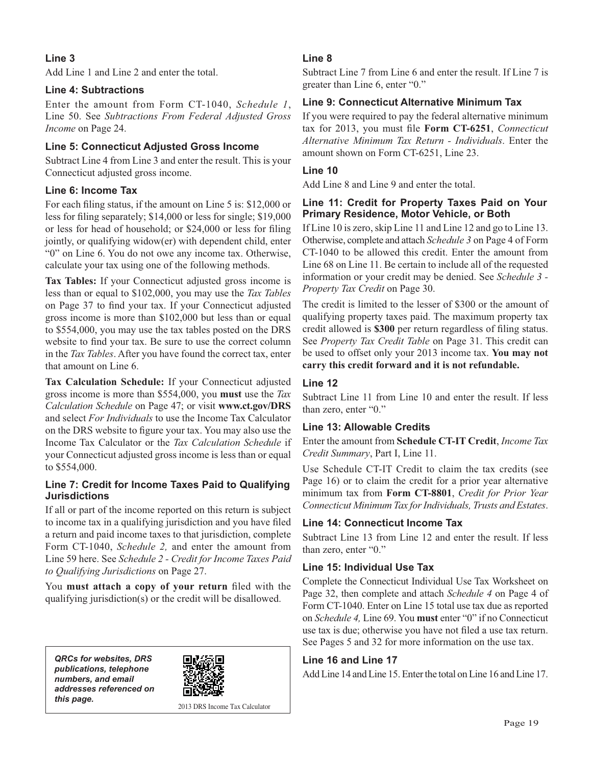### Line 3

Add Line 1 and Line 2 and enter the total.

### Line 4: Subtractions

Enter the amount from Form CT-1040, *Schedule 1*, Line 50. See *Subtractions From Federal Adjusted Gross Income* on Page 24.

### Line 5: Connecticut Adjusted Gross Income

Subtract Line 4 from Line 3 and enter the result. This is your Connecticut adjusted gross income.

### Line 6: Income Tax

For each filing status, if the amount on Line 5 is: $12,000 or less for filing separately; $14,000 or less for single; $19,000 or less for head of household; or $24,000 or less for filing jointly, or qualifying widow(er) with dependent child, enter "0" on Line 6. You do not owe any income tax. Otherwise, calculate your tax using one of the following methods.

**Tax Tables:** If your Connecticut adjusted gross income is less than or equal to $102,000, you may use the *Tax Tables* on Page 37 to find your tax. If your Connecticut adjusted gross income is more than $102,000 but less than or equal to $554,000, you may use the tax tables posted on the DRS website to find your tax. Be sure to use the correct column in the *Tax Tables*. After you have found the correct tax, enter that amount on Line 6.

**Tax Calculation Schedule:** If your Connecticut adjusted gross income is more than $554,000, you **must** use the *Tax Calculation Schedule* on Page 47; or visit **www.ct.gov/DRS** and select *For Individuals* to use the Income Tax Calculator on the DRS website to figure your tax. You may also use the Income Tax Calculator or the *Tax Calculation Schedule* if your Connecticut adjusted gross income is less than or equal to $554,000.

### Line 7: Credit for Income Taxes Paid to Qualifying Jurisdictions

If all or part of the income reported on this return is subject to income tax in a qualifying jurisdiction and you have filed a return and paid income taxes to that jurisdiction, complete Form CT-1040, *Schedule 2,* and enter the amount from Line 59 here. See *Schedule 2 - Credit for Income Taxes Paid to Qualifying Jurisdictions* on Page 27.

You **must attach a copy of your return** filed with the qualifying jurisdiction(s) or the credit will be disallowed.

***QRCs for websites, DRS publications, telephone numbers, and email addresses referenced on this page.***

2013 DRS Income Tax Calculator

### Line 8

Subtract Line 7 from Line 6 and enter the result. If Line 7 is greater than Line 6, enter "0."

### Line 9: Connecticut Alternative Minimum Tax

If you were required to pay the federal alternative minimum tax for 2013, you must file **Form CT-6251**, *Connecticut Alternative Minimum Tax Return - Individuals*. Enter the amount shown on Form CT-6251, Line 23.

### Line 10

Add Line 8 and Line 9 and enter the total.

### Line 11: Credit for Property Taxes Paid on Your Primary Residence, Motor Vehicle, or Both

If Line 10 is zero, skip Line 11 and Line 12 and go to Line 13. Otherwise, complete and attach *Schedule 3* on Page 4 of Form CT-1040 to be allowed this credit. Enter the amount from Line 68 on Line 11. Be certain to include all of the requested information or your credit may be denied. See *Schedule 3 - Property Tax Credit* on Page 30.

The credit is limited to the lesser of $300 or the amount of qualifying property taxes paid. The maximum property tax credit allowed is **$300** per return regardless of filing status. See *Property Tax Credit Table* on Page 31. This credit can be used to offset only your 2013 income tax. **You may not carry this credit forward and it is not refundable.**

### Line 12

Subtract Line 11 from Line 10 and enter the result. If less than zero, enter "0."

### Line 13: Allowable Credits

Enter the amount from **Schedule CT-IT Credit**, *Income Tax Credit Summary*, Part I, Line 11.

Use Schedule CT-IT Credit to claim the tax credits (see Page 16) or to claim the credit for a prior year alternative minimum tax from **Form CT-8801**, *Credit for Prior Year Connecticut Minimum Tax for Individuals, Trusts and Estates*.

### Line 14: Connecticut Income Tax

Subtract Line 13 from Line 12 and enter the result. If less than zero, enter "0."

### Line 15: Individual Use Tax

Complete the Connecticut Individual Use Tax Worksheet on Page 32, then complete and attach *Schedule 4* on Page 4 of Form CT-1040. Enter on Line 15 total use tax due as reported on *Schedule 4,* Line 69. You **must** enter "0" if no Connecticut use tax is due; otherwise you have not filed a use tax return. See Pages 5 and 32 for more information on the use tax.

### Line 16 and Line 17

Add Line 14 and Line 15. Enter the total on Line 16 and Line 17.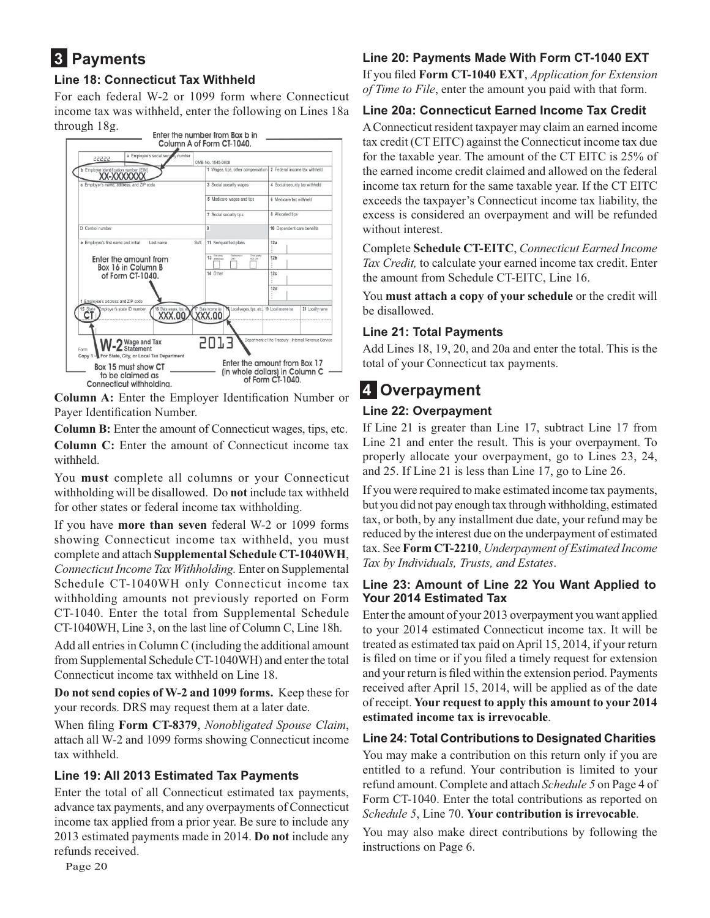## 3 Payments

### Line 18: Connecticut Tax Withheld

For each federal W-2 or 1099 form where Connecticut income tax was withheld, enter the following on Lines 18a through 18g.

Enter the number from Box b in Column A of Form CT-1040.

Enter the amount from Box 16 in Column B of Form CT-1040.

Box 15 must show CT to be claimed as Connecticut withholding.

Enter the amount from Box 17 (in whole dollars) in Column C of Form CT-1040.

**Column A:** Enter the Employer Identification Number or Payer Identification Number.

**Column B:** Enter the amount of Connecticut wages, tips, etc.

**Column C:** Enter the amount of Connecticut income tax withheld.

You **must** complete all columns or your Connecticut withholding will be disallowed. Do **not** include tax withheld for other states or federal income tax withholding.

If you have **more than seven** federal W-2 or 1099 forms showing Connecticut income tax withheld, you must complete and attach **Supplemental Schedule CT-1040WH**, *Connecticut Income Tax Withholding.* Enter on Supplemental Schedule CT-1040WH only Connecticut income tax withholding amounts not previously reported on Form CT-1040. Enter the total from Supplemental Schedule CT-1040WH, Line 3, on the last line of Column C, Line 18h.

Add all entries in Column C (including the additional amount from Supplemental Schedule CT-1040WH) and enter the total Connecticut income tax withheld on Line 18.

**Do not send copies of W-2 and 1099 forms.** Keep these for your records. DRS may request them at a later date.

When filing **Form CT-8379**, *Nonobligated Spouse Claim*, attach all W-2 and 1099 forms showing Connecticut income tax withheld.

### Line 19: All 2013 Estimated Tax Payments

Enter the total of all Connecticut estimated tax payments, advance tax payments, and any overpayments of Connecticut income tax applied from a prior year. Be sure to include any 2013 estimated payments made in 2014. **Do not** include any refunds received.

### Line 20: Payments Made With Form CT-1040 EXT

If you filed **Form CT-1040 EXT**, *Application for Extension of Time to File*, enter the amount you paid with that form.

### Line 20a: Connecticut Earned Income Tax Credit

A Connecticut resident taxpayer may claim an earned income tax credit (CT EITC) against the Connecticut income tax due for the taxable year. The amount of the CT EITC is 25% of the earned income credit claimed and allowed on the federal income tax return for the same taxable year. If the CT EITC exceeds the taxpayer's Connecticut income tax liability, the excess is considered an overpayment and will be refunded without interest.

Complete **Schedule CT-EITC**, *Connecticut Earned Income Tax Credit,* to calculate your earned income tax credit. Enter the amount from Schedule CT-EITC, Line 16.

You **must attach a copy of your schedule** or the credit will be disallowed.

### Line 21: Total Payments

Add Lines 18, 19, 20, and 20a and enter the total. This is the total of your Connecticut tax payments.

## 4 Overpayment

### Line 22: Overpayment

If Line 21 is greater than Line 17, subtract Line 17 from Line 21 and enter the result. This is your overpayment. To properly allocate your overpayment, go to Lines 23, 24, and 25. If Line 21 is less than Line 17, go to Line 26.

If you were required to make estimated income tax payments, but you did not pay enough tax through withholding, estimated tax, or both, by any installment due date, your refund may be reduced by the interest due on the underpayment of estimated tax. See **Form CT-2210**, *Underpayment of Estimated Income Tax by Individuals, Trusts, and Estates*.

### Line 23: Amount of Line 22 You Want Applied to Your 2014 Estimated Tax

Enter the amount of your 2013 overpayment you want applied to your 2014 estimated Connecticut income tax. It will be treated as estimated tax paid on April 15, 2014, if your return is filed on time or if you filed a timely request for extension and your return is filed within the extension period. Payments received after April 15, 2014, will be applied as of the date of receipt. **Your request to apply this amount to your 2014 estimated income tax is irrevocable**.

### Line 24: Total Contributions to Designated Charities

You may make a contribution on this return only if you are entitled to a refund. Your contribution is limited to your refund amount. Complete and attach *Schedule 5* on Page 4 of Form CT-1040. Enter the total contributions as reported on *Schedule 5*, Line 70. **Your contribution is irrevocable**.

You may also make direct contributions by following the instructions on Page 6.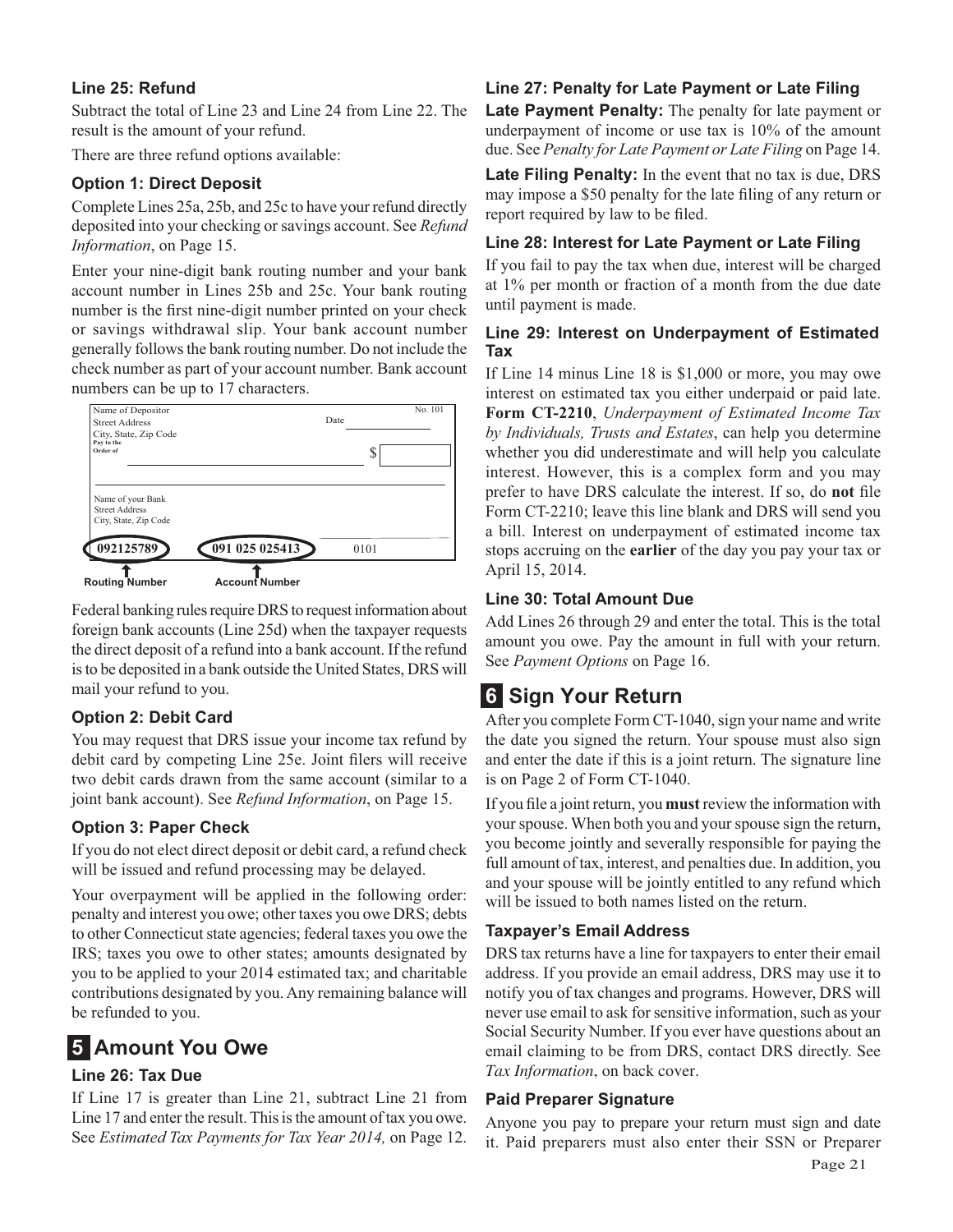### Line 25: Refund

Subtract the total of Line 23 and Line 24 from Line 22. The result is the amount of your refund.

There are three refund options available:

#### Option 1: Direct Deposit

Complete Lines 25a, 25b, and 25c to have your refund directly deposited into your checking or savings account. See *Refund Information*, on Page 15.

Enter your nine-digit bank routing number and your bank account number in Lines 25b and 25c. Your bank routing number is the first nine-digit number printed on your check or savings withdrawal slip. Your bank account number generally follows the bank routing number. Do not include the check number as part of your account number. Bank account numbers can be up to 17 characters.

Name of Depositor
Street Address
City, State, Zip Code
Pay to the Order of
Date
No. 101
$
Name of your Bank
Street Address
City, State, Zip Code
092125789 091 025 025413 0101
Routing Number Account Number

Federal banking rules require DRS to request information about foreign bank accounts (Line 25d) when the taxpayer requests the direct deposit of a refund into a bank account. If the refund is to be deposited in a bank outside the United States, DRS will mail your refund to you.

#### Option 2: Debit Card

You may request that DRS issue your income tax refund by debit card by competing Line 25e. Joint filers will receive two debit cards drawn from the same account (similar to a joint bank account). See *Refund Information*, on Page 15.

#### Option 3: Paper Check

If you do not elect direct deposit or debit card, a refund check will be issued and refund processing may be delayed.

Your overpayment will be applied in the following order: penalty and interest you owe; other taxes you owe DRS; debts to other Connecticut state agencies; federal taxes you owe the IRS; taxes you owe to other states; amounts designated by you to be applied to your 2014 estimated tax; and charitable contributions designated by you. Any remaining balance will be refunded to you.

## 5 Amount You Owe

### Line 26: Tax Due

If Line 17 is greater than Line 21, subtract Line 21 from Line 17 and enter the result. This is the amount of tax you owe. See *Estimated Tax Payments for Tax Year 2014,* on Page 12.

### Line 27: Penalty for Late Payment or Late Filing

**Late Payment Penalty:** The penalty for late payment or underpayment of income or use tax is 10% of the amount due. See *Penalty for Late Payment or Late Filing* on Page 14.

**Late Filing Penalty:** In the event that no tax is due, DRS may impose a $50 penalty for the late filing of any return or report required by law to be filed.

### Line 28: Interest for Late Payment or Late Filing

If you fail to pay the tax when due, interest will be charged at 1% per month or fraction of a month from the due date until payment is made.

### Line 29: Interest on Underpayment of Estimated Tax

If Line 14 minus Line 18 is $1,000 or more, you may owe interest on estimated tax you either underpaid or paid late. **Form CT-2210**, *Underpayment of Estimated Income Tax by Individuals, Trusts and Estates*, can help you determine whether you did underestimate and will help you calculate interest. However, this is a complex form and you may prefer to have DRS calculate the interest. If so, do **not** file Form CT-2210; leave this line blank and DRS will send you a bill. Interest on underpayment of estimated income tax stops accruing on the **earlier** of the day you pay your tax or April 15, 2014.

### Line 30: Total Amount Due

Add Lines 26 through 29 and enter the total. This is the total amount you owe. Pay the amount in full with your return. See *Payment Options* on Page 16.

## 6 Sign Your Return

After you complete Form CT-1040, sign your name and write the date you signed the return. Your spouse must also sign and enter the date if this is a joint return. The signature line is on Page 2 of Form CT-1040.

If you file a joint return, you **must** review the information with your spouse. When both you and your spouse sign the return, you become jointly and severally responsible for paying the full amount of tax, interest, and penalties due. In addition, you and your spouse will be jointly entitled to any refund which will be issued to both names listed on the return.

### Taxpayer's Email Address

DRS tax returns have a line for taxpayers to enter their email address. If you provide an email address, DRS may use it to notify you of tax changes and programs. However, DRS will never use email to ask for sensitive information, such as your Social Security Number. If you ever have questions about an email claiming to be from DRS, contact DRS directly. See *Tax Information*, on back cover.

### Paid Preparer Signature

Anyone you pay to prepare your return must sign and date it. Paid preparers must also enter their SSN or Preparer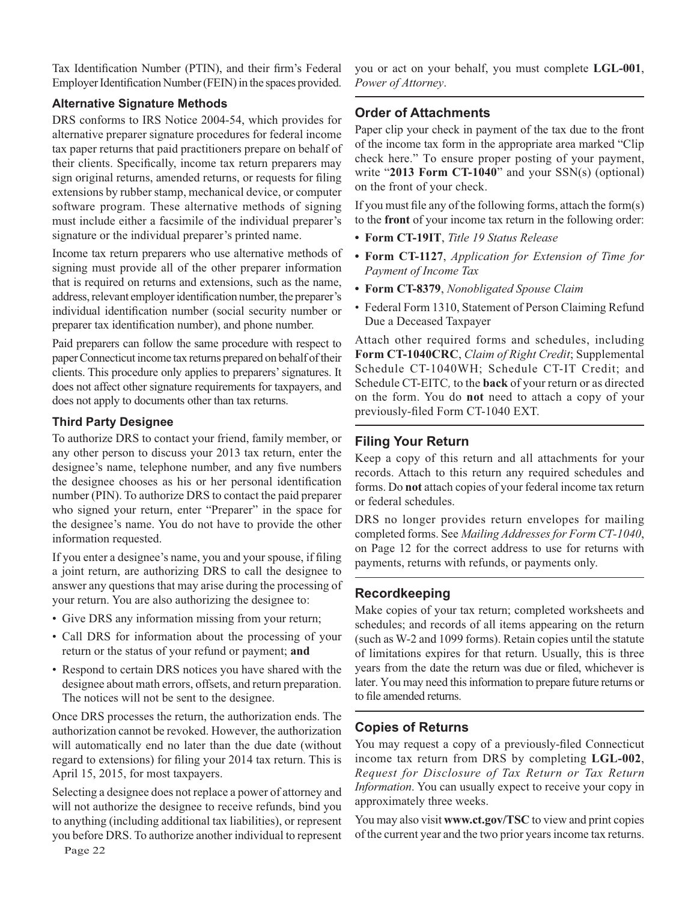Tax Identification Number (PTIN), and their firm's Federal Employer Identification Number (FEIN) in the spaces provided.

### Alternative Signature Methods

DRS conforms to IRS Notice 2004-54, which provides for alternative preparer signature procedures for federal income tax paper returns that paid practitioners prepare on behalf of their clients. Specifically, income tax return preparers may sign original returns, amended returns, or requests for filing extensions by rubber stamp, mechanical device, or computer software program. These alternative methods of signing must include either a facsimile of the individual preparer's signature or the individual preparer's printed name.

Income tax return preparers who use alternative methods of signing must provide all of the other preparer information that is required on returns and extensions, such as the name, address, relevant employer identification number, the preparer's individual identification number (social security number or preparer tax identification number), and phone number.

Paid preparers can follow the same procedure with respect to paper Connecticut income tax returns prepared on behalf of their clients. This procedure only applies to preparers' signatures. It does not affect other signature requirements for taxpayers, and does not apply to documents other than tax returns.

### Third Party Designee

To authorize DRS to contact your friend, family member, or any other person to discuss your 2013 tax return, enter the designee's name, telephone number, and any five numbers the designee chooses as his or her personal identification number (PIN). To authorize DRS to contact the paid preparer who signed your return, enter "Preparer" in the space for the designee's name. You do not have to provide the other information requested.

If you enter a designee's name, you and your spouse, if filing a joint return, are authorizing DRS to call the designee to answer any questions that may arise during the processing of your return. You are also authorizing the designee to:

- Give DRS any information missing from your return;
- Call DRS for information about the processing of your return or the status of your refund or payment; **and**
- Respond to certain DRS notices you have shared with the designee about math errors, offsets, and return preparation. The notices will not be sent to the designee.

Once DRS processes the return, the authorization ends. The authorization cannot be revoked. However, the authorization will automatically end no later than the due date (without regard to extensions) for filing your 2014 tax return. This is April 15, 2015, for most taxpayers.

Selecting a designee does not replace a power of attorney and will not authorize the designee to receive refunds, bind you to anything (including additional tax liabilities), or represent you before DRS. To authorize another individual to represent you or act on your behalf, you must complete **LGL-001**, *Power of Attorney*.

## Order of Attachments

Paper clip your check in payment of the tax due to the front of the income tax form in the appropriate area marked "Clip check here." To ensure proper posting of your payment, write "**2013 Form CT-1040**" and your SSN(s) (optional) on the front of your check.

If you must file any of the following forms, attach the form(s) to the **front** of your income tax return in the following order:

- **Form CT-19IT**, *Title 19 Status Release*
- **Form CT-1127**, *Application for Extension of Time for Payment of Income Tax*
- **Form CT-8379**, *Nonobligated Spouse Claim*
- Federal Form 1310, Statement of Person Claiming Refund Due a Deceased Taxpayer

Attach other required forms and schedules, including **Form CT-1040CRC**, *Claim of Right Credit*; Supplemental Schedule CT-1040WH; Schedule CT-IT Credit; and Schedule CT-EITC*,* to the **back** of your return or as directed on the form. You do **not** need to attach a copy of your previously-filed Form CT-1040 EXT.

## Filing Your Return

Keep a copy of this return and all attachments for your records. Attach to this return any required schedules and forms. Do **not** attach copies of your federal income tax return or federal schedules.

DRS no longer provides return envelopes for mailing completed forms. See *Mailing Addresses for Form CT-1040*, on Page 12 for the correct address to use for returns with payments, returns with refunds, or payments only.

## Recordkeeping

Make copies of your tax return; completed worksheets and schedules; and records of all items appearing on the return (such as W-2 and 1099 forms). Retain copies until the statute of limitations expires for that return. Usually, this is three years from the date the return was due or filed, whichever is later. You may need this information to prepare future returns or to file amended returns.

## Copies of Returns

You may request a copy of a previously-filed Connecticut income tax return from DRS by completing **LGL-002**, *Request for Disclosure of Tax Return or Tax Return Information*. You can usually expect to receive your copy in approximately three weeks.

You may also visit **www.ct.gov/TSC** to view and print copies of the current year and the two prior years income tax returns.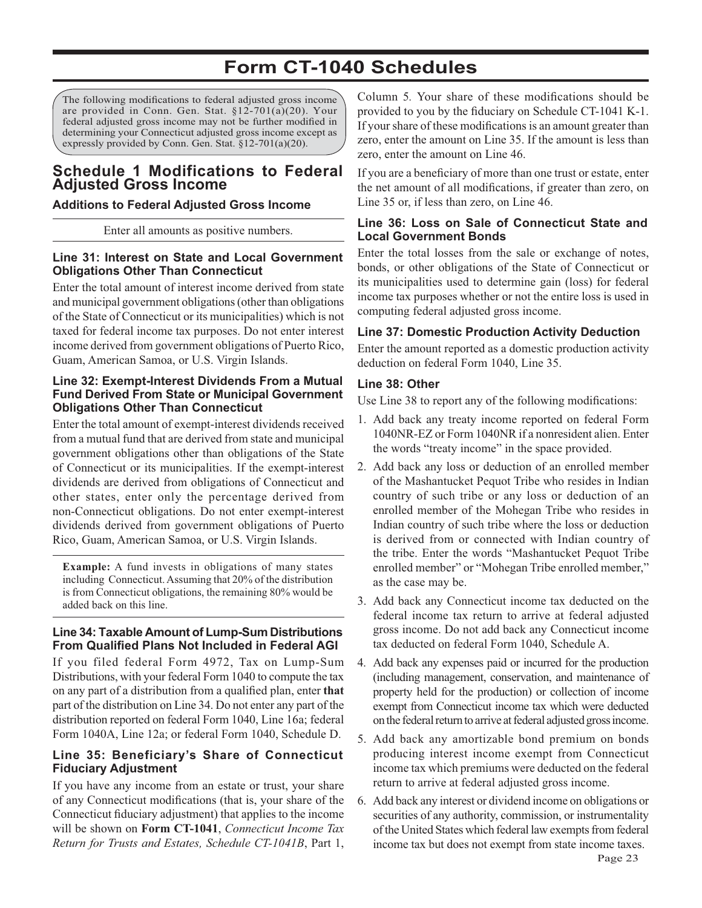# Form CT-1040 Schedules

The following modifications to federal adjusted gross income are provided in Conn. Gen. Stat. §12-701(a)(20). Your federal adjusted gross income may not be further modified in determining your Connecticut adjusted gross income except as expressly provided by Conn. Gen. Stat. §12-701(a)(20).

## Schedule 1 Modifications to Federal Adjusted Gross Income

### Additions to Federal Adjusted Gross Income

Enter all amounts as positive numbers.

#### Line 31: Interest on State and Local Government Obligations Other Than Connecticut

Enter the total amount of interest income derived from state and municipal government obligations (other than obligations of the State of Connecticut or its municipalities) which is not taxed for federal income tax purposes. Do not enter interest income derived from government obligations of Puerto Rico, Guam, American Samoa, or U.S. Virgin Islands.

#### Line 32: Exempt-Interest Dividends From a Mutual Fund Derived From State or Municipal Government Obligations Other Than Connecticut

Enter the total amount of exempt-interest dividends received from a mutual fund that are derived from state and municipal government obligations other than obligations of the State of Connecticut or its municipalities. If the exempt-interest dividends are derived from obligations of Connecticut and other states, enter only the percentage derived from non-Connecticut obligations. Do not enter exempt-interest dividends derived from government obligations of Puerto Rico, Guam, American Samoa, or U.S. Virgin Islands.

**Example:** A fund invests in obligations of many states including Connecticut. Assuming that 20% of the distribution is from Connecticut obligations, the remaining 80% would be added back on this line.

#### Line 34: Taxable Amount of Lump-Sum Distributions From Qualified Plans Not Included in Federal AGI

If you filed federal Form 4972, Tax on Lump-Sum Distributions, with your federal Form 1040 to compute the tax on any part of a distribution from a qualified plan, enter **that** part of the distribution on Line 34. Do not enter any part of the distribution reported on federal Form 1040, Line 16a; federal Form 1040A, Line 12a; or federal Form 1040, Schedule D.

#### Line 35: Beneficiary's Share of Connecticut Fiduciary Adjustment

If you have any income from an estate or trust, your share of any Connecticut modifications (that is, your share of the Connecticut fiduciary adjustment) that applies to the income will be shown on **Form CT-1041**, *Connecticut Income Tax Return for Trusts and Estates, Schedule CT-1041B*, Part 1, Column 5*.* Your share of these modifications should be provided to you by the fiduciary on Schedule CT-1041 K-1. If your share of these modifications is an amount greater than zero, enter the amount on Line 35. If the amount is less than zero, enter the amount on Line 46.

If you are a beneficiary of more than one trust or estate, enter the net amount of all modifications, if greater than zero, on Line 35 or, if less than zero, on Line 46.

#### Line 36: Loss on Sale of Connecticut State and Local Government Bonds

Enter the total losses from the sale or exchange of notes, bonds, or other obligations of the State of Connecticut or its municipalities used to determine gain (loss) for federal income tax purposes whether or not the entire loss is used in computing federal adjusted gross income.

#### Line 37: Domestic Production Activity Deduction

Enter the amount reported as a domestic production activity deduction on federal Form 1040, Line 35.

#### Line 38: Other

Use Line 38 to report any of the following modifications:

1. Add back any treaty income reported on federal Form 1040NR-EZ or Form 1040NR if a nonresident alien. Enter the words "treaty income" in the space provided.
2. Add back any loss or deduction of an enrolled member of the Mashantucket Pequot Tribe who resides in Indian country of such tribe or any loss or deduction of an enrolled member of the Mohegan Tribe who resides in Indian country of such tribe where the loss or deduction is derived from or connected with Indian country of the tribe. Enter the words "Mashantucket Pequot Tribe enrolled member" or "Mohegan Tribe enrolled member," as the case may be.
3. Add back any Connecticut income tax deducted on the federal income tax return to arrive at federal adjusted gross income. Do not add back any Connecticut income tax deducted on federal Form 1040, Schedule A.
4. Add back any expenses paid or incurred for the production (including management, conservation, and maintenance of property held for the production) or collection of income exempt from Connecticut income tax which were deducted on the federal return to arrive at federal adjusted gross income.
5. Add back any amortizable bond premium on bonds producing interest income exempt from Connecticut income tax which premiums were deducted on the federal return to arrive at federal adjusted gross income.
6. Add back any interest or dividend income on obligations or securities of any authority, commission, or instrumentality of the United States which federal law exempts from federal income tax but does not exempt from state income taxes.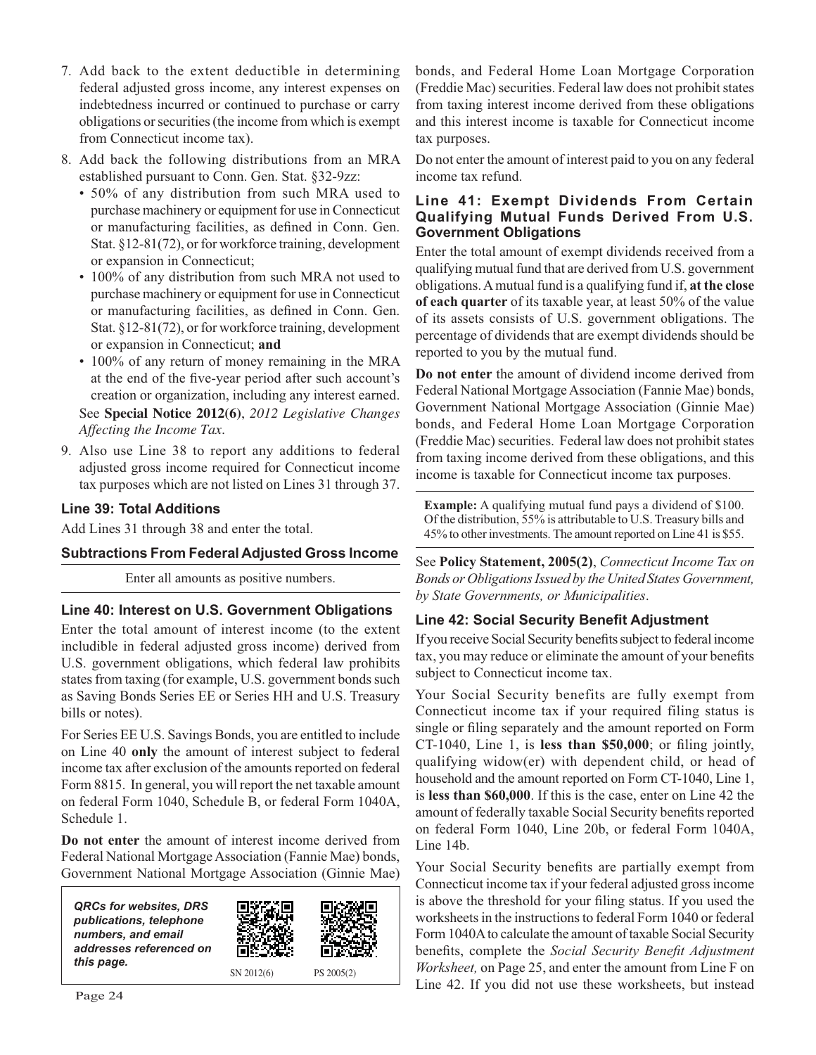7. Add back to the extent deductible in determining federal adjusted gross income, any interest expenses on indebtedness incurred or continued to purchase or carry obligations or securities (the income from which is exempt from Connecticut income tax).
8. Add back the following distributions from an MRA established pursuant to Conn. Gen. Stat. §32-9zz:
   - 50% of any distribution from such MRA used to purchase machinery or equipment for use in Connecticut or manufacturing facilities, as defined in Conn. Gen. Stat. §12-81(72), or for workforce training, development or expansion in Connecticut;
   - 100% of any distribution from such MRA not used to purchase machinery or equipment for use in Connecticut or manufacturing facilities, as defined in Conn. Gen. Stat. §12-81(72), or for workforce training, development or expansion in Connecticut; **and**
   - 100% of any return of money remaining in the MRA at the end of the five-year period after such account's creation or organization, including any interest earned.

   See **Special Notice 2012(6)**, *2012 Legislative Changes Affecting the Income Tax*.
9. Also use Line 38 to report any additions to federal adjusted gross income required for Connecticut income tax purposes which are not listed on Lines 31 through 37.

### Line 39: Total Additions

Add Lines 31 through 38 and enter the total.

### Subtractions From Federal Adjusted Gross Income

Enter all amounts as positive numbers.

### Line 40: Interest on U.S. Government Obligations

Enter the total amount of interest income (to the extent includible in federal adjusted gross income) derived from U.S. government obligations, which federal law prohibits states from taxing (for example, U.S. government bonds such as Saving Bonds Series EE or Series HH and U.S. Treasury bills or notes).

For Series EE U.S. Savings Bonds, you are entitled to include on Line 40 **only** the amount of interest subject to federal income tax after exclusion of the amounts reported on federal Form 8815. In general, you will report the net taxable amount on federal Form 1040, Schedule B, or federal Form 1040A, Schedule 1.

**Do not enter** the amount of interest income derived from Federal National Mortgage Association (Fannie Mae) bonds, Government National Mortgage Association (Ginnie Mae) bonds, and Federal Home Loan Mortgage Corporation (Freddie Mac) securities. Federal law does not prohibit states from taxing interest income derived from these obligations and this interest income is taxable for Connecticut income tax purposes.

Do not enter the amount of interest paid to you on any federal income tax refund.

*QRCs for websites, DRS publications, telephone numbers, and email addresses referenced on this page.*

SN 2012(6) PS 2005(2)

### Line 41: Exempt Dividends From Certain Qualifying Mutual Funds Derived From U.S. Government Obligations

Enter the total amount of exempt dividends received from a qualifying mutual fund that are derived from U.S. government obligations. A mutual fund is a qualifying fund if, **at the close of each quarter** of its taxable year, at least 50% of the value of its assets consists of U.S. government obligations. The percentage of dividends that are exempt dividends should be reported to you by the mutual fund.

**Do not enter** the amount of dividend income derived from Federal National Mortgage Association (Fannie Mae) bonds, Government National Mortgage Association (Ginnie Mae) bonds, and Federal Home Loan Mortgage Corporation (Freddie Mac) securities. Federal law does not prohibit states from taxing income derived from these obligations, and this income is taxable for Connecticut income tax purposes.

**Example:** A qualifying mutual fund pays a dividend of $100. Of the distribution, 55% is attributable to U.S. Treasury bills and 45% to other investments. The amount reported on Line 41 is $55.

See **Policy Statement, 2005(2)**, *Connecticut Income Tax on Bonds or Obligations Issued by the United States Government, by State Governments, or Municipalities*.

### Line 42: Social Security Benefit Adjustment

If you receive Social Security benefits subject to federal income tax, you may reduce or eliminate the amount of your benefits subject to Connecticut income tax.

Your Social Security benefits are fully exempt from Connecticut income tax if your required filing status is single or filing separately and the amount reported on Form CT-1040, Line 1, is **less than $50,000**; or filing jointly, qualifying widow(er) with dependent child, or head of household and the amount reported on Form CT-1040, Line 1, is **less than $60,000**. If this is the case, enter on Line 42 the amount of federally taxable Social Security benefits reported on federal Form 1040, Line 20b, or federal Form 1040A, Line 14b.

Your Social Security benefits are partially exempt from Connecticut income tax if your federal adjusted gross income is above the threshold for your filing status. If you used the worksheets in the instructions to federal Form 1040 or federal Form 1040A to calculate the amount of taxable Social Security benefits, complete the *Social Security Benefit Adjustment Worksheet,* on Page 25, and enter the amount from Line F on Line 42. If you did not use these worksheets, but instead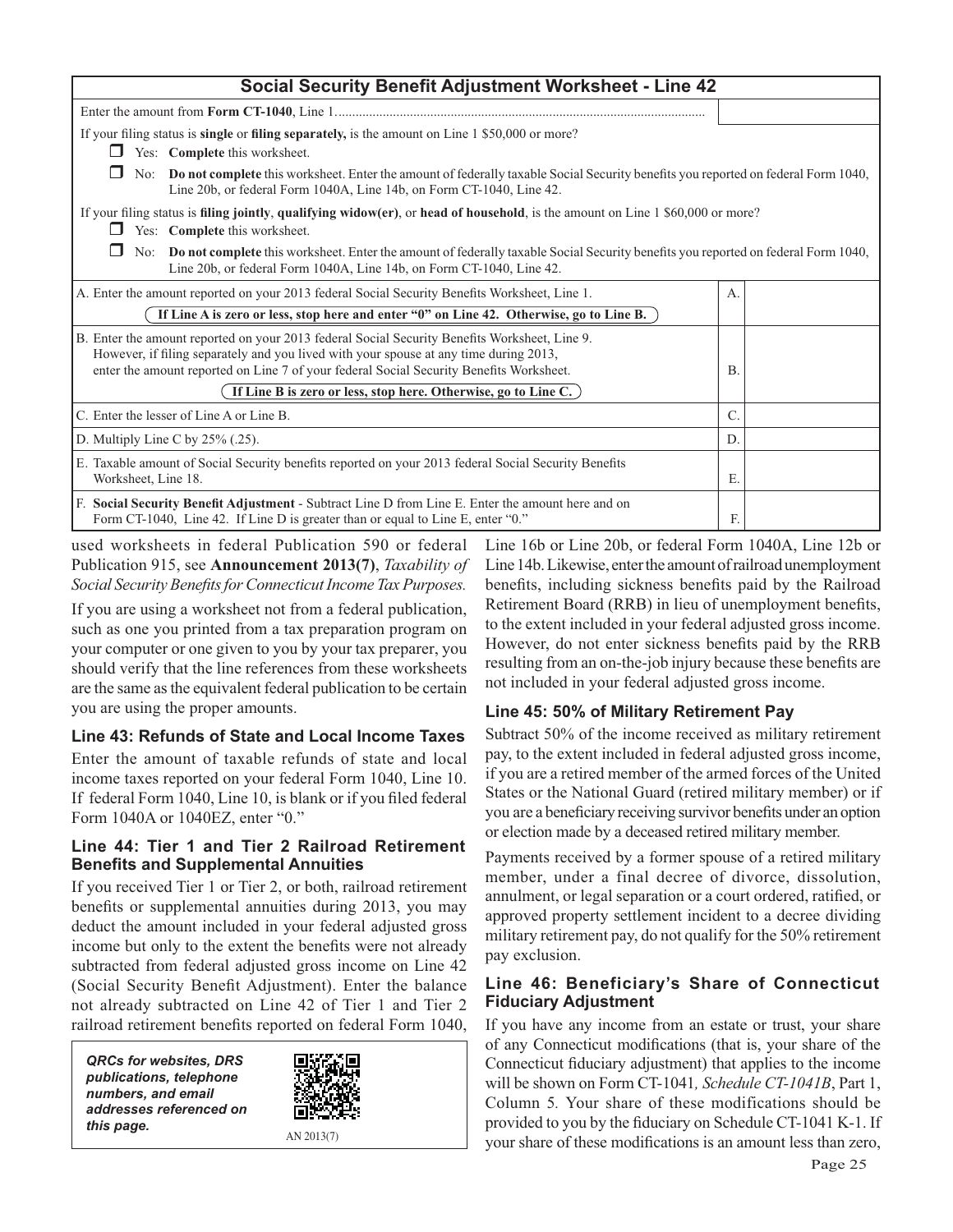## Social Security Benefit Adjustment Worksheet - Line 42

Enter the amount from **Form CT-1040**, Line 1

If your filing status is **single** or **filing separately,** is the amount on Line 1 $50,000 or more?

- ☐ Yes: **Complete** this worksheet.
- ☐ No: **Do not complete** this worksheet. Enter the amount of federally taxable Social Security benefits you reported on federal Form 1040, Line 20b, or federal Form 1040A, Line 14b, on Form CT-1040, Line 42.

If your filing status is **filing jointly**, **qualifying widow(er)**, or **head of household**, is the amount on Line 1 $60,000 or more?

- ☐ Yes: **Complete** this worksheet.
- ☐ No: **Do not complete** this worksheet. Enter the amount of federally taxable Social Security benefits you reported on federal Form 1040, Line 20b, or federal Form 1040A, Line 14b, on Form CT-1040, Line 42.

| | | |
|---|---|---|
| A. Enter the amount reported on your 2013 federal Social Security Benefits Worksheet, Line 1. **If Line A is zero or less, stop here and enter "0" on Line 42. Otherwise, go to Line B.** | A. | |
| B. Enter the amount reported on your 2013 federal Social Security Benefits Worksheet, Line 9. However, if filing separately and you lived with your spouse at any time during 2013, enter the amount reported on Line 7 of your federal Social Security Benefits Worksheet. **If Line B is zero or less, stop here. Otherwise, go to Line C.** | B. | |
| C. Enter the lesser of Line A or Line B. | C. | |
| D. Multiply Line C by 25% (.25). | D. | |
| E. Taxable amount of Social Security benefits reported on your 2013 federal Social Security Benefits Worksheet, Line 18. | E. | |
| F. **Social Security Benefit Adjustment** - Subtract Line D from Line E. Enter the amount here and on Form CT-1040, Line 42. If Line D is greater than or equal to Line E, enter "0." | F. | |

used worksheets in federal Publication 590 or federal Publication 915, see **Announcement 2013(7)**, *Taxability of Social Security Benefits for Connecticut Income Tax Purposes.*

If you are using a worksheet not from a federal publication, such as one you printed from a tax preparation program on your computer or one given to you by your tax preparer, you should verify that the line references from these worksheets are the same as the equivalent federal publication to be certain you are using the proper amounts.

### Line 43: Refunds of State and Local Income Taxes

Enter the amount of taxable refunds of state and local income taxes reported on your federal Form 1040, Line 10. If federal Form 1040, Line 10, is blank or if you filed federal Form 1040A or 1040EZ, enter "0."

### Line 44: Tier 1 and Tier 2 Railroad Retirement Benefits and Supplemental Annuities

If you received Tier 1 or Tier 2, or both, railroad retirement benefits or supplemental annuities during 2013, you may deduct the amount included in your federal adjusted gross income but only to the extent the benefits were not already subtracted from federal adjusted gross income on Line 42 (Social Security Benefit Adjustment). Enter the balance not already subtracted on Line 42 of Tier 1 and Tier 2 railroad retirement benefits reported on federal Form 1040, Line 16b or Line 20b, or federal Form 1040A, Line 12b or Line 14b. Likewise, enter the amount of railroad unemployment benefits, including sickness benefits paid by the Railroad Retirement Board (RRB) in lieu of unemployment benefits, to the extent included in your federal adjusted gross income. However, do not enter sickness benefits paid by the RRB resulting from an on-the-job injury because these benefits are not included in your federal adjusted gross income.

***QRCs for websites, DRS publications, telephone numbers, and email addresses referenced on this page.***

AN 2013(7)

### Line 45: 50% of Military Retirement Pay

Subtract 50% of the income received as military retirement pay, to the extent included in federal adjusted gross income, if you are a retired member of the armed forces of the United States or the National Guard (retired military member) or if you are a beneficiary receiving survivor benefits under an option or election made by a deceased retired military member.

Payments received by a former spouse of a retired military member, under a final decree of divorce, dissolution, annulment, or legal separation or a court ordered, ratified, or approved property settlement incident to a decree dividing military retirement pay, do not qualify for the 50% retirement pay exclusion.

### Line 46: Beneficiary's Share of Connecticut Fiduciary Adjustment

If you have any income from an estate or trust, your share of any Connecticut modifications (that is, your share of the Connecticut fiduciary adjustment) that applies to the income will be shown on Form CT-1041*, Schedule CT-1041B*, Part 1, Column 5*.* Your share of these modifications should be provided to you by the fiduciary on Schedule CT-1041 K-1. If your share of these modifications is an amount less than zero,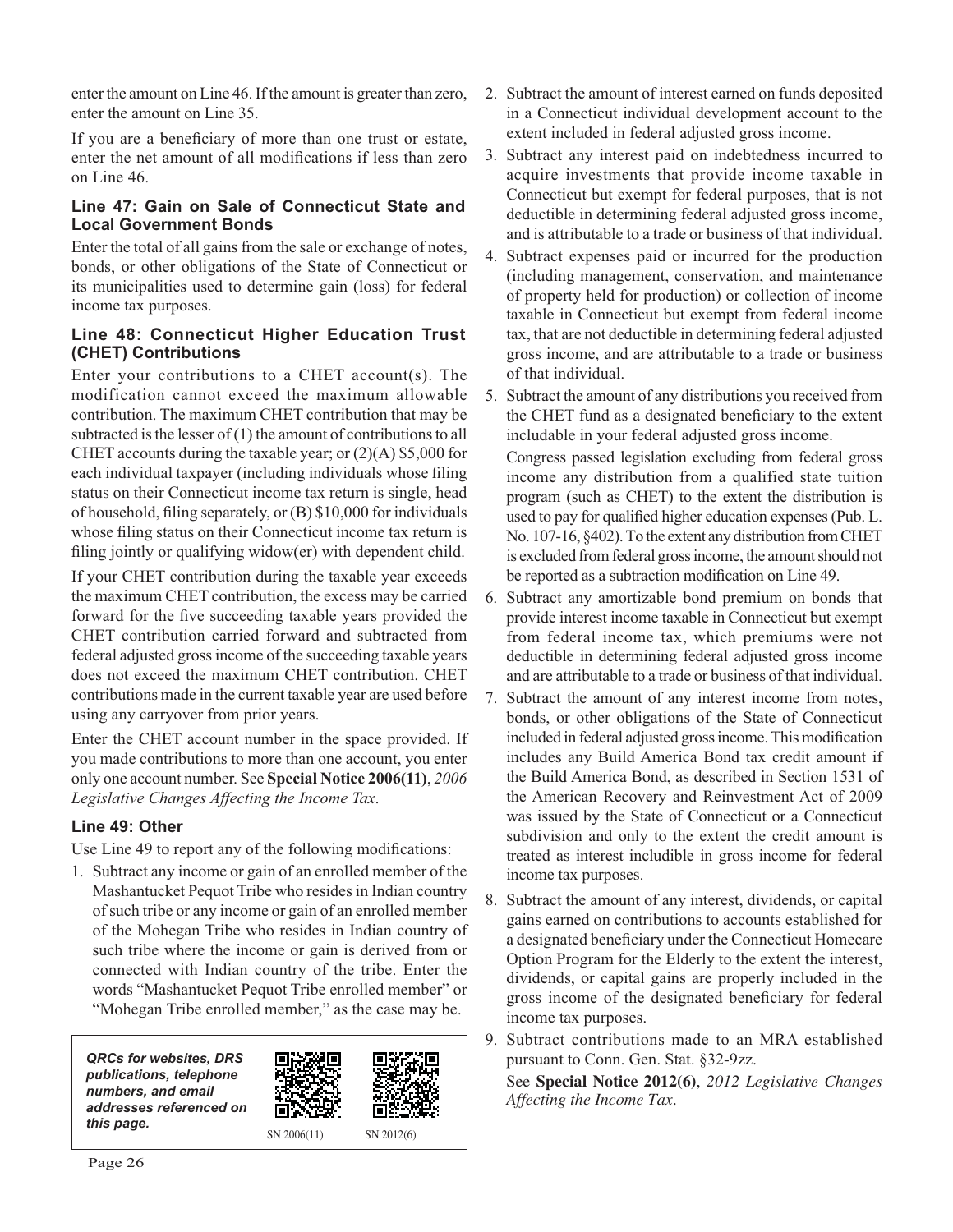enter the amount on Line 46. If the amount is greater than zero, enter the amount on Line 35.

If you are a beneficiary of more than one trust or estate, enter the net amount of all modifications if less than zero on Line 46.

### Line 47: Gain on Sale of Connecticut State and Local Government Bonds

Enter the total of all gains from the sale or exchange of notes, bonds, or other obligations of the State of Connecticut or its municipalities used to determine gain (loss) for federal income tax purposes.

### Line 48: Connecticut Higher Education Trust (CHET) Contributions

Enter your contributions to a CHET account(s). The modification cannot exceed the maximum allowable contribution. The maximum CHET contribution that may be subtracted is the lesser of (1) the amount of contributions to all CHET accounts during the taxable year; or (2)(A) $5,000 for each individual taxpayer (including individuals whose filing status on their Connecticut income tax return is single, head of household, filing separately, or (B) $10,000 for individuals whose filing status on their Connecticut income tax return is filing jointly or qualifying widow(er) with dependent child.

If your CHET contribution during the taxable year exceeds the maximum CHET contribution, the excess may be carried forward for the five succeeding taxable years provided the CHET contribution carried forward and subtracted from federal adjusted gross income of the succeeding taxable years does not exceed the maximum CHET contribution. CHET contributions made in the current taxable year are used before using any carryover from prior years.

Enter the CHET account number in the space provided. If you made contributions to more than one account, you enter only one account number. See **Special Notice 2006(11)**, *2006 Legislative Changes Affecting the Income Tax*.

### Line 49: Other

Use Line 49 to report any of the following modifications:

1. Subtract any income or gain of an enrolled member of the Mashantucket Pequot Tribe who resides in Indian country of such tribe or any income or gain of an enrolled member of the Mohegan Tribe who resides in Indian country of such tribe where the income or gain is derived from or connected with Indian country of the tribe. Enter the words "Mashantucket Pequot Tribe enrolled member" or "Mohegan Tribe enrolled member," as the case may be.
2. Subtract the amount of interest earned on funds deposited in a Connecticut individual development account to the extent included in federal adjusted gross income.
3. Subtract any interest paid on indebtedness incurred to acquire investments that provide income taxable in Connecticut but exempt for federal purposes, that is not deductible in determining federal adjusted gross income, and is attributable to a trade or business of that individual.
4. Subtract expenses paid or incurred for the production (including management, conservation, and maintenance of property held for production) or collection of income taxable in Connecticut but exempt from federal income tax, that are not deductible in determining federal adjusted gross income, and are attributable to a trade or business of that individual.
5. Subtract the amount of any distributions you received from the CHET fund as a designated beneficiary to the extent includable in your federal adjusted gross income.

   Congress passed legislation excluding from federal gross income any distribution from a qualified state tuition program (such as CHET) to the extent the distribution is used to pay for qualified higher education expenses (Pub. L. No. 107-16, §402). To the extent any distribution from CHET is excluded from federal gross income, the amount should not be reported as a subtraction modification on Line 49.
6. Subtract any amortizable bond premium on bonds that provide interest income taxable in Connecticut but exempt from federal income tax, which premiums were not deductible in determining federal adjusted gross income and are attributable to a trade or business of that individual.
7. Subtract the amount of any interest income from notes, bonds, or other obligations of the State of Connecticut included in federal adjusted gross income. This modification includes any Build America Bond tax credit amount if the Build America Bond, as described in Section 1531 of the American Recovery and Reinvestment Act of 2009 was issued by the State of Connecticut or a Connecticut subdivision and only to the extent the credit amount is treated as interest includible in gross income for federal income tax purposes.
8. Subtract the amount of any interest, dividends, or capital gains earned on contributions to accounts established for a designated beneficiary under the Connecticut Homecare Option Program for the Elderly to the extent the interest, dividends, or capital gains are properly included in the gross income of the designated beneficiary for federal income tax purposes.
9. Subtract contributions made to an MRA established pursuant to Conn. Gen. Stat. §32-9zz.

   See **Special Notice 2012(6)**, *2012 Legislative Changes Affecting the Income Tax*.

***QRCs for websites, DRS publications, telephone numbers, and email addresses referenced on this page.***

SN 2006(11) SN 2012(6)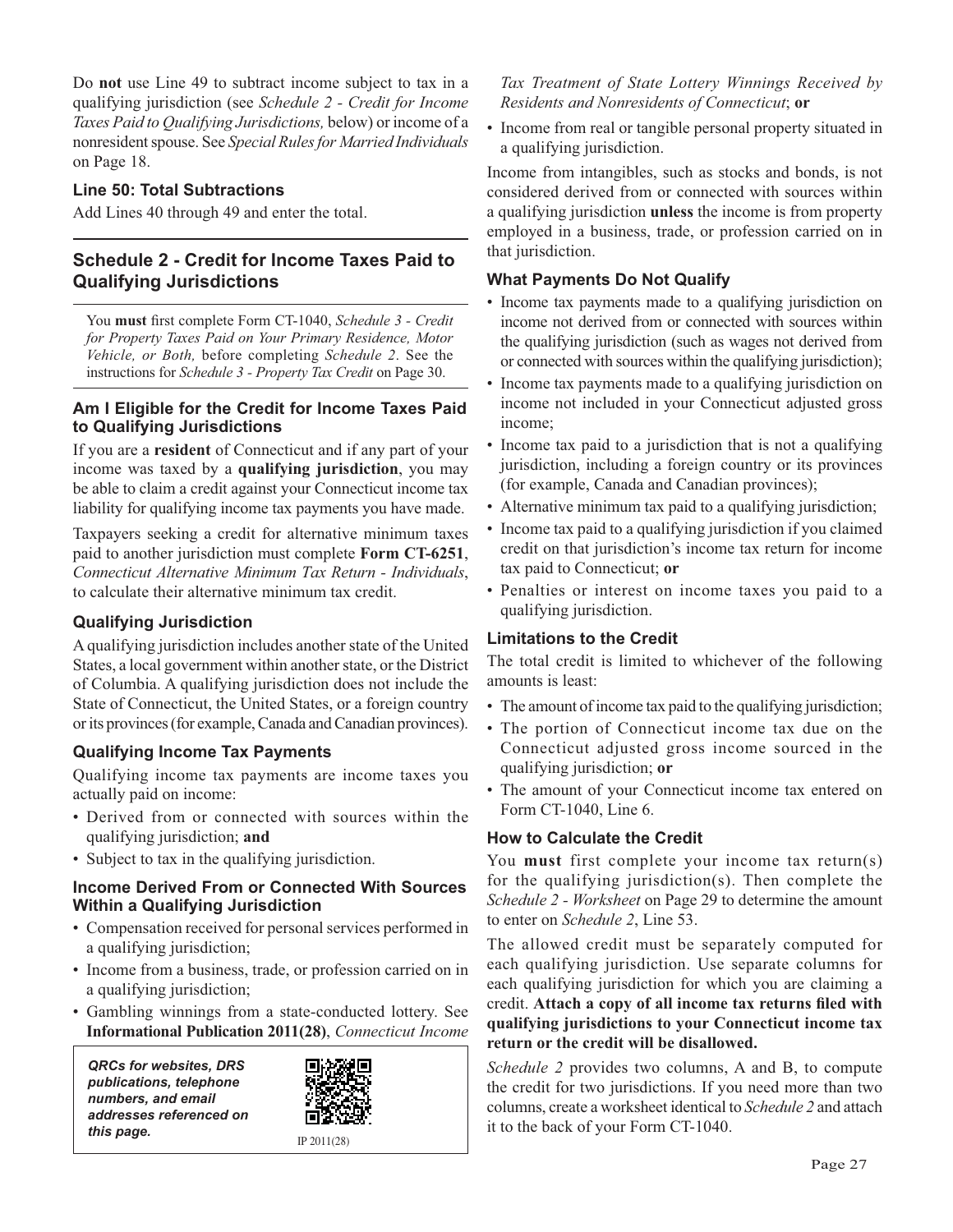Do **not** use Line 49 to subtract income subject to tax in a qualifying jurisdiction (see *Schedule 2 - Credit for Income Taxes Paid to Qualifying Jurisdictions,* below) or income of a nonresident spouse. See *Special Rules for Married Individuals* on Page 18.

### Line 50: Total Subtractions

Add Lines 40 through 49 and enter the total.

## Schedule 2 - Credit for Income Taxes Paid to Qualifying Jurisdictions

You **must** first complete Form CT-1040, *Schedule 3 - Credit for Property Taxes Paid on Your Primary Residence, Motor Vehicle, or Both,* before completing *Schedule 2*. See the instructions for *Schedule 3 - Property Tax Credit* on Page 30.

### Am I Eligible for the Credit for Income Taxes Paid to Qualifying Jurisdictions

If you are a **resident** of Connecticut and if any part of your income was taxed by a **qualifying jurisdiction**, you may be able to claim a credit against your Connecticut income tax liability for qualifying income tax payments you have made.

Taxpayers seeking a credit for alternative minimum taxes paid to another jurisdiction must complete **Form CT-6251**, *Connecticut Alternative Minimum Tax Return - Individuals*, to calculate their alternative minimum tax credit.

### Qualifying Jurisdiction

A qualifying jurisdiction includes another state of the United States, a local government within another state, or the District of Columbia. A qualifying jurisdiction does not include the State of Connecticut, the United States, or a foreign country or its provinces (for example, Canada and Canadian provinces).

### Qualifying Income Tax Payments

Qualifying income tax payments are income taxes you actually paid on income:

- Derived from or connected with sources within the qualifying jurisdiction; **and**
- Subject to tax in the qualifying jurisdiction.

### Income Derived From or Connected With Sources Within a Qualifying Jurisdiction

- Compensation received for personal services performed in a qualifying jurisdiction;
- Income from a business, trade, or profession carried on in a qualifying jurisdiction;
- Gambling winnings from a state-conducted lottery. See **Informational Publication 2011(28)**, *Connecticut Income Tax Treatment of State Lottery Winnings Received by Residents and Nonresidents of Connecticut*; **or**
- Income from real or tangible personal property situated in a qualifying jurisdiction.

Income from intangibles, such as stocks and bonds, is not considered derived from or connected with sources within a qualifying jurisdiction **unless** the income is from property employed in a business, trade, or profession carried on in that jurisdiction.

### What Payments Do Not Qualify

- Income tax payments made to a qualifying jurisdiction on income not derived from or connected with sources within the qualifying jurisdiction (such as wages not derived from or connected with sources within the qualifying jurisdiction);
- Income tax payments made to a qualifying jurisdiction on income not included in your Connecticut adjusted gross income;
- Income tax paid to a jurisdiction that is not a qualifying jurisdiction, including a foreign country or its provinces (for example, Canada and Canadian provinces);
- Alternative minimum tax paid to a qualifying jurisdiction;
- Income tax paid to a qualifying jurisdiction if you claimed credit on that jurisdiction's income tax return for income tax paid to Connecticut; **or**
- Penalties or interest on income taxes you paid to a qualifying jurisdiction.

### Limitations to the Credit

The total credit is limited to whichever of the following amounts is least:

- The amount of income tax paid to the qualifying jurisdiction;
- The portion of Connecticut income tax due on the Connecticut adjusted gross income sourced in the qualifying jurisdiction; **or**
- The amount of your Connecticut income tax entered on Form CT-1040, Line 6.

### How to Calculate the Credit

You **must** first complete your income tax return(s) for the qualifying jurisdiction(s). Then complete the *Schedule 2 - Worksheet* on Page 29 to determine the amount to enter on *Schedule 2*, Line 53.

The allowed credit must be separately computed for each qualifying jurisdiction. Use separate columns for each qualifying jurisdiction for which you are claiming a credit. **Attach a copy of all income tax returns filed with qualifying jurisdictions to your Connecticut income tax return or the credit will be disallowed.**

*Schedule 2* provides two columns, A and B, to compute the credit for two jurisdictions. If you need more than two columns, create a worksheet identical to *Schedule 2* and attach it to the back of your Form CT-1040.

***QRCs for websites, DRS publications, telephone numbers, and email addresses referenced on this page.***

IP 2011(28)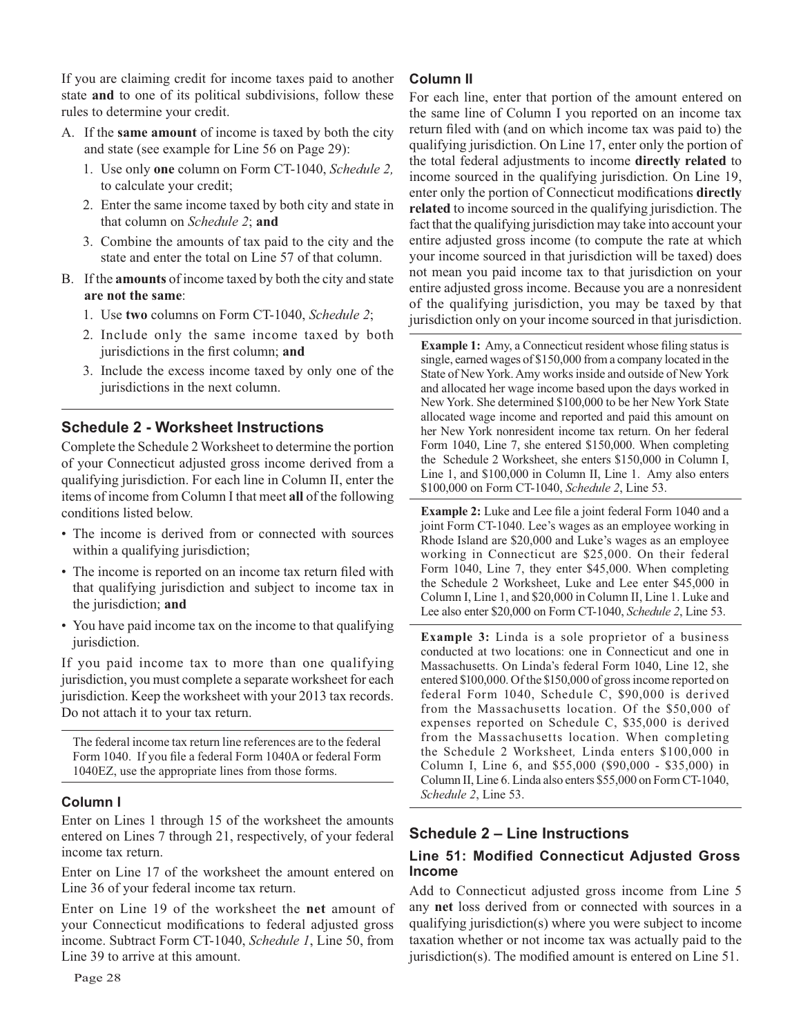If you are claiming credit for income taxes paid to another state **and** to one of its political subdivisions, follow these rules to determine your credit.

A. If the **same amount** of income is taxed by both the city and state (see example for Line 56 on Page 29):
   1. Use only **one** column on Form CT-1040, *Schedule 2,* to calculate your credit;
   2. Enter the same income taxed by both city and state in that column on *Schedule 2*; **and**
   3. Combine the amounts of tax paid to the city and the state and enter the total on Line 57 of that column.

B. If the **amounts** of income taxed by both the city and state **are not the same**:
   1. Use **two** columns on Form CT-1040, *Schedule 2*;
   2. Include only the same income taxed by both jurisdictions in the first column; **and**
   3. Include the excess income taxed by only one of the jurisdictions in the next column.

## Schedule 2 - Worksheet Instructions

Complete the Schedule 2 Worksheet to determine the portion of your Connecticut adjusted gross income derived from a qualifying jurisdiction. For each line in Column II, enter the items of income from Column I that meet **all** of the following conditions listed below.

- The income is derived from or connected with sources within a qualifying jurisdiction;
- The income is reported on an income tax return filed with that qualifying jurisdiction and subject to income tax in the jurisdiction; **and**
- You have paid income tax on the income to that qualifying jurisdiction.

If you paid income tax to more than one qualifying jurisdiction, you must complete a separate worksheet for each jurisdiction. Keep the worksheet with your 2013 tax records. Do not attach it to your tax return.

The federal income tax return line references are to the federal Form 1040. If you file a federal Form 1040A or federal Form 1040EZ, use the appropriate lines from those forms.

### Column I

Enter on Lines 1 through 15 of the worksheet the amounts entered on Lines 7 through 21, respectively, of your federal income tax return.

Enter on Line 17 of the worksheet the amount entered on Line 36 of your federal income tax return.

Enter on Line 19 of the worksheet the **net** amount of your Connecticut modifications to federal adjusted gross income. Subtract Form CT-1040, *Schedule 1*, Line 50, from Line 39 to arrive at this amount.

### Column II

For each line, enter that portion of the amount entered on the same line of Column I you reported on an income tax return filed with (and on which income tax was paid to) the qualifying jurisdiction. On Line 17, enter only the portion of the total federal adjustments to income **directly related** to income sourced in the qualifying jurisdiction. On Line 19, enter only the portion of Connecticut modifications **directly related** to income sourced in the qualifying jurisdiction. The fact that the qualifying jurisdiction may take into account your entire adjusted gross income (to compute the rate at which your income sourced in that jurisdiction will be taxed) does not mean you paid income tax to that jurisdiction on your entire adjusted gross income. Because you are a nonresident of the qualifying jurisdiction, you may be taxed by that jurisdiction only on your income sourced in that jurisdiction.

**Example 1:** Amy, a Connecticut resident whose filing status is single, earned wages of $150,000 from a company located in the State of New York. Amy works inside and outside of New York and allocated her wage income based upon the days worked in New York. She determined $100,000 to be her New York State allocated wage income and reported and paid this amount on her New York nonresident income tax return. On her federal Form 1040, Line 7, she entered $150,000. When completing the Schedule 2 Worksheet, she enters $150,000 in Column I, Line 1, and $100,000 in Column II, Line 1. Amy also enters $100,000 on Form CT-1040, *Schedule 2*, Line 53.

**Example 2:** Luke and Lee file a joint federal Form 1040 and a joint Form CT-1040. Lee's wages as an employee working in Rhode Island are $20,000 and Luke's wages as an employee working in Connecticut are $25,000. On their federal Form 1040, Line 7, they enter $45,000. When completing the Schedule 2 Worksheet, Luke and Lee enter $45,000 in Column I, Line 1, and $20,000 in Column II, Line 1. Luke and Lee also enter $20,000 on Form CT-1040, *Schedule 2*, Line 53.

**Example 3:** Linda is a sole proprietor of a business conducted at two locations: one in Connecticut and one in Massachusetts. On Linda's federal Form 1040, Line 12, she entered $100,000. Of the $150,000 of gross income reported on federal Form 1040, Schedule C, $90,000 is derived from the Massachusetts location. Of the $50,000 of expenses reported on Schedule C, $35,000 is derived from the Massachusetts location. When completing the Schedule 2 Worksheet*,* Linda enters $100,000 in Column I, Line 6, and $55,000 ($90,000 - $35,000) in Column II, Line 6. Linda also enters $55,000 on Form CT-1040, *Schedule 2*, Line 53.

## Schedule 2 – Line Instructions

### Line 51: Modified Connecticut Adjusted Gross Income

Add to Connecticut adjusted gross income from Line 5 any **net** loss derived from or connected with sources in a qualifying jurisdiction(s) where you were subject to income taxation whether or not income tax was actually paid to the jurisdiction(s). The modified amount is entered on Line 51.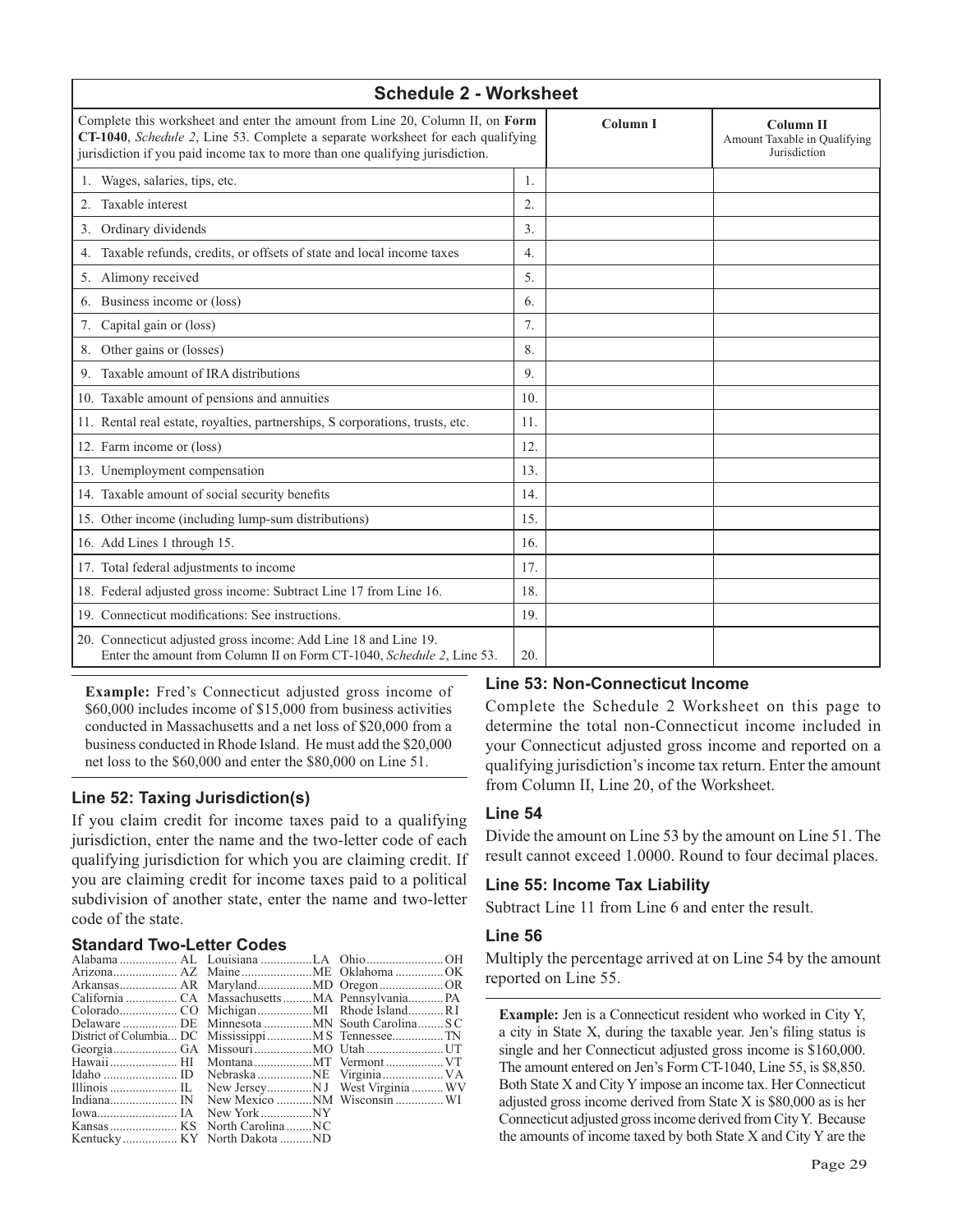## Schedule 2 - Worksheet

| Complete this worksheet and enter the amount from Line 20, Column II, on **Form CT-1040**, *Schedule 2*, Line 53. Complete a separate worksheet for each qualifying jurisdiction if you paid income tax to more than one qualifying jurisdiction. | | Column I | Column II Amount Taxable in Qualifying Jurisdiction |
|---|---|---|---|
| 1. Wages, salaries, tips, etc. | 1. | | |
| 2. Taxable interest | 2. | | |
| 3. Ordinary dividends | 3. | | |
| 4. Taxable refunds, credits, or offsets of state and local income taxes | 4. | | |
| 5. Alimony received | 5. | | |
| 6. Business income or (loss) | 6. | | |
| 7. Capital gain or (loss) | 7. | | |
| 8. Other gains or (losses) | 8. | | |
| 9. Taxable amount of IRA distributions | 9. | | |
| 10. Taxable amount of pensions and annuities | 10. | | |
| 11. Rental real estate, royalties, partnerships, S corporations, trusts, etc. | 11. | | |
| 12. Farm income or (loss) | 12. | | |
| 13. Unemployment compensation | 13. | | |
| 14. Taxable amount of social security benefits | 14. | | |
| 15. Other income (including lump-sum distributions) | 15. | | |
| 16. Add Lines 1 through 15. | 16. | | |
| 17. Total federal adjustments to income | 17. | | |
| 18. Federal adjusted gross income: Subtract Line 17 from Line 16. | 18. | | |
| 19. Connecticut modifications: See instructions. | 19. | | |
| 20. Connecticut adjusted gross income: Add Line 18 and Line 19. Enter the amount from Column II on Form CT-1040, *Schedule 2*, Line 53. | 20. | | |

**Example:** Fred's Connecticut adjusted gross income of $60,000 includes income of $15,000 from business activities conducted in Massachusetts and a net loss of $20,000 from a business conducted in Rhode Island. He must add the $20,000 net loss to the $60,000 and enter the $80,000 on Line 51.

### Line 52: Taxing Jurisdiction(s)

If you claim credit for income taxes paid to a qualifying jurisdiction, enter the name and the two-letter code of each qualifying jurisdiction for which you are claiming credit. If you are claiming credit for income taxes paid to a political subdivision of another state, enter the name and two-letter code of the state.

#### Standard Two-Letter Codes

| | | | | | |
|---|---|---|---|---|---|
| Alabama | AL | Louisiana | LA | Ohio | OH |
| Arizona | AZ | Maine | ME | Oklahoma | OK |
| Arkansas | AR | Maryland | MD | Oregon | OR |
| California | CA | Massachusetts | MA | Pennsylvania | PA |
| Colorado | CO | Michigan | MI | Rhode Island | RI |
| Delaware | DE | Minnesota | MN | South Carolina | SC |
| District of Columbia | DC | Mississippi | MS | Tennessee | TN |
| Georgia | GA | Missouri | MO | Utah | UT |
| Hawaii | HI | Montana | MT | Vermont | VT |
| Idaho | ID | Nebraska | NE | Virginia | VA |
| Illinois | IL | New Jersey | NJ | West Virginia | WV |
| Indiana | IN | New Mexico | NM | Wisconsin | WI |
| Iowa | IA | New York | NY | | |
| Kansas | KS | North Carolina | NC | | |
| Kentucky | KY | North Dakota | ND | | |

### Line 53: Non-Connecticut Income

Complete the Schedule 2 Worksheet on this page to determine the total non-Connecticut income included in your Connecticut adjusted gross income and reported on a qualifying jurisdiction's income tax return. Enter the amount from Column II, Line 20, of the Worksheet.

### Line 54

Divide the amount on Line 53 by the amount on Line 51. The result cannot exceed 1.0000. Round to four decimal places.

### Line 55: Income Tax Liability

Subtract Line 11 from Line 6 and enter the result.

### Line 56

Multiply the percentage arrived at on Line 54 by the amount reported on Line 55.

**Example:** Jen is a Connecticut resident who worked in City Y, a city in State X, during the taxable year. Jen's filing status is single and her Connecticut adjusted gross income is $160,000. The amount entered on Jen's Form CT-1040, Line 55, is $8,850. Both State X and City Y impose an income tax. Her Connecticut adjusted gross income derived from State X is $80,000 as is her Connecticut adjusted gross income derived from City Y. Because the amounts of income taxed by both State X and City Y are the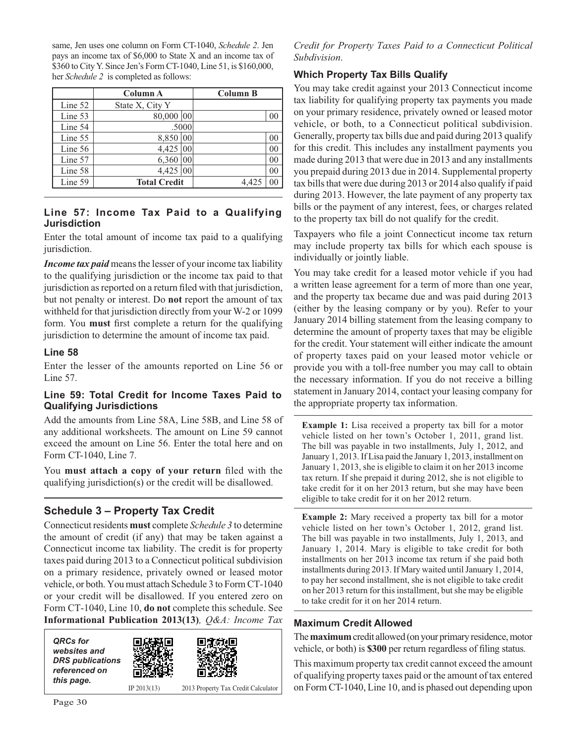same, Jen uses one column on Form CT-1040, *Schedule 2*. Jen pays an income tax of $6,000 to State X and an income tax of $360 to City Y. Since Jen's Form CT-1040, Line 51, is $160,000, her *Schedule 2* is completed as follows:

| | Column A | Column B |
|---|---|---|
| Line 52 | State X, City Y | |
| Line 53 | 80,000 00 | 00 |
| Line 54 | .5000 | |
| Line 55 | 8,850 00 | 00 |
| Line 56 | 4,425 00 | 00 |
| Line 57 | 6,360 00 | 00 |
| Line 58 | 4,425 00 | 00 |
| Line 59 | **Total Credit** | 4,425 00 |

### Line 57: Income Tax Paid to a Qualifying Jurisdiction

Enter the total amount of income tax paid to a qualifying jurisdiction.

***Income tax paid*** means the lesser of your income tax liability to the qualifying jurisdiction or the income tax paid to that jurisdiction as reported on a return filed with that jurisdiction, but not penalty or interest. Do **not** report the amount of tax withheld for that jurisdiction directly from your W-2 or 1099 form. You **must** first complete a return for the qualifying jurisdiction to determine the amount of income tax paid.

### Line 58

Enter the lesser of the amounts reported on Line 56 or Line 57.

### Line 59: Total Credit for Income Taxes Paid to Qualifying Jurisdictions

Add the amounts from Line 58A, Line 58B, and Line 58 of any additional worksheets. The amount on Line 59 cannot exceed the amount on Line 56. Enter the total here and on Form CT-1040, Line 7.

You **must attach a copy of your return** filed with the qualifying jurisdiction(s) or the credit will be disallowed.

## Schedule 3 – Property Tax Credit

Connecticut residents **must** complete *Schedule 3* to determine the amount of credit (if any) that may be taken against a Connecticut income tax liability. The credit is for property taxes paid during 2013 to a Connecticut political subdivision on a primary residence, privately owned or leased motor vehicle, or both. You must attach Schedule 3 to Form CT-1040 or your credit will be disallowed. If you entered zero on Form CT-1040, Line 10, **do not** complete this schedule. See **Informational Publication 2013(13)**, *Q&A: Income Tax Credit for Property Taxes Paid to a Connecticut Political Subdivision*.

***QRCs for websites and DRS publications referenced on this page.***

IP 2013(13) — 2013 Property Tax Credit Calculator

### Which Property Tax Bills Qualify

You may take credit against your 2013 Connecticut income tax liability for qualifying property tax payments you made on your primary residence, privately owned or leased motor vehicle, or both, to a Connecticut political subdivision. Generally, property tax bills due and paid during 2013 qualify for this credit. This includes any installment payments you made during 2013 that were due in 2013 and any installments you prepaid during 2013 due in 2014. Supplemental property tax bills that were due during 2013 or 2014 also qualify if paid during 2013. However, the late payment of any property tax bills or the payment of any interest, fees, or charges related to the property tax bill do not qualify for the credit.

Taxpayers who file a joint Connecticut income tax return may include property tax bills for which each spouse is individually or jointly liable.

You may take credit for a leased motor vehicle if you had a written lease agreement for a term of more than one year, and the property tax became due and was paid during 2013 (either by the leasing company or by you). Refer to your January 2014 billing statement from the leasing company to determine the amount of property taxes that may be eligible for the credit. Your statement will either indicate the amount of property taxes paid on your leased motor vehicle or provide you with a toll-free number you may call to obtain the necessary information. If you do not receive a billing statement in January 2014, contact your leasing company for the appropriate property tax information.

**Example 1:** Lisa received a property tax bill for a motor vehicle listed on her town's October 1, 2011, grand list. The bill was payable in two installments, July 1, 2012, and January 1, 2013. If Lisa paid the January 1, 2013, installment on January 1, 2013, she is eligible to claim it on her 2013 income tax return. If she prepaid it during 2012, she is not eligible to take credit for it on her 2013 return, but she may have been eligible to take credit for it on her 2012 return.

**Example 2:** Mary received a property tax bill for a motor vehicle listed on her town's October 1, 2012, grand list. The bill was payable in two installments, July 1, 2013, and January 1, 2014. Mary is eligible to take credit for both installments on her 2013 income tax return if she paid both installments during 2013. If Mary waited until January 1, 2014, to pay her second installment, she is not eligible to take credit on her 2013 return for this installment, but she may be eligible to take credit for it on her 2014 return.

### Maximum Credit Allowed

The **maximum** credit allowed (on your primary residence, motor vehicle, or both) is **$300** per return regardless of filing status.

This maximum property tax credit cannot exceed the amount of qualifying property taxes paid or the amount of tax entered on Form CT-1040, Line 10, and is phased out depending upon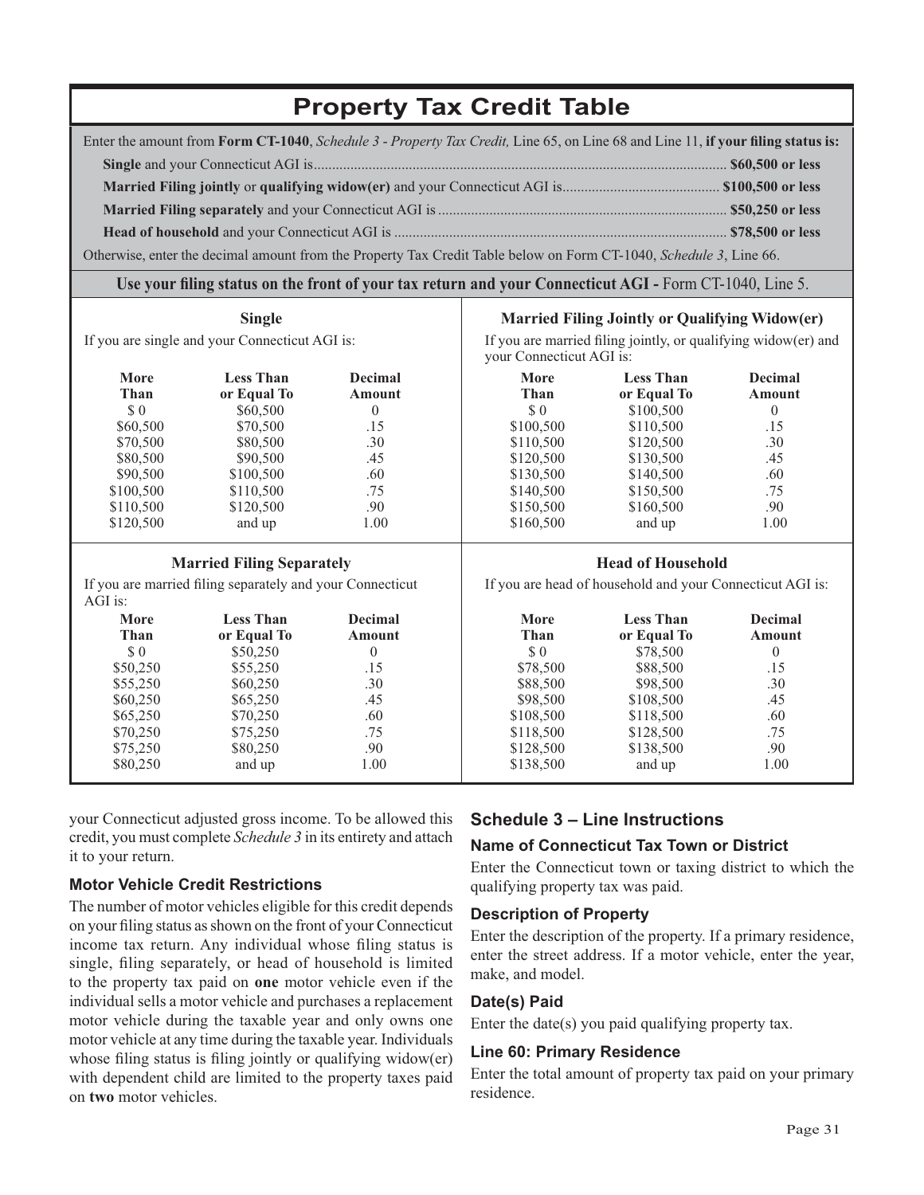## Property Tax Credit Table

Enter the amount from **Form CT-1040**, *Schedule 3 - Property Tax Credit,* Line 65, on Line 68 and Line 11, **if your filing status is:**

- **Single** and your Connecticut AGI is............................................................................................................... **$60,500 or less**
- **Married Filing jointly** or **qualifying widow(er)** and your Connecticut AGI is........................................... **$100,500 or less**
- **Married Filing separately** and your Connecticut AGI is ............................................................................. **$50,250 or less**
- **Head of household** and your Connecticut AGI is ......................................................................................... **$78,500 or less**

Otherwise, enter the decimal amount from the Property Tax Credit Table below on Form CT-1040, *Schedule 3*, Line 66.

**Use your filing status on the front of your tax return and your Connecticut AGI -** Form CT-1040, Line 5.

### Single

If you are single and your Connecticut AGI is:

| More Than | Less Than or Equal To | Decimal Amount |
|---|---|---|
| $ 0 | $60,500 | 0 |
| $60,500 | $70,500 | .15 |
| $70,500 | $80,500 | .30 |
| $80,500 | $90,500 | .45 |
| $90,500 | $100,500 | .60 |
| $100,500 | $110,500 | .75 |
| $110,500 | $120,500 | .90 |
| $120,500 | and up | 1.00 |

### Married Filing Jointly or Qualifying Widow(er)

If you are married filing jointly, or qualifying widow(er) and your Connecticut AGI is:

| More Than | Less Than or Equal To | Decimal Amount |
|---|---|---|
| $ 0 | $100,500 | 0 |
| $100,500 | $110,500 | .15 |
| $110,500 | $120,500 | .30 |
| $120,500 | $130,500 | .45 |
| $130,500 | $140,500 | .60 |
| $140,500 | $150,500 | .75 |
| $150,500 | $160,500 | .90 |
| $160,500 | and up | 1.00 |

### Married Filing Separately

If you are married filing separately and your Connecticut AGI is:

| More Than | Less Than or Equal To | Decimal Amount |
|---|---|---|
| $ 0 | $50,250 | 0 |
| $50,250 | $55,250 | .15 |
| $55,250 | $60,250 | .30 |
| $60,250 | $65,250 | .45 |
| $65,250 | $70,250 | .60 |
| $70,250 | $75,250 | .75 |
| $75,250 | $80,250 | .90 |
| $80,250 | and up | 1.00 |

### Head of Household

If you are head of household and your Connecticut AGI is:

| More Than | Less Than or Equal To | Decimal Amount |
|---|---|---|
| $ 0 | $78,500 | 0 |
| $78,500 | $88,500 | .15 |
| $88,500 | $98,500 | .30 |
| $98,500 | $108,500 | .45 |
| $108,500 | $118,500 | .60 |
| $118,500 | $128,500 | .75 |
| $128,500 | $138,500 | .90 |
| $138,500 | and up | 1.00 |

your Connecticut adjusted gross income. To be allowed this credit, you must complete *Schedule 3* in its entirety and attach it to your return.

### Motor Vehicle Credit Restrictions

The number of motor vehicles eligible for this credit depends on your filing status as shown on the front of your Connecticut income tax return. Any individual whose filing status is single, filing separately, or head of household is limited to the property tax paid on **one** motor vehicle even if the individual sells a motor vehicle and purchases a replacement motor vehicle during the taxable year and only owns one motor vehicle at any time during the taxable year. Individuals whose filing status is filing jointly or qualifying widow(er) with dependent child are limited to the property taxes paid on **two** motor vehicles.

## Schedule 3 – Line Instructions

### Name of Connecticut Tax Town or District

Enter the Connecticut town or taxing district to which the qualifying property tax was paid.

### Description of Property

Enter the description of the property. If a primary residence, enter the street address. If a motor vehicle, enter the year, make, and model.

### Date(s) Paid

Enter the date(s) you paid qualifying property tax.

### Line 60: Primary Residence

Enter the total amount of property tax paid on your primary residence.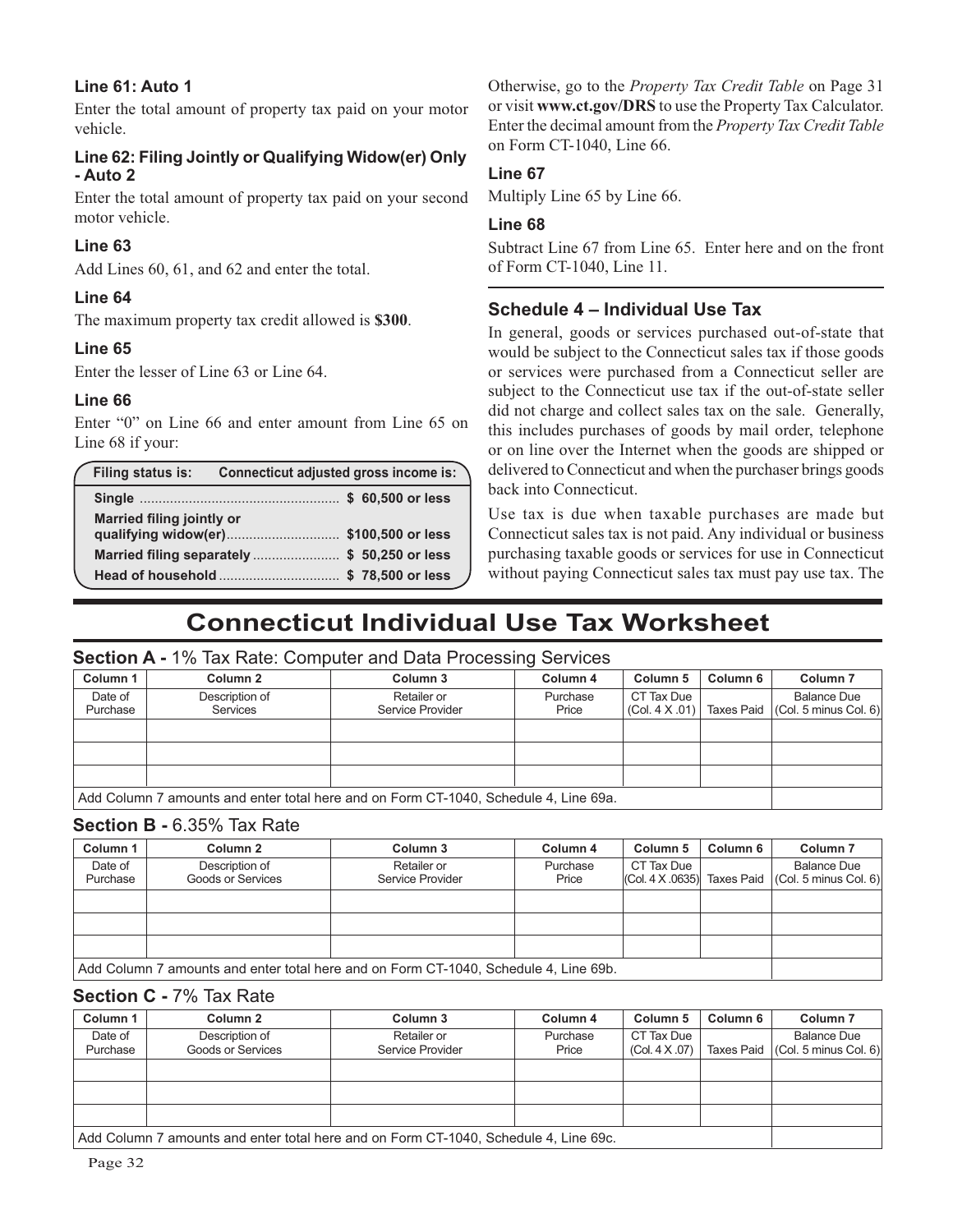### Line 61: Auto 1

Enter the total amount of property tax paid on your motor vehicle.

### Line 62: Filing Jointly or Qualifying Widow(er) Only - Auto 2

Enter the total amount of property tax paid on your second motor vehicle.

### Line 63

Add Lines 60, 61, and 62 and enter the total.

### Line 64

The maximum property tax credit allowed is **$300**.

### Line 65

Enter the lesser of Line 63 or Line 64.

### Line 66

Enter "0" on Line 66 and enter amount from Line 65 on Line 68 if your:

| Filing status is: | Connecticut adjusted gross income is: |
|---|---|
| **Single** | **$ 60,500 or less** |
| **Married filing jointly or qualifying widow(er)** | **$100,500 or less** |
| **Married filing separately** | **$ 50,250 or less** |
| **Head of household** | **$ 78,500 or less** |

Otherwise, go to the *Property Tax Credit Table* on Page 31 or visit **www.ct.gov/DRS** to use the Property Tax Calculator. Enter the decimal amount from the *Property Tax Credit Table* on Form CT-1040, Line 66.

### Line 67

Multiply Line 65 by Line 66.

### Line 68

Subtract Line 67 from Line 65. Enter here and on the front of Form CT-1040, Line 11.

## Schedule 4 – Individual Use Tax

In general, goods or services purchased out-of-state that would be subject to the Connecticut sales tax if those goods or services were purchased from a Connecticut seller are subject to the Connecticut use tax if the out-of-state seller did not charge and collect sales tax on the sale. Generally, this includes purchases of goods by mail order, telephone or on line over the Internet when the goods are shipped or delivered to Connecticut and when the purchaser brings goods back into Connecticut.

Use tax is due when taxable purchases are made but Connecticut sales tax is not paid. Any individual or business purchasing taxable goods or services for use in Connecticut without paying Connecticut sales tax must pay use tax. The

# Connecticut Individual Use Tax Worksheet

### Section A - 1% Tax Rate: Computer and Data Processing Services

| Column 1 | Column 2 | Column 3 | Column 4 | Column 5 | Column 6 | Column 7 |
|---|---|---|---|---|---|---|
| Date of Purchase | Description of Services | Retailer or Service Provider | Purchase Price | CT Tax Due (Col. 4 X .01) | Taxes Paid | Balance Due (Col. 5 minus Col. 6) |
| | | | | | | |
| | | | | | | |
| | | | | | | |
| Add Column 7 amounts and enter total here and on Form CT-1040, Schedule 4, Line 69a. | | | | | | |

### Section B - 6.35% Tax Rate

| Column 1 | Column 2 | Column 3 | Column 4 | Column 5 | Column 6 | Column 7 |
|---|---|---|---|---|---|---|
| Date of Purchase | Description of Goods or Services | Retailer or Service Provider | Purchase Price | CT Tax Due (Col. 4 X .0635) | Taxes Paid | Balance Due (Col. 5 minus Col. 6) |
| | | | | | | |
| | | | | | | |
| | | | | | | |
| Add Column 7 amounts and enter total here and on Form CT-1040, Schedule 4, Line 69b. | | | | | | |

### Section C - 7% Tax Rate

| Column 1 | Column 2 | Column 3 | Column 4 | Column 5 | Column 6 | Column 7 |
|---|---|---|---|---|---|---|
| Date of Purchase | Description of Goods or Services | Retailer or Service Provider | Purchase Price | CT Tax Due (Col. 4 X .07) | Taxes Paid | Balance Due (Col. 5 minus Col. 6) |
| | | | | | | |
| | | | | | | |
| | | | | | | |
| Add Column 7 amounts and enter total here and on Form CT-1040, Schedule 4, Line 69c. | | | | | | |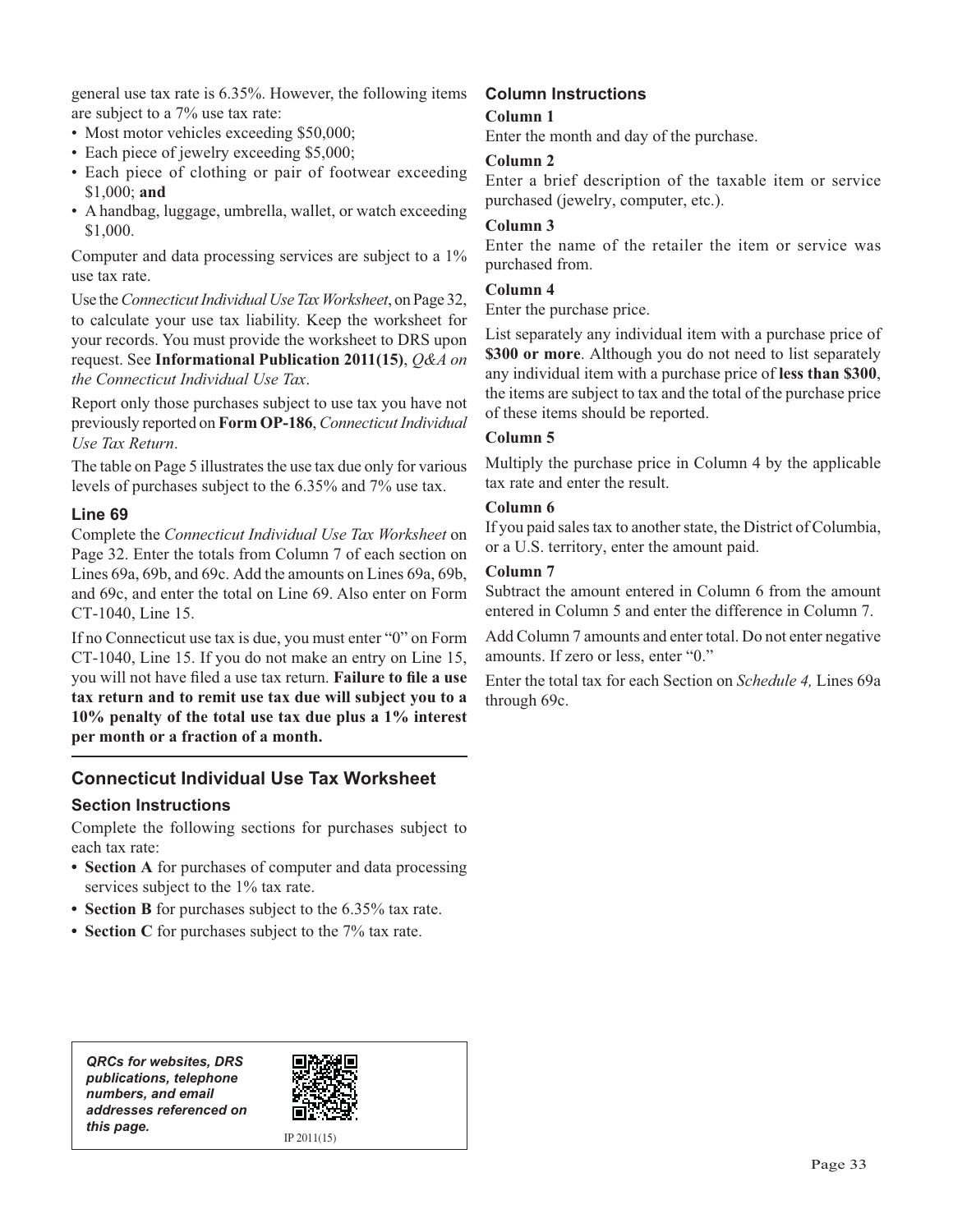general use tax rate is 6.35%. However, the following items are subject to a 7% use tax rate:

- Most motor vehicles exceeding $50,000;
- Each piece of jewelry exceeding $5,000;
- Each piece of clothing or pair of footwear exceeding $1,000; **and**
- A handbag, luggage, umbrella, wallet, or watch exceeding $1,000.

Computer and data processing services are subject to a 1% use tax rate.

Use the *Connecticut Individual Use Tax Worksheet*, on Page 32, to calculate your use tax liability. Keep the worksheet for your records. You must provide the worksheet to DRS upon request. See **Informational Publication 2011(15)**, *Q&A on the Connecticut Individual Use Tax*.

Report only those purchases subject to use tax you have not previously reported on **Form OP-186**, *Connecticut Individual Use Tax Return*.

The table on Page 5 illustrates the use tax due only for various levels of purchases subject to the 6.35% and 7% use tax.

### Line 69

Complete the *Connecticut Individual Use Tax Worksheet* on Page 32. Enter the totals from Column 7 of each section on Lines 69a, 69b, and 69c. Add the amounts on Lines 69a, 69b, and 69c, and enter the total on Line 69. Also enter on Form CT-1040, Line 15.

If no Connecticut use tax is due, you must enter "0" on Form CT-1040, Line 15. If you do not make an entry on Line 15, you will not have filed a use tax return. **Failure to file a use tax return and to remit use tax due will subject you to a 10% penalty of the total use tax due plus a 1% interest per month or a fraction of a month.**

## Connecticut Individual Use Tax Worksheet

### Section Instructions

Complete the following sections for purchases subject to each tax rate:

- **Section A** for purchases of computer and data processing services subject to the 1% tax rate.
- **Section B** for purchases subject to the 6.35% tax rate.
- **Section C** for purchases subject to the 7% tax rate.

*QRCs for websites, DRS publications, telephone numbers, and email addresses referenced on this page.*

IP 2011(15)

### Column Instructions

**Column 1**

Enter the month and day of the purchase.

**Column 2**

Enter a brief description of the taxable item or service purchased (jewelry, computer, etc.).

**Column 3**

Enter the name of the retailer the item or service was purchased from.

**Column 4**

Enter the purchase price.

List separately any individual item with a purchase price of **$300 or more**. Although you do not need to list separately any individual item with a purchase price of **less than $300**, the items are subject to tax and the total of the purchase price of these items should be reported.

**Column 5**

Multiply the purchase price in Column 4 by the applicable tax rate and enter the result.

**Column 6**

If you paid sales tax to another state, the District of Columbia, or a U.S. territory, enter the amount paid.

**Column 7**

Subtract the amount entered in Column 6 from the amount entered in Column 5 and enter the difference in Column 7.

Add Column 7 amounts and enter total. Do not enter negative amounts. If zero or less, enter "0."

Enter the total tax for each Section on *Schedule 4,* Lines 69a through 69c.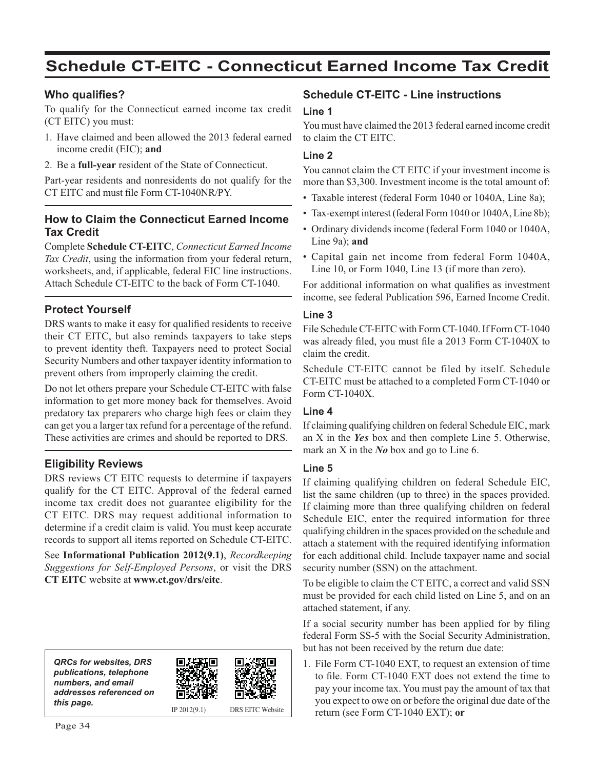# Schedule CT-EITC - Connecticut Earned Income Tax Credit

### Who qualifies?

To qualify for the Connecticut earned income tax credit (CT EITC) you must:

1. Have claimed and been allowed the 2013 federal earned income credit (EIC); **and**
2. Be a **full-year** resident of the State of Connecticut.

Part-year residents and nonresidents do not qualify for the CT EITC and must file Form CT-1040NR/PY.

### How to Claim the Connecticut Earned Income Tax Credit

Complete **Schedule CT-EITC**, *Connecticut Earned Income Tax Credit*, using the information from your federal return, worksheets, and, if applicable, federal EIC line instructions. Attach Schedule CT-EITC to the back of Form CT-1040.

### Protect Yourself

DRS wants to make it easy for qualified residents to receive their CT EITC, but also reminds taxpayers to take steps to prevent identity theft. Taxpayers need to protect Social Security Numbers and other taxpayer identity information to prevent others from improperly claiming the credit.

Do not let others prepare your Schedule CT-EITC with false information to get more money back for themselves. Avoid predatory tax preparers who charge high fees or claim they can get you a larger tax refund for a percentage of the refund. These activities are crimes and should be reported to DRS.

### Eligibility Reviews

DRS reviews CT EITC requests to determine if taxpayers qualify for the CT EITC. Approval of the federal earned income tax credit does not guarantee eligibility for the CT EITC. DRS may request additional information to determine if a credit claim is valid. You must keep accurate records to support all items reported on Schedule CT-EITC.

See **Informational Publication 2012(9.1)**, *Recordkeeping Suggestions for Self-Employed Persons*, or visit the DRS **CT EITC** website at **www.ct.gov/drs/eitc**.

*QRCs for websites, DRS publications, telephone numbers, and email addresses referenced on this page.*

IP 2012(9.1) DRS EITC Website

### Schedule CT-EITC - Line instructions

#### Line 1

You must have claimed the 2013 federal earned income credit to claim the CT EITC.

#### Line 2

You cannot claim the CT EITC if your investment income is more than $3,300. Investment income is the total amount of:

- Taxable interest (federal Form 1040 or 1040A, Line 8a);
- Tax-exempt interest (federal Form 1040 or 1040A, Line 8b);
- Ordinary dividends income (federal Form 1040 or 1040A, Line 9a); **and**
- Capital gain net income from federal Form 1040A, Line 10, or Form 1040, Line 13 (if more than zero).

For additional information on what qualifies as investment income, see federal Publication 596, Earned Income Credit.

#### Line 3

File Schedule CT-EITC with Form CT-1040. If Form CT-1040 was already filed, you must file a 2013 Form CT-1040X to claim the credit.

Schedule CT-EITC cannot be filed by itself. Schedule CT-EITC must be attached to a completed Form CT-1040 or Form CT-1040X.

#### Line 4

If claiming qualifying children on federal Schedule EIC, mark an X in the ***Yes*** box and then complete Line 5. Otherwise, mark an X in the ***No*** box and go to Line 6.

#### Line 5

If claiming qualifying children on federal Schedule EIC, list the same children (up to three) in the spaces provided. If claiming more than three qualifying children on federal Schedule EIC, enter the required information for three qualifying children in the spaces provided on the schedule and attach a statement with the required identifying information for each additional child. Include taxpayer name and social security number (SSN) on the attachment.

To be eligible to claim the CT EITC, a correct and valid SSN must be provided for each child listed on Line 5, and on an attached statement, if any.

If a social security number has been applied for by filing federal Form SS-5 with the Social Security Administration, but has not been received by the return due date:

1. File Form CT-1040 EXT, to request an extension of time to file. Form CT-1040 EXT does not extend the time to pay your income tax. You must pay the amount of tax that you expect to owe on or before the original due date of the return (see Form CT-1040 EXT); **or**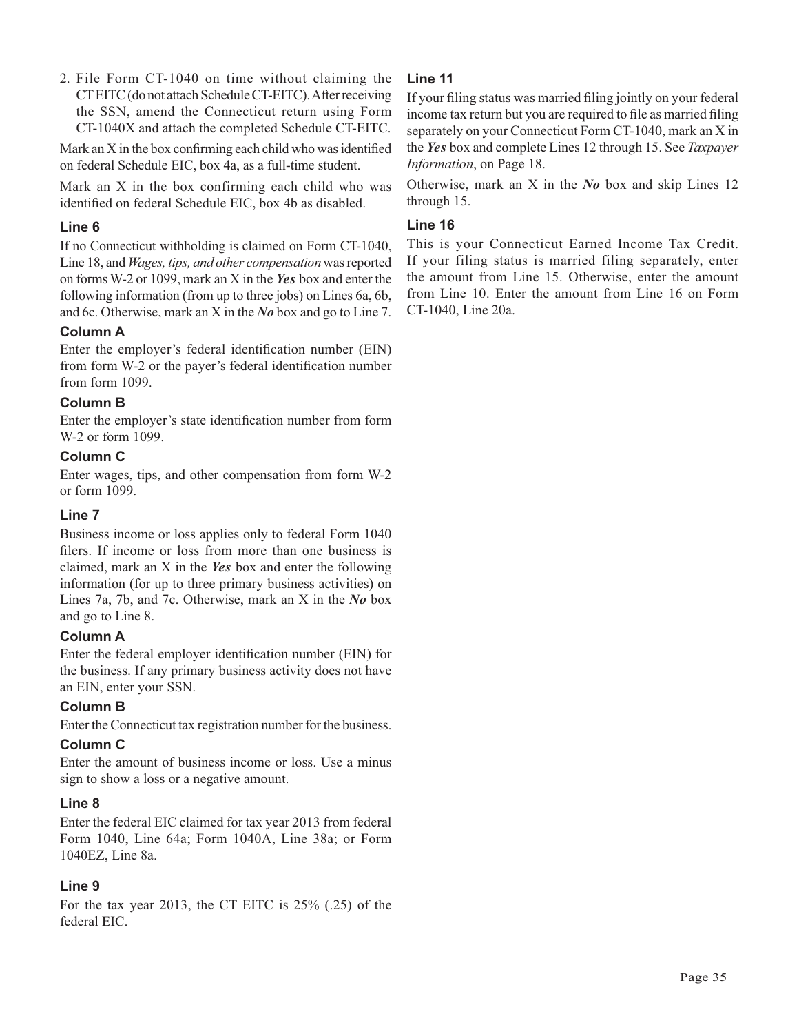2. File Form CT-1040 on time without claiming the CT EITC (do not attach Schedule CT-EITC). After receiving the SSN, amend the Connecticut return using Form CT-1040X and attach the completed Schedule CT-EITC.

Mark an X in the box confirming each child who was identified on federal Schedule EIC, box 4a, as a full-time student.

Mark an X in the box confirming each child who was identified on federal Schedule EIC, box 4b as disabled.

### Line 6

If no Connecticut withholding is claimed on Form CT-1040, Line 18, and *Wages, tips, and other compensation* was reported on forms W-2 or 1099, mark an X in the ***Yes*** box and enter the following information (from up to three jobs) on Lines 6a, 6b, and 6c. Otherwise, mark an X in the ***No*** box and go to Line 7.

#### Column A

Enter the employer's federal identification number (EIN) from form W-2 or the payer's federal identification number from form 1099.

#### Column B

Enter the employer's state identification number from form W-2 or form 1099.

#### Column C

Enter wages, tips, and other compensation from form W-2 or form 1099.

### Line 7

Business income or loss applies only to federal Form 1040 filers. If income or loss from more than one business is claimed, mark an X in the ***Yes*** box and enter the following information (for up to three primary business activities) on Lines 7a, 7b, and 7c. Otherwise, mark an X in the ***No*** box and go to Line 8.

#### Column A

Enter the federal employer identification number (EIN) for the business. If any primary business activity does not have an EIN, enter your SSN.

#### Column B

Enter the Connecticut tax registration number for the business.

#### Column C

Enter the amount of business income or loss. Use a minus sign to show a loss or a negative amount.

### Line 8

Enter the federal EIC claimed for tax year 2013 from federal Form 1040, Line 64a; Form 1040A, Line 38a; or Form 1040EZ, Line 8a.

### Line 9

For the tax year 2013, the CT EITC is 25% (.25) of the federal EIC.

### Line 11

If your filing status was married filing jointly on your federal income tax return but you are required to file as married filing separately on your Connecticut Form CT-1040, mark an X in the ***Yes*** box and complete Lines 12 through 15. See *Taxpayer Information*, on Page 18.

Otherwise, mark an X in the ***No*** box and skip Lines 12 through 15.

### Line 16

This is your Connecticut Earned Income Tax Credit. If your filing status is married filing separately, enter the amount from Line 15. Otherwise, enter the amount from Line 10. Enter the amount from Line 16 on Form CT-1040, Line 20a.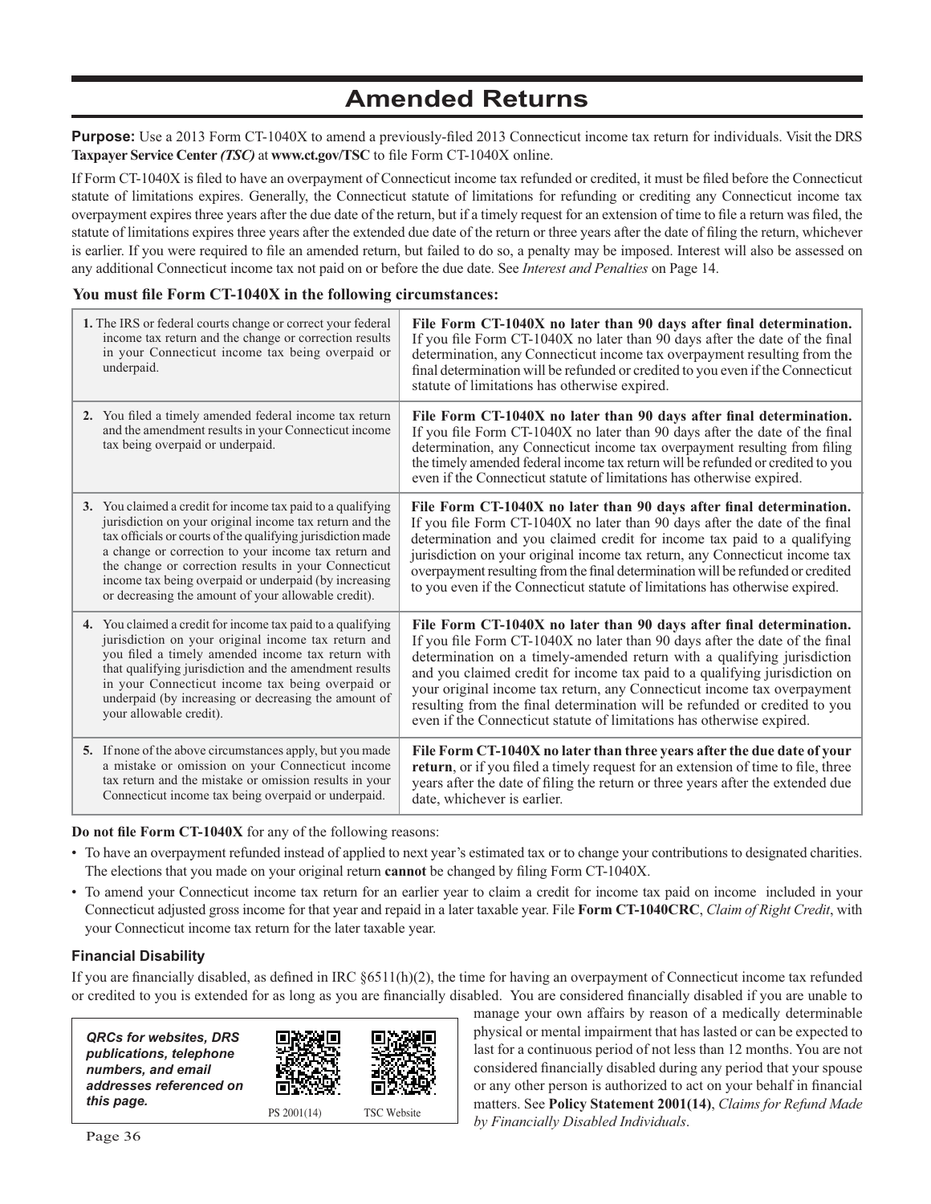# Amended Returns

**Purpose:** Use a 2013 Form CT-1040X to amend a previously-filed 2013 Connecticut income tax return for individuals. Visit the DRS **Taxpayer Service Center *(TSC)*** at **www.ct.gov/TSC** to file Form CT-1040X online.

If Form CT-1040X is filed to have an overpayment of Connecticut income tax refunded or credited, it must be filed before the Connecticut statute of limitations expires. Generally, the Connecticut statute of limitations for refunding or crediting any Connecticut income tax overpayment expires three years after the due date of the return, but if a timely request for an extension of time to file a return was filed, the statute of limitations expires three years after the extended due date of the return or three years after the date of filing the return, whichever is earlier. If you were required to file an amended return, but failed to do so, a penalty may be imposed. Interest will also be assessed on any additional Connecticut income tax not paid on or before the due date. See *Interest and Penalties* on Page 14.

**You must file Form CT-1040X in the following circumstances:**

| Circumstance | When to File |
|---|---|
| **1.** The IRS or federal courts change or correct your federal income tax return and the change or correction results in your Connecticut income tax being overpaid or underpaid. | **File Form CT-1040X no later than 90 days after final determination.** If you file Form CT-1040X no later than 90 days after the date of the final determination, any Connecticut income tax overpayment resulting from the final determination will be refunded or credited to you even if the Connecticut statute of limitations has otherwise expired. |
| **2.** You filed a timely amended federal income tax return and the amendment results in your Connecticut income tax being overpaid or underpaid. | **File Form CT-1040X no later than 90 days after final determination.** If you file Form CT-1040X no later than 90 days after the date of the final determination, any Connecticut income tax overpayment resulting from filing the timely amended federal income tax return will be refunded or credited to you even if the Connecticut statute of limitations has otherwise expired. |
| **3.** You claimed a credit for income tax paid to a qualifying jurisdiction on your original income tax return and the tax officials or courts of the qualifying jurisdiction made a change or correction to your income tax return and the change or correction results in your Connecticut income tax being overpaid or underpaid (by increasing or decreasing the amount of your allowable credit). | **File Form CT-1040X no later than 90 days after final determination.** If you file Form CT-1040X no later than 90 days after the date of the final determination and you claimed credit for income tax paid to a qualifying jurisdiction on your original income tax return, any Connecticut income tax overpayment resulting from the final determination will be refunded or credited to you even if the Connecticut statute of limitations has otherwise expired. |
| **4.** You claimed a credit for income tax paid to a qualifying jurisdiction on your original income tax return and you filed a timely amended income tax return with that qualifying jurisdiction and the amendment results in your Connecticut income tax being overpaid or underpaid (by increasing or decreasing the amount of your allowable credit). | **File Form CT-1040X no later than 90 days after final determination.** If you file Form CT-1040X no later than 90 days after the date of the final determination on a timely-amended return with a qualifying jurisdiction and you claimed credit for income tax paid to a qualifying jurisdiction on your original income tax return, any Connecticut income tax overpayment resulting from the final determination will be refunded or credited to you even if the Connecticut statute of limitations has otherwise expired. |
| **5.** If none of the above circumstances apply, but you made a mistake or omission on your Connecticut income tax return and the mistake or omission results in your Connecticut income tax being overpaid or underpaid. | **File Form CT-1040X no later than three years after the due date of your return**, or if you filed a timely request for an extension of time to file, three years after the date of filing the return or three years after the extended due date, whichever is earlier. |

**Do not file Form CT-1040X** for any of the following reasons:

- To have an overpayment refunded instead of applied to next year's estimated tax or to change your contributions to designated charities. The elections that you made on your original return **cannot** be changed by filing Form CT-1040X.
- To amend your Connecticut income tax return for an earlier year to claim a credit for income tax paid on income included in your Connecticut adjusted gross income for that year and repaid in a later taxable year. File **Form CT-1040CRC**, *Claim of Right Credit*, with your Connecticut income tax return for the later taxable year.

### Financial Disability

If you are financially disabled, as defined in IRC §6511(h)(2), the time for having an overpayment of Connecticut income tax refunded or credited to you is extended for as long as you are financially disabled. You are considered financially disabled if you are unable to manage your own affairs by reason of a medically determinable physical or mental impairment that has lasted or can be expected to last for a continuous period of not less than 12 months. You are not considered financially disabled during any period that your spouse or any other person is authorized to act on your behalf in financial matters. See **Policy Statement 2001(14)**, *Claims for Refund Made by Financially Disabled Individuals*.

***QRCs for websites, DRS publications, telephone numbers, and email addresses referenced on this page.***

PS 2001(14) TSC Website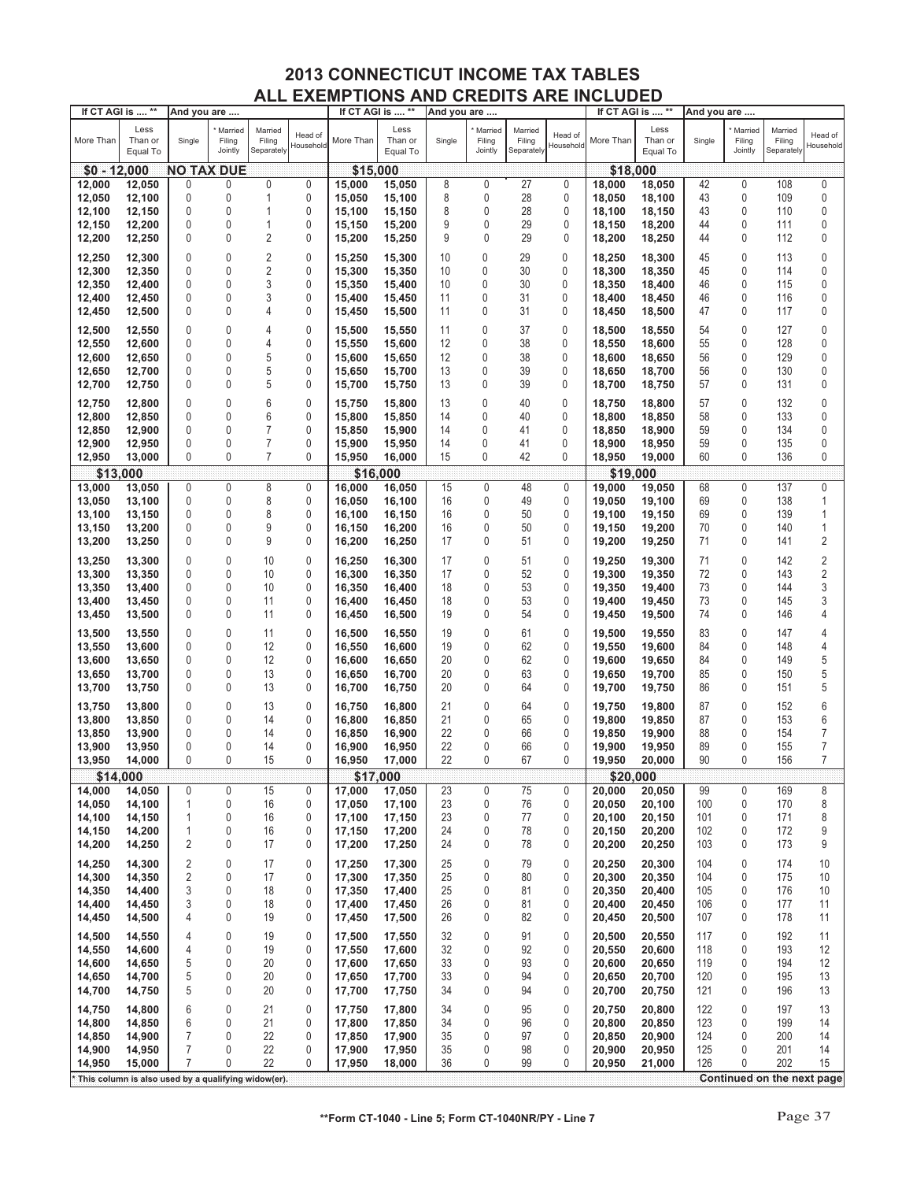# 2013 CONNECTICUT INCOME TAX TABLES
## ALL EXEMPTIONS AND CREDITS ARE INCLUDED

| If CT AGI is .... ** | | And you are .... | | | | If CT AGI is .... ** | | And you are .... | | | | If CT AGI is .... ** | | And you are .... | | | |
|---|---|---|---|---|---|---|---|---|---|---|---|---|---|---|---|---|---|
| More Than | Less Than or Equal To | Single | * Married Filing Jointly | Married Filing Separately | Head of Household | More Than | Less Than or Equal To | Single | * Married Filing Jointly | Married Filing Separately | Head of Household | More Than | Less Than or Equal To | Single | * Married Filing Jointly | Married Filing Separately | Head of Household |
| **$0 - 12,000** | | **NO TAX DUE** | | | | **$15,000** | | | | | | **$18,000** | | | | | |
| 12,000 | 12,050 | 0 | 0 | 0 | 0 | 15,000 | 15,050 | 8 | 0 | 27 | 0 | 18,000 | 18,050 | 42 | 0 | 108 | 0 |
| 12,050 | 12,100 | 0 | 0 | 1 | 0 | 15,050 | 15,100 | 8 | 0 | 28 | 0 | 18,050 | 18,100 | 43 | 0 | 109 | 0 |
| 12,100 | 12,150 | 0 | 0 | 1 | 0 | 15,100 | 15,150 | 8 | 0 | 28 | 0 | 18,100 | 18,150 | 43 | 0 | 110 | 0 |
| 12,150 | 12,200 | 0 | 0 | 1 | 0 | 15,150 | 15,200 | 9 | 0 | 29 | 0 | 18,150 | 18,200 | 44 | 0 | 111 | 0 |
| 12,200 | 12,250 | 0 | 0 | 2 | 0 | 15,200 | 15,250 | 9 | 0 | 29 | 0 | 18,200 | 18,250 | 44 | 0 | 112 | 0 |
| 12,250 | 12,300 | 0 | 0 | 2 | 0 | 15,250 | 15,300 | 10 | 0 | 29 | 0 | 18,250 | 18,300 | 45 | 0 | 113 | 0 |
| 12,300 | 12,350 | 0 | 0 | 2 | 0 | 15,300 | 15,350 | 10 | 0 | 30 | 0 | 18,300 | 18,350 | 45 | 0 | 114 | 0 |
| 12,350 | 12,400 | 0 | 0 | 3 | 0 | 15,350 | 15,400 | 10 | 0 | 30 | 0 | 18,350 | 18,400 | 46 | 0 | 115 | 0 |
| 12,400 | 12,450 | 0 | 0 | 3 | 0 | 15,400 | 15,450 | 11 | 0 | 31 | 0 | 18,400 | 18,450 | 46 | 0 | 116 | 0 |
| 12,450 | 12,500 | 0 | 0 | 4 | 0 | 15,450 | 15,500 | 11 | 0 | 31 | 0 | 18,450 | 18,500 | 47 | 0 | 117 | 0 |
| 12,500 | 12,550 | 0 | 0 | 4 | 0 | 15,500 | 15,550 | 11 | 0 | 37 | 0 | 18,500 | 18,550 | 54 | 0 | 127 | 0 |
| 12,550 | 12,600 | 0 | 0 | 4 | 0 | 15,550 | 15,600 | 12 | 0 | 38 | 0 | 18,550 | 18,600 | 55 | 0 | 128 | 0 |
| 12,600 | 12,650 | 0 | 0 | 5 | 0 | 15,600 | 15,650 | 12 | 0 | 38 | 0 | 18,600 | 18,650 | 56 | 0 | 129 | 0 |
| 12,650 | 12,700 | 0 | 0 | 5 | 0 | 15,650 | 15,700 | 13 | 0 | 39 | 0 | 18,650 | 18,700 | 56 | 0 | 130 | 0 |
| 12,700 | 12,750 | 0 | 0 | 5 | 0 | 15,700 | 15,750 | 13 | 0 | 39 | 0 | 18,700 | 18,750 | 57 | 0 | 131 | 0 |
| 12,750 | 12,800 | 0 | 0 | 6 | 0 | 15,750 | 15,800 | 13 | 0 | 40 | 0 | 18,750 | 18,800 | 57 | 0 | 132 | 0 |
| 12,800 | 12,850 | 0 | 0 | 6 | 0 | 15,800 | 15,850 | 14 | 0 | 40 | 0 | 18,800 | 18,850 | 58 | 0 | 133 | 0 |
| 12,850 | 12,900 | 0 | 0 | 7 | 0 | 15,850 | 15,900 | 14 | 0 | 41 | 0 | 18,850 | 18,900 | 59 | 0 | 134 | 0 |
| 12,900 | 12,950 | 0 | 0 | 7 | 0 | 15,900 | 15,950 | 14 | 0 | 41 | 0 | 18,900 | 18,950 | 59 | 0 | 135 | 0 |
| 12,950 | 13,000 | 0 | 0 | 7 | 0 | 15,950 | 16,000 | 15 | 0 | 42 | 0 | 18,950 | 19,000 | 60 | 0 | 136 | 0 |
| **$13,000** | | | | | | **$16,000** | | | | | | **$19,000** | | | | | |
| 13,000 | 13,050 | 0 | 0 | 8 | 0 | 16,000 | 16,050 | 15 | 0 | 48 | 0 | 19,000 | 19,050 | 68 | 0 | 137 | 0 |
| 13,050 | 13,100 | 0 | 0 | 8 | 0 | 16,050 | 16,100 | 16 | 0 | 49 | 0 | 19,050 | 19,100 | 69 | 0 | 138 | 1 |
| 13,100 | 13,150 | 0 | 0 | 8 | 0 | 16,100 | 16,150 | 16 | 0 | 50 | 0 | 19,100 | 19,150 | 69 | 0 | 139 | 1 |
| 13,150 | 13,200 | 0 | 0 | 9 | 0 | 16,150 | 16,200 | 16 | 0 | 50 | 0 | 19,150 | 19,200 | 70 | 0 | 140 | 1 |
| 13,200 | 13,250 | 0 | 0 | 9 | 0 | 16,200 | 16,250 | 17 | 0 | 51 | 0 | 19,200 | 19,250 | 71 | 0 | 141 | 2 |
| 13,250 | 13,300 | 0 | 0 | 10 | 0 | 16,250 | 16,300 | 17 | 0 | 51 | 0 | 19,250 | 19,300 | 71 | 0 | 142 | 2 |
| 13,300 | 13,350 | 0 | 0 | 10 | 0 | 16,300 | 16,350 | 17 | 0 | 52 | 0 | 19,300 | 19,350 | 72 | 0 | 143 | 2 |
| 13,350 | 13,400 | 0 | 0 | 10 | 0 | 16,350 | 16,400 | 18 | 0 | 53 | 0 | 19,350 | 19,400 | 73 | 0 | 144 | 3 |
| 13,400 | 13,450 | 0 | 0 | 11 | 0 | 16,400 | 16,450 | 18 | 0 | 53 | 0 | 19,400 | 19,450 | 73 | 0 | 145 | 3 |
| 13,450 | 13,500 | 0 | 0 | 11 | 0 | 16,450 | 16,500 | 19 | 0 | 54 | 0 | 19,450 | 19,500 | 74 | 0 | 146 | 4 |
| 13,500 | 13,550 | 0 | 0 | 11 | 0 | 16,500 | 16,550 | 19 | 0 | 61 | 0 | 19,500 | 19,550 | 83 | 0 | 147 | 4 |
| 13,550 | 13,600 | 0 | 0 | 12 | 0 | 16,550 | 16,600 | 19 | 0 | 62 | 0 | 19,550 | 19,600 | 84 | 0 | 148 | 4 |
| 13,600 | 13,650 | 0 | 0 | 12 | 0 | 16,600 | 16,650 | 20 | 0 | 62 | 0 | 19,600 | 19,650 | 84 | 0 | 149 | 5 |
| 13,650 | 13,700 | 0 | 0 | 13 | 0 | 16,650 | 16,700 | 20 | 0 | 63 | 0 | 19,650 | 19,700 | 85 | 0 | 150 | 5 |
| 13,700 | 13,750 | 0 | 0 | 13 | 0 | 16,700 | 16,750 | 20 | 0 | 64 | 0 | 19,700 | 19,750 | 86 | 0 | 151 | 5 |
| 13,750 | 13,800 | 0 | 0 | 13 | 0 | 16,750 | 16,800 | 21 | 0 | 64 | 0 | 19,750 | 19,800 | 87 | 0 | 152 | 6 |
| 13,800 | 13,850 | 0 | 0 | 14 | 0 | 16,800 | 16,850 | 21 | 0 | 65 | 0 | 19,800 | 19,850 | 87 | 0 | 153 | 6 |
| 13,850 | 13,900 | 0 | 0 | 14 | 0 | 16,850 | 16,900 | 22 | 0 | 66 | 0 | 19,850 | 19,900 | 88 | 0 | 154 | 7 |
| 13,900 | 13,950 | 0 | 0 | 14 | 0 | 16,900 | 16,950 | 22 | 0 | 66 | 0 | 19,900 | 19,950 | 89 | 0 | 155 | 7 |
| 13,950 | 14,000 | 0 | 0 | 15 | 0 | 16,950 | 17,000 | 22 | 0 | 67 | 0 | 19,950 | 20,000 | 90 | 0 | 156 | 7 |
| **$14,000** | | | | | | **$17,000** | | | | | | **$20,000** | | | | | |
| 14,000 | 14,050 | 0 | 0 | 15 | 0 | 17,000 | 17,050 | 23 | 0 | 75 | 0 | 20,000 | 20,050 | 99 | 0 | 169 | 8 |
| 14,050 | 14,100 | 1 | 0 | 16 | 0 | 17,050 | 17,100 | 23 | 0 | 76 | 0 | 20,050 | 20,100 | 100 | 0 | 170 | 8 |
| 14,100 | 14,150 | 1 | 0 | 16 | 0 | 17,100 | 17,150 | 23 | 0 | 77 | 0 | 20,100 | 20,150 | 101 | 0 | 171 | 8 |
| 14,150 | 14,200 | 1 | 0 | 16 | 0 | 17,150 | 17,200 | 24 | 0 | 78 | 0 | 20,150 | 20,200 | 102 | 0 | 172 | 9 |
| 14,200 | 14,250 | 2 | 0 | 17 | 0 | 17,200 | 17,250 | 24 | 0 | 78 | 0 | 20,200 | 20,250 | 103 | 0 | 173 | 9 |
| 14,250 | 14,300 | 2 | 0 | 17 | 0 | 17,250 | 17,300 | 25 | 0 | 79 | 0 | 20,250 | 20,300 | 104 | 0 | 174 | 10 |
| 14,300 | 14,350 | 2 | 0 | 17 | 0 | 17,300 | 17,350 | 25 | 0 | 80 | 0 | 20,300 | 20,350 | 104 | 0 | 175 | 10 |
| 14,350 | 14,400 | 3 | 0 | 18 | 0 | 17,350 | 17,400 | 25 | 0 | 81 | 0 | 20,350 | 20,400 | 105 | 0 | 176 | 10 |
| 14,400 | 14,450 | 3 | 0 | 18 | 0 | 17,400 | 17,450 | 26 | 0 | 81 | 0 | 20,400 | 20,450 | 106 | 0 | 177 | 11 |
| 14,450 | 14,500 | 4 | 0 | 19 | 0 | 17,450 | 17,500 | 26 | 0 | 82 | 0 | 20,450 | 20,500 | 107 | 0 | 178 | 11 |
| 14,500 | 14,550 | 4 | 0 | 19 | 0 | 17,500 | 17,550 | 32 | 0 | 91 | 0 | 20,500 | 20,550 | 117 | 0 | 192 | 11 |
| 14,550 | 14,600 | 4 | 0 | 19 | 0 | 17,550 | 17,600 | 32 | 0 | 92 | 0 | 20,550 | 20,600 | 118 | 0 | 193 | 12 |
| 14,600 | 14,650 | 5 | 0 | 20 | 0 | 17,600 | 17,650 | 33 | 0 | 93 | 0 | 20,600 | 20,650 | 119 | 0 | 194 | 12 |
| 14,650 | 14,700 | 5 | 0 | 20 | 0 | 17,650 | 17,700 | 33 | 0 | 94 | 0 | 20,650 | 20,700 | 120 | 0 | 195 | 13 |
| 14,700 | 14,750 | 5 | 0 | 20 | 0 | 17,700 | 17,750 | 34 | 0 | 94 | 0 | 20,700 | 20,750 | 121 | 0 | 196 | 13 |
| 14,750 | 14,800 | 6 | 0 | 21 | 0 | 17,750 | 17,800 | 34 | 0 | 95 | 0 | 20,750 | 20,800 | 122 | 0 | 197 | 13 |
| 14,800 | 14,850 | 6 | 0 | 21 | 0 | 17,800 | 17,850 | 34 | 0 | 96 | 0 | 20,800 | 20,850 | 123 | 0 | 199 | 14 |
| 14,850 | 14,900 | 7 | 0 | 22 | 0 | 17,850 | 17,900 | 35 | 0 | 97 | 0 | 20,850 | 20,900 | 124 | 0 | 200 | 14 |
| 14,900 | 14,950 | 7 | 0 | 22 | 0 | 17,900 | 17,950 | 35 | 0 | 98 | 0 | 20,900 | 20,950 | 125 | 0 | 201 | 14 |
| 14,950 | 15,000 | 7 | 0 | 22 | 0 | 17,950 | 18,000 | 36 | 0 | 99 | 0 | 20,950 | 21,000 | 126 | 0 | 202 | 15 |

* This column is also used by a qualifying widow(er).

**Continued on the next page**

**Form CT-1040 - Line 5; Form CT-1040NR/PY - Line 7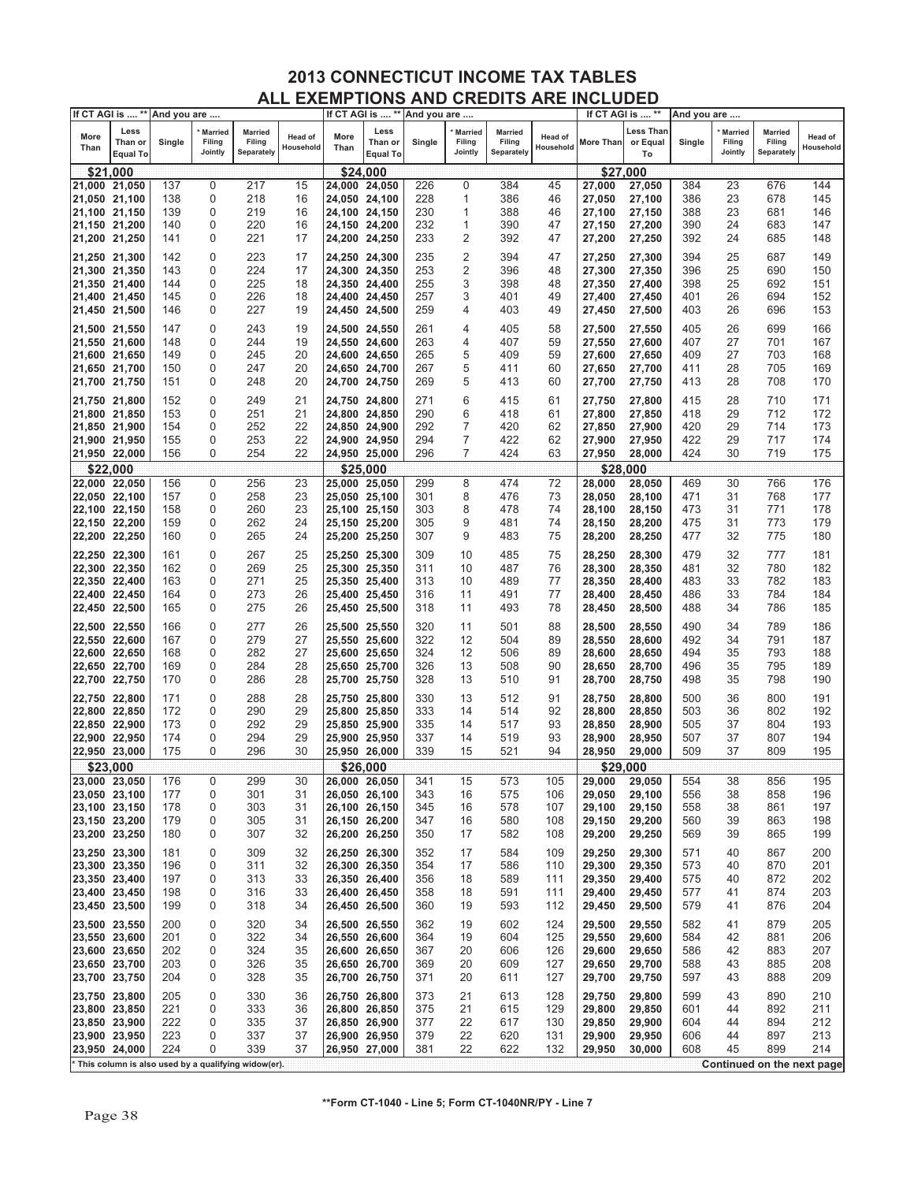# 2013 CONNECTICUT INCOME TAX TABLES
## ALL EXEMPTIONS AND CREDITS ARE INCLUDED

| More Than | Less Than or Equal To | Single | * Married Filing Jointly | Married Filing Separately | Head of Household | More Than | Less Than or Equal To | Single | * Married Filing Jointly | Married Filing Separately | Head of Household | More Than | Less Than or Equal To | Single | * Married Filing Jointly | Married Filing Separately | Head of Household |
|---|---|---|---|---|---|---|---|---|---|---|---|---|---|---|---|---|---|
| **$21,000** | | | | | | **$24,000** | | | | | | **$27,000** | | | | | |
| 21,000 | 21,050 | 137 | 0 | 217 | 15 | 24,000 | 24,050 | 226 | 0 | 384 | 45 | 27,000 | 27,050 | 384 | 23 | 676 | 144 |
| 21,050 | 21,100 | 138 | 0 | 218 | 16 | 24,050 | 24,100 | 228 | 1 | 386 | 46 | 27,050 | 27,100 | 386 | 23 | 678 | 145 |
| 21,100 | 21,150 | 139 | 0 | 219 | 16 | 24,100 | 24,150 | 230 | 1 | 388 | 46 | 27,100 | 27,150 | 388 | 23 | 681 | 146 |
| 21,150 | 21,200 | 140 | 0 | 220 | 16 | 24,150 | 24,200 | 232 | 1 | 390 | 47 | 27,150 | 27,200 | 390 | 24 | 683 | 147 |
| 21,200 | 21,250 | 141 | 0 | 221 | 17 | 24,200 | 24,250 | 233 | 2 | 392 | 47 | 27,200 | 27,250 | 392 | 24 | 685 | 148 |
| 21,250 | 21,300 | 142 | 0 | 223 | 17 | 24,250 | 24,300 | 235 | 2 | 394 | 47 | 27,250 | 27,300 | 394 | 25 | 687 | 149 |
| 21,300 | 21,350 | 143 | 0 | 224 | 17 | 24,300 | 24,350 | 253 | 2 | 396 | 48 | 27,300 | 27,350 | 396 | 25 | 690 | 150 |
| 21,350 | 21,400 | 144 | 0 | 225 | 18 | 24,350 | 24,400 | 255 | 3 | 398 | 48 | 27,350 | 27,400 | 398 | 25 | 692 | 151 |
| 21,400 | 21,450 | 145 | 0 | 226 | 18 | 24,400 | 24,450 | 257 | 3 | 401 | 49 | 27,400 | 27,450 | 401 | 26 | 694 | 152 |
| 21,450 | 21,500 | 146 | 0 | 227 | 19 | 24,450 | 24,500 | 259 | 4 | 403 | 49 | 27,450 | 27,500 | 403 | 26 | 696 | 153 |
| 21,500 | 21,550 | 147 | 0 | 243 | 19 | 24,500 | 24,550 | 261 | 4 | 405 | 58 | 27,500 | 27,550 | 405 | 26 | 699 | 166 |
| 21,550 | 21,600 | 148 | 0 | 244 | 19 | 24,550 | 24,600 | 263 | 4 | 407 | 59 | 27,550 | 27,600 | 407 | 27 | 701 | 167 |
| 21,600 | 21,650 | 149 | 0 | 245 | 20 | 24,600 | 24,650 | 265 | 5 | 409 | 59 | 27,600 | 27,650 | 409 | 27 | 703 | 168 |
| 21,650 | 21,700 | 150 | 0 | 247 | 20 | 24,650 | 24,700 | 267 | 5 | 411 | 60 | 27,650 | 27,700 | 411 | 28 | 705 | 169 |
| 21,700 | 21,750 | 151 | 0 | 248 | 20 | 24,700 | 24,750 | 269 | 5 | 413 | 60 | 27,700 | 27,750 | 413 | 28 | 708 | 170 |
| 21,750 | 21,800 | 152 | 0 | 249 | 21 | 24,750 | 24,800 | 271 | 6 | 415 | 61 | 27,750 | 27,800 | 415 | 28 | 710 | 171 |
| 21,800 | 21,850 | 153 | 0 | 251 | 21 | 24,800 | 24,850 | 290 | 6 | 418 | 61 | 27,800 | 27,850 | 418 | 29 | 712 | 172 |
| 21,850 | 21,900 | 154 | 0 | 252 | 22 | 24,850 | 24,900 | 292 | 7 | 420 | 62 | 27,850 | 27,900 | 420 | 29 | 714 | 173 |
| 21,900 | 21,950 | 155 | 0 | 253 | 22 | 24,900 | 24,950 | 294 | 7 | 422 | 62 | 27,900 | 27,950 | 422 | 29 | 717 | 174 |
| 21,950 | 22,000 | 156 | 0 | 254 | 22 | 24,950 | 25,000 | 296 | 7 | 424 | 63 | 27,950 | 28,000 | 424 | 30 | 719 | 175 |
| **$22,000** | | | | | | **$25,000** | | | | | | **$28,000** | | | | | |
| 22,000 | 22,050 | 156 | 0 | 256 | 23 | 25,000 | 25,050 | 299 | 8 | 474 | 72 | 28,000 | 28,050 | 469 | 30 | 766 | 176 |
| 22,050 | 22,100 | 157 | 0 | 258 | 23 | 25,050 | 25,100 | 301 | 8 | 476 | 73 | 28,050 | 28,100 | 471 | 31 | 768 | 177 |
| 22,100 | 22,150 | 158 | 0 | 260 | 23 | 25,100 | 25,150 | 303 | 8 | 478 | 74 | 28,100 | 28,150 | 473 | 31 | 771 | 178 |
| 22,150 | 22,200 | 159 | 0 | 262 | 24 | 25,150 | 25,200 | 305 | 9 | 481 | 74 | 28,150 | 28,200 | 475 | 31 | 773 | 179 |
| 22,200 | 22,250 | 160 | 0 | 265 | 24 | 25,200 | 25,250 | 307 | 9 | 483 | 75 | 28,200 | 28,250 | 477 | 32 | 775 | 180 |
| 22,250 | 22,300 | 161 | 0 | 267 | 25 | 25,250 | 25,300 | 309 | 10 | 485 | 75 | 28,250 | 28,300 | 479 | 32 | 777 | 181 |
| 22,300 | 22,350 | 162 | 0 | 269 | 25 | 25,300 | 25,350 | 311 | 10 | 487 | 76 | 28,300 | 28,350 | 481 | 32 | 780 | 182 |
| 22,350 | 22,400 | 163 | 0 | 271 | 25 | 25,350 | 25,400 | 313 | 10 | 489 | 77 | 28,350 | 28,400 | 483 | 33 | 782 | 183 |
| 22,400 | 22,450 | 164 | 0 | 273 | 26 | 25,400 | 25,450 | 316 | 11 | 491 | 77 | 28,400 | 28,450 | 486 | 33 | 784 | 184 |
| 22,450 | 22,500 | 165 | 0 | 275 | 26 | 25,450 | 25,500 | 318 | 11 | 493 | 78 | 28,450 | 28,500 | 488 | 34 | 786 | 185 |
| 22,500 | 22,550 | 166 | 0 | 277 | 26 | 25,500 | 25,550 | 320 | 11 | 501 | 88 | 28,500 | 28,550 | 490 | 34 | 789 | 186 |
| 22,550 | 22,600 | 167 | 0 | 279 | 27 | 25,550 | 25,600 | 322 | 12 | 504 | 89 | 28,550 | 28,600 | 492 | 34 | 791 | 187 |
| 22,600 | 22,650 | 168 | 0 | 282 | 27 | 25,600 | 25,650 | 324 | 12 | 506 | 89 | 28,600 | 28,650 | 494 | 35 | 793 | 188 |
| 22,650 | 22,700 | 169 | 0 | 284 | 28 | 25,650 | 25,700 | 326 | 13 | 508 | 90 | 28,650 | 28,700 | 496 | 35 | 795 | 189 |
| 22,700 | 22,750 | 170 | 0 | 286 | 28 | 25,700 | 25,750 | 328 | 13 | 510 | 91 | 28,700 | 28,750 | 498 | 35 | 798 | 190 |
| 22,750 | 22,800 | 171 | 0 | 288 | 28 | 25,750 | 25,800 | 330 | 13 | 512 | 91 | 28,750 | 28,800 | 500 | 36 | 800 | 191 |
| 22,800 | 22,850 | 172 | 0 | 290 | 29 | 25,800 | 25,850 | 333 | 14 | 514 | 92 | 28,800 | 28,850 | 503 | 36 | 802 | 192 |
| 22,850 | 22,900 | 173 | 0 | 292 | 29 | 25,850 | 25,900 | 335 | 14 | 517 | 93 | 28,850 | 28,900 | 505 | 37 | 804 | 193 |
| 22,900 | 22,950 | 174 | 0 | 294 | 29 | 25,900 | 25,950 | 337 | 14 | 519 | 93 | 28,900 | 28,950 | 507 | 37 | 807 | 194 |
| 22,950 | 23,000 | 175 | 0 | 296 | 30 | 25,950 | 26,000 | 339 | 15 | 521 | 94 | 28,950 | 29,000 | 509 | 37 | 809 | 195 |
| **$23,000** | | | | | | **$26,000** | | | | | | **$29,000** | | | | | |
| 23,000 | 23,050 | 176 | 0 | 299 | 30 | 26,000 | 26,050 | 341 | 15 | 573 | 105 | 29,000 | 29,050 | 554 | 38 | 856 | 195 |
| 23,050 | 23,100 | 177 | 0 | 301 | 31 | 26,050 | 26,100 | 343 | 16 | 575 | 106 | 29,050 | 29,100 | 556 | 38 | 858 | 196 |
| 23,100 | 23,150 | 178 | 0 | 303 | 31 | 26,100 | 26,150 | 345 | 16 | 578 | 107 | 29,100 | 29,150 | 558 | 38 | 861 | 197 |
| 23,150 | 23,200 | 179 | 0 | 305 | 31 | 26,150 | 26,200 | 347 | 16 | 580 | 108 | 29,150 | 29,200 | 560 | 39 | 863 | 198 |
| 23,200 | 23,250 | 180 | 0 | 307 | 32 | 26,200 | 26,250 | 350 | 17 | 582 | 108 | 29,200 | 29,250 | 569 | 39 | 865 | 199 |
| 23,250 | 23,300 | 181 | 0 | 309 | 32 | 26,250 | 26,300 | 352 | 17 | 584 | 109 | 29,250 | 29,300 | 571 | 40 | 867 | 200 |
| 23,300 | 23,350 | 196 | 0 | 311 | 32 | 26,300 | 26,350 | 354 | 17 | 586 | 110 | 29,300 | 29,350 | 573 | 40 | 870 | 201 |
| 23,350 | 23,400 | 197 | 0 | 313 | 33 | 26,350 | 26,400 | 356 | 18 | 589 | 111 | 29,350 | 29,400 | 575 | 40 | 872 | 202 |
| 23,400 | 23,450 | 198 | 0 | 316 | 33 | 26,400 | 26,450 | 358 | 18 | 591 | 111 | 29,400 | 29,450 | 577 | 41 | 874 | 203 |
| 23,450 | 23,500 | 199 | 0 | 318 | 34 | 26,450 | 26,500 | 360 | 19 | 593 | 112 | 29,450 | 29,500 | 579 | 41 | 876 | 204 |
| 23,500 | 23,550 | 200 | 0 | 320 | 34 | 26,500 | 26,550 | 362 | 19 | 602 | 124 | 29,500 | 29,550 | 582 | 41 | 879 | 205 |
| 23,550 | 23,600 | 201 | 0 | 322 | 34 | 26,550 | 26,600 | 364 | 19 | 604 | 125 | 29,550 | 29,600 | 584 | 42 | 881 | 206 |
| 23,600 | 23,650 | 202 | 0 | 324 | 35 | 26,600 | 26,650 | 367 | 20 | 606 | 126 | 29,600 | 29,650 | 586 | 42 | 883 | 207 |
| 23,650 | 23,700 | 203 | 0 | 326 | 35 | 26,650 | 26,700 | 369 | 20 | 609 | 127 | 29,650 | 29,700 | 588 | 43 | 885 | 208 |
| 23,700 | 23,750 | 204 | 0 | 328 | 35 | 26,700 | 26,750 | 371 | 20 | 611 | 127 | 29,700 | 29,750 | 597 | 43 | 888 | 209 |
| 23,750 | 23,800 | 205 | 0 | 330 | 36 | 26,750 | 26,800 | 373 | 21 | 613 | 128 | 29,750 | 29,800 | 599 | 43 | 890 | 210 |
| 23,800 | 23,850 | 221 | 0 | 333 | 36 | 26,800 | 26,850 | 375 | 21 | 615 | 129 | 29,800 | 29,850 | 601 | 44 | 892 | 211 |
| 23,850 | 23,900 | 222 | 0 | 335 | 37 | 26,850 | 26,900 | 377 | 22 | 617 | 130 | 29,850 | 29,900 | 604 | 44 | 894 | 212 |
| 23,900 | 23,950 | 223 | 0 | 337 | 37 | 26,900 | 26,950 | 379 | 22 | 620 | 131 | 29,900 | 29,950 | 606 | 44 | 897 | 213 |
| 23,950 | 24,000 | 224 | 0 | 339 | 37 | 26,950 | 27,000 | 381 | 22 | 622 | 132 | 29,950 | 30,000 | 608 | 45 | 899 | 214 |

If CT AGI is .... ** And you are ....

* This column is also used by a qualifying widow(er).

Continued on the next page

**Form CT-1040 - Line 5; Form CT-1040NR/PY - Line 7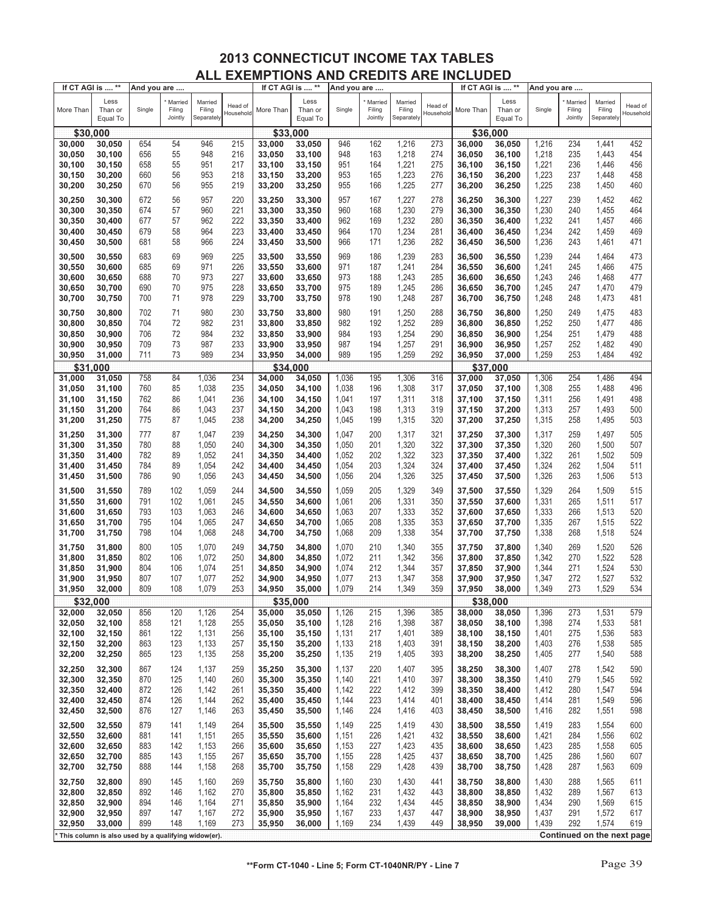# 2013 CONNECTICUT INCOME TAX TABLES
## ALL EXEMPTIONS AND CREDITS ARE INCLUDED

| If CT AGI is .... ** | | And you are .... | | | | If CT AGI is .... ** | | And you are .... | | | | If CT AGI is .... ** | | And you are .... | | | |
|---|---|---|---|---|---|---|---|---|---|---|---|---|---|---|---|---|---|
| More Than | Less Than or Equal To | Single | * Married Filing Jointly | Married Filing Separately | Head of Household | More Than | Less Than or Equal To | Single | * Married Filing Jointly | Married Filing Separately | Head of Household | More Than | Less Than or Equal To | Single | * Married Filing Jointly | Married Filing Separately | Head of Household |
| **$30,000** | | | | | | **$33,000** | | | | | | **$36,000** | | | | | |
| 30,000 | 30,050 | 654 | 54 | 946 | 215 | 33,000 | 33,050 | 946 | 162 | 1,216 | 273 | 36,000 | 36,050 | 1,216 | 234 | 1,441 | 452 |
| 30,050 | 30,100 | 656 | 55 | 948 | 216 | 33,050 | 33,100 | 948 | 163 | 1,218 | 274 | 36,050 | 36,100 | 1,218 | 235 | 1,443 | 454 |
| 30,100 | 30,150 | 658 | 55 | 951 | 217 | 33,100 | 33,150 | 951 | 164 | 1,221 | 275 | 36,100 | 36,150 | 1,221 | 236 | 1,446 | 456 |
| 30,150 | 30,200 | 660 | 56 | 953 | 218 | 33,150 | 33,200 | 953 | 165 | 1,223 | 276 | 36,150 | 36,200 | 1,223 | 237 | 1,448 | 458 |
| 30,200 | 30,250 | 670 | 56 | 955 | 219 | 33,200 | 33,250 | 955 | 166 | 1,225 | 277 | 36,200 | 36,250 | 1,225 | 238 | 1,450 | 460 |
| 30,250 | 30,300 | 672 | 56 | 957 | 220 | 33,250 | 33,300 | 957 | 167 | 1,227 | 278 | 36,250 | 36,300 | 1,227 | 239 | 1,452 | 462 |
| 30,300 | 30,350 | 674 | 57 | 960 | 221 | 33,300 | 33,350 | 960 | 168 | 1,230 | 279 | 36,300 | 36,350 | 1,230 | 240 | 1,455 | 464 |
| 30,350 | 30,400 | 677 | 57 | 962 | 222 | 33,350 | 33,400 | 962 | 169 | 1,232 | 280 | 36,350 | 36,400 | 1,232 | 241 | 1,457 | 466 |
| 30,400 | 30,450 | 679 | 58 | 964 | 223 | 33,400 | 33,450 | 964 | 170 | 1,234 | 281 | 36,400 | 36,450 | 1,234 | 242 | 1,459 | 469 |
| 30,450 | 30,500 | 681 | 58 | 966 | 224 | 33,450 | 33,500 | 966 | 171 | 1,236 | 282 | 36,450 | 36,500 | 1,236 | 243 | 1,461 | 471 |
| 30,500 | 30,550 | 683 | 69 | 969 | 225 | 33,500 | 33,550 | 969 | 186 | 1,239 | 283 | 36,500 | 36,550 | 1,239 | 244 | 1,464 | 473 |
| 30,550 | 30,600 | 685 | 69 | 971 | 226 | 33,550 | 33,600 | 971 | 187 | 1,241 | 284 | 36,550 | 36,600 | 1,241 | 245 | 1,466 | 475 |
| 30,600 | 30,650 | 688 | 70 | 973 | 227 | 33,600 | 33,650 | 973 | 188 | 1,243 | 285 | 36,600 | 36,650 | 1,243 | 246 | 1,468 | 477 |
| 30,650 | 30,700 | 690 | 70 | 975 | 228 | 33,650 | 33,700 | 975 | 189 | 1,245 | 286 | 36,650 | 36,700 | 1,245 | 247 | 1,470 | 479 |
| 30,700 | 30,750 | 700 | 71 | 978 | 229 | 33,700 | 33,750 | 978 | 190 | 1,248 | 287 | 36,700 | 36,750 | 1,248 | 248 | 1,473 | 481 |
| 30,750 | 30,800 | 702 | 71 | 980 | 230 | 33,750 | 33,800 | 980 | 191 | 1,250 | 288 | 36,750 | 36,800 | 1,250 | 249 | 1,475 | 483 |
| 30,800 | 30,850 | 704 | 72 | 982 | 231 | 33,800 | 33,850 | 982 | 192 | 1,252 | 289 | 36,800 | 36,850 | 1,252 | 250 | 1,477 | 486 |
| 30,850 | 30,900 | 706 | 72 | 984 | 232 | 33,850 | 33,900 | 984 | 193 | 1,254 | 290 | 36,850 | 36,900 | 1,254 | 251 | 1,479 | 488 |
| 30,900 | 30,950 | 709 | 73 | 987 | 233 | 33,900 | 33,950 | 987 | 194 | 1,257 | 291 | 36,900 | 36,950 | 1,257 | 252 | 1,482 | 490 |
| 30,950 | 31,000 | 711 | 73 | 989 | 234 | 33,950 | 34,000 | 989 | 195 | 1,259 | 292 | 36,950 | 37,000 | 1,259 | 253 | 1,484 | 492 |
| **$31,000** | | | | | | **$34,000** | | | | | | **$37,000** | | | | | |
| 31,000 | 31,050 | 758 | 84 | 1,036 | 234 | 34,000 | 34,050 | 1,036 | 195 | 1,306 | 316 | 37,000 | 37,050 | 1,306 | 254 | 1,486 | 494 |
| 31,050 | 31,100 | 760 | 85 | 1,038 | 235 | 34,050 | 34,100 | 1,038 | 196 | 1,308 | 317 | 37,050 | 37,100 | 1,308 | 255 | 1,488 | 496 |
| 31,100 | 31,150 | 762 | 86 | 1,041 | 236 | 34,100 | 34,150 | 1,041 | 197 | 1,311 | 318 | 37,100 | 37,150 | 1,311 | 256 | 1,491 | 498 |
| 31,150 | 31,200 | 764 | 86 | 1,043 | 237 | 34,150 | 34,200 | 1,043 | 198 | 1,313 | 319 | 37,150 | 37,200 | 1,313 | 257 | 1,493 | 500 |
| 31,200 | 31,250 | 775 | 87 | 1,045 | 238 | 34,200 | 34,250 | 1,045 | 199 | 1,315 | 320 | 37,200 | 37,250 | 1,315 | 258 | 1,495 | 503 |
| 31,250 | 31,300 | 777 | 87 | 1,047 | 239 | 34,250 | 34,300 | 1,047 | 200 | 1,317 | 321 | 37,250 | 37,300 | 1,317 | 259 | 1,497 | 505 |
| 31,300 | 31,350 | 780 | 88 | 1,050 | 240 | 34,300 | 34,350 | 1,050 | 201 | 1,320 | 322 | 37,300 | 37,350 | 1,320 | 260 | 1,500 | 507 |
| 31,350 | 31,400 | 782 | 89 | 1,052 | 241 | 34,350 | 34,400 | 1,052 | 202 | 1,322 | 323 | 37,350 | 37,400 | 1,322 | 261 | 1,502 | 509 |
| 31,400 | 31,450 | 784 | 89 | 1,054 | 242 | 34,400 | 34,450 | 1,054 | 203 | 1,324 | 324 | 37,400 | 37,450 | 1,324 | 262 | 1,504 | 511 |
| 31,450 | 31,500 | 786 | 90 | 1,056 | 243 | 34,450 | 34,500 | 1,056 | 204 | 1,326 | 325 | 37,450 | 37,500 | 1,326 | 263 | 1,506 | 513 |
| 31,500 | 31,550 | 789 | 102 | 1,059 | 244 | 34,500 | 34,550 | 1,059 | 205 | 1,329 | 349 | 37,500 | 37,550 | 1,329 | 264 | 1,509 | 515 |
| 31,550 | 31,600 | 791 | 102 | 1,061 | 245 | 34,550 | 34,600 | 1,061 | 206 | 1,331 | 350 | 37,550 | 37,600 | 1,331 | 265 | 1,511 | 517 |
| 31,600 | 31,650 | 793 | 103 | 1,063 | 246 | 34,600 | 34,650 | 1,063 | 207 | 1,333 | 352 | 37,600 | 37,650 | 1,333 | 266 | 1,513 | 520 |
| 31,650 | 31,700 | 795 | 104 | 1,065 | 247 | 34,650 | 34,700 | 1,065 | 208 | 1,335 | 353 | 37,650 | 37,700 | 1,335 | 267 | 1,515 | 522 |
| 31,700 | 31,750 | 798 | 104 | 1,068 | 248 | 34,700 | 34,750 | 1,068 | 209 | 1,338 | 354 | 37,700 | 37,750 | 1,338 | 268 | 1,518 | 524 |
| 31,750 | 31,800 | 800 | 105 | 1,070 | 249 | 34,750 | 34,800 | 1,070 | 210 | 1,340 | 355 | 37,750 | 37,800 | 1,340 | 269 | 1,520 | 526 |
| 31,800 | 31,850 | 802 | 106 | 1,072 | 250 | 34,800 | 34,850 | 1,072 | 211 | 1,342 | 356 | 37,800 | 37,850 | 1,342 | 270 | 1,522 | 528 |
| 31,850 | 31,900 | 804 | 106 | 1,074 | 251 | 34,850 | 34,900 | 1,074 | 212 | 1,344 | 357 | 37,850 | 37,900 | 1,344 | 271 | 1,524 | 530 |
| 31,900 | 31,950 | 807 | 107 | 1,077 | 252 | 34,900 | 34,950 | 1,077 | 213 | 1,347 | 358 | 37,900 | 37,950 | 1,347 | 272 | 1,527 | 532 |
| 31,950 | 32,000 | 809 | 108 | 1,079 | 253 | 34,950 | 35,000 | 1,079 | 214 | 1,349 | 359 | 37,950 | 38,000 | 1,349 | 273 | 1,529 | 534 |
| **$32,000** | | | | | | **$35,000** | | | | | | **$38,000** | | | | | |
| 32,000 | 32,050 | 856 | 120 | 1,126 | 254 | 35,000 | 35,050 | 1,126 | 215 | 1,396 | 385 | 38,000 | 38,050 | 1,396 | 273 | 1,531 | 579 |
| 32,050 | 32,100 | 858 | 121 | 1,128 | 255 | 35,050 | 35,100 | 1,128 | 216 | 1,398 | 387 | 38,050 | 38,100 | 1,398 | 274 | 1,533 | 581 |
| 32,100 | 32,150 | 861 | 122 | 1,131 | 256 | 35,100 | 35,150 | 1,131 | 217 | 1,401 | 389 | 38,100 | 38,150 | 1,401 | 275 | 1,536 | 583 |
| 32,150 | 32,200 | 863 | 123 | 1,133 | 257 | 35,150 | 35,200 | 1,133 | 218 | 1,403 | 391 | 38,150 | 38,200 | 1,403 | 276 | 1,538 | 585 |
| 32,200 | 32,250 | 865 | 123 | 1,135 | 258 | 35,200 | 35,250 | 1,135 | 219 | 1,405 | 393 | 38,200 | 38,250 | 1,405 | 277 | 1,540 | 588 |
| 32,250 | 32,300 | 867 | 124 | 1,137 | 259 | 35,250 | 35,300 | 1,137 | 220 | 1,407 | 395 | 38,250 | 38,300 | 1,407 | 278 | 1,542 | 590 |
| 32,300 | 32,350 | 870 | 125 | 1,140 | 260 | 35,300 | 35,350 | 1,140 | 221 | 1,410 | 397 | 38,300 | 38,350 | 1,410 | 279 | 1,545 | 592 |
| 32,350 | 32,400 | 872 | 126 | 1,142 | 261 | 35,350 | 35,400 | 1,142 | 222 | 1,412 | 399 | 38,350 | 38,400 | 1,412 | 280 | 1,547 | 594 |
| 32,400 | 32,450 | 874 | 126 | 1,144 | 262 | 35,400 | 35,450 | 1,144 | 223 | 1,414 | 401 | 38,400 | 38,450 | 1,414 | 281 | 1,549 | 596 |
| 32,450 | 32,500 | 876 | 127 | 1,146 | 263 | 35,450 | 35,500 | 1,146 | 224 | 1,416 | 403 | 38,450 | 38,500 | 1,416 | 282 | 1,551 | 598 |
| 32,500 | 32,550 | 879 | 141 | 1,149 | 264 | 35,500 | 35,550 | 1,149 | 225 | 1,419 | 430 | 38,500 | 38,550 | 1,419 | 283 | 1,554 | 600 |
| 32,550 | 32,600 | 881 | 141 | 1,151 | 265 | 35,550 | 35,600 | 1,151 | 226 | 1,421 | 432 | 38,550 | 38,600 | 1,421 | 284 | 1,556 | 602 |
| 32,600 | 32,650 | 883 | 142 | 1,153 | 266 | 35,600 | 35,650 | 1,153 | 227 | 1,423 | 435 | 38,600 | 38,650 | 1,423 | 285 | 1,558 | 605 |
| 32,650 | 32,700 | 885 | 143 | 1,155 | 267 | 35,650 | 35,700 | 1,155 | 228 | 1,425 | 437 | 38,650 | 38,700 | 1,425 | 286 | 1,560 | 607 |
| 32,700 | 32,750 | 888 | 144 | 1,158 | 268 | 35,700 | 35,750 | 1,158 | 229 | 1,428 | 439 | 38,700 | 38,750 | 1,428 | 287 | 1,563 | 609 |
| 32,750 | 32,800 | 890 | 145 | 1,160 | 269 | 35,750 | 35,800 | 1,160 | 230 | 1,430 | 441 | 38,750 | 38,800 | 1,430 | 288 | 1,565 | 611 |
| 32,800 | 32,850 | 892 | 146 | 1,162 | 270 | 35,800 | 35,850 | 1,162 | 231 | 1,432 | 443 | 38,800 | 38,850 | 1,432 | 289 | 1,567 | 613 |
| 32,850 | 32,900 | 894 | 146 | 1,164 | 271 | 35,850 | 35,900 | 1,164 | 232 | 1,434 | 445 | 38,850 | 38,900 | 1,434 | 290 | 1,569 | 615 |
| 32,900 | 32,950 | 897 | 147 | 1,167 | 272 | 35,900 | 35,950 | 1,167 | 233 | 1,437 | 447 | 38,900 | 38,950 | 1,437 | 291 | 1,572 | 617 |
| 32,950 | 33,000 | 899 | 148 | 1,169 | 273 | 35,950 | 36,000 | 1,169 | 234 | 1,439 | 449 | 38,950 | 39,000 | 1,439 | 292 | 1,574 | 619 |

\* This column is also used by a qualifying widow(er).

**Continued on the next page**

**Form CT-1040 - Line 5; Form CT-1040NR/PY - Line 7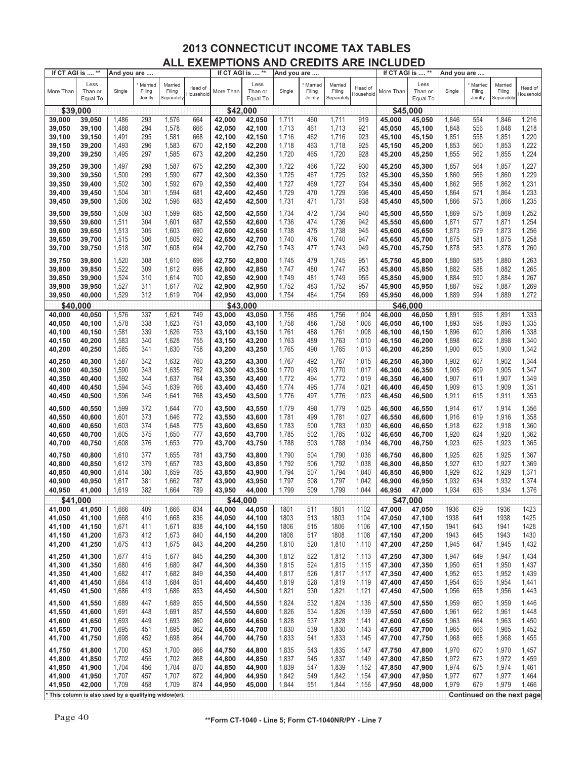# 2013 CONNECTICUT INCOME TAX TABLES
## ALL EXEMPTIONS AND CREDITS ARE INCLUDED

| If CT AGI is .... ** | | And you are .... | | | | If CT AGI is .... ** | | And you are .... | | | | If CT AGI is .... ** | | And you are .... | | | |
|---|---|---|---|---|---|---|---|---|---|---|---|---|---|---|---|---|---|
| More Than | Less Than or Equal To | Single | * Married Filing Jointly | Married Filing Separately | Head of Household | More Than | Less Than or Equal To | Single | * Married Filing Jointly | Married Filing Separately | Head of Household | More Than | Less Than or Equal To | Single | * Married Filing Jointly | Married Filing Separately | Head of Household |
| **$39,000** | | | | | | **$42,000** | | | | | | **$45,000** | | | | | |
| 39,000 | 39,050 | 1,486 | 293 | 1,576 | 664 | 42,000 | 42,050 | 1,711 | 460 | 1,711 | 919 | 45,000 | 45,050 | 1,846 | 554 | 1,846 | 1,216 |
| 39,050 | 39,100 | 1,488 | 294 | 1,578 | 666 | 42,050 | 42,100 | 1,713 | 461 | 1,713 | 921 | 45,050 | 45,100 | 1,848 | 556 | 1,848 | 1,218 |
| 39,100 | 39,150 | 1,491 | 295 | 1,581 | 668 | 42,100 | 42,150 | 1,716 | 462 | 1,716 | 923 | 45,100 | 45,150 | 1,851 | 558 | 1,851 | 1,220 |
| 39,150 | 39,200 | 1,493 | 296 | 1,583 | 670 | 42,150 | 42,200 | 1,718 | 463 | 1,718 | 925 | 45,150 | 45,200 | 1,853 | 560 | 1,853 | 1,222 |
| 39,200 | 39,250 | 1,495 | 297 | 1,585 | 673 | 42,200 | 42,250 | 1,720 | 465 | 1,720 | 928 | 45,200 | 45,250 | 1,855 | 562 | 1,855 | 1,224 |
| 39,250 | 39,300 | 1,497 | 298 | 1,587 | 675 | 42,250 | 42,300 | 1,722 | 466 | 1,722 | 930 | 45,250 | 45,300 | 1,857 | 564 | 1,857 | 1,227 |
| 39,300 | 39,350 | 1,500 | 299 | 1,590 | 677 | 42,300 | 42,350 | 1,725 | 467 | 1,725 | 932 | 45,300 | 45,350 | 1,860 | 566 | 1,860 | 1,229 |
| 39,350 | 39,400 | 1,502 | 300 | 1,592 | 679 | 42,350 | 42,400 | 1,727 | 469 | 1,727 | 934 | 45,350 | 45,400 | 1,862 | 568 | 1,862 | 1,231 |
| 39,400 | 39,450 | 1,504 | 301 | 1,594 | 681 | 42,400 | 42,450 | 1,729 | 470 | 1,729 | 936 | 45,400 | 45,450 | 1,864 | 571 | 1,864 | 1,233 |
| 39,450 | 39,500 | 1,506 | 302 | 1,596 | 683 | 42,450 | 42,500 | 1,731 | 471 | 1,731 | 938 | 45,450 | 45,500 | 1,866 | 573 | 1,866 | 1,235 |
| 39,500 | 39,550 | 1,509 | 303 | 1,599 | 685 | 42,500 | 42,550 | 1,734 | 472 | 1,734 | 940 | 45,500 | 45,550 | 1,869 | 575 | 1,869 | 1,252 |
| 39,550 | 39,600 | 1,511 | 304 | 1,601 | 687 | 42,550 | 42,600 | 1,736 | 474 | 1,736 | 942 | 45,550 | 45,600 | 1,871 | 577 | 1,871 | 1,254 |
| 39,600 | 39,650 | 1,513 | 305 | 1,603 | 690 | 42,600 | 42,650 | 1,738 | 475 | 1,738 | 945 | 45,600 | 45,650 | 1,873 | 579 | 1,873 | 1,256 |
| 39,650 | 39,700 | 1,515 | 306 | 1,605 | 692 | 42,650 | 42,700 | 1,740 | 476 | 1,740 | 947 | 45,650 | 45,700 | 1,875 | 581 | 1,875 | 1,258 |
| 39,700 | 39,750 | 1,518 | 307 | 1,608 | 694 | 42,700 | 42,750 | 1,743 | 477 | 1,743 | 949 | 45,700 | 45,750 | 1,878 | 583 | 1,878 | 1,260 |
| 39,750 | 39,800 | 1,520 | 308 | 1,610 | 696 | 42,750 | 42,800 | 1,745 | 479 | 1,745 | 951 | 45,750 | 45,800 | 1,880 | 585 | 1,880 | 1,263 |
| 39,800 | 39,850 | 1,522 | 309 | 1,612 | 698 | 42,800 | 42,850 | 1,747 | 480 | 1,747 | 953 | 45,800 | 45,850 | 1,882 | 588 | 1,882 | 1,265 |
| 39,850 | 39,900 | 1,524 | 310 | 1,614 | 700 | 42,850 | 42,900 | 1,749 | 481 | 1,749 | 955 | 45,850 | 45,900 | 1,884 | 590 | 1,884 | 1,267 |
| 39,900 | 39,950 | 1,527 | 311 | 1,617 | 702 | 42,900 | 42,950 | 1,752 | 483 | 1,752 | 957 | 45,900 | 45,950 | 1,887 | 592 | 1,887 | 1,269 |
| 39,950 | 40,000 | 1,529 | 312 | 1,619 | 704 | 42,950 | 43,000 | 1,754 | 484 | 1,754 | 959 | 45,950 | 46,000 | 1,889 | 594 | 1,889 | 1,272 |
| **$40,000** | | | | | | **$43,000** | | | | | | **$46,000** | | | | | |
| 40,000 | 40,050 | 1,576 | 337 | 1,621 | 749 | 43,000 | 43,050 | 1,756 | 485 | 1,756 | 1,004 | 46,000 | 46,050 | 1,891 | 596 | 1,891 | 1,333 |
| 40,050 | 40,100 | 1,578 | 338 | 1,623 | 751 | 43,050 | 43,100 | 1,758 | 486 | 1,758 | 1,006 | 46,050 | 46,100 | 1,893 | 598 | 1,893 | 1,335 |
| 40,100 | 40,150 | 1,581 | 339 | 1,626 | 753 | 43,100 | 43,150 | 1,761 | 488 | 1,761 | 1,008 | 46,100 | 46,150 | 1,896 | 600 | 1,896 | 1,338 |
| 40,150 | 40,200 | 1,583 | 340 | 1,628 | 755 | 43,150 | 43,200 | 1,763 | 489 | 1,763 | 1,010 | 46,150 | 46,200 | 1,898 | 602 | 1,898 | 1,340 |
| 40,200 | 40,250 | 1,585 | 341 | 1,630 | 758 | 43,200 | 43,250 | 1,765 | 490 | 1,765 | 1,013 | 46,200 | 46,250 | 1,900 | 605 | 1,900 | 1,342 |
| 40,250 | 40,300 | 1,587 | 342 | 1,632 | 760 | 43,250 | 43,300 | 1,767 | 492 | 1,767 | 1,015 | 46,250 | 46,300 | 1,902 | 607 | 1,902 | 1,344 |
| 40,300 | 40,350 | 1,590 | 343 | 1,635 | 762 | 43,300 | 43,350 | 1,770 | 493 | 1,770 | 1,017 | 46,300 | 46,350 | 1,905 | 609 | 1,905 | 1,347 |
| 40,350 | 40,400 | 1,592 | 344 | 1,637 | 764 | 43,350 | 43,400 | 1,772 | 494 | 1,772 | 1,019 | 46,350 | 46,400 | 1,907 | 611 | 1,907 | 1,349 |
| 40,400 | 40,450 | 1,594 | 345 | 1,639 | 766 | 43,400 | 43,450 | 1,774 | 495 | 1,774 | 1,021 | 46,400 | 46,450 | 1,909 | 613 | 1,909 | 1,351 |
| 40,450 | 40,500 | 1,596 | 346 | 1,641 | 768 | 43,450 | 43,500 | 1,776 | 497 | 1,776 | 1,023 | 46,450 | 46,500 | 1,911 | 615 | 1,911 | 1,353 |
| 40,500 | 40,550 | 1,599 | 372 | 1,644 | 770 | 43,500 | 43,550 | 1,779 | 498 | 1,779 | 1,025 | 46,500 | 46,550 | 1,914 | 617 | 1,914 | 1,356 |
| 40,550 | 40,600 | 1,601 | 373 | 1,646 | 772 | 43,550 | 43,600 | 1,781 | 499 | 1,781 | 1,027 | 46,550 | 46,600 | 1,916 | 619 | 1,916 | 1,358 |
| 40,600 | 40,650 | 1,603 | 374 | 1,648 | 775 | 43,600 | 43,650 | 1,783 | 500 | 1,783 | 1,030 | 46,600 | 46,650 | 1,918 | 622 | 1,918 | 1,360 |
| 40,650 | 40,700 | 1,605 | 375 | 1,650 | 777 | 43,650 | 43,700 | 1,785 | 502 | 1,785 | 1,032 | 46,650 | 46,700 | 1,920 | 624 | 1,920 | 1,362 |
| 40,700 | 40,750 | 1,608 | 376 | 1,653 | 779 | 43,700 | 43,750 | 1,788 | 503 | 1,788 | 1,034 | 46,700 | 46,750 | 1,923 | 626 | 1,923 | 1,365 |
| 40,750 | 40,800 | 1,610 | 377 | 1,655 | 781 | 43,750 | 43,800 | 1,790 | 504 | 1,790 | 1,036 | 46,750 | 46,800 | 1,925 | 628 | 1,925 | 1,367 |
| 40,800 | 40,850 | 1,612 | 379 | 1,657 | 783 | 43,800 | 43,850 | 1,792 | 506 | 1,792 | 1,038 | 46,800 | 46,850 | 1,927 | 630 | 1,927 | 1,369 |
| 40,850 | 40,900 | 1,614 | 380 | 1,659 | 785 | 43,850 | 43,900 | 1,794 | 507 | 1,794 | 1,040 | 46,850 | 46,900 | 1,929 | 632 | 1,929 | 1,371 |
| 40,900 | 40,950 | 1,617 | 381 | 1,662 | 787 | 43,900 | 43,950 | 1,797 | 508 | 1,797 | 1,042 | 46,900 | 46,950 | 1,932 | 634 | 1,932 | 1,374 |
| 40,950 | 41,000 | 1,619 | 382 | 1,664 | 789 | 43,950 | 44,000 | 1,799 | 509 | 1,799 | 1,044 | 46,950 | 47,000 | 1,934 | 636 | 1,934 | 1,376 |
| **$41,000** | | | | | | **$44,000** | | | | | | **$47,000** | | | | | |
| 41,000 | 41,050 | 1,666 | 409 | 1,666 | 834 | 44,000 | 44,050 | 1801 | 511 | 1801 | 1102 | 47,000 | 47,050 | 1936 | 639 | 1936 | 1423 |
| 41,050 | 41,100 | 1,668 | 410 | 1,668 | 836 | 44,050 | 44,100 | 1803 | 513 | 1803 | 1104 | 47,050 | 47,100 | 1938 | 641 | 1938 | 1425 |
| 41,100 | 41,150 | 1,671 | 411 | 1,671 | 838 | 44,100 | 44,150 | 1806 | 515 | 1806 | 1106 | 47,100 | 47,150 | 1941 | 643 | 1941 | 1428 |
| 41,150 | 41,200 | 1,673 | 412 | 1,673 | 840 | 44,150 | 44,200 | 1808 | 517 | 1808 | 1108 | 47,150 | 47,200 | 1943 | 645 | 1943 | 1430 |
| 41,200 | 41,250 | 1,675 | 413 | 1,675 | 843 | 44,200 | 44,250 | 1,810 | 520 | 1,810 | 1,110 | 47,200 | 47,250 | 1,945 | 647 | 1,945 | 1,432 |
| 41,250 | 41,300 | 1,677 | 415 | 1,677 | 845 | 44,250 | 44,300 | 1,812 | 522 | 1,812 | 1,113 | 47,250 | 47,300 | 1,947 | 649 | 1,947 | 1,434 |
| 41,300 | 41,350 | 1,680 | 416 | 1,680 | 847 | 44,300 | 44,350 | 1,815 | 524 | 1,815 | 1,115 | 47,300 | 47,350 | 1,950 | 651 | 1,950 | 1,437 |
| 41,350 | 41,400 | 1,682 | 417 | 1,682 | 849 | 44,350 | 44,400 | 1,817 | 526 | 1,817 | 1,117 | 47,350 | 47,400 | 1,952 | 653 | 1,952 | 1,439 |
| 41,400 | 41,450 | 1,684 | 418 | 1,684 | 851 | 44,400 | 44,450 | 1,819 | 528 | 1,819 | 1,119 | 47,400 | 47,450 | 1,954 | 656 | 1,954 | 1,441 |
| 41,450 | 41,500 | 1,686 | 419 | 1,686 | 853 | 44,450 | 44,500 | 1,821 | 530 | 1,821 | 1,121 | 47,450 | 47,500 | 1,956 | 658 | 1,956 | 1,443 |
| 41,500 | 41,550 | 1,689 | 447 | 1,689 | 855 | 44,500 | 44,550 | 1,824 | 532 | 1,824 | 1,136 | 47,500 | 47,550 | 1,959 | 660 | 1,959 | 1,446 |
| 41,550 | 41,600 | 1,691 | 448 | 1,691 | 857 | 44,550 | 44,600 | 1,826 | 534 | 1,826 | 1,139 | 47,550 | 47,600 | 1,961 | 662 | 1,961 | 1,448 |
| 41,600 | 41,650 | 1,693 | 449 | 1,693 | 860 | 44,600 | 44,650 | 1,828 | 537 | 1,828 | 1,141 | 47,600 | 47,650 | 1,963 | 664 | 1,963 | 1,450 |
| 41,650 | 41,700 | 1,695 | 451 | 1,695 | 862 | 44,650 | 44,700 | 1,830 | 539 | 1,830 | 1,143 | 47,650 | 47,700 | 1,965 | 666 | 1,965 | 1,452 |
| 41,700 | 41,750 | 1,698 | 452 | 1,698 | 864 | 44,700 | 44,750 | 1,833 | 541 | 1,833 | 1,145 | 47,700 | 47,750 | 1,968 | 668 | 1,968 | 1,455 |
| 41,750 | 41,800 | 1,700 | 453 | 1,700 | 866 | 44,750 | 44,800 | 1,835 | 543 | 1,835 | 1,147 | 47,750 | 47,800 | 1,970 | 670 | 1,970 | 1,457 |
| 41,800 | 41,850 | 1,702 | 455 | 1,702 | 868 | 44,800 | 44,850 | 1,837 | 545 | 1,837 | 1,149 | 47,800 | 47,850 | 1,972 | 673 | 1,972 | 1,459 |
| 41,850 | 41,900 | 1,704 | 456 | 1,704 | 870 | 44,850 | 44,900 | 1,839 | 547 | 1,839 | 1,152 | 47,850 | 47,900 | 1,974 | 675 | 1,974 | 1,461 |
| 41,900 | 41,950 | 1,707 | 457 | 1,707 | 872 | 44,900 | 44,950 | 1,842 | 549 | 1,842 | 1,154 | 47,900 | 47,950 | 1,977 | 677 | 1,977 | 1,464 |
| 41,950 | 42,000 | 1,709 | 458 | 1,709 | 874 | 44,950 | 45,000 | 1,844 | 551 | 1,844 | 1,156 | 47,950 | 48,000 | 1,979 | 679 | 1,979 | 1,466 |

\* This column is also used by a qualifying widow(er).

**Continued on the next page**

**Form CT-1040 - Line 5; Form CT-1040NR/PY - Line 7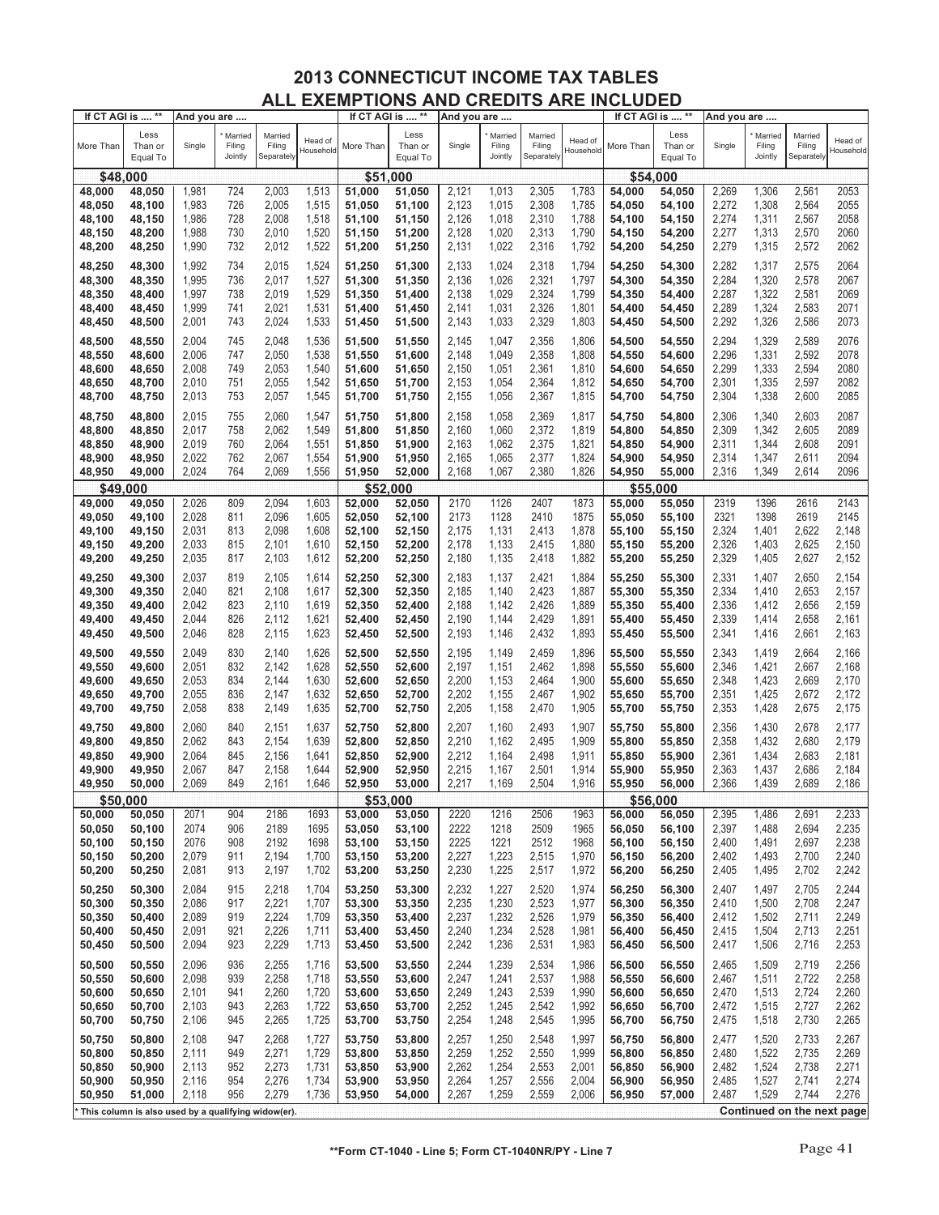# 2013 CONNECTICUT INCOME TAX TABLES
## ALL EXEMPTIONS AND CREDITS ARE INCLUDED

| If CT AGI is .... ** | | And you are .... | | | | If CT AGI is .... ** | | And you are .... | | | | If CT AGI is .... ** | | And you are .... | | | |
|---|---|---|---|---|---|---|---|---|---|---|---|---|---|---|---|---|---|
| More Than | Less Than or Equal To | Single | * Married Filing Jointly | Married Filing Separately | Head of Household | More Than | Less Than or Equal To | Single | * Married Filing Jointly | Married Filing Separately | Head of Household | More Than | Less Than or Equal To | Single | * Married Filing Jointly | Married Filing Separately | Head of Household |
| **$48,000** | | | | | | **$51,000** | | | | | | **$54,000** | | | | | |
| 48,000 | 48,050 | 1,981 | 724 | 2,003 | 1,513 | 51,000 | 51,050 | 2,121 | 1,013 | 2,305 | 1,783 | 54,000 | 54,050 | 2,269 | 1,306 | 2,561 | 2053 |
| 48,050 | 48,100 | 1,983 | 726 | 2,005 | 1,515 | 51,050 | 51,100 | 2,123 | 1,015 | 2,308 | 1,785 | 54,050 | 54,100 | 2,272 | 1,308 | 2,564 | 2055 |
| 48,100 | 48,150 | 1,986 | 728 | 2,008 | 1,518 | 51,100 | 51,150 | 2,126 | 1,018 | 2,310 | 1,788 | 54,100 | 54,150 | 2,274 | 1,311 | 2,567 | 2058 |
| 48,150 | 48,200 | 1,988 | 730 | 2,010 | 1,520 | 51,150 | 51,200 | 2,128 | 1,020 | 2,313 | 1,790 | 54,150 | 54,200 | 2,277 | 1,313 | 2,570 | 2060 |
| 48,200 | 48,250 | 1,990 | 732 | 2,012 | 1,522 | 51,200 | 51,250 | 2,131 | 1,022 | 2,316 | 1,792 | 54,200 | 54,250 | 2,279 | 1,315 | 2,572 | 2062 |
| 48,250 | 48,300 | 1,992 | 734 | 2,015 | 1,524 | 51,250 | 51,300 | 2,133 | 1,024 | 2,318 | 1,794 | 54,250 | 54,300 | 2,282 | 1,317 | 2,575 | 2064 |
| 48,300 | 48,350 | 1,995 | 736 | 2,017 | 1,527 | 51,300 | 51,350 | 2,136 | 1,026 | 2,321 | 1,797 | 54,300 | 54,350 | 2,284 | 1,320 | 2,578 | 2067 |
| 48,350 | 48,400 | 1,997 | 738 | 2,019 | 1,529 | 51,350 | 51,400 | 2,138 | 1,029 | 2,324 | 1,799 | 54,350 | 54,400 | 2,287 | 1,322 | 2,581 | 2069 |
| 48,400 | 48,450 | 1,999 | 741 | 2,021 | 1,531 | 51,400 | 51,450 | 2,141 | 1,031 | 2,326 | 1,801 | 54,400 | 54,450 | 2,289 | 1,324 | 2,583 | 2071 |
| 48,450 | 48,500 | 2,001 | 743 | 2,024 | 1,533 | 51,450 | 51,500 | 2,143 | 1,033 | 2,329 | 1,803 | 54,450 | 54,500 | 2,292 | 1,326 | 2,586 | 2073 |
| 48,500 | 48,550 | 2,004 | 745 | 2,048 | 1,536 | 51,500 | 51,550 | 2,145 | 1,047 | 2,356 | 1,806 | 54,500 | 54,550 | 2,294 | 1,329 | 2,589 | 2076 |
| 48,550 | 48,600 | 2,006 | 747 | 2,050 | 1,538 | 51,550 | 51,600 | 2,148 | 1,049 | 2,358 | 1,808 | 54,550 | 54,600 | 2,296 | 1,331 | 2,592 | 2078 |
| 48,600 | 48,650 | 2,008 | 749 | 2,053 | 1,540 | 51,600 | 51,650 | 2,150 | 1,051 | 2,361 | 1,810 | 54,600 | 54,650 | 2,299 | 1,333 | 2,594 | 2080 |
| 48,650 | 48,700 | 2,010 | 751 | 2,055 | 1,542 | 51,650 | 51,700 | 2,153 | 1,054 | 2,364 | 1,812 | 54,650 | 54,700 | 2,301 | 1,335 | 2,597 | 2082 |
| 48,700 | 48,750 | 2,013 | 753 | 2,057 | 1,545 | 51,700 | 51,750 | 2,155 | 1,056 | 2,367 | 1,815 | 54,700 | 54,750 | 2,304 | 1,338 | 2,600 | 2085 |
| 48,750 | 48,800 | 2,015 | 755 | 2,060 | 1,547 | 51,750 | 51,800 | 2,158 | 1,058 | 2,369 | 1,817 | 54,750 | 54,800 | 2,306 | 1,340 | 2,603 | 2087 |
| 48,800 | 48,850 | 2,017 | 758 | 2,062 | 1,549 | 51,800 | 51,850 | 2,160 | 1,060 | 2,372 | 1,819 | 54,800 | 54,850 | 2,309 | 1,342 | 2,605 | 2089 |
| 48,850 | 48,900 | 2,019 | 760 | 2,064 | 1,551 | 51,850 | 51,900 | 2,163 | 1,062 | 2,375 | 1,821 | 54,850 | 54,900 | 2,311 | 1,344 | 2,608 | 2091 |
| 48,900 | 48,950 | 2,022 | 762 | 2,067 | 1,554 | 51,900 | 51,950 | 2,165 | 1,065 | 2,377 | 1,824 | 54,900 | 54,950 | 2,314 | 1,347 | 2,611 | 2094 |
| 48,950 | 49,000 | 2,024 | 764 | 2,069 | 1,556 | 51,950 | 52,000 | 2,168 | 1,067 | 2,380 | 1,826 | 54,950 | 55,000 | 2,316 | 1,349 | 2,614 | 2096 |
| **$49,000** | | | | | | **$52,000** | | | | | | **$55,000** | | | | | |
| 49,000 | 49,050 | 2,026 | 809 | 2,094 | 1,603 | 52,000 | 52,050 | 2170 | 1126 | 2407 | 1873 | 55,000 | 55,050 | 2319 | 1396 | 2616 | 2143 |
| 49,050 | 49,100 | 2,028 | 811 | 2,096 | 1,605 | 52,050 | 52,100 | 2173 | 1128 | 2410 | 1875 | 55,050 | 55,100 | 2321 | 1398 | 2619 | 2145 |
| 49,100 | 49,150 | 2,031 | 813 | 2,098 | 1,608 | 52,100 | 52,150 | 2,175 | 1,131 | 2,413 | 1,878 | 55,100 | 55,150 | 2,324 | 1,401 | 2,622 | 2,148 |
| 49,150 | 49,200 | 2,033 | 815 | 2,101 | 1,610 | 52,150 | 52,200 | 2,178 | 1,133 | 2,415 | 1,880 | 55,150 | 55,200 | 2,326 | 1,403 | 2,625 | 2,150 |
| 49,200 | 49,250 | 2,035 | 817 | 2,103 | 1,612 | 52,200 | 52,250 | 2,180 | 1,135 | 2,418 | 1,882 | 55,200 | 55,250 | 2,329 | 1,405 | 2,627 | 2,152 |
| 49,250 | 49,300 | 2,037 | 819 | 2,105 | 1,614 | 52,250 | 52,300 | 2,183 | 1,137 | 2,421 | 1,884 | 55,250 | 55,300 | 2,331 | 1,407 | 2,650 | 2,154 |
| 49,300 | 49,350 | 2,040 | 821 | 2,108 | 1,617 | 52,300 | 52,350 | 2,185 | 1,140 | 2,423 | 1,887 | 55,300 | 55,350 | 2,334 | 1,410 | 2,653 | 2,157 |
| 49,350 | 49,400 | 2,042 | 823 | 2,110 | 1,619 | 52,350 | 52,400 | 2,188 | 1,142 | 2,426 | 1,889 | 55,350 | 55,400 | 2,336 | 1,412 | 2,656 | 2,159 |
| 49,400 | 49,450 | 2,044 | 826 | 2,112 | 1,621 | 52,400 | 52,450 | 2,190 | 1,144 | 2,429 | 1,891 | 55,400 | 55,450 | 2,339 | 1,414 | 2,658 | 2,161 |
| 49,450 | 49,500 | 2,046 | 828 | 2,115 | 1,623 | 52,450 | 52,500 | 2,193 | 1,146 | 2,432 | 1,893 | 55,450 | 55,500 | 2,341 | 1,416 | 2,661 | 2,163 |
| 49,500 | 49,550 | 2,049 | 830 | 2,140 | 1,626 | 52,500 | 52,550 | 2,195 | 1,149 | 2,459 | 1,896 | 55,500 | 55,550 | 2,343 | 1,419 | 2,664 | 2,166 |
| 49,550 | 49,600 | 2,051 | 832 | 2,142 | 1,628 | 52,550 | 52,600 | 2,197 | 1,151 | 2,462 | 1,898 | 55,550 | 55,600 | 2,346 | 1,421 | 2,667 | 2,168 |
| 49,600 | 49,650 | 2,053 | 834 | 2,144 | 1,630 | 52,600 | 52,650 | 2,200 | 1,153 | 2,464 | 1,900 | 55,600 | 55,650 | 2,348 | 1,423 | 2,669 | 2,170 |
| 49,650 | 49,700 | 2,055 | 836 | 2,147 | 1,632 | 52,650 | 52,700 | 2,202 | 1,155 | 2,467 | 1,902 | 55,650 | 55,700 | 2,351 | 1,425 | 2,672 | 2,172 |
| 49,700 | 49,750 | 2,058 | 838 | 2,149 | 1,635 | 52,700 | 52,750 | 2,205 | 1,158 | 2,470 | 1,905 | 55,700 | 55,750 | 2,353 | 1,428 | 2,675 | 2,175 |
| 49,750 | 49,800 | 2,060 | 840 | 2,151 | 1,637 | 52,750 | 52,800 | 2,207 | 1,160 | 2,493 | 1,907 | 55,750 | 55,800 | 2,356 | 1,430 | 2,678 | 2,177 |
| 49,800 | 49,850 | 2,062 | 843 | 2,154 | 1,639 | 52,800 | 52,850 | 2,210 | 1,162 | 2,495 | 1,909 | 55,800 | 55,850 | 2,358 | 1,432 | 2,680 | 2,179 |
| 49,850 | 49,900 | 2,064 | 845 | 2,156 | 1,641 | 52,850 | 52,900 | 2,212 | 1,164 | 2,498 | 1,911 | 55,850 | 55,900 | 2,361 | 1,434 | 2,683 | 2,181 |
| 49,900 | 49,950 | 2,067 | 847 | 2,158 | 1,644 | 52,900 | 52,950 | 2,215 | 1,167 | 2,501 | 1,914 | 55,900 | 55,950 | 2,363 | 1,437 | 2,686 | 2,184 |
| 49,950 | 50,000 | 2,069 | 849 | 2,161 | 1,646 | 52,950 | 53,000 | 2,217 | 1,169 | 2,504 | 1,916 | 55,950 | 56,000 | 2,366 | 1,439 | 2,689 | 2,186 |
| **$50,000** | | | | | | **$53,000** | | | | | | **$56,000** | | | | | |
| 50,000 | 50,050 | 2071 | 904 | 2186 | 1693 | 53,000 | 53,050 | 2220 | 1216 | 2506 | 1963 | 56,000 | 56,050 | 2,395 | 1,486 | 2,691 | 2,233 |
| 50,050 | 50,100 | 2074 | 906 | 2189 | 1695 | 53,050 | 53,100 | 2222 | 1218 | 2509 | 1965 | 56,050 | 56,100 | 2,397 | 1,488 | 2,694 | 2,235 |
| 50,100 | 50,150 | 2076 | 908 | 2192 | 1698 | 53,100 | 53,150 | 2225 | 1221 | 2512 | 1968 | 56,100 | 56,150 | 2,400 | 1,491 | 2,697 | 2,238 |
| 50,150 | 50,200 | 2,079 | 911 | 2,194 | 1,700 | 53,150 | 53,200 | 2,227 | 1,223 | 2,515 | 1,970 | 56,150 | 56,200 | 2,402 | 1,493 | 2,700 | 2,240 |
| 50,200 | 50,250 | 2,081 | 913 | 2,197 | 1,702 | 53,200 | 53,250 | 2,230 | 1,225 | 2,517 | 1,972 | 56,200 | 56,250 | 2,405 | 1,495 | 2,702 | 2,242 |
| 50,250 | 50,300 | 2,084 | 915 | 2,218 | 1,704 | 53,250 | 53,300 | 2,232 | 1,227 | 2,520 | 1,974 | 56,250 | 56,300 | 2,407 | 1,497 | 2,705 | 2,244 |
| 50,300 | 50,350 | 2,086 | 917 | 2,221 | 1,707 | 53,300 | 53,350 | 2,235 | 1,230 | 2,523 | 1,977 | 56,300 | 56,350 | 2,410 | 1,500 | 2,708 | 2,247 |
| 50,350 | 50,400 | 2,089 | 919 | 2,224 | 1,709 | 53,350 | 53,400 | 2,237 | 1,232 | 2,526 | 1,979 | 56,350 | 56,400 | 2,412 | 1,502 | 2,711 | 2,249 |
| 50,400 | 50,450 | 2,091 | 921 | 2,226 | 1,711 | 53,400 | 53,450 | 2,240 | 1,234 | 2,528 | 1,981 | 56,400 | 56,450 | 2,415 | 1,504 | 2,713 | 2,251 |
| 50,450 | 50,500 | 2,094 | 923 | 2,229 | 1,713 | 53,450 | 53,500 | 2,242 | 1,236 | 2,531 | 1,983 | 56,450 | 56,500 | 2,417 | 1,506 | 2,716 | 2,253 |
| 50,500 | 50,550 | 2,096 | 936 | 2,255 | 1,716 | 53,500 | 53,550 | 2,244 | 1,239 | 2,534 | 1,986 | 56,500 | 56,550 | 2,465 | 1,509 | 2,719 | 2,256 |
| 50,550 | 50,600 | 2,098 | 939 | 2,258 | 1,718 | 53,550 | 53,600 | 2,247 | 1,241 | 2,537 | 1,988 | 56,550 | 56,600 | 2,467 | 1,511 | 2,722 | 2,258 |
| 50,600 | 50,650 | 2,101 | 941 | 2,260 | 1,720 | 53,600 | 53,650 | 2,249 | 1,243 | 2,539 | 1,990 | 56,600 | 56,650 | 2,470 | 1,513 | 2,724 | 2,260 |
| 50,650 | 50,700 | 2,103 | 943 | 2,263 | 1,722 | 53,650 | 53,700 | 2,252 | 1,245 | 2,542 | 1,992 | 56,650 | 56,700 | 2,472 | 1,515 | 2,727 | 2,262 |
| 50,700 | 50,750 | 2,106 | 945 | 2,265 | 1,725 | 53,700 | 53,750 | 2,254 | 1,248 | 2,545 | 1,995 | 56,700 | 56,750 | 2,475 | 1,518 | 2,730 | 2,265 |
| 50,750 | 50,800 | 2,108 | 947 | 2,268 | 1,727 | 53,750 | 53,800 | 2,257 | 1,250 | 2,548 | 1,997 | 56,750 | 56,800 | 2,477 | 1,520 | 2,733 | 2,267 |
| 50,800 | 50,850 | 2,111 | 949 | 2,271 | 1,729 | 53,800 | 53,850 | 2,259 | 1,252 | 2,550 | 1,999 | 56,800 | 56,850 | 2,480 | 1,522 | 2,735 | 2,269 |
| 50,850 | 50,900 | 2,113 | 952 | 2,273 | 1,731 | 53,850 | 53,900 | 2,262 | 1,254 | 2,553 | 2,001 | 56,850 | 56,900 | 2,482 | 1,524 | 2,738 | 2,271 |
| 50,900 | 50,950 | 2,116 | 954 | 2,276 | 1,734 | 53,900 | 53,950 | 2,264 | 1,257 | 2,556 | 2,004 | 56,900 | 56,950 | 2,485 | 1,527 | 2,741 | 2,274 |
| 50,950 | 51,000 | 2,118 | 956 | 2,279 | 1,736 | 53,950 | 54,000 | 2,267 | 1,259 | 2,559 | 2,006 | 56,950 | 57,000 | 2,487 | 1,529 | 2,744 | 2,276 |

\* This column is also used by a qualifying widow(er).

**Continued on the next page**

**Form CT-1040 - Line 5; Form CT-1040NR/PY - Line 7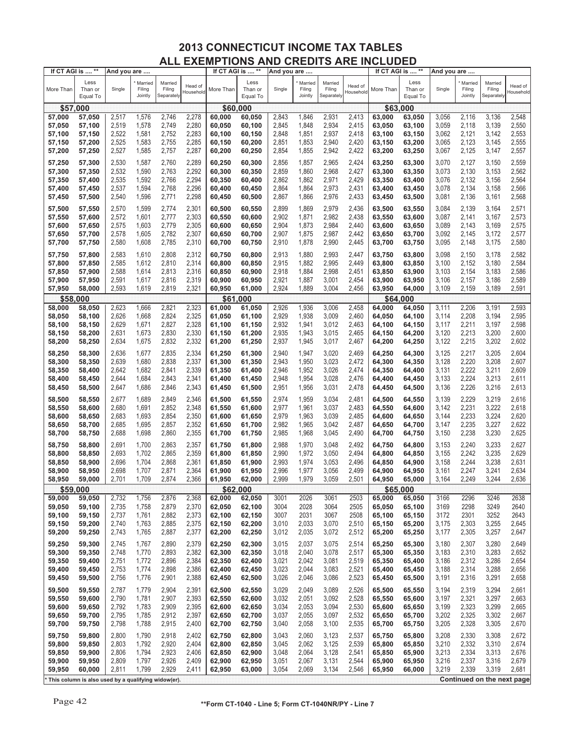# 2013 CONNECTICUT INCOME TAX TABLES

## ALL EXEMPTIONS AND CREDITS ARE INCLUDED

| If CT AGI is .... ** | | And you are .... | | | | If CT AGI is .... ** | | And you are .... | | | | If CT AGI is .... ** | | And you are .... | | | |
|---|---|---|---|---|---|---|---|---|---|---|---|---|---|---|---|---|---|
| More Than | Less Than or Equal To | Single | * Married Filing Jointly | Married Filing Separately | Head of Household | More Than | Less Than or Equal To | Single | * Married Filing Jointly | Married Filing Separately | Head of Household | More Than | Less Than or Equal To | Single | * Married Filing Jointly | Married Filing Separately | Head of Household |
| **$57,000** | | | | | | **$60,000** | | | | | | **$63,000** | | | | | |
| 57,000 | 57,050 | 2,517 | 1,576 | 2,746 | 2,278 | 60,000 | 60,050 | 2,843 | 1,846 | 2,931 | 2,413 | 63,000 | 63,050 | 3,056 | 2,116 | 3,136 | 2,548 |
| 57,050 | 57,100 | 2,519 | 1,578 | 2,749 | 2,280 | 60,050 | 60,100 | 2,845 | 1,848 | 2,934 | 2,415 | 63,050 | 63,100 | 3,059 | 2,118 | 3,139 | 2,550 |
| 57,100 | 57,150 | 2,522 | 1,581 | 2,752 | 2,283 | 60,100 | 60,150 | 2,848 | 1,851 | 2,937 | 2,418 | 63,100 | 63,150 | 3,062 | 2,121 | 3,142 | 2,553 |
| 57,150 | 57,200 | 2,525 | 1,583 | 2,755 | 2,285 | 60,150 | 60,200 | 2,851 | 1,853 | 2,940 | 2,420 | 63,150 | 63,200 | 3,065 | 2,123 | 3,145 | 2,555 |
| 57,200 | 57,250 | 2,527 | 1,585 | 2,757 | 2,287 | 60,200 | 60,250 | 2,854 | 1,855 | 2,942 | 2,422 | 63,200 | 63,250 | 3,067 | 2,125 | 3,147 | 2,557 |
| 57,250 | 57,300 | 2,530 | 1,587 | 2,760 | 2,289 | 60,250 | 60,300 | 2,856 | 1,857 | 2,965 | 2,424 | 63,250 | 63,300 | 3,070 | 2,127 | 3,150 | 2,559 |
| 57,300 | 57,350 | 2,532 | 1,590 | 2,763 | 2,292 | 60,300 | 60,350 | 2,859 | 1,860 | 2,968 | 2,427 | 63,300 | 63,350 | 3,073 | 2,130 | 3,153 | 2,562 |
| 57,350 | 57,400 | 2,535 | 1,592 | 2,766 | 2,294 | 60,350 | 60,400 | 2,862 | 1,862 | 2,971 | 2,429 | 63,350 | 63,400 | 3,076 | 2,132 | 3,156 | 2,564 |
| 57,400 | 57,450 | 2,537 | 1,594 | 2,768 | 2,296 | 60,400 | 60,450 | 2,864 | 1,864 | 2,973 | 2,431 | 63,400 | 63,450 | 3,078 | 2,134 | 3,158 | 2,566 |
| 57,450 | 57,500 | 2,540 | 1,596 | 2,771 | 2,298 | 60,450 | 60,500 | 2,867 | 1,866 | 2,976 | 2,433 | 63,450 | 63,500 | 3,081 | 2,136 | 3,161 | 2,568 |
| 57,500 | 57,550 | 2,570 | 1,599 | 2,774 | 2,301 | 60,500 | 60,550 | 2,899 | 1,869 | 2,979 | 2,436 | 63,500 | 63,550 | 3,084 | 2,139 | 3,164 | 2,571 |
| 57,550 | 57,600 | 2,572 | 1,601 | 2,777 | 2,303 | 60,550 | 60,600 | 2,902 | 1,871 | 2,982 | 2,438 | 63,550 | 63,600 | 3,087 | 2,141 | 3,167 | 2,573 |
| 57,600 | 57,650 | 2,575 | 1,603 | 2,779 | 2,305 | 60,600 | 60,650 | 2,904 | 1,873 | 2,984 | 2,440 | 63,600 | 63,650 | 3,089 | 2,143 | 3,169 | 2,575 |
| 57,650 | 57,700 | 2,578 | 1,605 | 2,782 | 2,307 | 60,650 | 60,700 | 2,907 | 1,875 | 2,987 | 2,442 | 63,650 | 63,700 | 3,092 | 2,145 | 3,172 | 2,577 |
| 57,700 | 57,750 | 2,580 | 1,608 | 2,785 | 2,310 | 60,700 | 60,750 | 2,910 | 1,878 | 2,990 | 2,445 | 63,700 | 63,750 | 3,095 | 2,148 | 3,175 | 2,580 |
| 57,750 | 57,800 | 2,583 | 1,610 | 2,808 | 2,312 | 60,750 | 60,800 | 2,913 | 1,880 | 2,993 | 2,447 | 63,750 | 63,800 | 3,098 | 2,150 | 3,178 | 2,582 |
| 57,800 | 57,850 | 2,585 | 1,612 | 2,810 | 2,314 | 60,800 | 60,850 | 2,915 | 1,882 | 2,995 | 2,449 | 63,800 | 63,850 | 3,100 | 2,152 | 3,180 | 2,584 |
| 57,850 | 57,900 | 2,588 | 1,614 | 2,813 | 2,316 | 60,850 | 60,900 | 2,918 | 1,884 | 2,998 | 2,451 | 63,850 | 63,900 | 3,103 | 2,154 | 3,183 | 2,586 |
| 57,900 | 57,950 | 2,591 | 1,617 | 2,816 | 2,319 | 60,900 | 60,950 | 2,921 | 1,887 | 3,001 | 2,454 | 63,900 | 63,950 | 3,106 | 2,157 | 3,186 | 2,589 |
| 57,950 | 58,000 | 2,593 | 1,619 | 2,819 | 2,321 | 60,950 | 61,000 | 2,924 | 1,889 | 3,004 | 2,456 | 63,950 | 64,000 | 3,109 | 2,159 | 3,189 | 2,591 |
| **$58,000** | | | | | | **$61,000** | | | | | | **$64,000** | | | | | |
| 58,000 | 58,050 | 2,623 | 1,666 | 2,821 | 2,323 | 61,000 | 61,050 | 2,926 | 1,936 | 3,006 | 2,458 | 64,000 | 64,050 | 3,111 | 2,206 | 3,191 | 2,593 |
| 58,050 | 58,100 | 2,626 | 1,668 | 2,824 | 2,325 | 61,050 | 61,100 | 2,929 | 1,938 | 3,009 | 2,460 | 64,050 | 64,100 | 3,114 | 2,208 | 3,194 | 2,595 |
| 58,100 | 58,150 | 2,629 | 1,671 | 2,827 | 2,328 | 61,100 | 61,150 | 2,932 | 1,941 | 3,012 | 2,463 | 64,100 | 64,150 | 3,117 | 2,211 | 3,197 | 2,598 |
| 58,150 | 58,200 | 2,631 | 1,673 | 2,830 | 2,330 | 61,150 | 61,200 | 2,935 | 1,943 | 3,015 | 2,465 | 64,150 | 64,200 | 3,120 | 2,213 | 3,200 | 2,600 |
| 58,200 | 58,250 | 2,634 | 1,675 | 2,832 | 2,332 | 61,200 | 61,250 | 2,937 | 1,945 | 3,017 | 2,467 | 64,200 | 64,250 | 3,122 | 2,215 | 3,202 | 2,602 |
| 58,250 | 58,300 | 2,636 | 1,677 | 2,835 | 2,334 | 61,250 | 61,300 | 2,940 | 1,947 | 3,020 | 2,469 | 64,250 | 64,300 | 3,125 | 2,217 | 3,205 | 2,604 |
| 58,300 | 58,350 | 2,639 | 1,680 | 2,838 | 2,337 | 61,300 | 61,350 | 2,943 | 1,950 | 3,023 | 2,472 | 64,300 | 64,350 | 3,128 | 2,220 | 3,208 | 2,607 |
| 58,350 | 58,400 | 2,642 | 1,682 | 2,841 | 2,339 | 61,350 | 61,400 | 2,946 | 1,952 | 3,026 | 2,474 | 64,350 | 64,400 | 3,131 | 2,222 | 3,211 | 2,609 |
| 58,400 | 58,450 | 2,644 | 1,684 | 2,843 | 2,341 | 61,400 | 61,450 | 2,948 | 1,954 | 3,028 | 2,476 | 64,400 | 64,450 | 3,133 | 2,224 | 3,213 | 2,611 |
| 58,450 | 58,500 | 2,647 | 1,686 | 2,846 | 2,343 | 61,450 | 61,500 | 2,951 | 1,956 | 3,031 | 2,478 | 64,450 | 64,500 | 3,136 | 2,226 | 3,216 | 2,613 |
| 58,500 | 58,550 | 2,677 | 1,689 | 2,849 | 2,346 | 61,500 | 61,550 | 2,974 | 1,959 | 3,034 | 2,481 | 64,500 | 64,550 | 3,139 | 2,229 | 3,219 | 2,616 |
| 58,550 | 58,600 | 2,680 | 1,691 | 2,852 | 2,348 | 61,550 | 61,600 | 2,977 | 1,961 | 3,037 | 2,483 | 64,550 | 64,600 | 3,142 | 2,231 | 3,222 | 2,618 |
| 58,600 | 58,650 | 2,683 | 1,693 | 2,854 | 2,350 | 61,600 | 61,650 | 2,979 | 1,963 | 3,039 | 2,485 | 64,600 | 64,650 | 3,144 | 2,233 | 3,224 | 2,620 |
| 58,650 | 58,700 | 2,685 | 1,695 | 2,857 | 2,352 | 61,650 | 61,700 | 2,982 | 1,965 | 3,042 | 2,487 | 64,650 | 64,700 | 3,147 | 2,235 | 3,227 | 2,622 |
| 58,700 | 58,750 | 2,688 | 1,698 | 2,860 | 2,355 | 61,700 | 61,750 | 2,985 | 1,968 | 3,045 | 2,490 | 64,700 | 64,750 | 3,150 | 2,238 | 3,230 | 2,625 |
| 58,750 | 58,800 | 2,691 | 1,700 | 2,863 | 2,357 | 61,750 | 61,800 | 2,988 | 1,970 | 3,048 | 2,492 | 64,750 | 64,800 | 3,153 | 2,240 | 3,233 | 2,627 |
| 58,800 | 58,850 | 2,693 | 1,702 | 2,865 | 2,359 | 61,800 | 61,850 | 2,990 | 1,972 | 3,050 | 2,494 | 64,800 | 64,850 | 3,155 | 2,242 | 3,235 | 2,629 |
| 58,850 | 58,900 | 2,696 | 1,704 | 2,868 | 2,361 | 61,850 | 61,900 | 2,993 | 1,974 | 3,053 | 2,496 | 64,850 | 64,900 | 3,158 | 2,244 | 3,238 | 2,631 |
| 58,900 | 58,950 | 2,698 | 1,707 | 2,871 | 2,364 | 61,900 | 61,950 | 2,996 | 1,977 | 3,056 | 2,499 | 64,900 | 64,950 | 3,161 | 2,247 | 3,241 | 2,634 |
| 58,950 | 59,000 | 2,701 | 1,709 | 2,874 | 2,366 | 61,950 | 62,000 | 2,999 | 1,979 | 3,059 | 2,501 | 64,950 | 65,000 | 3,164 | 2,249 | 3,244 | 2,636 |
| **$59,000** | | | | | | **$62,000** | | | | | | **$65,000** | | | | | |
| 59,000 | 59,050 | 2,732 | 1,756 | 2,876 | 2,368 | 62,000 | 62,050 | 3001 | 2026 | 3061 | 2503 | 65,000 | 65,050 | 3166 | 2296 | 3246 | 2638 |
| 59,050 | 59,100 | 2,735 | 1,758 | 2,879 | 2,370 | 62,050 | 62,100 | 3004 | 2028 | 3064 | 2505 | 65,050 | 65,100 | 3169 | 2298 | 3249 | 2640 |
| 59,100 | 59,150 | 2,737 | 1,761 | 2,882 | 2,373 | 62,100 | 62,150 | 3007 | 2031 | 3067 | 2508 | 65,100 | 65,150 | 3172 | 2301 | 3252 | 2643 |
| 59,150 | 59,200 | 2,740 | 1,763 | 2,885 | 2,375 | 62,150 | 62,200 | 3,010 | 2,033 | 3,070 | 2,510 | 65,150 | 65,200 | 3,175 | 2,303 | 3,255 | 2,645 |
| 59,200 | 59,250 | 2,743 | 1,765 | 2,887 | 2,377 | 62,200 | 62,250 | 3,012 | 2,035 | 3,072 | 2,512 | 65,200 | 65,250 | 3,177 | 2,305 | 3,257 | 2,647 |
| 59,250 | 59,300 | 2,745 | 1,767 | 2,890 | 2,379 | 62,250 | 62,300 | 3,015 | 2,037 | 3,075 | 2,514 | 65,250 | 65,300 | 3,180 | 2,307 | 3,280 | 2,649 |
| 59,300 | 59,350 | 2,748 | 1,770 | 2,893 | 2,382 | 62,300 | 62,350 | 3,018 | 2,040 | 3,078 | 2,517 | 65,300 | 65,350 | 3,183 | 2,310 | 3,283 | 2,652 |
| 59,350 | 59,400 | 2,751 | 1,772 | 2,896 | 2,384 | 62,350 | 62,400 | 3,021 | 2,042 | 3,081 | 2,519 | 65,350 | 65,400 | 3,186 | 2,312 | 3,286 | 2,654 |
| 59,400 | 59,450 | 2,753 | 1,774 | 2,898 | 2,386 | 62,400 | 62,450 | 3,023 | 2,044 | 3,083 | 2,521 | 65,400 | 65,450 | 3,188 | 2,314 | 3,288 | 2,656 |
| 59,450 | 59,500 | 2,756 | 1,776 | 2,901 | 2,388 | 62,450 | 62,500 | 3,026 | 2,046 | 3,086 | 2,523 | 65,450 | 65,500 | 3,191 | 2,316 | 3,291 | 2,658 |
| 59,500 | 59,550 | 2,787 | 1,779 | 2,904 | 2,391 | 62,500 | 62,550 | 3,029 | 2,049 | 3,089 | 2,526 | 65,500 | 65,550 | 3,194 | 2,319 | 3,294 | 2,661 |
| 59,550 | 59,600 | 2,790 | 1,781 | 2,907 | 2,393 | 62,550 | 62,600 | 3,032 | 2,051 | 3,092 | 2,528 | 65,550 | 65,600 | 3,197 | 2,321 | 3,297 | 2,663 |
| 59,600 | 59,650 | 2,792 | 1,783 | 2,909 | 2,395 | 62,600 | 62,650 | 3,034 | 2,053 | 3,094 | 2,530 | 65,600 | 65,650 | 3,199 | 2,323 | 3,299 | 2,665 |
| 59,650 | 59,700 | 2,795 | 1,785 | 2,912 | 2,397 | 62,650 | 62,700 | 3,037 | 2,055 | 3,097 | 2,532 | 65,650 | 65,700 | 3,202 | 2,325 | 3,302 | 2,667 |
| 59,700 | 59,750 | 2,798 | 1,788 | 2,915 | 2,400 | 62,700 | 62,750 | 3,040 | 2,058 | 3,100 | 2,535 | 65,700 | 65,750 | 3,205 | 2,328 | 3,305 | 2,670 |
| 59,750 | 59,800 | 2,800 | 1,790 | 2,918 | 2,402 | 62,750 | 62,800 | 3,043 | 2,060 | 3,123 | 2,537 | 65,750 | 65,800 | 3,208 | 2,330 | 3,308 | 2,672 |
| 59,800 | 59,850 | 2,803 | 1,792 | 2,920 | 2,404 | 62,800 | 62,850 | 3,045 | 2,062 | 3,125 | 2,539 | 65,800 | 65,850 | 3,210 | 2,332 | 3,310 | 2,674 |
| 59,850 | 59,900 | 2,806 | 1,794 | 2,923 | 2,406 | 62,850 | 62,900 | 3,048 | 2,064 | 3,128 | 2,541 | 65,850 | 65,900 | 3,213 | 2,334 | 3,313 | 2,676 |
| 59,900 | 59,950 | 2,809 | 1,797 | 2,926 | 2,409 | 62,900 | 62,950 | 3,051 | 2,067 | 3,131 | 2,544 | 65,900 | 65,950 | 3,216 | 2,337 | 3,316 | 2,679 |
| 59,950 | 60,000 | 2,811 | 1,799 | 2,929 | 2,411 | 62,950 | 63,000 | 3,054 | 2,069 | 3,134 | 2,546 | 65,950 | 66,000 | 3,219 | 2,339 | 3,319 | 2,681 |

* This column is also used by a qualifying widow(er).

**Continued on the next page**

**Form CT-1040 - Line 5; Form CT-1040NR/PY - Line 7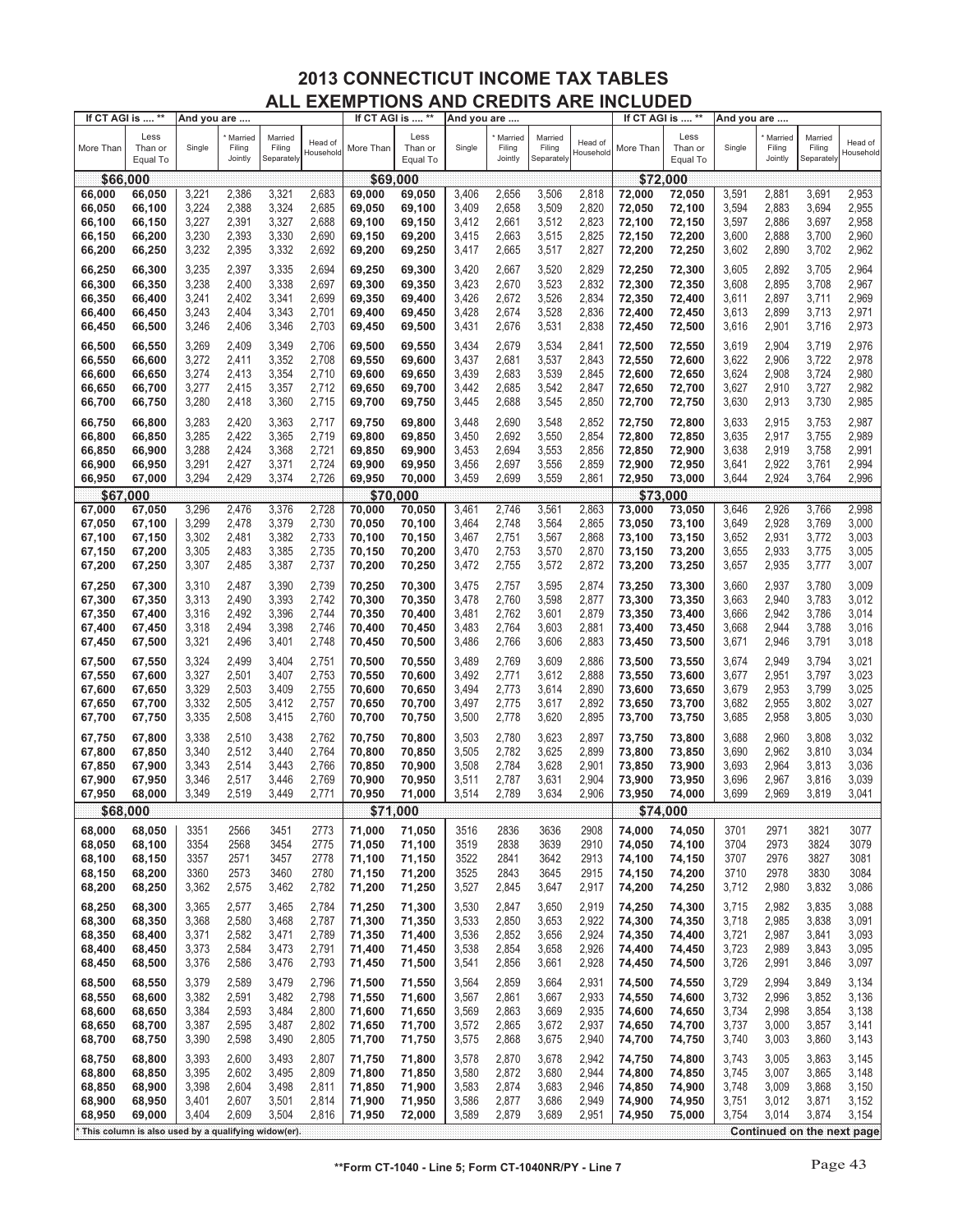# 2013 CONNECTICUT INCOME TAX TABLES
## ALL EXEMPTIONS AND CREDITS ARE INCLUDED

| If CT AGI is .... ** | | And you are .... | | | | If CT AGI is .... ** | | And you are .... | | | | If CT AGI is .... ** | | And you are .... | | | |
|---|---|---|---|---|---|---|---|---|---|---|---|---|---|---|---|---|---|
| More Than | Less Than or Equal To | Single | * Married Filing Jointly | Married Filing Separately | Head of Household | More Than | Less Than or Equal To | Single | * Married Filing Jointly | Married Filing Separately | Head of Household | More Than | Less Than or Equal To | Single | * Married Filing Jointly | Married Filing Separately | Head of Household |
| **$66,000** | | | | | | **$69,000** | | | | | | **$72,000** | | | | | |
| 66,000 | 66,050 | 3,221 | 2,386 | 3,321 | 2,683 | 69,000 | 69,050 | 3,406 | 2,656 | 3,506 | 2,818 | 72,000 | 72,050 | 3,591 | 2,881 | 3,691 | 2,953 |
| 66,050 | 66,100 | 3,224 | 2,388 | 3,324 | 2,685 | 69,050 | 69,100 | 3,409 | 2,658 | 3,509 | 2,820 | 72,050 | 72,100 | 3,594 | 2,883 | 3,694 | 2,955 |
| 66,100 | 66,150 | 3,227 | 2,391 | 3,327 | 2,688 | 69,100 | 69,150 | 3,412 | 2,661 | 3,512 | 2,823 | 72,100 | 72,150 | 3,597 | 2,886 | 3,697 | 2,958 |
| 66,150 | 66,200 | 3,230 | 2,393 | 3,330 | 2,690 | 69,150 | 69,200 | 3,415 | 2,663 | 3,515 | 2,825 | 72,150 | 72,200 | 3,600 | 2,888 | 3,700 | 2,960 |
| 66,200 | 66,250 | 3,232 | 2,395 | 3,332 | 2,692 | 69,200 | 69,250 | 3,417 | 2,665 | 3,517 | 2,827 | 72,200 | 72,250 | 3,602 | 2,890 | 3,702 | 2,962 |
| 66,250 | 66,300 | 3,235 | 2,397 | 3,335 | 2,694 | 69,250 | 69,300 | 3,420 | 2,667 | 3,520 | 2,829 | 72,250 | 72,300 | 3,605 | 2,892 | 3,705 | 2,964 |
| 66,300 | 66,350 | 3,238 | 2,400 | 3,338 | 2,697 | 69,300 | 69,350 | 3,423 | 2,670 | 3,523 | 2,832 | 72,300 | 72,350 | 3,608 | 2,895 | 3,708 | 2,967 |
| 66,350 | 66,400 | 3,241 | 2,402 | 3,341 | 2,699 | 69,350 | 69,400 | 3,426 | 2,672 | 3,526 | 2,834 | 72,350 | 72,400 | 3,611 | 2,897 | 3,711 | 2,969 |
| 66,400 | 66,450 | 3,243 | 2,404 | 3,343 | 2,701 | 69,400 | 69,450 | 3,428 | 2,674 | 3,528 | 2,836 | 72,400 | 72,450 | 3,613 | 2,899 | 3,713 | 2,971 |
| 66,450 | 66,500 | 3,246 | 2,406 | 3,346 | 2,703 | 69,450 | 69,500 | 3,431 | 2,676 | 3,531 | 2,838 | 72,450 | 72,500 | 3,616 | 2,901 | 3,716 | 2,973 |
| 66,500 | 66,550 | 3,269 | 2,409 | 3,349 | 2,706 | 69,500 | 69,550 | 3,434 | 2,679 | 3,534 | 2,841 | 72,500 | 72,550 | 3,619 | 2,904 | 3,719 | 2,976 |
| 66,550 | 66,600 | 3,272 | 2,411 | 3,352 | 2,708 | 69,550 | 69,600 | 3,437 | 2,681 | 3,537 | 2,843 | 72,550 | 72,600 | 3,622 | 2,906 | 3,722 | 2,978 |
| 66,600 | 66,650 | 3,274 | 2,413 | 3,354 | 2,710 | 69,600 | 69,650 | 3,439 | 2,683 | 3,539 | 2,845 | 72,600 | 72,650 | 3,624 | 2,908 | 3,724 | 2,980 |
| 66,650 | 66,700 | 3,277 | 2,415 | 3,357 | 2,712 | 69,650 | 69,700 | 3,442 | 2,685 | 3,542 | 2,847 | 72,650 | 72,700 | 3,627 | 2,910 | 3,727 | 2,982 |
| 66,700 | 66,750 | 3,280 | 2,418 | 3,360 | 2,715 | 69,700 | 69,750 | 3,445 | 2,688 | 3,545 | 2,850 | 72,700 | 72,750 | 3,630 | 2,913 | 3,730 | 2,985 |
| 66,750 | 66,800 | 3,283 | 2,420 | 3,363 | 2,717 | 69,750 | 69,800 | 3,448 | 2,690 | 3,548 | 2,852 | 72,750 | 72,800 | 3,633 | 2,915 | 3,753 | 2,987 |
| 66,800 | 66,850 | 3,285 | 2,422 | 3,365 | 2,719 | 69,800 | 69,850 | 3,450 | 2,692 | 3,550 | 2,854 | 72,800 | 72,850 | 3,635 | 2,917 | 3,755 | 2,989 |
| 66,850 | 66,900 | 3,288 | 2,424 | 3,368 | 2,721 | 69,850 | 69,900 | 3,453 | 2,694 | 3,553 | 2,856 | 72,850 | 72,900 | 3,638 | 2,919 | 3,758 | 2,991 |
| 66,900 | 66,950 | 3,291 | 2,427 | 3,371 | 2,724 | 69,900 | 69,950 | 3,456 | 2,697 | 3,556 | 2,859 | 72,900 | 72,950 | 3,641 | 2,922 | 3,761 | 2,994 |
| 66,950 | 67,000 | 3,294 | 2,429 | 3,374 | 2,726 | 69,950 | 70,000 | 3,459 | 2,699 | 3,559 | 2,861 | 72,950 | 73,000 | 3,644 | 2,924 | 3,764 | 2,996 |
| **$67,000** | | | | | | **$70,000** | | | | | | **$73,000** | | | | | |
| 67,000 | 67,050 | 3,296 | 2,476 | 3,376 | 2,728 | 70,000 | 70,050 | 3,461 | 2,746 | 3,561 | 2,863 | 73,000 | 73,050 | 3,646 | 2,926 | 3,766 | 2,998 |
| 67,050 | 67,100 | 3,299 | 2,478 | 3,379 | 2,730 | 70,050 | 70,100 | 3,464 | 2,748 | 3,564 | 2,865 | 73,050 | 73,100 | 3,649 | 2,928 | 3,769 | 3,000 |
| 67,100 | 67,150 | 3,302 | 2,481 | 3,382 | 2,733 | 70,100 | 70,150 | 3,467 | 2,751 | 3,567 | 2,868 | 73,100 | 73,150 | 3,652 | 2,931 | 3,772 | 3,003 |
| 67,150 | 67,200 | 3,305 | 2,483 | 3,385 | 2,735 | 70,150 | 70,200 | 3,470 | 2,753 | 3,570 | 2,870 | 73,150 | 73,200 | 3,655 | 2,933 | 3,775 | 3,005 |
| 67,200 | 67,250 | 3,307 | 2,485 | 3,387 | 2,737 | 70,200 | 70,250 | 3,472 | 2,755 | 3,572 | 2,872 | 73,200 | 73,250 | 3,657 | 2,935 | 3,777 | 3,007 |
| 67,250 | 67,300 | 3,310 | 2,487 | 3,390 | 2,739 | 70,250 | 70,300 | 3,475 | 2,757 | 3,595 | 2,874 | 73,250 | 73,300 | 3,660 | 2,937 | 3,780 | 3,009 |
| 67,300 | 67,350 | 3,313 | 2,490 | 3,393 | 2,742 | 70,300 | 70,350 | 3,478 | 2,760 | 3,598 | 2,877 | 73,300 | 73,350 | 3,663 | 2,940 | 3,783 | 3,012 |
| 67,350 | 67,400 | 3,316 | 2,492 | 3,396 | 2,744 | 70,350 | 70,400 | 3,481 | 2,762 | 3,601 | 2,879 | 73,350 | 73,400 | 3,666 | 2,942 | 3,786 | 3,014 |
| 67,400 | 67,450 | 3,318 | 2,494 | 3,398 | 2,746 | 70,400 | 70,450 | 3,483 | 2,764 | 3,603 | 2,881 | 73,400 | 73,450 | 3,668 | 2,944 | 3,788 | 3,016 |
| 67,450 | 67,500 | 3,321 | 2,496 | 3,401 | 2,748 | 70,450 | 70,500 | 3,486 | 2,766 | 3,606 | 2,883 | 73,450 | 73,500 | 3,671 | 2,946 | 3,791 | 3,018 |
| 67,500 | 67,550 | 3,324 | 2,499 | 3,404 | 2,751 | 70,500 | 70,550 | 3,489 | 2,769 | 3,609 | 2,886 | 73,500 | 73,550 | 3,674 | 2,949 | 3,794 | 3,021 |
| 67,550 | 67,600 | 3,327 | 2,501 | 3,407 | 2,753 | 70,550 | 70,600 | 3,492 | 2,771 | 3,612 | 2,888 | 73,550 | 73,600 | 3,677 | 2,951 | 3,797 | 3,023 |
| 67,600 | 67,650 | 3,329 | 2,503 | 3,409 | 2,755 | 70,600 | 70,650 | 3,494 | 2,773 | 3,614 | 2,890 | 73,600 | 73,650 | 3,679 | 2,953 | 3,799 | 3,025 |
| 67,650 | 67,700 | 3,332 | 2,505 | 3,412 | 2,757 | 70,650 | 70,700 | 3,497 | 2,775 | 3,617 | 2,892 | 73,650 | 73,700 | 3,682 | 2,955 | 3,802 | 3,027 |
| 67,700 | 67,750 | 3,335 | 2,508 | 3,415 | 2,760 | 70,700 | 70,750 | 3,500 | 2,778 | 3,620 | 2,895 | 73,700 | 73,750 | 3,685 | 2,958 | 3,805 | 3,030 |
| 67,750 | 67,800 | 3,338 | 2,510 | 3,438 | 2,762 | 70,750 | 70,800 | 3,503 | 2,780 | 3,623 | 2,897 | 73,750 | 73,800 | 3,688 | 2,960 | 3,808 | 3,032 |
| 67,800 | 67,850 | 3,340 | 2,512 | 3,440 | 2,764 | 70,800 | 70,850 | 3,505 | 2,782 | 3,625 | 2,899 | 73,800 | 73,850 | 3,690 | 2,962 | 3,810 | 3,034 |
| 67,850 | 67,900 | 3,343 | 2,514 | 3,443 | 2,766 | 70,850 | 70,900 | 3,508 | 2,784 | 3,628 | 2,901 | 73,850 | 73,900 | 3,693 | 2,964 | 3,813 | 3,036 |
| 67,900 | 67,950 | 3,346 | 2,517 | 3,446 | 2,769 | 70,900 | 70,950 | 3,511 | 2,787 | 3,631 | 2,904 | 73,900 | 73,950 | 3,696 | 2,967 | 3,816 | 3,039 |
| 67,950 | 68,000 | 3,349 | 2,519 | 3,449 | 2,771 | 70,950 | 71,000 | 3,514 | 2,789 | 3,634 | 2,906 | 73,950 | 74,000 | 3,699 | 2,969 | 3,819 | 3,041 |
| **$68,000** | | | | | | **$71,000** | | | | | | **$74,000** | | | | | |
| 68,000 | 68,050 | 3351 | 2566 | 3451 | 2773 | 71,000 | 71,050 | 3516 | 2836 | 3636 | 2908 | 74,000 | 74,050 | 3701 | 2971 | 3821 | 3077 |
| 68,050 | 68,100 | 3354 | 2568 | 3454 | 2775 | 71,050 | 71,100 | 3519 | 2838 | 3639 | 2910 | 74,050 | 74,100 | 3704 | 2973 | 3824 | 3079 |
| 68,100 | 68,150 | 3357 | 2571 | 3457 | 2778 | 71,100 | 71,150 | 3522 | 2841 | 3642 | 2913 | 74,100 | 74,150 | 3707 | 2976 | 3827 | 3081 |
| 68,150 | 68,200 | 3360 | 2573 | 3460 | 2780 | 71,150 | 71,200 | 3525 | 2843 | 3645 | 2915 | 74,150 | 74,200 | 3710 | 2978 | 3830 | 3084 |
| 68,200 | 68,250 | 3,362 | 2,575 | 3,462 | 2,782 | 71,200 | 71,250 | 3,527 | 2,845 | 3,647 | 2,917 | 74,200 | 74,250 | 3,712 | 2,980 | 3,832 | 3,086 |
| 68,250 | 68,300 | 3,365 | 2,577 | 3,465 | 2,784 | 71,250 | 71,300 | 3,530 | 2,847 | 3,650 | 2,919 | 74,250 | 74,300 | 3,715 | 2,982 | 3,835 | 3,088 |
| 68,300 | 68,350 | 3,368 | 2,580 | 3,468 | 2,787 | 71,300 | 71,350 | 3,533 | 2,850 | 3,653 | 2,922 | 74,300 | 74,350 | 3,718 | 2,985 | 3,838 | 3,091 |
| 68,350 | 68,400 | 3,371 | 2,582 | 3,471 | 2,789 | 71,350 | 71,400 | 3,536 | 2,852 | 3,656 | 2,924 | 74,350 | 74,400 | 3,721 | 2,987 | 3,841 | 3,093 |
| 68,400 | 68,450 | 3,373 | 2,584 | 3,473 | 2,791 | 71,400 | 71,450 | 3,538 | 2,854 | 3,658 | 2,926 | 74,400 | 74,450 | 3,723 | 2,989 | 3,843 | 3,095 |
| 68,450 | 68,500 | 3,376 | 2,586 | 3,476 | 2,793 | 71,450 | 71,500 | 3,541 | 2,856 | 3,661 | 2,928 | 74,450 | 74,500 | 3,726 | 2,991 | 3,846 | 3,097 |
| 68,500 | 68,550 | 3,379 | 2,589 | 3,479 | 2,796 | 71,500 | 71,550 | 3,564 | 2,859 | 3,664 | 2,931 | 74,500 | 74,550 | 3,729 | 2,994 | 3,849 | 3,134 |
| 68,550 | 68,600 | 3,382 | 2,591 | 3,482 | 2,798 | 71,550 | 71,600 | 3,567 | 2,861 | 3,667 | 2,933 | 74,550 | 74,600 | 3,732 | 2,996 | 3,852 | 3,136 |
| 68,600 | 68,650 | 3,384 | 2,593 | 3,484 | 2,800 | 71,600 | 71,650 | 3,569 | 2,863 | 3,669 | 2,935 | 74,600 | 74,650 | 3,734 | 2,998 | 3,854 | 3,138 |
| 68,650 | 68,700 | 3,387 | 2,595 | 3,487 | 2,802 | 71,650 | 71,700 | 3,572 | 2,865 | 3,672 | 2,937 | 74,650 | 74,700 | 3,737 | 3,000 | 3,857 | 3,141 |
| 68,700 | 68,750 | 3,390 | 2,598 | 3,490 | 2,805 | 71,700 | 71,750 | 3,575 | 2,868 | 3,675 | 2,940 | 74,700 | 74,750 | 3,740 | 3,003 | 3,860 | 3,143 |
| 68,750 | 68,800 | 3,393 | 2,600 | 3,493 | 2,807 | 71,750 | 71,800 | 3,578 | 2,870 | 3,678 | 2,942 | 74,750 | 74,800 | 3,743 | 3,005 | 3,863 | 3,145 |
| 68,800 | 68,850 | 3,395 | 2,602 | 3,495 | 2,809 | 71,800 | 71,850 | 3,580 | 2,872 | 3,680 | 2,944 | 74,800 | 74,850 | 3,745 | 3,007 | 3,865 | 3,148 |
| 68,850 | 68,900 | 3,398 | 2,604 | 3,498 | 2,811 | 71,850 | 71,900 | 3,583 | 2,874 | 3,683 | 2,946 | 74,850 | 74,900 | 3,748 | 3,009 | 3,868 | 3,150 |
| 68,900 | 68,950 | 3,401 | 2,607 | 3,501 | 2,814 | 71,900 | 71,950 | 3,586 | 2,877 | 3,686 | 2,949 | 74,900 | 74,950 | 3,751 | 3,012 | 3,871 | 3,152 |
| 68,950 | 69,000 | 3,404 | 2,609 | 3,504 | 2,816 | 71,950 | 72,000 | 3,589 | 2,879 | 3,689 | 2,951 | 74,950 | 75,000 | 3,754 | 3,014 | 3,874 | 3,154 |

* This column is also used by a qualifying widow(er).

**Continued on the next page**

**Form CT-1040 - Line 5; Form CT-1040NR/PY - Line 7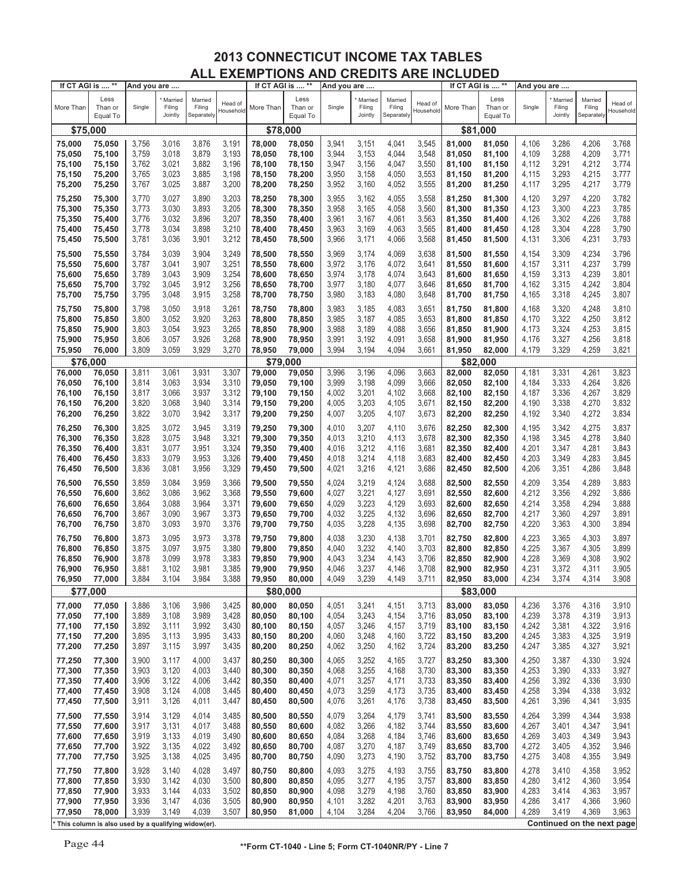# 2013 CONNECTICUT INCOME TAX TABLES

## ALL EXEMPTIONS AND CREDITS ARE INCLUDED

| If CT AGI is .... ** | | And you are .... | | | | If CT AGI is .... ** | | And you are .... | | | | If CT AGI is .... ** | | And you are .... | | | |
|---|---|---|---|---|---|---|---|---|---|---|---|---|---|---|---|---|---|
| More Than | Less Than or Equal To | Single | * Married Filing Jointly | Married Filing Separately | Head of Household | More Than | Less Than or Equal To | Single | * Married Filing Jointly | Married Filing Separately | Head of Household | More Than | Less Than or Equal To | Single | * Married Filing Jointly | Married Filing Separately | Head of Household |
| **$75,000** | | | | | | **$78,000** | | | | | | **$81,000** | | | | | |
| 75,000 | 75,050 | 3,756 | 3,016 | 3,876 | 3,191 | 78,000 | 78,050 | 3,941 | 3,151 | 4,041 | 3,545 | 81,000 | 81,050 | 4,106 | 3,286 | 4,206 | 3,768 |
| 75,050 | 75,100 | 3,759 | 3,018 | 3,879 | 3,193 | 78,050 | 78,100 | 3,944 | 3,153 | 4,044 | 3,548 | 81,050 | 81,100 | 4,109 | 3,288 | 4,209 | 3,771 |
| 75,100 | 75,150 | 3,762 | 3,021 | 3,882 | 3,196 | 78,100 | 78,150 | 3,947 | 3,156 | 4,047 | 3,550 | 81,100 | 81,150 | 4,112 | 3,291 | 4,212 | 3,774 |
| 75,150 | 75,200 | 3,765 | 3,023 | 3,885 | 3,198 | 78,150 | 78,200 | 3,950 | 3,158 | 4,050 | 3,553 | 81,150 | 81,200 | 4,115 | 3,293 | 4,215 | 3,777 |
| 75,200 | 75,250 | 3,767 | 3,025 | 3,887 | 3,200 | 78,200 | 78,250 | 3,952 | 3,160 | 4,052 | 3,555 | 81,200 | 81,250 | 4,117 | 3,295 | 4,217 | 3,779 |
| 75,250 | 75,300 | 3,770 | 3,027 | 3,890 | 3,203 | 78,250 | 78,300 | 3,955 | 3,162 | 4,055 | 3,558 | 81,250 | 81,300 | 4,120 | 3,297 | 4,220 | 3,782 |
| 75,300 | 75,350 | 3,773 | 3,030 | 3,893 | 3,205 | 78,300 | 78,350 | 3,958 | 3,165 | 4,058 | 3,560 | 81,300 | 81,350 | 4,123 | 3,300 | 4,223 | 3,785 |
| 75,350 | 75,400 | 3,776 | 3,032 | 3,896 | 3,207 | 78,350 | 78,400 | 3,961 | 3,167 | 4,061 | 3,563 | 81,350 | 81,400 | 4,126 | 3,302 | 4,226 | 3,788 |
| 75,400 | 75,450 | 3,778 | 3,034 | 3,898 | 3,210 | 78,400 | 78,450 | 3,963 | 3,169 | 4,063 | 3,565 | 81,400 | 81,450 | 4,128 | 3,304 | 4,228 | 3,790 |
| 75,450 | 75,500 | 3,781 | 3,036 | 3,901 | 3,212 | 78,450 | 78,500 | 3,966 | 3,171 | 4,066 | 3,568 | 81,450 | 81,500 | 4,131 | 3,306 | 4,231 | 3,793 |
| 75,500 | 75,550 | 3,784 | 3,039 | 3,904 | 3,249 | 78,500 | 78,550 | 3,969 | 3,174 | 4,069 | 3,638 | 81,500 | 81,550 | 4,154 | 3,309 | 4,234 | 3,796 |
| 75,550 | 75,600 | 3,787 | 3,041 | 3,907 | 3,251 | 78,550 | 78,600 | 3,972 | 3,176 | 4,072 | 3,641 | 81,550 | 81,600 | 4,157 | 3,311 | 4,237 | 3,799 |
| 75,600 | 75,650 | 3,789 | 3,043 | 3,909 | 3,254 | 78,600 | 78,650 | 3,974 | 3,178 | 4,074 | 3,643 | 81,600 | 81,650 | 4,159 | 3,313 | 4,239 | 3,801 |
| 75,650 | 75,700 | 3,792 | 3,045 | 3,912 | 3,256 | 78,650 | 78,700 | 3,977 | 3,180 | 4,077 | 3,646 | 81,650 | 81,700 | 4,162 | 3,315 | 4,242 | 3,804 |
| 75,700 | 75,750 | 3,795 | 3,048 | 3,915 | 3,258 | 78,700 | 78,750 | 3,980 | 3,183 | 4,080 | 3,648 | 81,700 | 81,750 | 4,165 | 3,318 | 4,245 | 3,807 |
| 75,750 | 75,800 | 3,798 | 3,050 | 3,918 | 3,261 | 78,750 | 78,800 | 3,983 | 3,185 | 4,083 | 3,651 | 81,750 | 81,800 | 4,168 | 3,320 | 4,248 | 3,810 |
| 75,800 | 75,850 | 3,800 | 3,052 | 3,920 | 3,263 | 78,800 | 78,850 | 3,985 | 3,187 | 4,085 | 3,653 | 81,800 | 81,850 | 4,170 | 3,322 | 4,250 | 3,812 |
| 75,850 | 75,900 | 3,803 | 3,054 | 3,923 | 3,265 | 78,850 | 78,900 | 3,988 | 3,189 | 4,088 | 3,656 | 81,850 | 81,900 | 4,173 | 3,324 | 4,253 | 3,815 |
| 75,900 | 75,950 | 3,806 | 3,057 | 3,926 | 3,268 | 78,900 | 78,950 | 3,991 | 3,192 | 4,091 | 3,658 | 81,900 | 81,950 | 4,176 | 3,327 | 4,256 | 3,818 |
| 75,950 | 76,000 | 3,809 | 3,059 | 3,929 | 3,270 | 78,950 | 79,000 | 3,994 | 3,194 | 4,094 | 3,661 | 81,950 | 82,000 | 4,179 | 3,329 | 4,259 | 3,821 |
| **$76,000** | | | | | | **$79,000** | | | | | | **$82,000** | | | | | |
| 76,000 | 76,050 | 3,811 | 3,061 | 3,931 | 3,307 | 79,000 | 79,050 | 3,996 | 3,196 | 4,096 | 3,663 | 82,000 | 82,050 | 4,181 | 3,331 | 4,261 | 3,823 |
| 76,050 | 76,100 | 3,814 | 3,063 | 3,934 | 3,310 | 79,050 | 79,100 | 3,999 | 3,198 | 4,099 | 3,666 | 82,050 | 82,100 | 4,184 | 3,333 | 4,264 | 3,826 |
| 76,100 | 76,150 | 3,817 | 3,066 | 3,937 | 3,312 | 79,100 | 79,150 | 4,002 | 3,201 | 4,102 | 3,668 | 82,100 | 82,150 | 4,187 | 3,336 | 4,267 | 3,829 |
| 76,150 | 76,200 | 3,820 | 3,068 | 3,940 | 3,314 | 79,150 | 79,200 | 4,005 | 3,203 | 4,105 | 3,671 | 82,150 | 82,200 | 4,190 | 3,338 | 4,270 | 3,832 |
| 76,200 | 76,250 | 3,822 | 3,070 | 3,942 | 3,317 | 79,200 | 79,250 | 4,007 | 3,205 | 4,107 | 3,673 | 82,200 | 82,250 | 4,192 | 3,340 | 4,272 | 3,834 |
| 76,250 | 76,300 | 3,825 | 3,072 | 3,945 | 3,319 | 79,250 | 79,300 | 4,010 | 3,207 | 4,110 | 3,676 | 82,250 | 82,300 | 4,195 | 3,342 | 4,275 | 3,837 |
| 76,300 | 76,350 | 3,828 | 3,075 | 3,948 | 3,321 | 79,300 | 79,350 | 4,013 | 3,210 | 4,113 | 3,678 | 82,300 | 82,350 | 4,198 | 3,345 | 4,278 | 3,840 |
| 76,350 | 76,400 | 3,831 | 3,077 | 3,951 | 3,324 | 79,350 | 79,400 | 4,016 | 3,212 | 4,116 | 3,681 | 82,350 | 82,400 | 4,201 | 3,347 | 4,281 | 3,843 |
| 76,400 | 76,450 | 3,833 | 3,079 | 3,953 | 3,326 | 79,400 | 79,450 | 4,018 | 3,214 | 4,118 | 3,683 | 82,400 | 82,450 | 4,203 | 3,349 | 4,283 | 3,845 |
| 76,450 | 76,500 | 3,836 | 3,081 | 3,956 | 3,329 | 79,450 | 79,500 | 4,021 | 3,216 | 4,121 | 3,686 | 82,450 | 82,500 | 4,206 | 3,351 | 4,286 | 3,848 |
| 76,500 | 76,550 | 3,859 | 3,084 | 3,959 | 3,366 | 79,500 | 79,550 | 4,024 | 3,219 | 4,124 | 3,688 | 82,500 | 82,550 | 4,209 | 3,354 | 4,289 | 3,883 |
| 76,550 | 76,600 | 3,862 | 3,086 | 3,962 | 3,368 | 79,550 | 79,600 | 4,027 | 3,221 | 4,127 | 3,691 | 82,550 | 82,600 | 4,212 | 3,356 | 4,292 | 3,886 |
| 76,600 | 76,650 | 3,864 | 3,088 | 3,964 | 3,371 | 79,600 | 79,650 | 4,029 | 3,223 | 4,129 | 3,693 | 82,600 | 82,650 | 4,214 | 3,358 | 4,294 | 3,888 |
| 76,650 | 76,700 | 3,867 | 3,090 | 3,967 | 3,373 | 79,650 | 79,700 | 4,032 | 3,225 | 4,132 | 3,696 | 82,650 | 82,700 | 4,217 | 3,360 | 4,297 | 3,891 |
| 76,700 | 76,750 | 3,870 | 3,093 | 3,970 | 3,376 | 79,700 | 79,750 | 4,035 | 3,228 | 4,135 | 3,698 | 82,700 | 82,750 | 4,220 | 3,363 | 4,300 | 3,894 |
| 76,750 | 76,800 | 3,873 | 3,095 | 3,973 | 3,378 | 79,750 | 79,800 | 4,038 | 3,230 | 4,138 | 3,701 | 82,750 | 82,800 | 4,223 | 3,365 | 4,303 | 3,897 |
| 76,800 | 76,850 | 3,875 | 3,097 | 3,975 | 3,380 | 79,800 | 79,850 | 4,040 | 3,232 | 4,140 | 3,703 | 82,800 | 82,850 | 4,225 | 3,367 | 4,305 | 3,899 |
| 76,850 | 76,900 | 3,878 | 3,099 | 3,978 | 3,383 | 79,850 | 79,900 | 4,043 | 3,234 | 4,143 | 3,706 | 82,850 | 82,900 | 4,228 | 3,369 | 4,308 | 3,902 |
| 76,900 | 76,950 | 3,881 | 3,102 | 3,981 | 3,385 | 79,900 | 79,950 | 4,046 | 3,237 | 4,146 | 3,708 | 82,900 | 82,950 | 4,231 | 3,372 | 4,311 | 3,905 |
| 76,950 | 77,000 | 3,884 | 3,104 | 3,984 | 3,388 | 79,950 | 80,000 | 4,049 | 3,239 | 4,149 | 3,711 | 82,950 | 83,000 | 4,234 | 3,374 | 4,314 | 3,908 |
| **$77,000** | | | | | | **$80,000** | | | | | | **$83,000** | | | | | |
| 77,000 | 77,050 | 3,886 | 3,106 | 3,986 | 3,425 | 80,000 | 80,050 | 4,051 | 3,241 | 4,151 | 3,713 | 83,000 | 83,050 | 4,236 | 3,376 | 4,316 | 3,910 |
| 77,050 | 77,100 | 3,889 | 3,108 | 3,989 | 3,428 | 80,050 | 80,100 | 4,054 | 3,243 | 4,154 | 3,716 | 83,050 | 83,100 | 4,239 | 3,378 | 4,319 | 3,913 |
| 77,100 | 77,150 | 3,892 | 3,111 | 3,992 | 3,430 | 80,100 | 80,150 | 4,057 | 3,246 | 4,157 | 3,719 | 83,100 | 83,150 | 4,242 | 3,381 | 4,322 | 3,916 |
| 77,150 | 77,200 | 3,895 | 3,113 | 3,995 | 3,433 | 80,150 | 80,200 | 4,060 | 3,248 | 4,160 | 3,722 | 83,150 | 83,200 | 4,245 | 3,383 | 4,325 | 3,919 |
| 77,200 | 77,250 | 3,897 | 3,115 | 3,997 | 3,435 | 80,200 | 80,250 | 4,062 | 3,250 | 4,162 | 3,724 | 83,200 | 83,250 | 4,247 | 3,385 | 4,327 | 3,921 |
| 77,250 | 77,300 | 3,900 | 3,117 | 4,000 | 3,437 | 80,250 | 80,300 | 4,065 | 3,252 | 4,165 | 3,727 | 83,250 | 83,300 | 4,250 | 3,387 | 4,330 | 3,924 |
| 77,300 | 77,350 | 3,903 | 3,120 | 4,003 | 3,440 | 80,300 | 80,350 | 4,068 | 3,255 | 4,168 | 3,730 | 83,300 | 83,350 | 4,253 | 3,390 | 4,333 | 3,927 |
| 77,350 | 77,400 | 3,906 | 3,122 | 4,006 | 3,442 | 80,350 | 80,400 | 4,071 | 3,257 | 4,171 | 3,733 | 83,350 | 83,400 | 4,256 | 3,392 | 4,336 | 3,930 |
| 77,400 | 77,450 | 3,908 | 3,124 | 4,008 | 3,445 | 80,400 | 80,450 | 4,073 | 3,259 | 4,173 | 3,735 | 83,400 | 83,450 | 4,258 | 3,394 | 4,338 | 3,932 |
| 77,450 | 77,500 | 3,911 | 3,126 | 4,011 | 3,447 | 80,450 | 80,500 | 4,076 | 3,261 | 4,176 | 3,738 | 83,450 | 83,500 | 4,261 | 3,396 | 4,341 | 3,935 |
| 77,500 | 77,550 | 3,914 | 3,129 | 4,014 | 3,485 | 80,500 | 80,550 | 4,079 | 3,264 | 4,179 | 3,741 | 83,500 | 83,550 | 4,264 | 3,399 | 4,344 | 3,938 |
| 77,550 | 77,600 | 3,917 | 3,131 | 4,017 | 3,488 | 80,550 | 80,600 | 4,082 | 3,266 | 4,182 | 3,744 | 83,550 | 83,600 | 4,267 | 3,401 | 4,347 | 3,941 |
| 77,600 | 77,650 | 3,919 | 3,133 | 4,019 | 3,490 | 80,600 | 80,650 | 4,084 | 3,268 | 4,184 | 3,746 | 83,600 | 83,650 | 4,269 | 3,403 | 4,349 | 3,943 |
| 77,650 | 77,700 | 3,922 | 3,135 | 4,022 | 3,492 | 80,650 | 80,700 | 4,087 | 3,270 | 4,187 | 3,749 | 83,650 | 83,700 | 4,272 | 3,405 | 4,352 | 3,946 |
| 77,700 | 77,750 | 3,925 | 3,138 | 4,025 | 3,495 | 80,700 | 80,750 | 4,090 | 3,273 | 4,190 | 3,752 | 83,700 | 83,750 | 4,275 | 3,408 | 4,355 | 3,949 |
| 77,750 | 77,800 | 3,928 | 3,140 | 4,028 | 3,497 | 80,750 | 80,800 | 4,093 | 3,275 | 4,193 | 3,755 | 83,750 | 83,800 | 4,278 | 3,410 | 4,358 | 3,952 |
| 77,800 | 77,850 | 3,930 | 3,142 | 4,030 | 3,500 | 80,800 | 80,850 | 4,095 | 3,277 | 4,195 | 3,757 | 83,800 | 83,850 | 4,280 | 3,412 | 4,360 | 3,954 |
| 77,850 | 77,900 | 3,933 | 3,144 | 4,033 | 3,502 | 80,850 | 80,900 | 4,098 | 3,279 | 4,198 | 3,760 | 83,850 | 83,900 | 4,283 | 3,414 | 4,363 | 3,957 |
| 77,900 | 77,950 | 3,936 | 3,147 | 4,036 | 3,505 | 80,900 | 80,950 | 4,101 | 3,282 | 4,201 | 3,763 | 83,900 | 83,950 | 4,286 | 3,417 | 4,366 | 3,960 |
| 77,950 | 78,000 | 3,939 | 3,149 | 4,039 | 3,507 | 80,950 | 81,000 | 4,104 | 3,284 | 4,204 | 3,766 | 83,950 | 84,000 | 4,289 | 3,419 | 4,369 | 3,963 |

* This column is also used by a qualifying widow(er).

**Continued on the next page**

**Form CT-1040 - Line 5; Form CT-1040NR/PY - Line 7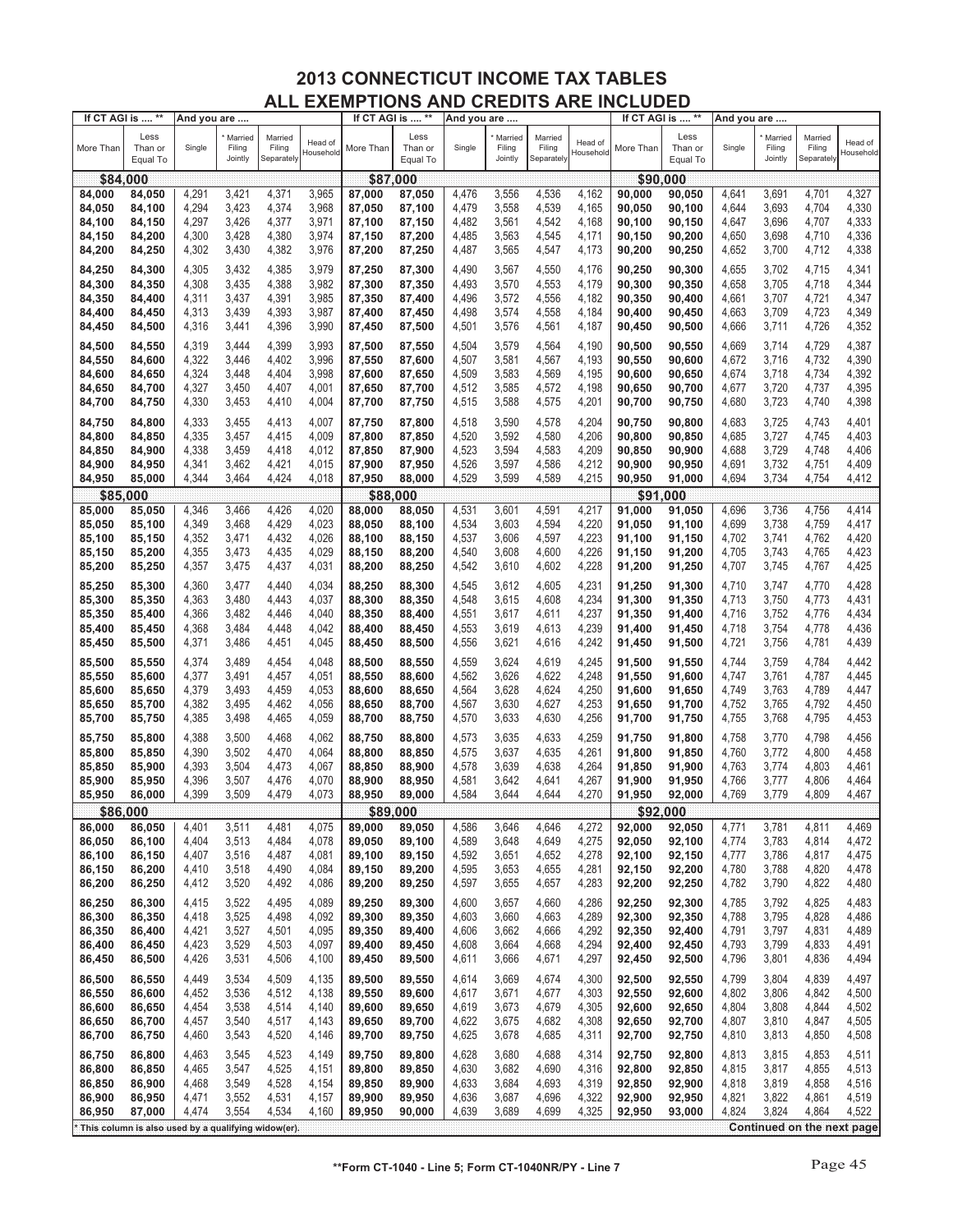# 2013 CONNECTICUT INCOME TAX TABLES
## ALL EXEMPTIONS AND CREDITS ARE INCLUDED

| If CT AGI is .... ** | | And you are .... | | | | If CT AGI is .... ** | | And you are .... | | | | If CT AGI is .... ** | | And you are .... | | | |
|---|---|---|---|---|---|---|---|---|---|---|---|---|---|---|---|---|---|
| More Than | Less Than or Equal To | Single | * Married Filing Jointly | Married Filing Separately | Head of Household | More Than | Less Than or Equal To | Single | * Married Filing Jointly | Married Filing Separately | Head of Household | More Than | Less Than or Equal To | Single | * Married Filing Jointly | Married Filing Separately | Head of Household |
| **$84,000** | | | | | | **$87,000** | | | | | | **$90,000** | | | | | |
| 84,000 | 84,050 | 4,291 | 3,421 | 4,371 | 3,965 | 87,000 | 87,050 | 4,476 | 3,556 | 4,536 | 4,162 | 90,000 | 90,050 | 4,641 | 3,691 | 4,701 | 4,327 |
| 84,050 | 84,100 | 4,294 | 3,423 | 4,374 | 3,968 | 87,050 | 87,100 | 4,479 | 3,558 | 4,539 | 4,165 | 90,050 | 90,100 | 4,644 | 3,693 | 4,704 | 4,330 |
| 84,100 | 84,150 | 4,297 | 3,426 | 4,377 | 3,971 | 87,100 | 87,150 | 4,482 | 3,561 | 4,542 | 4,168 | 90,100 | 90,150 | 4,647 | 3,696 | 4,707 | 4,333 |
| 84,150 | 84,200 | 4,300 | 3,428 | 4,380 | 3,974 | 87,150 | 87,200 | 4,485 | 3,563 | 4,545 | 4,171 | 90,150 | 90,200 | 4,650 | 3,698 | 4,710 | 4,336 |
| 84,200 | 84,250 | 4,302 | 3,430 | 4,382 | 3,976 | 87,200 | 87,250 | 4,487 | 3,565 | 4,547 | 4,173 | 90,200 | 90,250 | 4,652 | 3,700 | 4,712 | 4,338 |
| 84,250 | 84,300 | 4,305 | 3,432 | 4,385 | 3,979 | 87,250 | 87,300 | 4,490 | 3,567 | 4,550 | 4,176 | 90,250 | 90,300 | 4,655 | 3,702 | 4,715 | 4,341 |
| 84,300 | 84,350 | 4,308 | 3,435 | 4,388 | 3,982 | 87,300 | 87,350 | 4,493 | 3,570 | 4,553 | 4,179 | 90,300 | 90,350 | 4,658 | 3,705 | 4,718 | 4,344 |
| 84,350 | 84,400 | 4,311 | 3,437 | 4,391 | 3,985 | 87,350 | 87,400 | 4,496 | 3,572 | 4,556 | 4,182 | 90,350 | 90,400 | 4,661 | 3,707 | 4,721 | 4,347 |
| 84,400 | 84,450 | 4,313 | 3,439 | 4,393 | 3,987 | 87,400 | 87,450 | 4,498 | 3,574 | 4,558 | 4,184 | 90,400 | 90,450 | 4,663 | 3,709 | 4,723 | 4,349 |
| 84,450 | 84,500 | 4,316 | 3,441 | 4,396 | 3,990 | 87,450 | 87,500 | 4,501 | 3,576 | 4,561 | 4,187 | 90,450 | 90,500 | 4,666 | 3,711 | 4,726 | 4,352 |
| 84,500 | 84,550 | 4,319 | 3,444 | 4,399 | 3,993 | 87,500 | 87,550 | 4,504 | 3,579 | 4,564 | 4,190 | 90,500 | 90,550 | 4,669 | 3,714 | 4,729 | 4,387 |
| 84,550 | 84,600 | 4,322 | 3,446 | 4,402 | 3,996 | 87,550 | 87,600 | 4,507 | 3,581 | 4,567 | 4,193 | 90,550 | 90,600 | 4,672 | 3,716 | 4,732 | 4,390 |
| 84,600 | 84,650 | 4,324 | 3,448 | 4,404 | 3,998 | 87,600 | 87,650 | 4,509 | 3,583 | 4,569 | 4,195 | 90,600 | 90,650 | 4,674 | 3,718 | 4,734 | 4,392 |
| 84,650 | 84,700 | 4,327 | 3,450 | 4,407 | 4,001 | 87,650 | 87,700 | 4,512 | 3,585 | 4,572 | 4,198 | 90,650 | 90,700 | 4,677 | 3,720 | 4,737 | 4,395 |
| 84,700 | 84,750 | 4,330 | 3,453 | 4,410 | 4,004 | 87,700 | 87,750 | 4,515 | 3,588 | 4,575 | 4,201 | 90,700 | 90,750 | 4,680 | 3,723 | 4,740 | 4,398 |
| 84,750 | 84,800 | 4,333 | 3,455 | 4,413 | 4,007 | 87,750 | 87,800 | 4,518 | 3,590 | 4,578 | 4,204 | 90,750 | 90,800 | 4,683 | 3,725 | 4,743 | 4,401 |
| 84,800 | 84,850 | 4,335 | 3,457 | 4,415 | 4,009 | 87,800 | 87,850 | 4,520 | 3,592 | 4,580 | 4,206 | 90,800 | 90,850 | 4,685 | 3,727 | 4,745 | 4,403 |
| 84,850 | 84,900 | 4,338 | 3,459 | 4,418 | 4,012 | 87,850 | 87,900 | 4,523 | 3,594 | 4,583 | 4,209 | 90,850 | 90,900 | 4,688 | 3,729 | 4,748 | 4,406 |
| 84,900 | 84,950 | 4,341 | 3,462 | 4,421 | 4,015 | 87,900 | 87,950 | 4,526 | 3,597 | 4,586 | 4,212 | 90,900 | 90,950 | 4,691 | 3,732 | 4,751 | 4,409 |
| 84,950 | 85,000 | 4,344 | 3,464 | 4,424 | 4,018 | 87,950 | 88,000 | 4,529 | 3,599 | 4,589 | 4,215 | 90,950 | 91,000 | 4,694 | 3,734 | 4,754 | 4,412 |
| **$85,000** | | | | | | **$88,000** | | | | | | **$91,000** | | | | | |
| 85,000 | 85,050 | 4,346 | 3,466 | 4,426 | 4,020 | 88,000 | 88,050 | 4,531 | 3,601 | 4,591 | 4,217 | 91,000 | 91,050 | 4,696 | 3,736 | 4,756 | 4,414 |
| 85,050 | 85,100 | 4,349 | 3,468 | 4,429 | 4,023 | 88,050 | 88,100 | 4,534 | 3,603 | 4,594 | 4,220 | 91,050 | 91,100 | 4,699 | 3,738 | 4,759 | 4,417 |
| 85,100 | 85,150 | 4,352 | 3,471 | 4,432 | 4,026 | 88,100 | 88,150 | 4,537 | 3,606 | 4,597 | 4,223 | 91,100 | 91,150 | 4,702 | 3,741 | 4,762 | 4,420 |
| 85,150 | 85,200 | 4,355 | 3,473 | 4,435 | 4,029 | 88,150 | 88,200 | 4,540 | 3,608 | 4,600 | 4,226 | 91,150 | 91,200 | 4,705 | 3,743 | 4,765 | 4,423 |
| 85,200 | 85,250 | 4,357 | 3,475 | 4,437 | 4,031 | 88,200 | 88,250 | 4,542 | 3,610 | 4,602 | 4,228 | 91,200 | 91,250 | 4,707 | 3,745 | 4,767 | 4,425 |
| 85,250 | 85,300 | 4,360 | 3,477 | 4,440 | 4,034 | 88,250 | 88,300 | 4,545 | 3,612 | 4,605 | 4,231 | 91,250 | 91,300 | 4,710 | 3,747 | 4,770 | 4,428 |
| 85,300 | 85,350 | 4,363 | 3,480 | 4,443 | 4,037 | 88,300 | 88,350 | 4,548 | 3,615 | 4,608 | 4,234 | 91,300 | 91,350 | 4,713 | 3,750 | 4,773 | 4,431 |
| 85,350 | 85,400 | 4,366 | 3,482 | 4,446 | 4,040 | 88,350 | 88,400 | 4,551 | 3,617 | 4,611 | 4,237 | 91,350 | 91,400 | 4,716 | 3,752 | 4,776 | 4,434 |
| 85,400 | 85,450 | 4,368 | 3,484 | 4,448 | 4,042 | 88,400 | 88,450 | 4,553 | 3,619 | 4,613 | 4,239 | 91,400 | 91,450 | 4,718 | 3,754 | 4,778 | 4,436 |
| 85,450 | 85,500 | 4,371 | 3,486 | 4,451 | 4,045 | 88,450 | 88,500 | 4,556 | 3,621 | 4,616 | 4,242 | 91,450 | 91,500 | 4,721 | 3,756 | 4,781 | 4,439 |
| 85,500 | 85,550 | 4,374 | 3,489 | 4,454 | 4,048 | 88,500 | 88,550 | 4,559 | 3,624 | 4,619 | 4,245 | 91,500 | 91,550 | 4,744 | 3,759 | 4,784 | 4,442 |
| 85,550 | 85,600 | 4,377 | 3,491 | 4,457 | 4,051 | 88,550 | 88,600 | 4,562 | 3,626 | 4,622 | 4,248 | 91,550 | 91,600 | 4,747 | 3,761 | 4,787 | 4,445 |
| 85,600 | 85,650 | 4,379 | 3,493 | 4,459 | 4,053 | 88,600 | 88,650 | 4,564 | 3,628 | 4,624 | 4,250 | 91,600 | 91,650 | 4,749 | 3,763 | 4,789 | 4,447 |
| 85,650 | 85,700 | 4,382 | 3,495 | 4,462 | 4,056 | 88,650 | 88,700 | 4,567 | 3,630 | 4,627 | 4,253 | 91,650 | 91,700 | 4,752 | 3,765 | 4,792 | 4,450 |
| 85,700 | 85,750 | 4,385 | 3,498 | 4,465 | 4,059 | 88,700 | 88,750 | 4,570 | 3,633 | 4,630 | 4,256 | 91,700 | 91,750 | 4,755 | 3,768 | 4,795 | 4,453 |
| 85,750 | 85,800 | 4,388 | 3,500 | 4,468 | 4,062 | 88,750 | 88,800 | 4,573 | 3,635 | 4,633 | 4,259 | 91,750 | 91,800 | 4,758 | 3,770 | 4,798 | 4,456 |
| 85,800 | 85,850 | 4,390 | 3,502 | 4,470 | 4,064 | 88,800 | 88,850 | 4,575 | 3,637 | 4,635 | 4,261 | 91,800 | 91,850 | 4,760 | 3,772 | 4,800 | 4,458 |
| 85,850 | 85,900 | 4,393 | 3,504 | 4,473 | 4,067 | 88,850 | 88,900 | 4,578 | 3,639 | 4,638 | 4,264 | 91,850 | 91,900 | 4,763 | 3,774 | 4,803 | 4,461 |
| 85,900 | 85,950 | 4,396 | 3,507 | 4,476 | 4,070 | 88,900 | 88,950 | 4,581 | 3,642 | 4,641 | 4,267 | 91,900 | 91,950 | 4,766 | 3,777 | 4,806 | 4,464 |
| 85,950 | 86,000 | 4,399 | 3,509 | 4,479 | 4,073 | 88,950 | 89,000 | 4,584 | 3,644 | 4,644 | 4,270 | 91,950 | 92,000 | 4,769 | 3,779 | 4,809 | 4,467 |
| **$86,000** | | | | | | **$89,000** | | | | | | **$92,000** | | | | | |
| 86,000 | 86,050 | 4,401 | 3,511 | 4,481 | 4,075 | 89,000 | 89,050 | 4,586 | 3,646 | 4,646 | 4,272 | 92,000 | 92,050 | 4,771 | 3,781 | 4,811 | 4,469 |
| 86,050 | 86,100 | 4,404 | 3,513 | 4,484 | 4,078 | 89,050 | 89,100 | 4,589 | 3,648 | 4,649 | 4,275 | 92,050 | 92,100 | 4,774 | 3,783 | 4,814 | 4,472 |
| 86,100 | 86,150 | 4,407 | 3,516 | 4,487 | 4,081 | 89,100 | 89,150 | 4,592 | 3,651 | 4,652 | 4,278 | 92,100 | 92,150 | 4,777 | 3,786 | 4,817 | 4,475 |
| 86,150 | 86,200 | 4,410 | 3,518 | 4,490 | 4,084 | 89,150 | 89,200 | 4,595 | 3,653 | 4,655 | 4,281 | 92,150 | 92,200 | 4,780 | 3,788 | 4,820 | 4,478 |
| 86,200 | 86,250 | 4,412 | 3,520 | 4,492 | 4,086 | 89,200 | 89,250 | 4,597 | 3,655 | 4,657 | 4,283 | 92,200 | 92,250 | 4,782 | 3,790 | 4,822 | 4,480 |
| 86,250 | 86,300 | 4,415 | 3,522 | 4,495 | 4,089 | 89,250 | 89,300 | 4,600 | 3,657 | 4,660 | 4,286 | 92,250 | 92,300 | 4,785 | 3,792 | 4,825 | 4,483 |
| 86,300 | 86,350 | 4,418 | 3,525 | 4,498 | 4,092 | 89,300 | 89,350 | 4,603 | 3,660 | 4,663 | 4,289 | 92,300 | 92,350 | 4,788 | 3,795 | 4,828 | 4,486 |
| 86,350 | 86,400 | 4,421 | 3,527 | 4,501 | 4,095 | 89,350 | 89,400 | 4,606 | 3,662 | 4,666 | 4,292 | 92,350 | 92,400 | 4,791 | 3,797 | 4,831 | 4,489 |
| 86,400 | 86,450 | 4,423 | 3,529 | 4,503 | 4,097 | 89,400 | 89,450 | 4,608 | 3,664 | 4,668 | 4,294 | 92,400 | 92,450 | 4,793 | 3,799 | 4,833 | 4,491 |
| 86,450 | 86,500 | 4,426 | 3,531 | 4,506 | 4,100 | 89,450 | 89,500 | 4,611 | 3,666 | 4,671 | 4,297 | 92,450 | 92,500 | 4,796 | 3,801 | 4,836 | 4,494 |
| 86,500 | 86,550 | 4,449 | 3,534 | 4,509 | 4,135 | 89,500 | 89,550 | 4,614 | 3,669 | 4,674 | 4,300 | 92,500 | 92,550 | 4,799 | 3,804 | 4,839 | 4,497 |
| 86,550 | 86,600 | 4,452 | 3,536 | 4,512 | 4,138 | 89,550 | 89,600 | 4,617 | 3,671 | 4,677 | 4,303 | 92,550 | 92,600 | 4,802 | 3,806 | 4,842 | 4,500 |
| 86,600 | 86,650 | 4,454 | 3,538 | 4,514 | 4,140 | 89,600 | 89,650 | 4,619 | 3,673 | 4,679 | 4,305 | 92,600 | 92,650 | 4,804 | 3,808 | 4,844 | 4,502 |
| 86,650 | 86,700 | 4,457 | 3,540 | 4,517 | 4,143 | 89,650 | 89,700 | 4,622 | 3,675 | 4,682 | 4,308 | 92,650 | 92,700 | 4,807 | 3,810 | 4,847 | 4,505 |
| 86,700 | 86,750 | 4,460 | 3,543 | 4,520 | 4,146 | 89,700 | 89,750 | 4,625 | 3,678 | 4,685 | 4,311 | 92,700 | 92,750 | 4,810 | 3,813 | 4,850 | 4,508 |
| 86,750 | 86,800 | 4,463 | 3,545 | 4,523 | 4,149 | 89,750 | 89,800 | 4,628 | 3,680 | 4,688 | 4,314 | 92,750 | 92,800 | 4,813 | 3,815 | 4,853 | 4,511 |
| 86,800 | 86,850 | 4,465 | 3,547 | 4,525 | 4,151 | 89,800 | 89,850 | 4,630 | 3,682 | 4,690 | 4,316 | 92,800 | 92,850 | 4,815 | 3,817 | 4,855 | 4,513 |
| 86,850 | 86,900 | 4,468 | 3,549 | 4,528 | 4,154 | 89,850 | 89,900 | 4,633 | 3,684 | 4,693 | 4,319 | 92,850 | 92,900 | 4,818 | 3,819 | 4,858 | 4,516 |
| 86,900 | 86,950 | 4,471 | 3,552 | 4,531 | 4,157 | 89,900 | 89,950 | 4,636 | 3,687 | 4,696 | 4,322 | 92,900 | 92,950 | 4,821 | 3,822 | 4,861 | 4,519 |
| 86,950 | 87,000 | 4,474 | 3,554 | 4,534 | 4,160 | 89,950 | 90,000 | 4,639 | 3,689 | 4,699 | 4,325 | 92,950 | 93,000 | 4,824 | 3,824 | 4,864 | 4,522 |

\* This column is also used by a qualifying widow(er).

**Continued on the next page**

**\*\*Form CT-1040 - Line 5; Form CT-1040NR/PY - Line 7**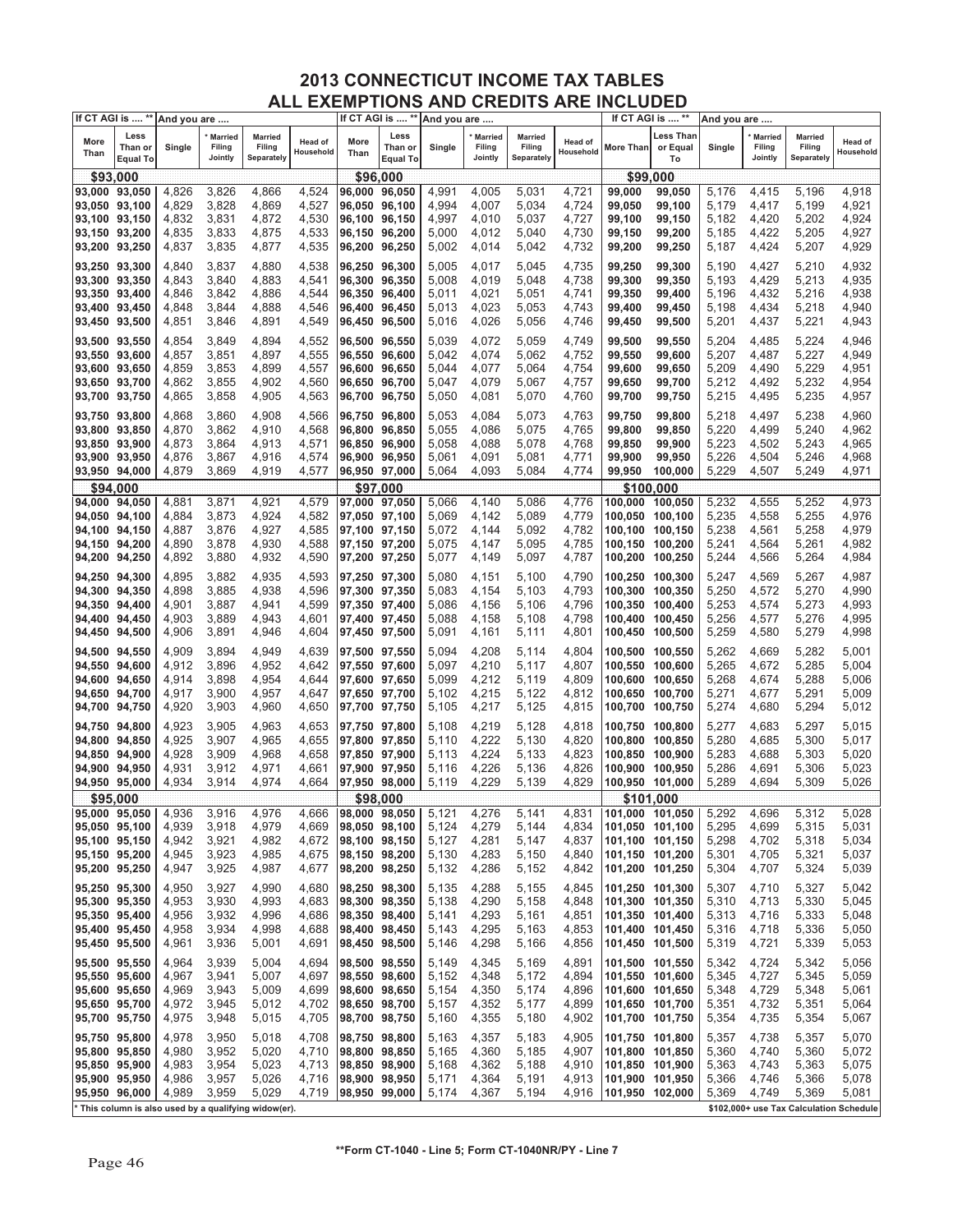# 2013 CONNECTICUT INCOME TAX TABLES
## ALL EXEMPTIONS AND CREDITS ARE INCLUDED

| More Than | Less Than or Equal To | Single | * Married Filing Jointly | Married Filing Separately | Head of Household | More Than | Less Than or Equal To | Single | * Married Filing Jointly | Married Filing Separately | Head of Household | More Than | Less Than or Equal To | Single | * Married Filing Jointly | Married Filing Separately | Head of Household |
|---|---|---|---|---|---|---|---|---|---|---|---|---|---|---|---|---|---|
| **$93,000** | | | | | | **$96,000** | | | | | | **$99,000** | | | | | |
| 93,000 | 93,050 | 4,826 | 3,826 | 4,866 | 4,524 | 96,000 | 96,050 | 4,991 | 4,005 | 5,031 | 4,721 | 99,000 | 99,050 | 5,176 | 4,415 | 5,196 | 4,918 |
| 93,050 | 93,100 | 4,829 | 3,828 | 4,869 | 4,527 | 96,050 | 96,100 | 4,994 | 4,007 | 5,034 | 4,724 | 99,050 | 99,100 | 5,179 | 4,417 | 5,199 | 4,921 |
| 93,100 | 93,150 | 4,832 | 3,831 | 4,872 | 4,530 | 96,100 | 96,150 | 4,997 | 4,010 | 5,037 | 4,727 | 99,100 | 99,150 | 5,182 | 4,420 | 5,202 | 4,924 |
| 93,150 | 93,200 | 4,835 | 3,833 | 4,875 | 4,533 | 96,150 | 96,200 | 5,000 | 4,012 | 5,040 | 4,730 | 99,150 | 99,200 | 5,185 | 4,422 | 5,205 | 4,927 |
| 93,200 | 93,250 | 4,837 | 3,835 | 4,877 | 4,535 | 96,200 | 96,250 | 5,002 | 4,014 | 5,042 | 4,732 | 99,200 | 99,250 | 5,187 | 4,424 | 5,207 | 4,929 |
| 93,250 | 93,300 | 4,840 | 3,837 | 4,880 | 4,538 | 96,250 | 96,300 | 5,005 | 4,017 | 5,045 | 4,735 | 99,250 | 99,300 | 5,190 | 4,427 | 5,210 | 4,932 |
| 93,300 | 93,350 | 4,843 | 3,840 | 4,883 | 4,541 | 96,300 | 96,350 | 5,008 | 4,019 | 5,048 | 4,738 | 99,300 | 99,350 | 5,193 | 4,429 | 5,213 | 4,935 |
| 93,350 | 93,400 | 4,846 | 3,842 | 4,886 | 4,544 | 96,350 | 96,400 | 5,011 | 4,021 | 5,051 | 4,741 | 99,350 | 99,400 | 5,196 | 4,432 | 5,216 | 4,938 |
| 93,400 | 93,450 | 4,848 | 3,844 | 4,888 | 4,546 | 96,400 | 96,450 | 5,013 | 4,023 | 5,053 | 4,743 | 99,400 | 99,450 | 5,198 | 4,434 | 5,218 | 4,940 |
| 93,450 | 93,500 | 4,851 | 3,846 | 4,891 | 4,549 | 96,450 | 96,500 | 5,016 | 4,026 | 5,056 | 4,746 | 99,450 | 99,500 | 5,201 | 4,437 | 5,221 | 4,943 |
| 93,500 | 93,550 | 4,854 | 3,849 | 4,894 | 4,552 | 96,500 | 96,550 | 5,039 | 4,072 | 5,059 | 4,749 | 99,500 | 99,550 | 5,204 | 4,485 | 5,224 | 4,946 |
| 93,550 | 93,600 | 4,857 | 3,851 | 4,897 | 4,555 | 96,550 | 96,600 | 5,042 | 4,074 | 5,062 | 4,752 | 99,550 | 99,600 | 5,207 | 4,487 | 5,227 | 4,949 |
| 93,600 | 93,650 | 4,859 | 3,853 | 4,899 | 4,557 | 96,600 | 96,650 | 5,044 | 4,077 | 5,064 | 4,754 | 99,600 | 99,650 | 5,209 | 4,490 | 5,229 | 4,951 |
| 93,650 | 93,700 | 4,862 | 3,855 | 4,902 | 4,560 | 96,650 | 96,700 | 5,047 | 4,079 | 5,067 | 4,757 | 99,650 | 99,700 | 5,212 | 4,492 | 5,232 | 4,954 |
| 93,700 | 93,750 | 4,865 | 3,858 | 4,905 | 4,563 | 96,700 | 96,750 | 5,050 | 4,081 | 5,070 | 4,760 | 99,700 | 99,750 | 5,215 | 4,495 | 5,235 | 4,957 |
| 93,750 | 93,800 | 4,868 | 3,860 | 4,908 | 4,566 | 96,750 | 96,800 | 5,053 | 4,084 | 5,073 | 4,763 | 99,750 | 99,800 | 5,218 | 4,497 | 5,238 | 4,960 |
| 93,800 | 93,850 | 4,870 | 3,862 | 4,910 | 4,568 | 96,800 | 96,850 | 5,055 | 4,086 | 5,075 | 4,765 | 99,800 | 99,850 | 5,220 | 4,499 | 5,240 | 4,962 |
| 93,850 | 93,900 | 4,873 | 3,864 | 4,913 | 4,571 | 96,850 | 96,900 | 5,058 | 4,088 | 5,078 | 4,768 | 99,850 | 99,900 | 5,223 | 4,502 | 5,243 | 4,965 |
| 93,900 | 93,950 | 4,876 | 3,867 | 4,916 | 4,574 | 96,900 | 96,950 | 5,061 | 4,091 | 5,081 | 4,771 | 99,900 | 99,950 | 5,226 | 4,504 | 5,246 | 4,968 |
| 93,950 | 94,000 | 4,879 | 3,869 | 4,919 | 4,577 | 96,950 | 97,000 | 5,064 | 4,093 | 5,084 | 4,774 | 99,950 | 100,000 | 5,229 | 4,507 | 5,249 | 4,971 |
| **$94,000** | | | | | | **$97,000** | | | | | | **$100,000** | | | | | |
| 94,000 | 94,050 | 4,881 | 3,871 | 4,921 | 4,579 | 97,000 | 97,050 | 5,066 | 4,140 | 5,086 | 4,776 | 100,000 | 100,050 | 5,232 | 4,555 | 5,252 | 4,973 |
| 94,050 | 94,100 | 4,884 | 3,873 | 4,924 | 4,582 | 97,050 | 97,100 | 5,069 | 4,142 | 5,089 | 4,779 | 100,050 | 100,100 | 5,235 | 4,558 | 5,255 | 4,976 |
| 94,100 | 94,150 | 4,887 | 3,876 | 4,927 | 4,585 | 97,100 | 97,150 | 5,072 | 4,144 | 5,092 | 4,782 | 100,100 | 100,150 | 5,238 | 4,561 | 5,258 | 4,979 |
| 94,150 | 94,200 | 4,890 | 3,878 | 4,930 | 4,588 | 97,150 | 97,200 | 5,075 | 4,147 | 5,095 | 4,785 | 100,150 | 100,200 | 5,241 | 4,564 | 5,261 | 4,982 |
| 94,200 | 94,250 | 4,892 | 3,880 | 4,932 | 4,590 | 97,200 | 97,250 | 5,077 | 4,149 | 5,097 | 4,787 | 100,200 | 100,250 | 5,244 | 4,566 | 5,264 | 4,984 |
| 94,250 | 94,300 | 4,895 | 3,882 | 4,935 | 4,593 | 97,250 | 97,300 | 5,080 | 4,151 | 5,100 | 4,790 | 100,250 | 100,300 | 5,247 | 4,569 | 5,267 | 4,987 |
| 94,300 | 94,350 | 4,898 | 3,885 | 4,938 | 4,596 | 97,300 | 97,350 | 5,083 | 4,154 | 5,103 | 4,793 | 100,300 | 100,350 | 5,250 | 4,572 | 5,270 | 4,990 |
| 94,350 | 94,400 | 4,901 | 3,887 | 4,941 | 4,599 | 97,350 | 97,400 | 5,086 | 4,156 | 5,106 | 4,796 | 100,350 | 100,400 | 5,253 | 4,574 | 5,273 | 4,993 |
| 94,400 | 94,450 | 4,903 | 3,889 | 4,943 | 4,601 | 97,400 | 97,450 | 5,088 | 4,158 | 5,108 | 4,798 | 100,400 | 100,450 | 5,256 | 4,577 | 5,276 | 4,995 |
| 94,450 | 94,500 | 4,906 | 3,891 | 4,946 | 4,604 | 97,450 | 97,500 | 5,091 | 4,161 | 5,111 | 4,801 | 100,450 | 100,500 | 5,259 | 4,580 | 5,279 | 4,998 |
| 94,500 | 94,550 | 4,909 | 3,894 | 4,949 | 4,639 | 97,500 | 97,550 | 5,094 | 4,208 | 5,114 | 4,804 | 100,500 | 100,550 | 5,262 | 4,669 | 5,282 | 5,001 |
| 94,550 | 94,600 | 4,912 | 3,896 | 4,952 | 4,642 | 97,550 | 97,600 | 5,097 | 4,210 | 5,117 | 4,807 | 100,550 | 100,600 | 5,265 | 4,672 | 5,285 | 5,004 |
| 94,600 | 94,650 | 4,914 | 3,898 | 4,954 | 4,644 | 97,600 | 97,650 | 5,099 | 4,212 | 5,119 | 4,809 | 100,600 | 100,650 | 5,268 | 4,674 | 5,288 | 5,006 |
| 94,650 | 94,700 | 4,917 | 3,900 | 4,957 | 4,647 | 97,650 | 97,700 | 5,102 | 4,215 | 5,122 | 4,812 | 100,650 | 100,700 | 5,271 | 4,677 | 5,291 | 5,009 |
| 94,700 | 94,750 | 4,920 | 3,903 | 4,960 | 4,650 | 97,700 | 97,750 | 5,105 | 4,217 | 5,125 | 4,815 | 100,700 | 100,750 | 5,274 | 4,680 | 5,294 | 5,012 |
| 94,750 | 94,800 | 4,923 | 3,905 | 4,963 | 4,653 | 97,750 | 97,800 | 5,108 | 4,219 | 5,128 | 4,818 | 100,750 | 100,800 | 5,277 | 4,683 | 5,297 | 5,015 |
| 94,800 | 94,850 | 4,925 | 3,907 | 4,965 | 4,655 | 97,800 | 97,850 | 5,110 | 4,222 | 5,130 | 4,820 | 100,800 | 100,850 | 5,280 | 4,685 | 5,300 | 5,017 |
| 94,850 | 94,900 | 4,928 | 3,909 | 4,968 | 4,658 | 97,850 | 97,900 | 5,113 | 4,224 | 5,133 | 4,823 | 100,850 | 100,900 | 5,283 | 4,688 | 5,303 | 5,020 |
| 94,900 | 94,950 | 4,931 | 3,912 | 4,971 | 4,661 | 97,900 | 97,950 | 5,116 | 4,226 | 5,136 | 4,826 | 100,900 | 100,950 | 5,286 | 4,691 | 5,306 | 5,023 |
| 94,950 | 95,000 | 4,934 | 3,914 | 4,974 | 4,664 | 97,950 | 98,000 | 5,119 | 4,229 | 5,139 | 4,829 | 100,950 | 101,000 | 5,289 | 4,694 | 5,309 | 5,026 |
| **$95,000** | | | | | | **$98,000** | | | | | | **$101,000** | | | | | |
| 95,000 | 95,050 | 4,936 | 3,916 | 4,976 | 4,666 | 98,000 | 98,050 | 5,121 | 4,276 | 5,141 | 4,831 | 101,000 | 101,050 | 5,292 | 4,696 | 5,312 | 5,028 |
| 95,050 | 95,100 | 4,939 | 3,918 | 4,979 | 4,669 | 98,050 | 98,100 | 5,124 | 4,279 | 5,144 | 4,834 | 101,050 | 101,100 | 5,295 | 4,699 | 5,315 | 5,031 |
| 95,100 | 95,150 | 4,942 | 3,921 | 4,982 | 4,672 | 98,100 | 98,150 | 5,127 | 4,281 | 5,147 | 4,837 | 101,100 | 101,150 | 5,298 | 4,702 | 5,318 | 5,034 |
| 95,150 | 95,200 | 4,945 | 3,923 | 4,985 | 4,675 | 98,150 | 98,200 | 5,130 | 4,283 | 5,150 | 4,840 | 101,150 | 101,200 | 5,301 | 4,705 | 5,321 | 5,037 |
| 95,200 | 95,250 | 4,947 | 3,925 | 4,987 | 4,677 | 98,200 | 98,250 | 5,132 | 4,286 | 5,152 | 4,842 | 101,200 | 101,250 | 5,304 | 4,707 | 5,324 | 5,039 |
| 95,250 | 95,300 | 4,950 | 3,927 | 4,990 | 4,680 | 98,250 | 98,300 | 5,135 | 4,288 | 5,155 | 4,845 | 101,250 | 101,300 | 5,307 | 4,710 | 5,327 | 5,042 |
| 95,300 | 95,350 | 4,953 | 3,930 | 4,993 | 4,683 | 98,300 | 98,350 | 5,138 | 4,290 | 5,158 | 4,848 | 101,300 | 101,350 | 5,310 | 4,713 | 5,330 | 5,045 |
| 95,350 | 95,400 | 4,956 | 3,932 | 4,996 | 4,686 | 98,350 | 98,400 | 5,141 | 4,293 | 5,161 | 4,851 | 101,350 | 101,400 | 5,313 | 4,716 | 5,333 | 5,048 |
| 95,400 | 95,450 | 4,958 | 3,934 | 4,998 | 4,688 | 98,400 | 98,450 | 5,143 | 4,295 | 5,163 | 4,853 | 101,400 | 101,450 | 5,316 | 4,718 | 5,336 | 5,050 |
| 95,450 | 95,500 | 4,961 | 3,936 | 5,001 | 4,691 | 98,450 | 98,500 | 5,146 | 4,298 | 5,166 | 4,856 | 101,450 | 101,500 | 5,319 | 4,721 | 5,339 | 5,053 |
| 95,500 | 95,550 | 4,964 | 3,939 | 5,004 | 4,694 | 98,500 | 98,550 | 5,149 | 4,345 | 5,169 | 4,891 | 101,500 | 101,550 | 5,342 | 4,724 | 5,342 | 5,056 |
| 95,550 | 95,600 | 4,967 | 3,941 | 5,007 | 4,697 | 98,550 | 98,600 | 5,152 | 4,348 | 5,172 | 4,894 | 101,550 | 101,600 | 5,345 | 4,727 | 5,345 | 5,059 |
| 95,600 | 95,650 | 4,969 | 3,943 | 5,009 | 4,699 | 98,600 | 98,650 | 5,154 | 4,350 | 5,174 | 4,896 | 101,600 | 101,650 | 5,348 | 4,729 | 5,348 | 5,061 |
| 95,650 | 95,700 | 4,972 | 3,945 | 5,012 | 4,702 | 98,650 | 98,700 | 5,157 | 4,352 | 5,177 | 4,899 | 101,650 | 101,700 | 5,351 | 4,732 | 5,351 | 5,064 |
| 95,700 | 95,750 | 4,975 | 3,948 | 5,015 | 4,705 | 98,700 | 98,750 | 5,160 | 4,355 | 5,180 | 4,902 | 101,700 | 101,750 | 5,354 | 4,735 | 5,354 | 5,067 |
| 95,750 | 95,800 | 4,978 | 3,950 | 5,018 | 4,708 | 98,750 | 98,800 | 5,163 | 4,357 | 5,183 | 4,905 | 101,750 | 101,800 | 5,357 | 4,738 | 5,357 | 5,070 |
| 95,800 | 95,850 | 4,980 | 3,952 | 5,020 | 4,710 | 98,800 | 98,850 | 5,165 | 4,360 | 5,185 | 4,907 | 101,800 | 101,850 | 5,360 | 4,740 | 5,360 | 5,072 |
| 95,850 | 95,900 | 4,983 | 3,954 | 5,023 | 4,713 | 98,850 | 98,900 | 5,168 | 4,362 | 5,188 | 4,910 | 101,850 | 101,900 | 5,363 | 4,743 | 5,363 | 5,075 |
| 95,900 | 95,950 | 4,986 | 3,957 | 5,026 | 4,716 | 98,900 | 98,950 | 5,171 | 4,364 | 5,191 | 4,913 | 101,900 | 101,950 | 5,366 | 4,746 | 5,366 | 5,078 |
| 95,950 | 96,000 | 4,989 | 3,959 | 5,029 | 4,719 | 98,950 | 99,000 | 5,174 | 4,367 | 5,194 | 4,916 | 101,950 | 102,000 | 5,369 | 4,749 | 5,369 | 5,081 |

If CT AGI is ....** And you are ....

* This column is also used by a qualifying widow(er).

$102,000+ use Tax Calculation Schedule

**Form CT-1040 - Line 5; Form CT-1040NR/PY - Line 7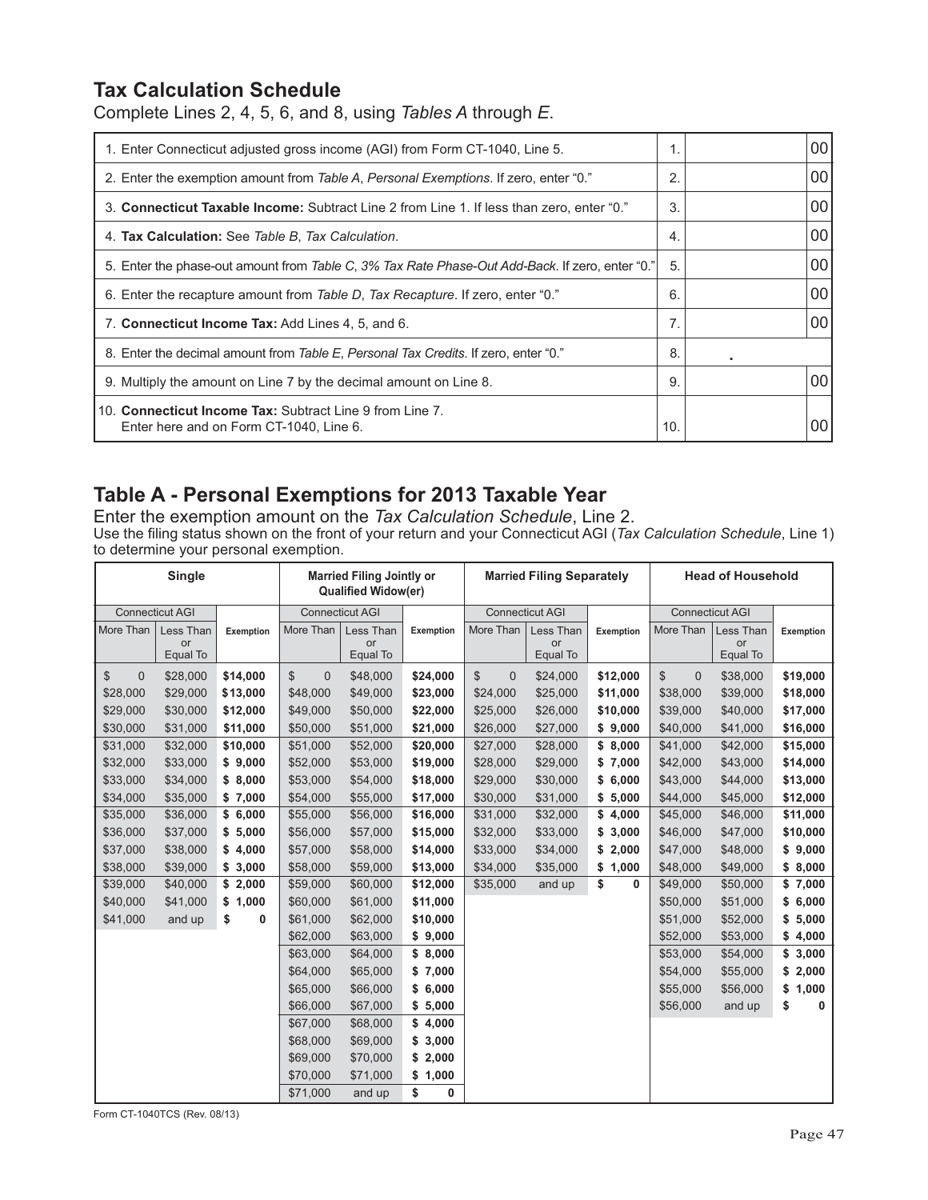## Tax Calculation Schedule

Complete Lines 2, 4, 5, 6, and 8, using *Tables A* through *E*.

| | | | |
|---|---|---|---|
| 1. Enter Connecticut adjusted gross income (AGI) from Form CT-1040, Line 5. | 1. | | 00 |
| 2. Enter the exemption amount from *Table A*, *Personal Exemptions*. If zero, enter "0." | 2. | | 00 |
| 3. **Connecticut Taxable Income:** Subtract Line 2 from Line 1. If less than zero, enter "0." | 3. | | 00 |
| 4. **Tax Calculation:** See *Table B*, *Tax Calculation*. | 4. | | 00 |
| 5. Enter the phase-out amount from *Table C, 3% Tax Rate Phase-Out Add-Back*. If zero, enter "0." | 5. | | 00 |
| 6. Enter the recapture amount from *Table D*, *Tax Recapture*. If zero, enter "0." | 6. | | 00 |
| 7. **Connecticut Income Tax:** Add Lines 4, 5, and 6. | 7. | | 00 |
| 8. Enter the decimal amount from *Table E*, *Personal Tax Credits*. If zero, enter "0." | 8. | . | |
| 9. Multiply the amount on Line 7 by the decimal amount on Line 8. | 9. | | 00 |
| 10. **Connecticut Income Tax:** Subtract Line 9 from Line 7. Enter here and on Form CT-1040, Line 6. | 10. | | 00 |

## Table A - Personal Exemptions for 2013 Taxable Year

Enter the exemption amount on the *Tax Calculation Schedule*, Line 2.

Use the filing status shown on the front of your return and your Connecticut AGI (*Tax Calculation Schedule*, Line 1) to determine your personal exemption.

| Single | | | Married Filing Jointly or Qualified Widow(er) | | | Married Filing Separately | | | Head of Household | | |
|---|---|---|---|---|---|---|---|---|---|---|---|
| Connecticut AGI | | | Connecticut AGI | | | Connecticut AGI | | | Connecticut AGI | | |
| More Than | Less Than or Equal To | Exemption | More Than | Less Than or Equal To | Exemption | More Than | Less Than or Equal To | Exemption | More Than | Less Than or Equal To | Exemption |
| $ 0 | $28,000 | **$14,000** | $ 0 | $48,000 | **$24,000** | $ 0 | $24,000 | **$12,000** | $ 0 | $38,000 | **$19,000** |
| $28,000 | $29,000 | **$13,000** | $48,000 | $49,000 | **$23,000** | $24,000 | $25,000 | **$11,000** | $38,000 | $39,000 | **$18,000** |
| $29,000 | $30,000 | **$12,000** | $49,000 | $50,000 | **$22,000** | $25,000 | $26,000 | **$10,000** | $39,000 | $40,000 | **$17,000** |
| $30,000 | $31,000 | **$11,000** | $50,000 | $51,000 | **$21,000** | $26,000 | $27,000 | **$ 9,000** | $40,000 | $41,000 | **$16,000** |
| $31,000 | $32,000 | **$10,000** | $51,000 | $52,000 | **$20,000** | $27,000 | $28,000 | **$ 8,000** | $41,000 | $42,000 | **$15,000** |
| $32,000 | $33,000 | **$ 9,000** | $52,000 | $53,000 | **$19,000** | $28,000 | $29,000 | **$ 7,000** | $42,000 | $43,000 | **$14,000** |
| $33,000 | $34,000 | **$ 8,000** | $53,000 | $54,000 | **$18,000** | $29,000 | $30,000 | **$ 6,000** | $43,000 | $44,000 | **$13,000** |
| $34,000 | $35,000 | **$ 7,000** | $54,000 | $55,000 | **$17,000** | $30,000 | $31,000 | **$ 5,000** | $44,000 | $45,000 | **$12,000** |
| $35,000 | $36,000 | **$ 6,000** | $55,000 | $56,000 | **$16,000** | $31,000 | $32,000 | **$ 4,000** | $45,000 | $46,000 | **$11,000** |
| $36,000 | $37,000 | **$ 5,000** | $56,000 | $57,000 | **$15,000** | $32,000 | $33,000 | **$ 3,000** | $46,000 | $47,000 | **$10,000** |
| $37,000 | $38,000 | **$ 4,000** | $57,000 | $58,000 | **$14,000** | $33,000 | $34,000 | **$ 2,000** | $47,000 | $48,000 | **$ 9,000** |
| $38,000 | $39,000 | **$ 3,000** | $58,000 | $59,000 | **$13,000** | $34,000 | $35,000 | **$ 1,000** | $48,000 | $49,000 | **$ 8,000** |
| $39,000 | $40,000 | **$ 2,000** | $59,000 | $60,000 | **$12,000** | $35,000 | and up | **$ 0** | $49,000 | $50,000 | **$ 7,000** |
| $40,000 | $41,000 | **$ 1,000** | $60,000 | $61,000 | **$11,000** | | | | $50,000 | $51,000 | **$ 6,000** |
| $41,000 | and up | **$ 0** | $61,000 | $62,000 | **$10,000** | | | | $51,000 | $52,000 | **$ 5,000** |
| | | | $62,000 | $63,000 | **$ 9,000** | | | | $52,000 | $53,000 | **$ 4,000** |
| | | | $63,000 | $64,000 | **$ 8,000** | | | | $53,000 | $54,000 | **$ 3,000** |
| | | | $64,000 | $65,000 | **$ 7,000** | | | | $54,000 | $55,000 | **$ 2,000** |
| | | | $65,000 | $66,000 | **$ 6,000** | | | | $55,000 | $56,000 | **$ 1,000** |
| | | | $66,000 | $67,000 | **$ 5,000** | | | | $56,000 | and up | **$ 0** |
| | | | $67,000 | $68,000 | **$ 4,000** | | | | | | |
| | | | $68,000 | $69,000 | **$ 3,000** | | | | | | |
| | | | $69,000 | $70,000 | **$ 2,000** | | | | | | |
| | | | $70,000 | $71,000 | **$ 1,000** | | | | | | |
| | | | $71,000 | and up | **$ 0** | | | | | | |

Form CT-1040TCS (Rev. 08/13)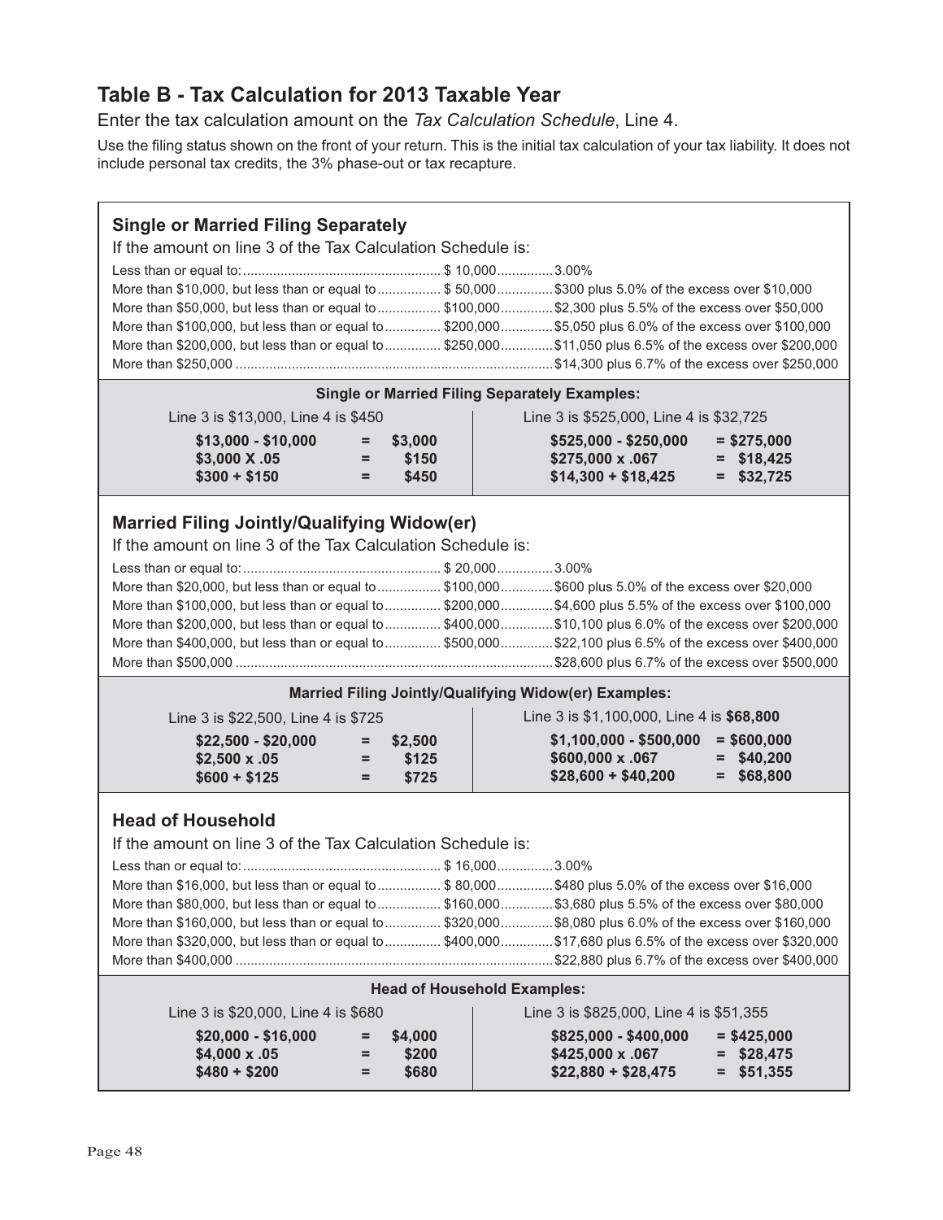# Table B - Tax Calculation for 2013 Taxable Year

Enter the tax calculation amount on the *Tax Calculation Schedule*, Line 4.

Use the filing status shown on the front of your return. This is the initial tax calculation of your tax liability. It does not include personal tax credits, the 3% phase-out or tax recapture.

## Single or Married Filing Separately

If the amount on line 3 of the Tax Calculation Schedule is:

| If line 3 is | | Tax |
|---|---|---|
| Less than or equal to: | $ 10,000 | 3.00% |
| More than $10,000, but less than or equal to | $ 50,000 | $300 plus 5.0% of the excess over $10,000 |
| More than $50,000, but less than or equal to | $100,000 | $2,300 plus 5.5% of the excess over $50,000 |
| More than $100,000, but less than or equal to | $200,000 | $5,050 plus 6.0% of the excess over $100,000 |
| More than $200,000, but less than or equal to | $250,000 | $11,050 plus 6.5% of the excess over $200,000 |
| More than $250,000 | | $14,300 plus 6.7% of the excess over $250,000 |

**Single or Married Filing Separately Examples:**

Line 3 is $13,000, Line 4 is $450

| | | |
|---|---|---|
| **$13,000 - $10,000** | **=** | **$3,000** |
| **$3,000 X .05** | **=** | **$150** |
| **$300 + $150** | **=** | **$450** |

Line 3 is $525,000, Line 4 is $32,725

| | | |
|---|---|---|
| **$525,000 - $250,000** | **=** | **$275,000** |
| **$275,000 x .067** | **=** | **$18,425** |
| **$14,300 + $18,425** | **=** | **$32,725** |

## Married Filing Jointly/Qualifying Widow(er)

If the amount on line 3 of the Tax Calculation Schedule is:

| If line 3 is | | Tax |
|---|---|---|
| Less than or equal to: | $ 20,000 | 3.00% |
| More than $20,000, but less than or equal to | $100,000 | $600 plus 5.0% of the excess over $20,000 |
| More than $100,000, but less than or equal to | $200,000 | $4,600 plus 5.5% of the excess over $100,000 |
| More than $200,000, but less than or equal to | $400,000 | $10,100 plus 6.0% of the excess over $200,000 |
| More than $400,000, but less than or equal to | $500,000 | $22,100 plus 6.5% of the excess over $400,000 |
| More than $500,000 | | $28,600 plus 6.7% of the excess over $500,000 |

**Married Filing Jointly/Qualifying Widow(er) Examples:**

Line 3 is $22,500, Line 4 is $725

| | | |
|---|---|---|
| **$22,500 - $20,000** | **=** | **$2,500** |
| **$2,500 x .05** | **=** | **$125** |
| **$600 + $125** | **=** | **$725** |

Line 3 is $1,100,000, Line 4 is **$68,800**

| | | |
|---|---|---|
| **$1,100,000 - $500,000** | **=** | **$600,000** |
| **$600,000 x .067** | **=** | **$40,200** |
| **$28,600 + $40,200** | **=** | **$68,800** |

## Head of Household

If the amount on line 3 of the Tax Calculation Schedule is:

| If line 3 is | | Tax |
|---|---|---|
| Less than or equal to: | $ 16,000 | 3.00% |
| More than $16,000, but less than or equal to | $ 80,000 | $480 plus 5.0% of the excess over $16,000 |
| More than $80,000, but less than or equal to | $160,000 | $3,680 plus 5.5% of the excess over $80,000 |
| More than $160,000, but less than or equal to | $320,000 | $8,080 plus 6.0% of the excess over $160,000 |
| More than $320,000, but less than or equal to | $400,000 | $17,680 plus 6.5% of the excess over $320,000 |
| More than $400,000 | | $22,880 plus 6.7% of the excess over $400,000 |

**Head of Household Examples:**

Line 3 is $20,000, Line 4 is $680

| | | |
|---|---|---|
| **$20,000 - $16,000** | **=** | **$4,000** |
| **$4,000 x .05** | **=** | **$200** |
| **$480 + $200** | **=** | **$680** |

Line 3 is $825,000, Line 4 is $51,355

| | | |
|---|---|---|
| **$825,000 - $400,000** | **=** | **$425,000** |
| **$425,000 x .067** | **=** | **$28,475** |
| **$22,880 + $28,475** | **=** | **$51,355** |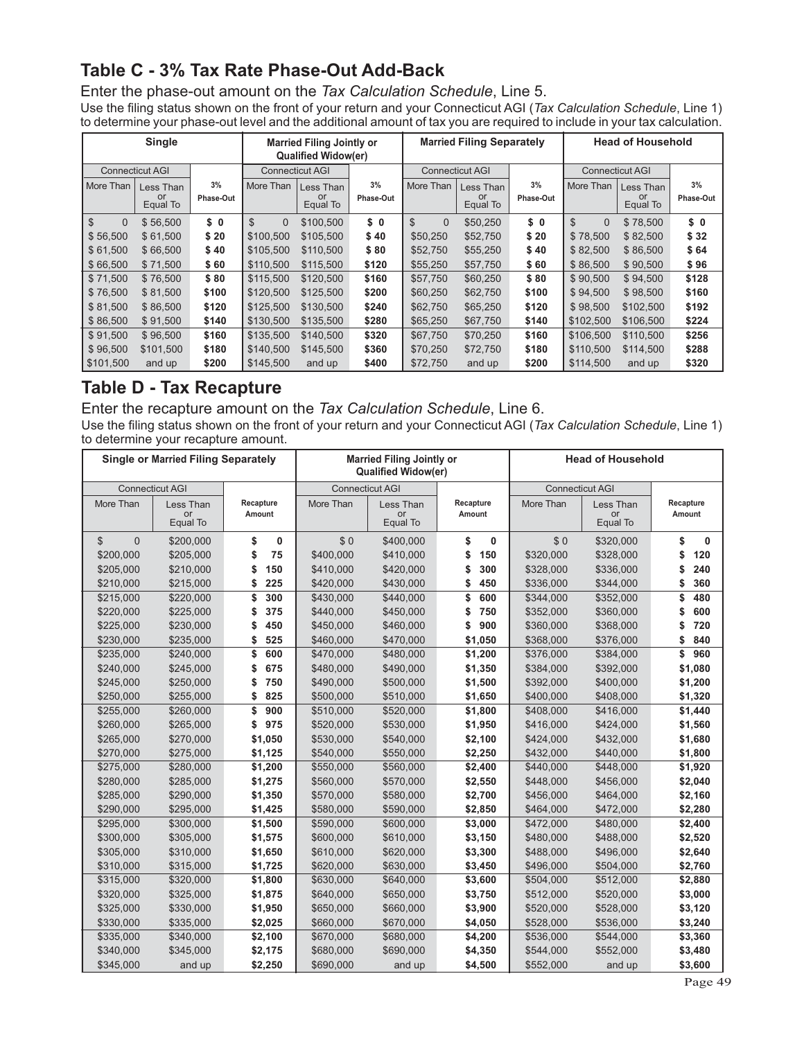## Table C - 3% Tax Rate Phase-Out Add-Back

Enter the phase-out amount on the *Tax Calculation Schedule*, Line 5.

Use the filing status shown on the front of your return and your Connecticut AGI (*Tax Calculation Schedule*, Line 1) to determine your phase-out level and the additional amount of tax you are required to include in your tax calculation.

| Single | | | Married Filing Jointly or Qualified Widow(er) | | | Married Filing Separately | | | Head of Household | | |
|---|---|---|---|---|---|---|---|---|---|---|---|
| Connecticut AGI | | | Connecticut AGI | | | Connecticut AGI | | | Connecticut AGI | | |
| More Than | Less Than or Equal To | 3% Phase-Out | More Than | Less Than or Equal To | 3% Phase-Out | More Than | Less Than or Equal To | 3% Phase-Out | More Than | Less Than or Equal To | 3% Phase-Out |
| $ 0 | $ 56,500 | $ 0 | $ 0 | $100,500 | $ 0 | $ 0 | $50,250 | $ 0 | $ 0 | $ 78,500 | $ 0 |
| $ 56,500 | $ 61,500 | $ 20 | $100,500 | $105,500 | $ 40 | $50,250 | $52,750 | $ 20 | $ 78,500 | $ 82,500 | $ 32 |
| $ 61,500 | $ 66,500 | $ 40 | $105,500 | $110,500 | $ 80 | $52,750 | $55,250 | $ 40 | $ 82,500 | $ 86,500 | $ 64 |
| $ 66,500 | $ 71,500 | $ 60 | $110,500 | $115,500 | $120 | $55,250 | $57,750 | $ 60 | $ 86,500 | $ 90,500 | $ 96 |
| $ 71,500 | $ 76,500 | $ 80 | $115,500 | $120,500 | $160 | $57,750 | $60,250 | $ 80 | $ 90,500 | $ 94,500 | $128 |
| $ 76,500 | $ 81,500 | $100 | $120,500 | $125,500 | $200 | $60,250 | $62,750 | $100 | $ 94,500 | $ 98,500 | $160 |
| $ 81,500 | $ 86,500 | $120 | $125,500 | $130,500 | $240 | $62,750 | $65,250 | $120 | $ 98,500 | $102,500 | $192 |
| $ 86,500 | $ 91,500 | $140 | $130,500 | $135,500 | $280 | $65,250 | $67,750 | $140 | $102,500 | $106,500 | $224 |
| $ 91,500 | $ 96,500 | $160 | $135,500 | $140,500 | $320 | $67,750 | $70,250 | $160 | $106,500 | $110,500 | $256 |
| $ 96,500 | $101,500 | $180 | $140,500 | $145,500 | $360 | $70,250 | $72,750 | $180 | $110,500 | $114,500 | $288 |
| $101,500 | and up | $200 | $145,500 | and up | $400 | $72,750 | and up | $200 | $114,500 | and up | $320 |

## Table D - Tax Recapture

Enter the recapture amount on the *Tax Calculation Schedule*, Line 6.

Use the filing status shown on the front of your return and your Connecticut AGI (*Tax Calculation Schedule*, Line 1) to determine your recapture amount.

| Single or Married Filing Separately | | | Married Filing Jointly or Qualified Widow(er) | | | Head of Household | | |
|---|---|---|---|---|---|---|---|---|
| Connecticut AGI | | | Connecticut AGI | | | Connecticut AGI | | |
| More Than | Less Than or Equal To | Recapture Amount | More Than | Less Than or Equal To | Recapture Amount | More Than | Less Than or Equal To | Recapture Amount |
| $ 0 | $200,000 | $ 0 | $ 0 | $400,000 | $ 0 | $ 0 | $320,000 | $ 0 |
| $200,000 | $205,000 | $ 75 | $400,000 | $410,000 | $ 150 | $320,000 | $328,000 | $ 120 |
| $205,000 | $210,000 | $ 150 | $410,000 | $420,000 | $ 300 | $328,000 | $336,000 | $ 240 |
| $210,000 | $215,000 | $ 225 | $420,000 | $430,000 | $ 450 | $336,000 | $344,000 | $ 360 |
| $215,000 | $220,000 | $ 300 | $430,000 | $440,000 | $ 600 | $344,000 | $352,000 | $ 480 |
| $220,000 | $225,000 | $ 375 | $440,000 | $450,000 | $ 750 | $352,000 | $360,000 | $ 600 |
| $225,000 | $230,000 | $ 450 | $450,000 | $460,000 | $ 900 | $360,000 | $368,000 | $ 720 |
| $230,000 | $235,000 | $ 525 | $460,000 | $470,000 | $1,050 | $368,000 | $376,000 | $ 840 |
| $235,000 | $240,000 | $ 600 | $470,000 | $480,000 | $1,200 | $376,000 | $384,000 | $ 960 |
| $240,000 | $245,000 | $ 675 | $480,000 | $490,000 | $1,350 | $384,000 | $392,000 | $1,080 |
| $245,000 | $250,000 | $ 750 | $490,000 | $500,000 | $1,500 | $392,000 | $400,000 | $1,200 |
| $250,000 | $255,000 | $ 825 | $500,000 | $510,000 | $1,650 | $400,000 | $408,000 | $1,320 |
| $255,000 | $260,000 | $ 900 | $510,000 | $520,000 | $1,800 | $408,000 | $416,000 | $1,440 |
| $260,000 | $265,000 | $ 975 | $520,000 | $530,000 | $1,950 | $416,000 | $424,000 | $1,560 |
| $265,000 | $270,000 | $1,050 | $530,000 | $540,000 | $2,100 | $424,000 | $432,000 | $1,680 |
| $270,000 | $275,000 | $1,125 | $540,000 | $550,000 | $2,250 | $432,000 | $440,000 | $1,800 |
| $275,000 | $280,000 | $1,200 | $550,000 | $560,000 | $2,400 | $440,000 | $448,000 | $1,920 |
| $280,000 | $285,000 | $1,275 | $560,000 | $570,000 | $2,550 | $448,000 | $456,000 | $2,040 |
| $285,000 | $290,000 | $1,350 | $570,000 | $580,000 | $2,700 | $456,000 | $464,000 | $2,160 |
| $290,000 | $295,000 | $1,425 | $580,000 | $590,000 | $2,850 | $464,000 | $472,000 | $2,280 |
| $295,000 | $300,000 | $1,500 | $590,000 | $600,000 | $3,000 | $472,000 | $480,000 | $2,400 |
| $300,000 | $305,000 | $1,575 | $600,000 | $610,000 | $3,150 | $480,000 | $488,000 | $2,520 |
| $305,000 | $310,000 | $1,650 | $610,000 | $620,000 | $3,300 | $488,000 | $496,000 | $2,640 |
| $310,000 | $315,000 | $1,725 | $620,000 | $630,000 | $3,450 | $496,000 | $504,000 | $2,760 |
| $315,000 | $320,000 | $1,800 | $630,000 | $640,000 | $3,600 | $504,000 | $512,000 | $2,880 |
| $320,000 | $325,000 | $1,875 | $640,000 | $650,000 | $3,750 | $512,000 | $520,000 | $3,000 |
| $325,000 | $330,000 | $1,950 | $650,000 | $660,000 | $3,900 | $520,000 | $528,000 | $3,120 |
| $330,000 | $335,000 | $2,025 | $660,000 | $670,000 | $4,050 | $528,000 | $536,000 | $3,240 |
| $335,000 | $340,000 | $2,100 | $670,000 | $680,000 | $4,200 | $536,000 | $544,000 | $3,360 |
| $340,000 | $345,000 | $2,175 | $680,000 | $690,000 | $4,350 | $544,000 | $552,000 | $3,480 |
| $345,000 | and up | $2,250 | $690,000 | and up | $4,500 | $552,000 | and up | $3,600 |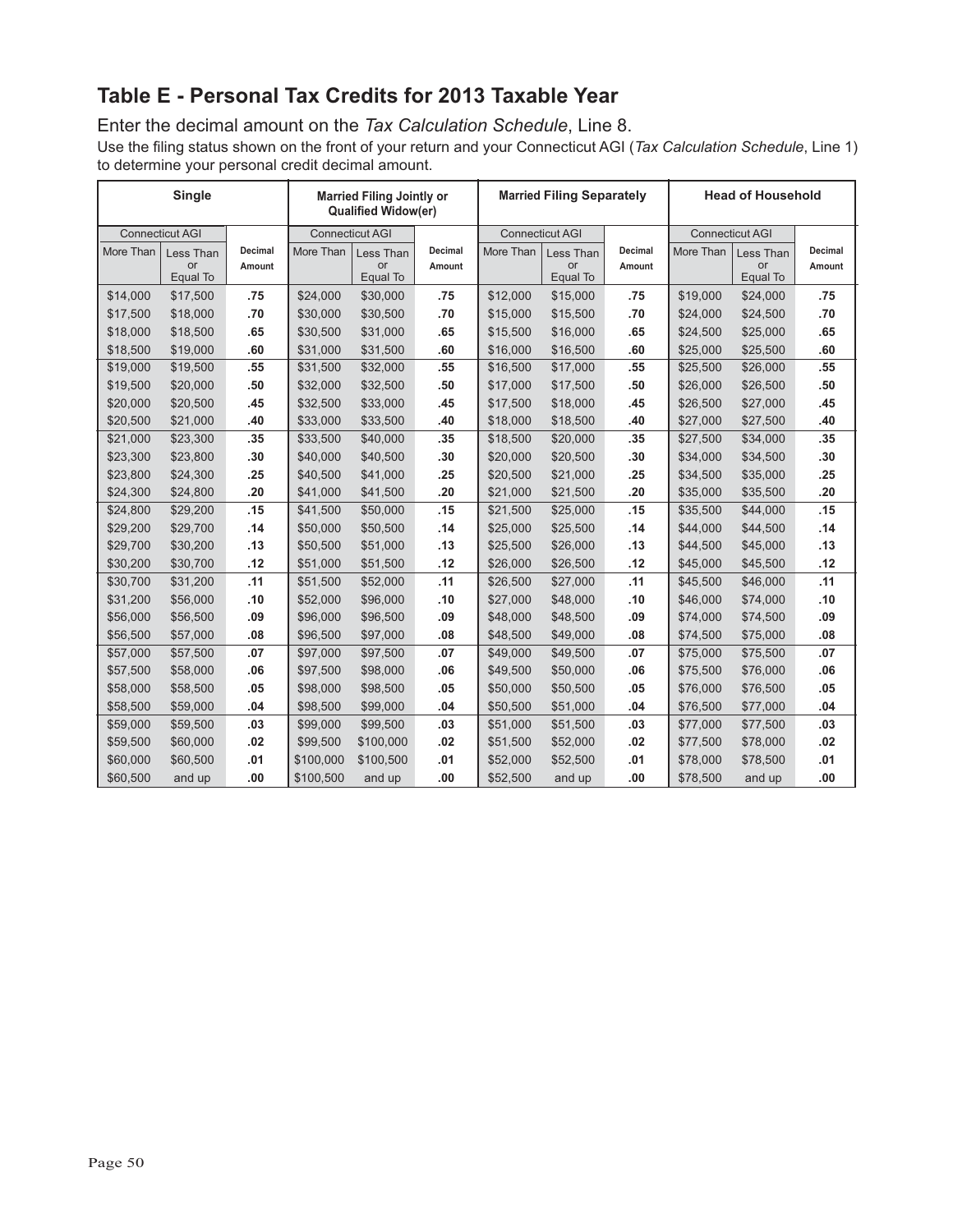## Table E - Personal Tax Credits for 2013 Taxable Year

Enter the decimal amount on the *Tax Calculation Schedule*, Line 8.

Use the filing status shown on the front of your return and your Connecticut AGI (*Tax Calculation Schedule*, Line 1) to determine your personal credit decimal amount.

| Single | | | Married Filing Jointly or Qualified Widow(er) | | | Married Filing Separately | | | Head of Household | | |
|---|---|---|---|---|---|---|---|---|---|---|---|
| Connecticut AGI | | | Connecticut AGI | | | Connecticut AGI | | | Connecticut AGI | | |
| More Than | Less Than or Equal To | Decimal Amount | More Than | Less Than or Equal To | Decimal Amount | More Than | Less Than or Equal To | Decimal Amount | More Than | Less Than or Equal To | Decimal Amount |
| $14,000 | $17,500 | .75 | $24,000 | $30,000 | .75 | $12,000 | $15,000 | .75 | $19,000 | $24,000 | .75 |
| $17,500 | $18,000 | .70 | $30,000 | $30,500 | .70 | $15,000 | $15,500 | .70 | $24,000 | $24,500 | .70 |
| $18,000 | $18,500 | .65 | $30,500 | $31,000 | .65 | $15,500 | $16,000 | .65 | $24,500 | $25,000 | .65 |
| $18,500 | $19,000 | .60 | $31,000 | $31,500 | .60 | $16,000 | $16,500 | .60 | $25,000 | $25,500 | .60 |
| $19,000 | $19,500 | .55 | $31,500 | $32,000 | .55 | $16,500 | $17,000 | .55 | $25,500 | $26,000 | .55 |
| $19,500 | $20,000 | .50 | $32,000 | $32,500 | .50 | $17,000 | $17,500 | .50 | $26,000 | $26,500 | .50 |
| $20,000 | $20,500 | .45 | $32,500 | $33,000 | .45 | $17,500 | $18,000 | .45 | $26,500 | $27,000 | .45 |
| $20,500 | $21,000 | .40 | $33,000 | $33,500 | .40 | $18,000 | $18,500 | .40 | $27,000 | $27,500 | .40 |
| $21,000 | $23,300 | .35 | $33,500 | $40,000 | .35 | $18,500 | $20,000 | .35 | $27,500 | $34,000 | .35 |
| $23,300 | $23,800 | .30 | $40,000 | $40,500 | .30 | $20,000 | $20,500 | .30 | $34,000 | $34,500 | .30 |
| $23,800 | $24,300 | .25 | $40,500 | $41,000 | .25 | $20,500 | $21,000 | .25 | $34,500 | $35,000 | .25 |
| $24,300 | $24,800 | .20 | $41,000 | $41,500 | .20 | $21,000 | $21,500 | .20 | $35,000 | $35,500 | .20 |
| $24,800 | $29,200 | .15 | $41,500 | $50,000 | .15 | $21,500 | $25,000 | .15 | $35,500 | $44,000 | .15 |
| $29,200 | $29,700 | .14 | $50,000 | $50,500 | .14 | $25,000 | $25,500 | .14 | $44,000 | $44,500 | .14 |
| $29,700 | $30,200 | .13 | $50,500 | $51,000 | .13 | $25,500 | $26,000 | .13 | $44,500 | $45,000 | .13 |
| $30,200 | $30,700 | .12 | $51,000 | $51,500 | .12 | $26,000 | $26,500 | .12 | $45,000 | $45,500 | .12 |
| $30,700 | $31,200 | .11 | $51,500 | $52,000 | .11 | $26,500 | $27,000 | .11 | $45,500 | $46,000 | .11 |
| $31,200 | $56,000 | .10 | $52,000 | $96,000 | .10 | $27,000 | $48,000 | .10 | $46,000 | $74,000 | .10 |
| $56,000 | $56,500 | .09 | $96,000 | $96,500 | .09 | $48,000 | $48,500 | .09 | $74,000 | $74,500 | .09 |
| $56,500 | $57,000 | .08 | $96,500 | $97,000 | .08 | $48,500 | $49,000 | .08 | $74,500 | $75,000 | .08 |
| $57,000 | $57,500 | .07 | $97,000 | $97,500 | .07 | $49,000 | $49,500 | .07 | $75,000 | $75,500 | .07 |
| $57,500 | $58,000 | .06 | $97,500 | $98,000 | .06 | $49,500 | $50,000 | .06 | $75,500 | $76,000 | .06 |
| $58,000 | $58,500 | .05 | $98,000 | $98,500 | .05 | $50,000 | $50,500 | .05 | $76,000 | $76,500 | .05 |
| $58,500 | $59,000 | .04 | $98,500 | $99,000 | .04 | $50,500 | $51,000 | .04 | $76,500 | $77,000 | .04 |
| $59,000 | $59,500 | .03 | $99,000 | $99,500 | .03 | $51,000 | $51,500 | .03 | $77,000 | $77,500 | .03 |
| $59,500 | $60,000 | .02 | $99,500 | $100,000 | .02 | $51,500 | $52,000 | .02 | $77,500 | $78,000 | .02 |
| $60,000 | $60,500 | .01 | $100,000 | $100,500 | .01 | $52,000 | $52,500 | .01 | $78,000 | $78,500 | .01 |
| $60,500 | and up | .00 | $100,500 | and up | .00 | $52,500 | and up | .00 | $78,500 | and up | .00 |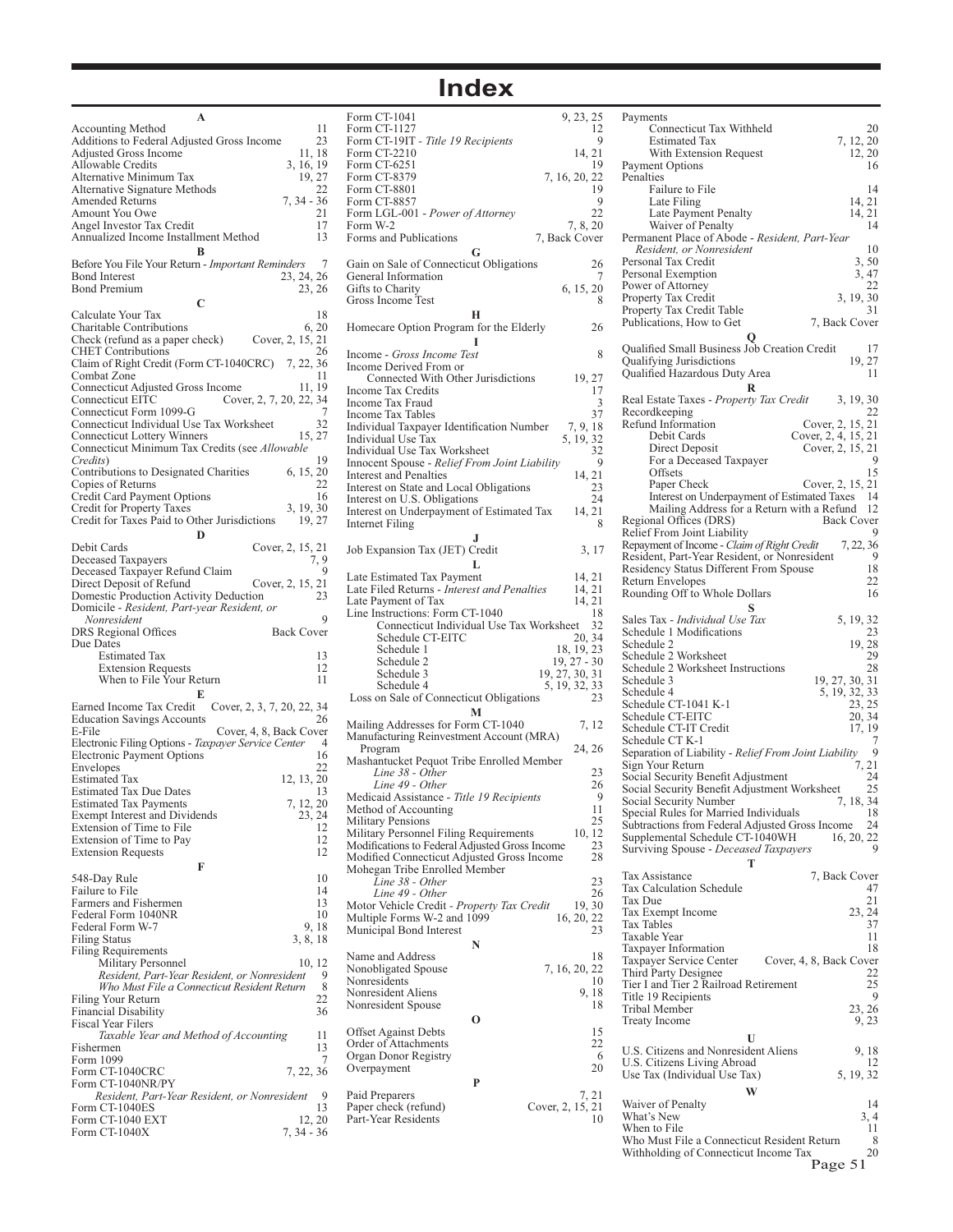# Index

**A**

Accounting Method 11
Additions to Federal Adjusted Gross Income 23
Adjusted Gross Income 11, 18
Allowable Credits 3, 16, 19
Alternative Minimum Tax 19, 27
Alternative Signature Methods 22
Amended Returns 7, 34 - 36
Amount You Owe 21
Angel Investor Tax Credit 17
Annualized Income Installment Method 13

**B**

Before You File Your Return - *Important Reminders* 7
Bond Interest 23, 24, 26
Bond Premium 23, 26

**C**

Calculate Your Tax 18
Charitable Contributions 6, 20
Check (refund as a paper check) Cover, 2, 15, 21
CHET Contributions 26
Claim of Right Credit (Form CT-1040CRC) 7, 22, 36
Combat Zone 11
Connecticut Adjusted Gross Income 11, 19
Connecticut EITC Cover, 2, 7, 20, 22, 34
Connecticut Form 1099-G 7
Connecticut Individual Use Tax Worksheet 32
Connecticut Lottery Winners 15, 27
Connecticut Minimum Tax Credits (see *Allowable Credits*) 19
Contributions to Designated Charities 6, 15, 20
Copies of Returns 22
Credit Card Payment Options 16
Credit for Property Taxes 3, 19, 30
Credit for Taxes Paid to Other Jurisdictions 19, 27

**D**

Debit Cards Cover, 2, 15, 21
Deceased Taxpayers 7, 9
Deceased Taxpayer Refund Claim 9
Direct Deposit of Refund Cover, 2, 15, 21
Domestic Production Activity Deduction 23
Domicile - *Resident, Part-year Resident, or Nonresident* 9
DRS Regional Offices Back Cover
Due Dates
- Estimated Tax 13
- Extension Requests 12
- When to File Your Return 11

**E**

Earned Income Tax Credit Cover, 2, 3, 7, 20, 22, 34
Education Savings Accounts 26
E-File Cover, 4, 8, Back Cover
Electronic Filing Options - *Taxpayer Service Center* 4
Electronic Payment Options 16
Envelopes 22
Estimated Tax 12, 13, 20
Estimated Tax Due Dates 13
Estimated Tax Payments 7, 12, 20
Exempt Interest and Dividends 23, 24
Extension of Time to File 12
Extension of Time to Pay 12
Extension Requests 12

**F**

548-Day Rule 10
Failure to File 14
Farmers and Fishermen 13
Federal Form 1040NR 10
Federal Form W-7 9, 18
Filing Status 3, 8, 18
Filing Requirements
- Military Personnel 10, 12
- *Resident, Part-Year Resident, or Nonresident* 9
- *Who Must File a Connecticut Resident Return* 8

Filing Your Return 22
Financial Disability 36
Fiscal Year Filers
- *Taxable Year and Method of Accounting* 11

Fishermen 13
Form 1099 7
Form CT-1040CRC 7, 22, 36
Form CT-1040NR/PY
- *Resident, Part-Year Resident, or Nonresident* 9

Form CT-1040ES 13
Form CT-1040 EXT 12, 20
Form CT-1040X 7, 34 - 36
Form CT-1041 9, 23, 25
Form CT-1127 12
Form CT-19IT - *Title 19 Recipients* 9
Form CT-2210 14, 21
Form CT-6251 19
Form CT-8379 7, 16, 20, 22
Form CT-8801 19
Form CT-8857 9
Form LGL-001 - *Power of Attorney* 22
Form W-2 7, 8, 20
Forms and Publications 7, Back Cover

**G**

Gain on Sale of Connecticut Obligations 26
General Information 7
Gifts to Charity 6, 15, 20
Gross Income Test 8

**H**

Homecare Option Program for the Elderly 26

**I**

Income - *Gross Income Test* 8
Income Derived From or
- Connected With Other Jurisdictions 19, 27

Income Tax Credits 17
Income Tax Fraud 3
Income Tax Tables 37
Individual Taxpayer Identification Number 7, 9, 18
Individual Use Tax 5, 19, 32
Individual Use Tax Worksheet 32
Innocent Spouse - *Relief From Joint Liability* 9
Interest and Penalties 14, 21
Interest on State and Local Obligations 23
Interest on U.S. Obligations 24
Interest on Underpayment of Estimated Tax 14, 21
Internet Filing 8

**J**

Job Expansion Tax (JET) Credit 3, 17

**L**

Late Estimated Tax Payment 14, 21
Late Filed Returns - *Interest and Penalties* 14, 21
Late Payment of Tax 14, 21
Line Instructions: Form CT-1040 18
- Connecticut Individual Use Tax Worksheet 32
- Schedule CT-EITC 20, 34
- Schedule 1 18, 19, 23
- Schedule 2 19, 27 - 30
- Schedule 3 19, 27, 30, 31
- Schedule 4 5, 19, 32, 33

Loss on Sale of Connecticut Obligations 23

**M**

Mailing Addresses for Form CT-1040 7, 12
Manufacturing Reinvestment Account (MRA) Program 24, 26
Mashantucket Pequot Tribe Enrolled Member
- *Line 38 - Other* 23
- *Line 49 - Other* 26

Medicaid Assistance - *Title 19 Recipients* 9
Method of Accounting 11
Military Pensions 25
Military Personnel Filing Requirements 10, 12
Modifications to Federal Adjusted Gross Income 23
Modified Connecticut Adjusted Gross Income 28
Mohegan Tribe Enrolled Member
- *Line 38 - Other* 23
- *Line 49 - Other* 26

Motor Vehicle Credit - *Property Tax Credit* 19, 30
Multiple Forms W-2 and 1099 16, 20, 22
Municipal Bond Interest 23

**N**

Name and Address 18
Nonobligated Spouse 7, 16, 20, 22
Nonresidents 10
Nonresident Aliens 9, 18
Nonresident Spouse 18

**O**

Offset Against Debts 15
Order of Attachments 22
Organ Donor Registry 6
Overpayment 20

**P**

Paid Preparers 7, 21
Paper check (refund) Cover, 2, 15, 21
Part-Year Residents 10
Payments
- Connecticut Tax Withheld 20
- Estimated Tax 7, 12, 20
- With Extension Request 12, 20

Payment Options 16
Penalties
- Failure to File 14
- Late Filing 14, 21
- Late Payment Penalty 14, 21
- Waiver of Penalty 14

Permanent Place of Abode - *Resident, Part-Year Resident, or Nonresident* 10
Personal Tax Credit 3, 50
Personal Exemption 3, 47
Power of Attorney 22
Property Tax Credit 3, 19, 30
Property Tax Credit Table 31
Publications, How to Get 7, Back Cover

**Q**

Qualified Small Business Job Creation Credit 17
Qualifying Jurisdictions 19, 27
Qualified Hazardous Duty Area 11

**R**

Real Estate Taxes - *Property Tax Credit* 3, 19, 30
Recordkeeping 22
Refund Information Cover, 2, 15, 21
- Debit Cards Cover, 2, 4, 15, 21
- Direct Deposit Cover, 2, 15, 21
- For a Deceased Taxpayer 9
- Offsets 15
- Paper Check Cover, 2, 15, 21
- Interest on Underpayment of Estimated Taxes 14
- Mailing Address for a Return with a Refund 12

Regional Offices (DRS) Back Cover
Relief From Joint Liability 9
Repayment of Income - *Claim of Right Credit* 7, 22, 36
Resident, Part-Year Resident, or Nonresident 9
Residency Status Different From Spouse 18
Return Envelopes 22
Rounding Off to Whole Dollars 16

**S**

Sales Tax - *Individual Use Tax* 5, 19, 32
Schedule 1 Modifications 23
Schedule 2 19, 28
Schedule 2 Worksheet 29
Schedule 2 Worksheet Instructions 28
Schedule 3 19, 27, 30, 31
Schedule 4 5, 19, 32, 33
Schedule CT-1041 K-1 23, 25
Schedule CT-EITC 20, 34
Schedule CT-IT Credit 17, 19
Schedule CT K-1 7
Separation of Liability - *Relief From Joint Liability* 9
Sign Your Return 7, 21
Social Security Benefit Adjustment 24
Social Security Benefit Adjustment Worksheet 25
Social Security Number 7, 18, 34
Special Rules for Married Individuals 18
Subtractions from Federal Adjusted Gross Income 24
Supplemental Schedule CT-1040WH 16, 20, 22
Surviving Spouse - *Deceased Taxpayers* 9

**T**

Tax Assistance 7, Back Cover
Tax Calculation Schedule 47
Tax Due 21
Tax Exempt Income 23, 24
Tax Tables 37
Taxable Year 11
Taxpayer Information 18
Taxpayer Service Center Cover, 4, 8, Back Cover
Third Party Designee 22
Tier I and Tier 2 Railroad Retirement 25
Title 19 Recipients 9
Tribal Member 23, 26
Treaty Income 9, 23

**U**

U.S. Citizens and Nonresident Aliens 9, 18
U.S. Citizens Living Abroad 12
Use Tax (Individual Use Tax) 5, 19, 32

**W**

Waiver of Penalty 14
What's New 3, 4
When to File 11
Who Must File a Connecticut Resident Return 8
Withholding of Connecticut Income Tax 20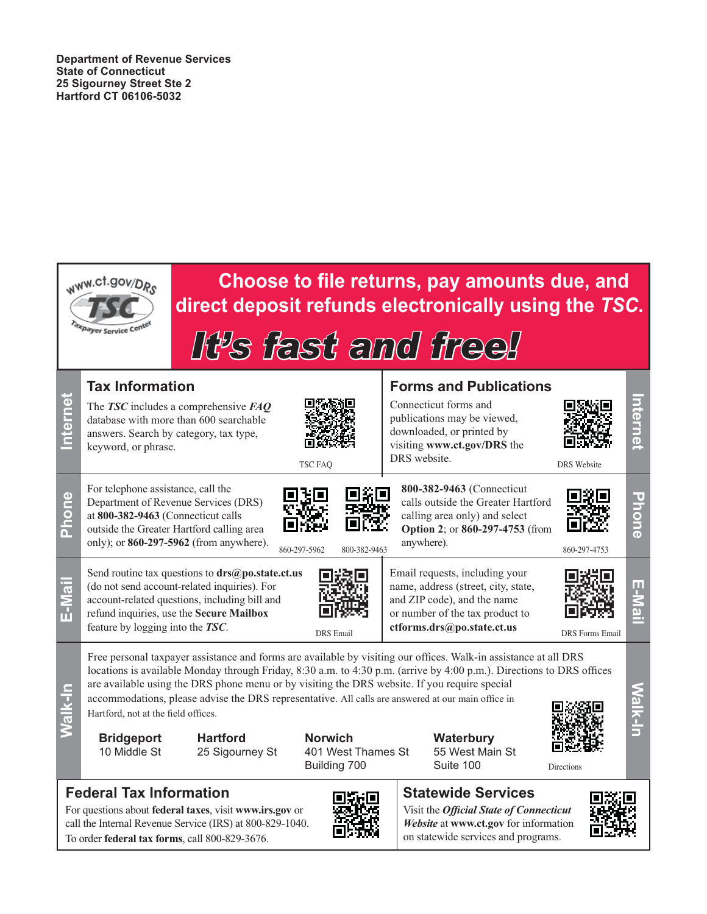**Department of Revenue Services**
**State of Connecticut**
**25 Sigourney Street Ste 2**
**Hartford CT 06106-5032**

www.ct.gov/DRS TSC Taxpayer Service Center

## Choose to file returns, pay amounts due, and direct deposit refunds electronically using the *TSC*.

# *It's fast and free!*

## Internet

### Tax Information

The ***TSC*** includes a comprehensive ***FAQ*** database with more than 600 searchable answers. Search by category, tax type, keyword, or phrase.

TSC FAQ

### Forms and Publications

Connecticut forms and publications may be viewed, downloaded, or printed by visiting **www.ct.gov/DRS** the DRS website.

DRS Website

## Phone

For telephone assistance, call the Department of Revenue Services (DRS) at **800-382-9463** (Connecticut calls outside the Greater Hartford calling area only); or **860-297-5962** (from anywhere).

860-297-5962 800-382-9463

**800-382-9463** (Connecticut calls outside the Greater Hartford calling area only) and select **Option 2**; or **860-297-4753** (from anywhere).

860-297-4753

## E-Mail

Send routine tax questions to **drs@po.state.ct.us** (do not send account-related inquiries). For account-related questions, including bill and refund inquiries, use the **Secure Mailbox** feature by logging into the ***TSC***.

DRS Email

Email requests, including your name, address (street, city, state, and ZIP code), and the name or number of the tax product to **ctforms.drs@po.state.ct.us**

DRS Forms Email

## Walk-In

Free personal taxpayer assistance and forms are available by visiting our offices. Walk-in assistance at all DRS locations is available Monday through Friday, 8:30 a.m. to 4:30 p.m. (arrive by 4:00 p.m.). Directions to DRS offices are available using the DRS phone menu or by visiting the DRS website. If you require special accommodations, please advise the DRS representative. All calls are answered at our main office in Hartford, not at the field offices.

| Bridgeport | Hartford | Norwich | Waterbury |
|---|---|---|---|
| 10 Middle St | 25 Sigourney St | 401 West Thames St<br>Building 700 | 55 West Main St<br>Suite 100 |

Directions

### Federal Tax Information

For questions about **federal taxes**, visit **www.irs.gov** or call the Internal Revenue Service (IRS) at 800-829-1040. To order **federal tax forms**, call 800-829-3676.

### Statewide Services

Visit the ***Official State of Connecticut Website*** at **www.ct.gov** for information on statewide services and programs.